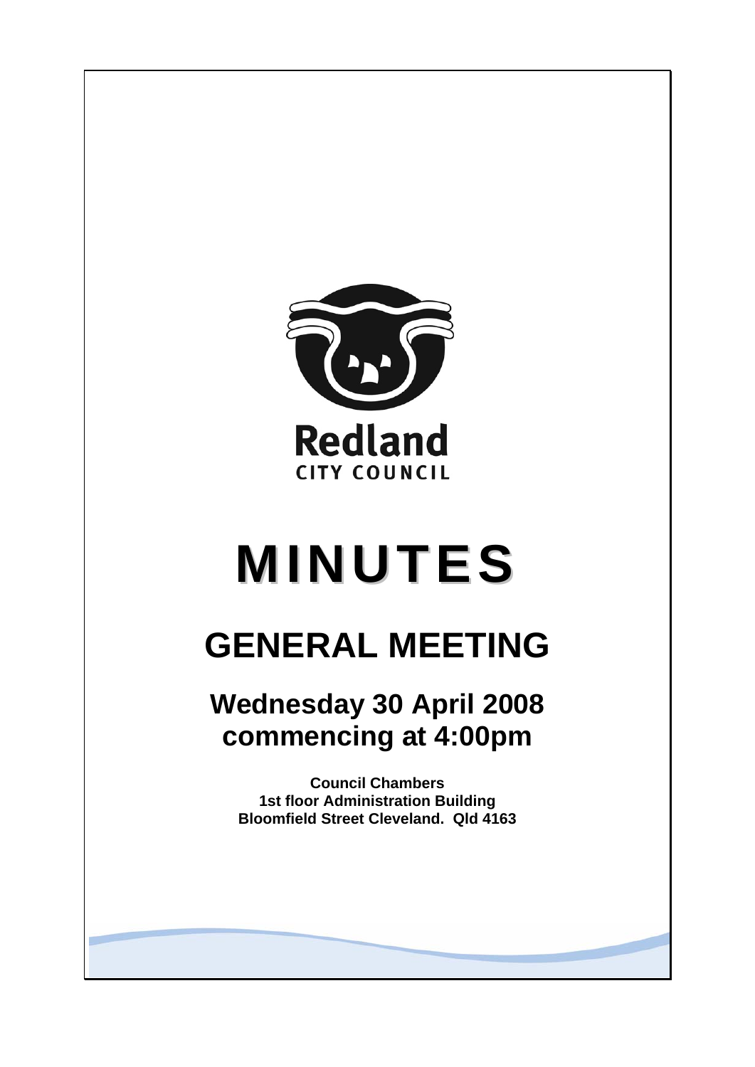Redland

CITY COUNCIL

# MINUTES

# GENERAL MEETING

## Wednesday 30 April 2008 commencing at 4:00pm

**Council Chambers**
**1st floor Administration Building**
**Bloomfield Street Cleveland. Qld 4163**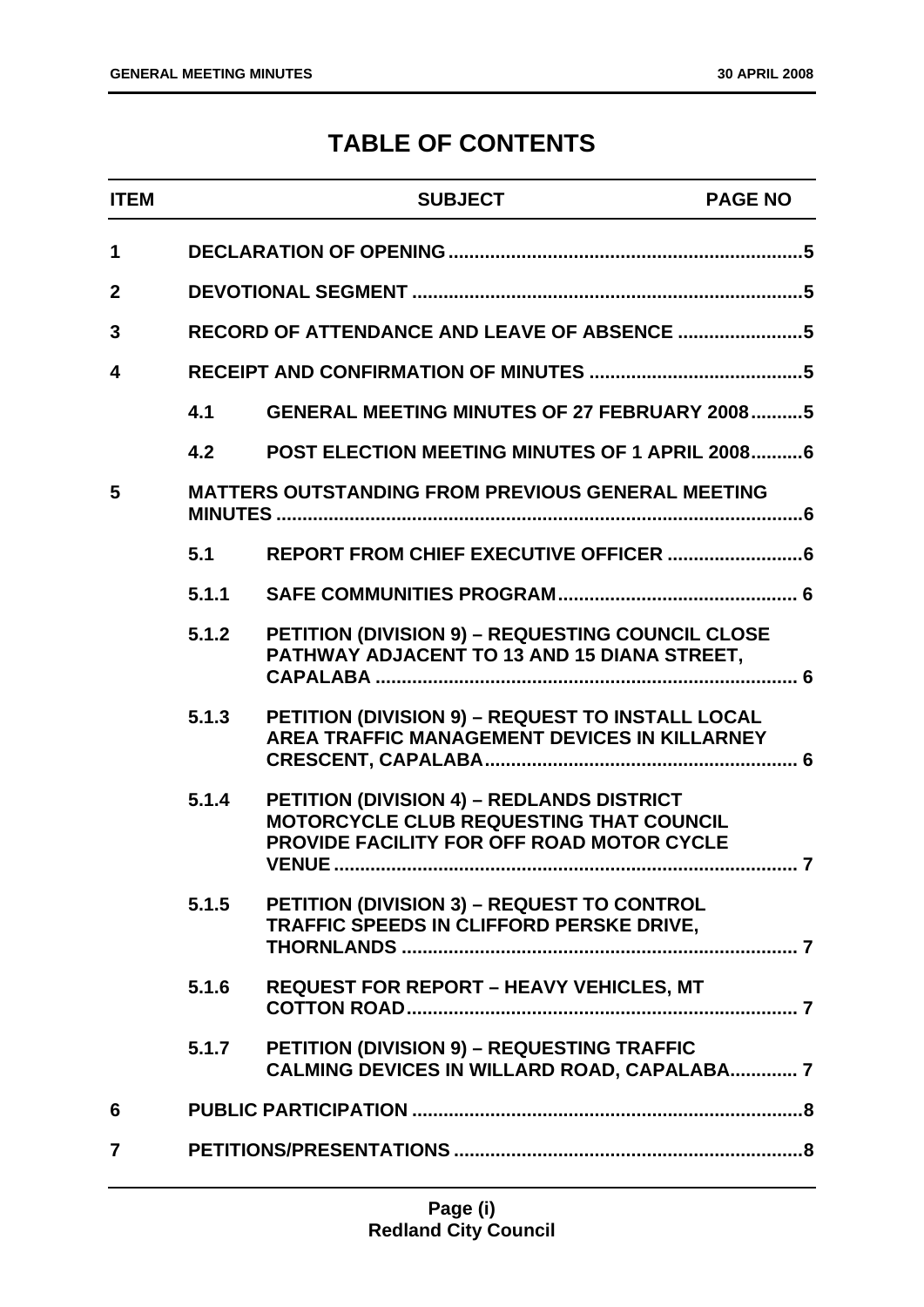# TABLE OF CONTENTS

| ITEM | | SUBJECT | PAGE NO |
|---|---|---|---|
| 1 | | DECLARATION OF OPENING | 5 |
| 2 | | DEVOTIONAL SEGMENT | 5 |
| 3 | | RECORD OF ATTENDANCE AND LEAVE OF ABSENCE | 5 |
| 4 | | RECEIPT AND CONFIRMATION OF MINUTES | 5 |
| | 4.1 | GENERAL MEETING MINUTES OF 27 FEBRUARY 2008 | 5 |
| | 4.2 | POST ELECTION MEETING MINUTES OF 1 APRIL 2008 | 6 |
| 5 | | MATTERS OUTSTANDING FROM PREVIOUS GENERAL MEETING MINUTES | 6 |
| | 5.1 | REPORT FROM CHIEF EXECUTIVE OFFICER | 6 |
| | 5.1.1 | SAFE COMMUNITIES PROGRAM | 6 |
| | 5.1.2 | PETITION (DIVISION 9) – REQUESTING COUNCIL CLOSE PATHWAY ADJACENT TO 13 AND 15 DIANA STREET, CAPALABA | 6 |
| | 5.1.3 | PETITION (DIVISION 9) – REQUEST TO INSTALL LOCAL AREA TRAFFIC MANAGEMENT DEVICES IN KILLARNEY CRESCENT, CAPALABA | 6 |
| | 5.1.4 | PETITION (DIVISION 4) – REDLANDS DISTRICT MOTORCYCLE CLUB REQUESTING THAT COUNCIL PROVIDE FACILITY FOR OFF ROAD MOTOR CYCLE VENUE | 7 |
| | 5.1.5 | PETITION (DIVISION 3) – REQUEST TO CONTROL TRAFFIC SPEEDS IN CLIFFORD PERSKE DRIVE, THORNLANDS | 7 |
| | 5.1.6 | REQUEST FOR REPORT – HEAVY VEHICLES, MT COTTON ROAD | 7 |
| | 5.1.7 | PETITION (DIVISION 9) – REQUESTING TRAFFIC CALMING DEVICES IN WILLARD ROAD, CAPALABA | 7 |
| 6 | | PUBLIC PARTICIPATION | 8 |
| 7 | | PETITIONS/PRESENTATIONS | 8 |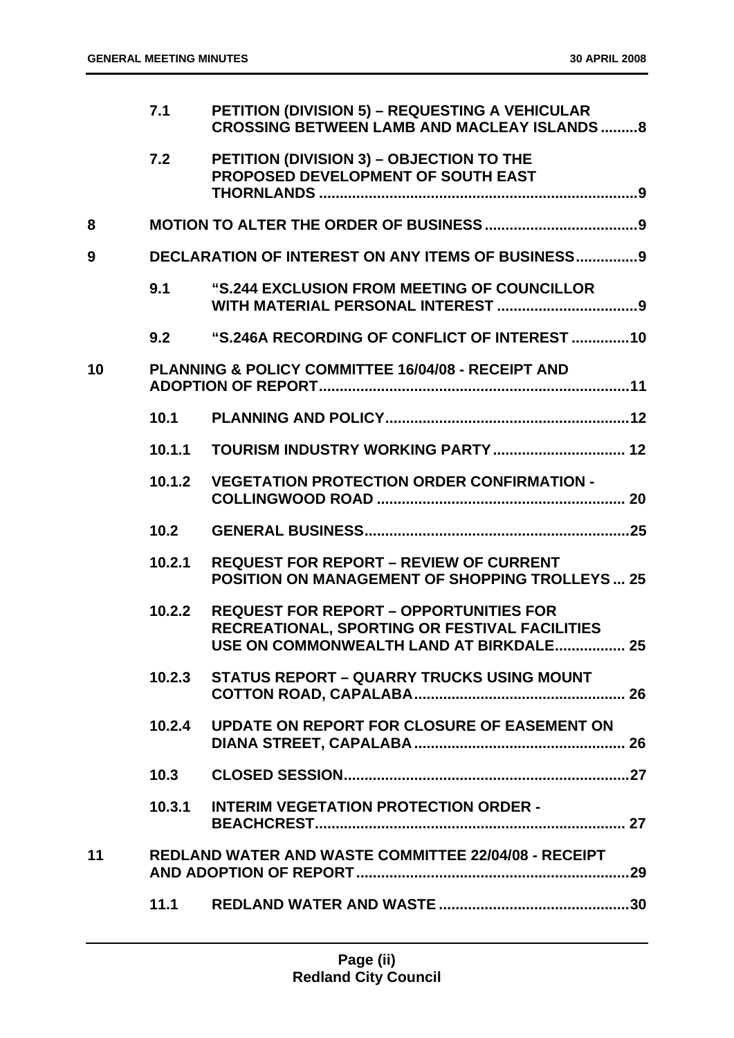| | | | |
|---|---|---|---|
| | 7.1 | PETITION (DIVISION 5) – REQUESTING A VEHICULAR CROSSING BETWEEN LAMB AND MACLEAY ISLANDS | 8 |
| | 7.2 | PETITION (DIVISION 3) – OBJECTION TO THE PROPOSED DEVELOPMENT OF SOUTH EAST THORNLANDS | 9 |
| 8 | | MOTION TO ALTER THE ORDER OF BUSINESS | 9 |
| 9 | | DECLARATION OF INTEREST ON ANY ITEMS OF BUSINESS | 9 |
| | 9.1 | "S.244 EXCLUSION FROM MEETING OF COUNCILLOR WITH MATERIAL PERSONAL INTEREST | 9 |
| | 9.2 | "S.246A RECORDING OF CONFLICT OF INTEREST | 10 |
| 10 | | PLANNING & POLICY COMMITTEE 16/04/08 - RECEIPT AND ADOPTION OF REPORT | 11 |
| | 10.1 | PLANNING AND POLICY | 12 |
| | 10.1.1 | TOURISM INDUSTRY WORKING PARTY | 12 |
| | 10.1.2 | VEGETATION PROTECTION ORDER CONFIRMATION - COLLINGWOOD ROAD | 20 |
| | 10.2 | GENERAL BUSINESS | 25 |
| | 10.2.1 | REQUEST FOR REPORT – REVIEW OF CURRENT POSITION ON MANAGEMENT OF SHOPPING TROLLEYS | 25 |
| | 10.2.2 | REQUEST FOR REPORT – OPPORTUNITIES FOR RECREATIONAL, SPORTING OR FESTIVAL FACILITIES USE ON COMMONWEALTH LAND AT BIRKDALE | 25 |
| | 10.2.3 | STATUS REPORT – QUARRY TRUCKS USING MOUNT COTTON ROAD, CAPALABA | 26 |
| | 10.2.4 | UPDATE ON REPORT FOR CLOSURE OF EASEMENT ON DIANA STREET, CAPALABA | 26 |
| | 10.3 | CLOSED SESSION | 27 |
| | 10.3.1 | INTERIM VEGETATION PROTECTION ORDER - BEACHCREST | 27 |
| 11 | | REDLAND WATER AND WASTE COMMITTEE 22/04/08 - RECEIPT AND ADOPTION OF REPORT | 29 |
| | 11.1 | REDLAND WATER AND WASTE | 30 |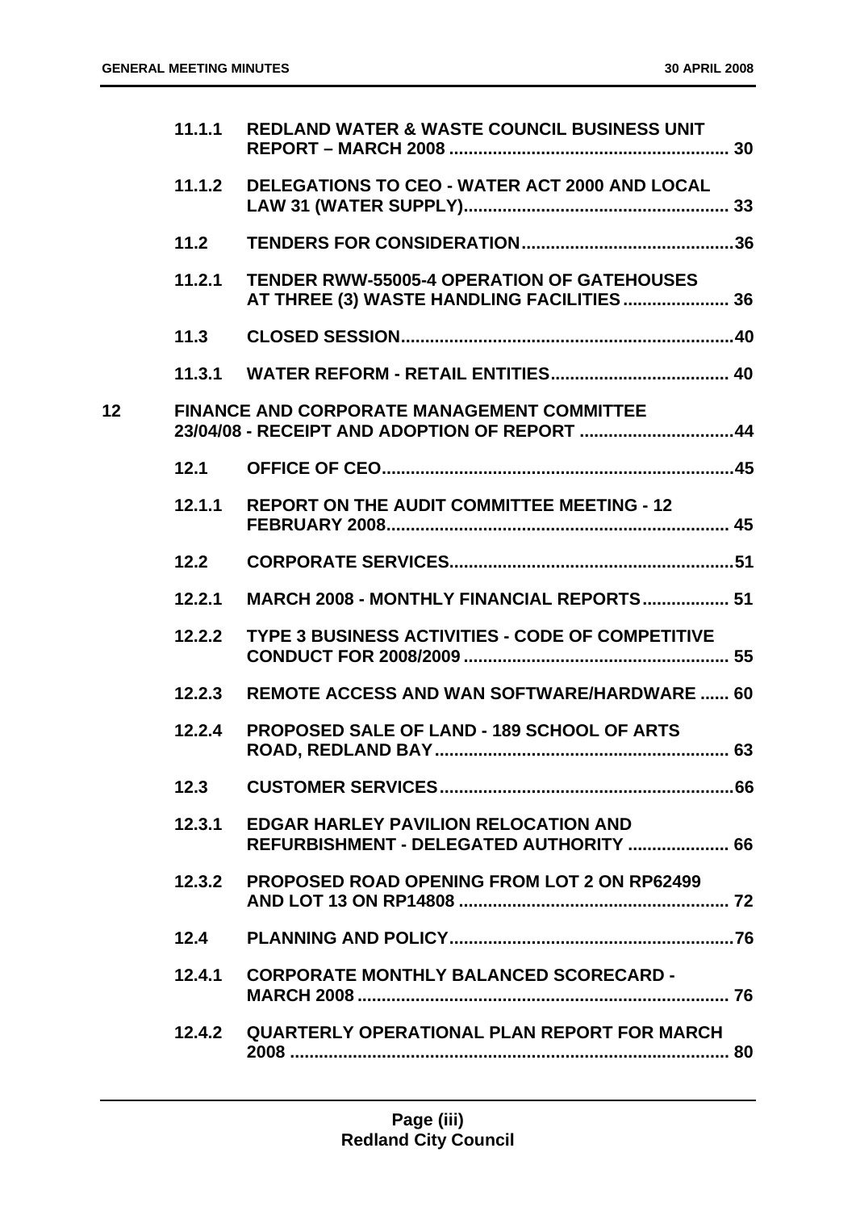| | | | |
|---|---|---|---|
| | 11.1.1 | REDLAND WATER & WASTE COUNCIL BUSINESS UNIT REPORT – MARCH 2008 | 30 |
| | 11.1.2 | DELEGATIONS TO CEO - WATER ACT 2000 AND LOCAL LAW 31 (WATER SUPPLY) | 33 |
| | 11.2 | TENDERS FOR CONSIDERATION | 36 |
| | 11.2.1 | TENDER RWW-55005-4 OPERATION OF GATEHOUSES AT THREE (3) WASTE HANDLING FACILITIES | 36 |
| | 11.3 | CLOSED SESSION | 40 |
| | 11.3.1 | WATER REFORM - RETAIL ENTITIES | 40 |
| 12 | | FINANCE AND CORPORATE MANAGEMENT COMMITTEE 23/04/08 - RECEIPT AND ADOPTION OF REPORT | 44 |
| | 12.1 | OFFICE OF CEO | 45 |
| | 12.1.1 | REPORT ON THE AUDIT COMMITTEE MEETING - 12 FEBRUARY 2008 | 45 |
| | 12.2 | CORPORATE SERVICES | 51 |
| | 12.2.1 | MARCH 2008 - MONTHLY FINANCIAL REPORTS | 51 |
| | 12.2.2 | TYPE 3 BUSINESS ACTIVITIES - CODE OF COMPETITIVE CONDUCT FOR 2008/2009 | 55 |
| | 12.2.3 | REMOTE ACCESS AND WAN SOFTWARE/HARDWARE | 60 |
| | 12.2.4 | PROPOSED SALE OF LAND - 189 SCHOOL OF ARTS ROAD, REDLAND BAY | 63 |
| | 12.3 | CUSTOMER SERVICES | 66 |
| | 12.3.1 | EDGAR HARLEY PAVILION RELOCATION AND REFURBISHMENT - DELEGATED AUTHORITY | 66 |
| | 12.3.2 | PROPOSED ROAD OPENING FROM LOT 2 ON RP62499 AND LOT 13 ON RP14808 | 72 |
| | 12.4 | PLANNING AND POLICY | 76 |
| | 12.4.1 | CORPORATE MONTHLY BALANCED SCORECARD - MARCH 2008 | 76 |
| | 12.4.2 | QUARTERLY OPERATIONAL PLAN REPORT FOR MARCH 2008 | 80 |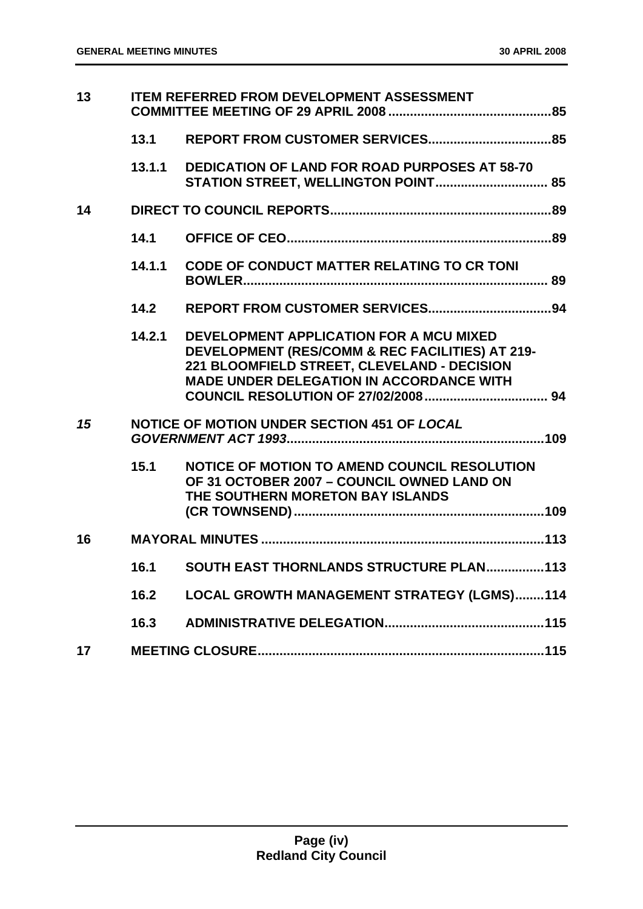| | | | |
|---|---|---|---|
| **13** | **ITEM REFERRED FROM DEVELOPMENT ASSESSMENT COMMITTEE MEETING OF 29 APRIL 2008** | | **85** |
| | **13.1** | **REPORT FROM CUSTOMER SERVICES** | **85** |
| | **13.1.1** | **DEDICATION OF LAND FOR ROAD PURPOSES AT 58-70 STATION STREET, WELLINGTON POINT** | **85** |
| **14** | **DIRECT TO COUNCIL REPORTS** | | **89** |
| | **14.1** | **OFFICE OF CEO** | **89** |
| | **14.1.1** | **CODE OF CONDUCT MATTER RELATING TO CR TONI BOWLER** | **89** |
| | **14.2** | **REPORT FROM CUSTOMER SERVICES** | **94** |
| | **14.2.1** | **DEVELOPMENT APPLICATION FOR A MCU MIXED DEVELOPMENT (RES/COMM & REC FACILITIES) AT 219-221 BLOOMFIELD STREET, CLEVELAND - DECISION MADE UNDER DELEGATION IN ACCORDANCE WITH COUNCIL RESOLUTION OF 27/02/2008** | **94** |
| ***15*** | **NOTICE OF MOTION UNDER SECTION 451 OF *LOCAL GOVERNMENT ACT 1993*** | | **109** |
| | **15.1** | **NOTICE OF MOTION TO AMEND COUNCIL RESOLUTION OF 31 OCTOBER 2007 – COUNCIL OWNED LAND ON THE SOUTHERN MORETON BAY ISLANDS (CR TOWNSEND)** | **109** |
| **16** | **MAYORAL MINUTES** | | **113** |
| | **16.1** | **SOUTH EAST THORNLANDS STRUCTURE PLAN** | **113** |
| | **16.2** | **LOCAL GROWTH MANAGEMENT STRATEGY (LGMS)** | **114** |
| | **16.3** | **ADMINISTRATIVE DELEGATION** | **115** |
| **17** | **MEETING CLOSURE** | | **115** |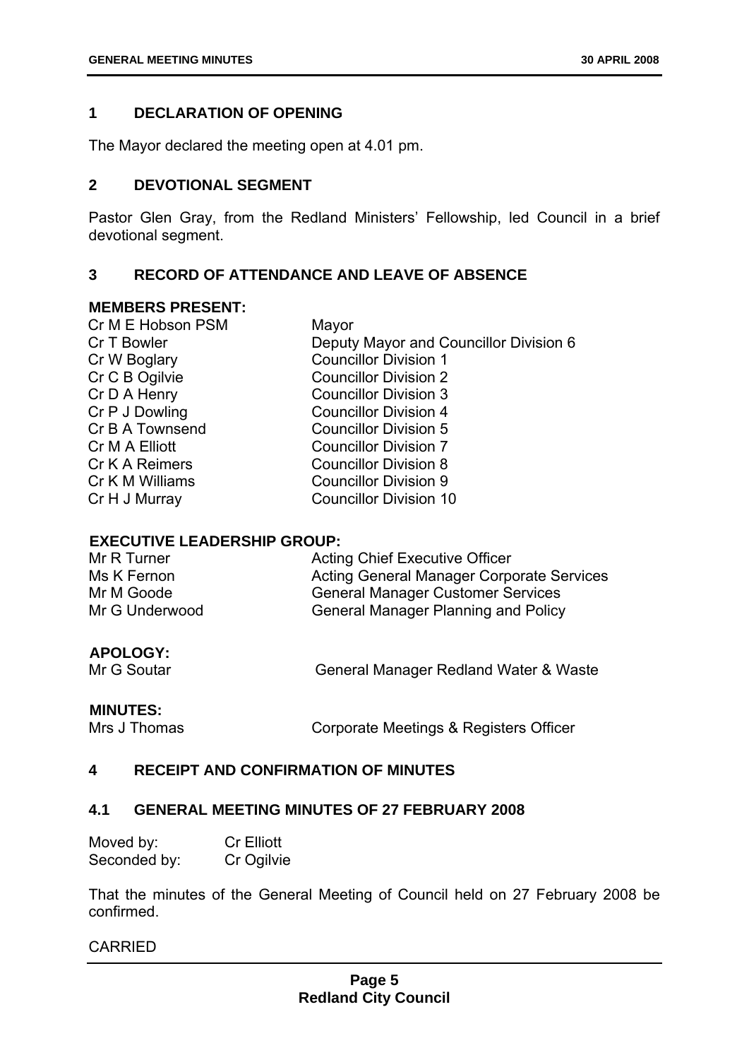## 1 DECLARATION OF OPENING

The Mayor declared the meeting open at 4.01 pm.

## 2 DEVOTIONAL SEGMENT

Pastor Glen Gray, from the Redland Ministers' Fellowship, led Council in a brief devotional segment.

## 3 RECORD OF ATTENDANCE AND LEAVE OF ABSENCE

### MEMBERS PRESENT:

| | |
|---|---|
| Cr M E Hobson PSM | Mayor |
| Cr T Bowler | Deputy Mayor and Councillor Division 6 |
| Cr W Boglary | Councillor Division 1 |
| Cr C B Ogilvie | Councillor Division 2 |
| Cr D A Henry | Councillor Division 3 |
| Cr P J Dowling | Councillor Division 4 |
| Cr B A Townsend | Councillor Division 5 |
| Cr M A Elliott | Councillor Division 7 |
| Cr K A Reimers | Councillor Division 8 |
| Cr K M Williams | Councillor Division 9 |
| Cr H J Murray | Councillor Division 10 |

### EXECUTIVE LEADERSHIP GROUP:

| | |
|---|---|
| Mr R Turner | Acting Chief Executive Officer |
| Ms K Fernon | Acting General Manager Corporate Services |
| Mr M Goode | General Manager Customer Services |
| Mr G Underwood | General Manager Planning and Policy |

### APOLOGY:

| | |
|---|---|
| Mr G Soutar | General Manager Redland Water & Waste |

### MINUTES:

| | |
|---|---|
| Mrs J Thomas | Corporate Meetings & Registers Officer |

## 4 RECEIPT AND CONFIRMATION OF MINUTES

### 4.1 GENERAL MEETING MINUTES OF 27 FEBRUARY 2008

Moved by: Cr Elliott
Seconded by: Cr Ogilvie

That the minutes of the General Meeting of Council held on 27 February 2008 be confirmed.

CARRIED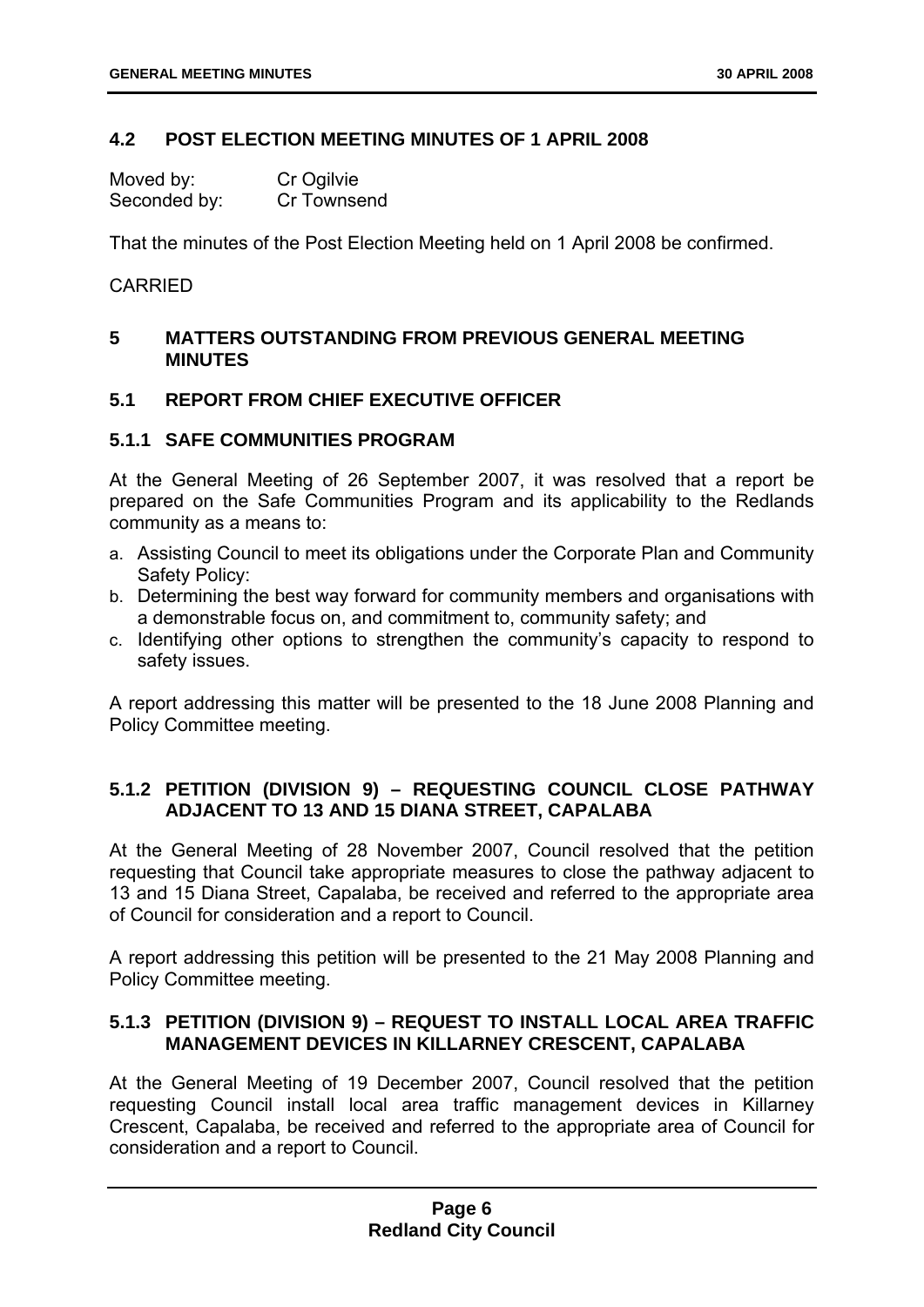## 4.2 POST ELECTION MEETING MINUTES OF 1 APRIL 2008

Moved by: Cr Ogilvie
Seconded by: Cr Townsend

That the minutes of the Post Election Meeting held on 1 April 2008 be confirmed.

CARRIED

# 5 MATTERS OUTSTANDING FROM PREVIOUS GENERAL MEETING MINUTES

## 5.1 REPORT FROM CHIEF EXECUTIVE OFFICER

### 5.1.1 SAFE COMMUNITIES PROGRAM

At the General Meeting of 26 September 2007, it was resolved that a report be prepared on the Safe Communities Program and its applicability to the Redlands community as a means to:

a. Assisting Council to meet its obligations under the Corporate Plan and Community Safety Policy:
b. Determining the best way forward for community members and organisations with a demonstrable focus on, and commitment to, community safety; and
c. Identifying other options to strengthen the community's capacity to respond to safety issues.

A report addressing this matter will be presented to the 18 June 2008 Planning and Policy Committee meeting.

### 5.1.2 PETITION (DIVISION 9) – REQUESTING COUNCIL CLOSE PATHWAY ADJACENT TO 13 AND 15 DIANA STREET, CAPALABA

At the General Meeting of 28 November 2007, Council resolved that the petition requesting that Council take appropriate measures to close the pathway adjacent to 13 and 15 Diana Street, Capalaba, be received and referred to the appropriate area of Council for consideration and a report to Council.

A report addressing this petition will be presented to the 21 May 2008 Planning and Policy Committee meeting.

### 5.1.3 PETITION (DIVISION 9) – REQUEST TO INSTALL LOCAL AREA TRAFFIC MANAGEMENT DEVICES IN KILLARNEY CRESCENT, CAPALABA

At the General Meeting of 19 December 2007, Council resolved that the petition requesting Council install local area traffic management devices in Killarney Crescent, Capalaba, be received and referred to the appropriate area of Council for consideration and a report to Council.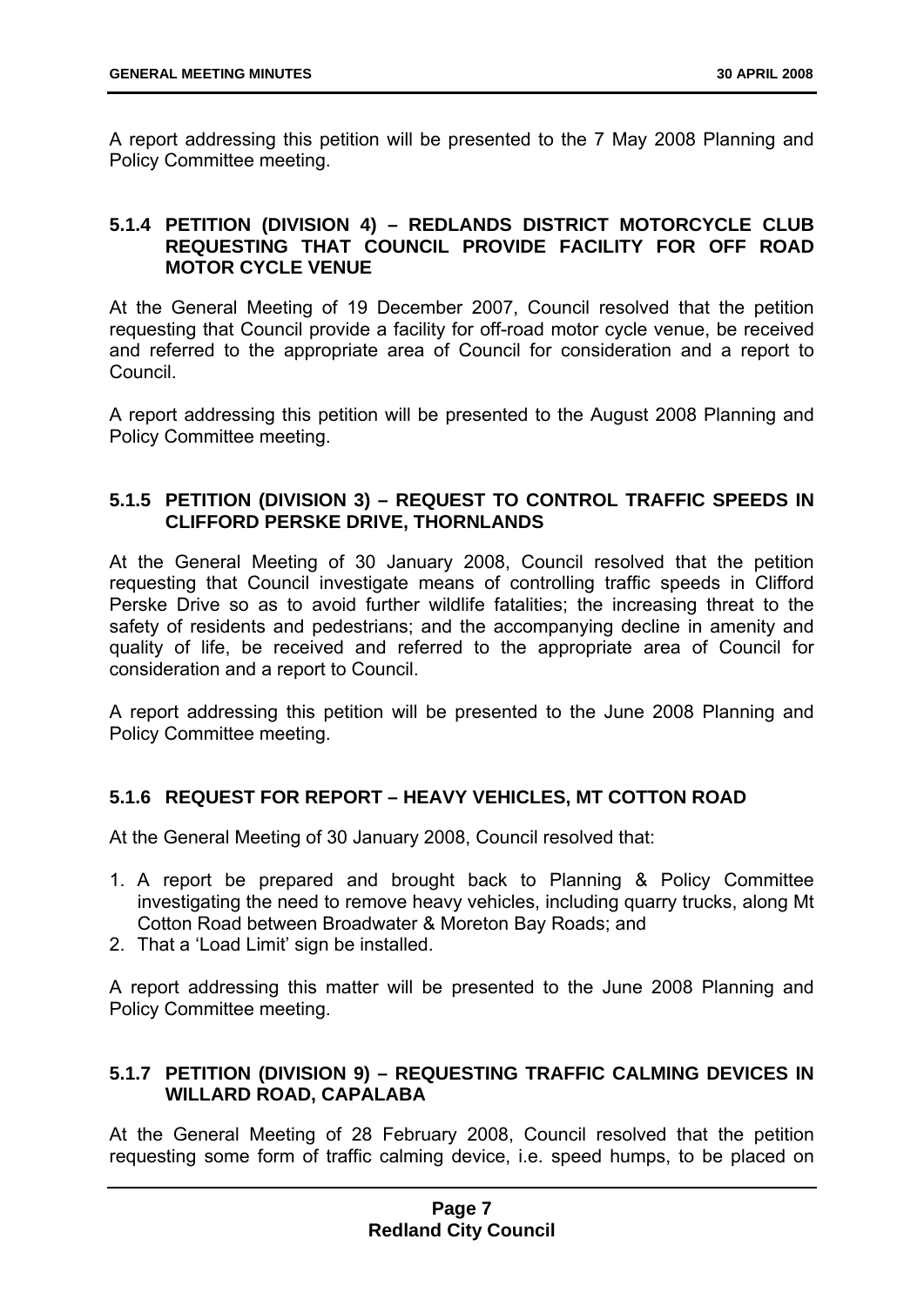A report addressing this petition will be presented to the 7 May 2008 Planning and Policy Committee meeting.

### 5.1.4 PETITION (DIVISION 4) – REDLANDS DISTRICT MOTORCYCLE CLUB REQUESTING THAT COUNCIL PROVIDE FACILITY FOR OFF ROAD MOTOR CYCLE VENUE

At the General Meeting of 19 December 2007, Council resolved that the petition requesting that Council provide a facility for off-road motor cycle venue, be received and referred to the appropriate area of Council for consideration and a report to Council.

A report addressing this petition will be presented to the August 2008 Planning and Policy Committee meeting.

### 5.1.5 PETITION (DIVISION 3) – REQUEST TO CONTROL TRAFFIC SPEEDS IN CLIFFORD PERSKE DRIVE, THORNLANDS

At the General Meeting of 30 January 2008, Council resolved that the petition requesting that Council investigate means of controlling traffic speeds in Clifford Perske Drive so as to avoid further wildlife fatalities; the increasing threat to the safety of residents and pedestrians; and the accompanying decline in amenity and quality of life, be received and referred to the appropriate area of Council for consideration and a report to Council.

A report addressing this petition will be presented to the June 2008 Planning and Policy Committee meeting.

### 5.1.6 REQUEST FOR REPORT – HEAVY VEHICLES, MT COTTON ROAD

At the General Meeting of 30 January 2008, Council resolved that:

1. A report be prepared and brought back to Planning & Policy Committee investigating the need to remove heavy vehicles, including quarry trucks, along Mt Cotton Road between Broadwater & Moreton Bay Roads; and
2. That a 'Load Limit' sign be installed.

A report addressing this matter will be presented to the June 2008 Planning and Policy Committee meeting.

### 5.1.7 PETITION (DIVISION 9) – REQUESTING TRAFFIC CALMING DEVICES IN WILLARD ROAD, CAPALABA

At the General Meeting of 28 February 2008, Council resolved that the petition requesting some form of traffic calming device, i.e. speed humps, to be placed on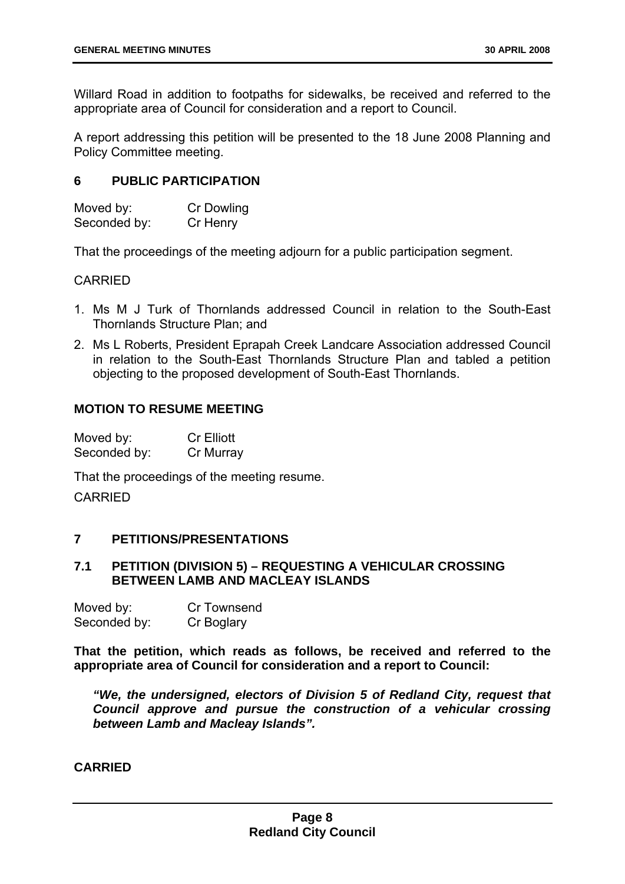Willard Road in addition to footpaths for sidewalks, be received and referred to the appropriate area of Council for consideration and a report to Council.

A report addressing this petition will be presented to the 18 June 2008 Planning and Policy Committee meeting.

## 6 PUBLIC PARTICIPATION

Moved by: Cr Dowling
Seconded by: Cr Henry

That the proceedings of the meeting adjourn for a public participation segment.

CARRIED

1. Ms M J Turk of Thornlands addressed Council in relation to the South-East Thornlands Structure Plan; and
2. Ms L Roberts, President Eprapah Creek Landcare Association addressed Council in relation to the South-East Thornlands Structure Plan and tabled a petition objecting to the proposed development of South-East Thornlands.

## MOTION TO RESUME MEETING

Moved by: Cr Elliott
Seconded by: Cr Murray

That the proceedings of the meeting resume.

CARRIED

## 7 PETITIONS/PRESENTATIONS

### 7.1 PETITION (DIVISION 5) – REQUESTING A VEHICULAR CROSSING BETWEEN LAMB AND MACLEAY ISLANDS

Moved by: Cr Townsend
Seconded by: Cr Boglary

**That the petition, which reads as follows, be received and referred to the appropriate area of Council for consideration and a report to Council:**

> ***"We, the undersigned, electors of Division 5 of Redland City, request that Council approve and pursue the construction of a vehicular crossing between Lamb and Macleay Islands".***

**CARRIED**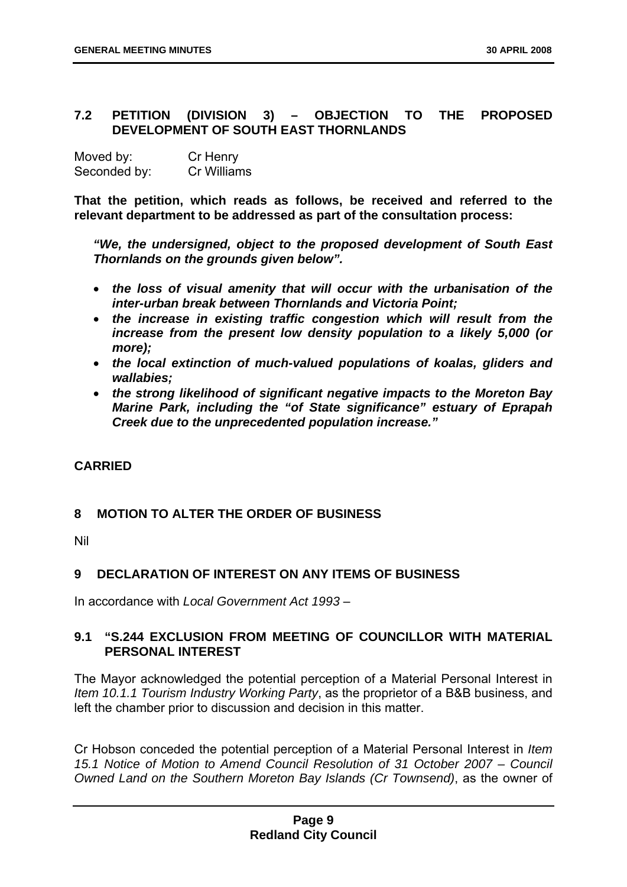### 7.2 PETITION (DIVISION 3) – OBJECTION TO THE PROPOSED DEVELOPMENT OF SOUTH EAST THORNLANDS

Moved by: Cr Henry
Seconded by: Cr Williams

**That the petition, which reads as follows, be received and referred to the relevant department to be addressed as part of the consultation process:**

***"We, the undersigned, object to the proposed development of South East Thornlands on the grounds given below".***

- ***the loss of visual amenity that will occur with the urbanisation of the inter-urban break between Thornlands and Victoria Point;***
- ***the increase in existing traffic congestion which will result from the increase from the present low density population to a likely 5,000 (or more);***
- ***the local extinction of much-valued populations of koalas, gliders and wallabies;***
- ***the strong likelihood of significant negative impacts to the Moreton Bay Marine Park, including the "of State significance" estuary of Eprapah Creek due to the unprecedented population increase."***

**CARRIED**

## 8 MOTION TO ALTER THE ORDER OF BUSINESS

Nil

## 9 DECLARATION OF INTEREST ON ANY ITEMS OF BUSINESS

In accordance with *Local Government Act 1993* –

### 9.1 "S.244 EXCLUSION FROM MEETING OF COUNCILLOR WITH MATERIAL PERSONAL INTEREST

The Mayor acknowledged the potential perception of a Material Personal Interest in *Item 10.1.1 Tourism Industry Working Party*, as the proprietor of a B&B business, and left the chamber prior to discussion and decision in this matter.

Cr Hobson conceded the potential perception of a Material Personal Interest in *Item 15.1 Notice of Motion to Amend Council Resolution of 31 October 2007 – Council Owned Land on the Southern Moreton Bay Islands (Cr Townsend)*, as the owner of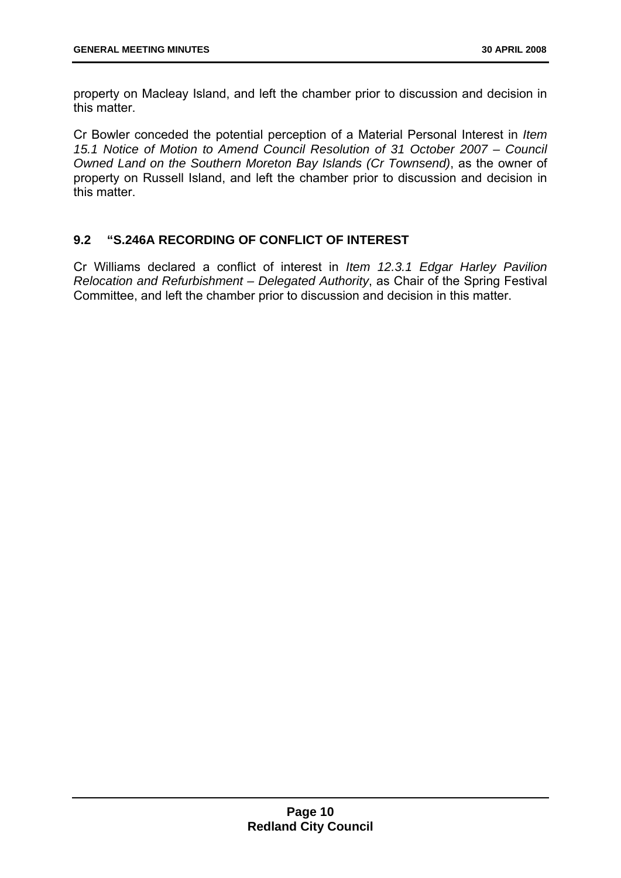property on Macleay Island, and left the chamber prior to discussion and decision in this matter.

Cr Bowler conceded the potential perception of a Material Personal Interest in *Item 15.1 Notice of Motion to Amend Council Resolution of 31 October 2007 – Council Owned Land on the Southern Moreton Bay Islands (Cr Townsend)*, as the owner of property on Russell Island, and left the chamber prior to discussion and decision in this matter.

## 9.2 "S.246A RECORDING OF CONFLICT OF INTEREST

Cr Williams declared a conflict of interest in *Item 12.3.1 Edgar Harley Pavilion Relocation and Refurbishment – Delegated Authority*, as Chair of the Spring Festival Committee, and left the chamber prior to discussion and decision in this matter.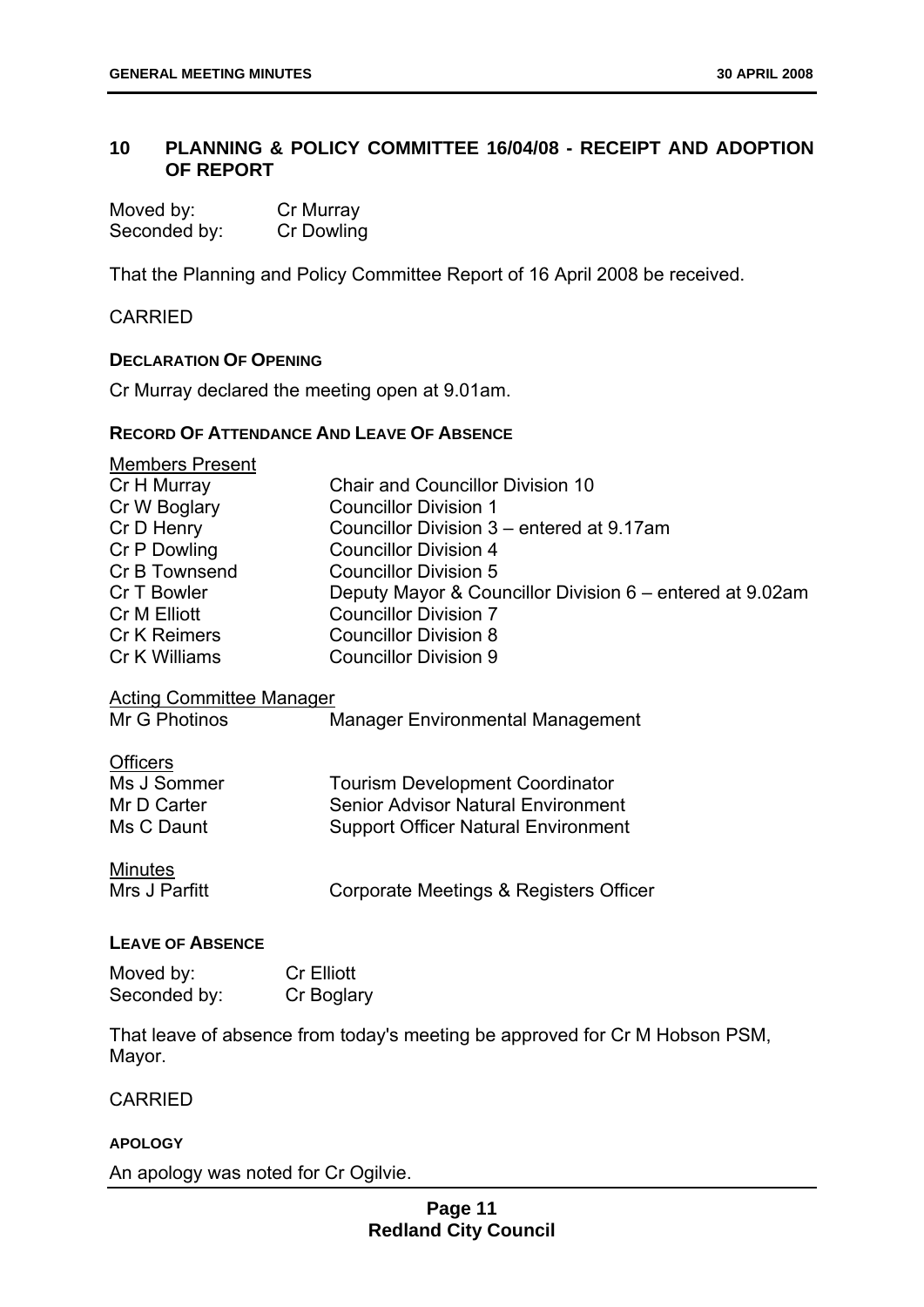## 10 PLANNING & POLICY COMMITTEE 16/04/08 - RECEIPT AND ADOPTION OF REPORT

| | |
|---|---|
| Moved by: | Cr Murray |
| Seconded by: | Cr Dowling |

That the Planning and Policy Committee Report of 16 April 2008 be received.

CARRIED

**DECLARATION OF OPENING**

Cr Murray declared the meeting open at 9.01am.

**RECORD OF ATTENDANCE AND LEAVE OF ABSENCE**

Members Present

| | |
|---|---|
| Cr H Murray | Chair and Councillor Division 10 |
| Cr W Boglary | Councillor Division 1 |
| Cr D Henry | Councillor Division 3 – entered at 9.17am |
| Cr P Dowling | Councillor Division 4 |
| Cr B Townsend | Councillor Division 5 |
| Cr T Bowler | Deputy Mayor & Councillor Division 6 – entered at 9.02am |
| Cr M Elliott | Councillor Division 7 |
| Cr K Reimers | Councillor Division 8 |
| Cr K Williams | Councillor Division 9 |

Acting Committee Manager

| | |
|---|---|
| Mr G Photinos | Manager Environmental Management |

Officers

| | |
|---|---|
| Ms J Sommer | Tourism Development Coordinator |
| Mr D Carter | Senior Advisor Natural Environment |
| Ms C Daunt | Support Officer Natural Environment |

Minutes

| | |
|---|---|
| Mrs J Parfitt | Corporate Meetings & Registers Officer |

**LEAVE OF ABSENCE**

| | |
|---|---|
| Moved by: | Cr Elliott |
| Seconded by: | Cr Boglary |

That leave of absence from today's meeting be approved for Cr M Hobson PSM, Mayor.

CARRIED

**APOLOGY**

An apology was noted for Cr Ogilvie.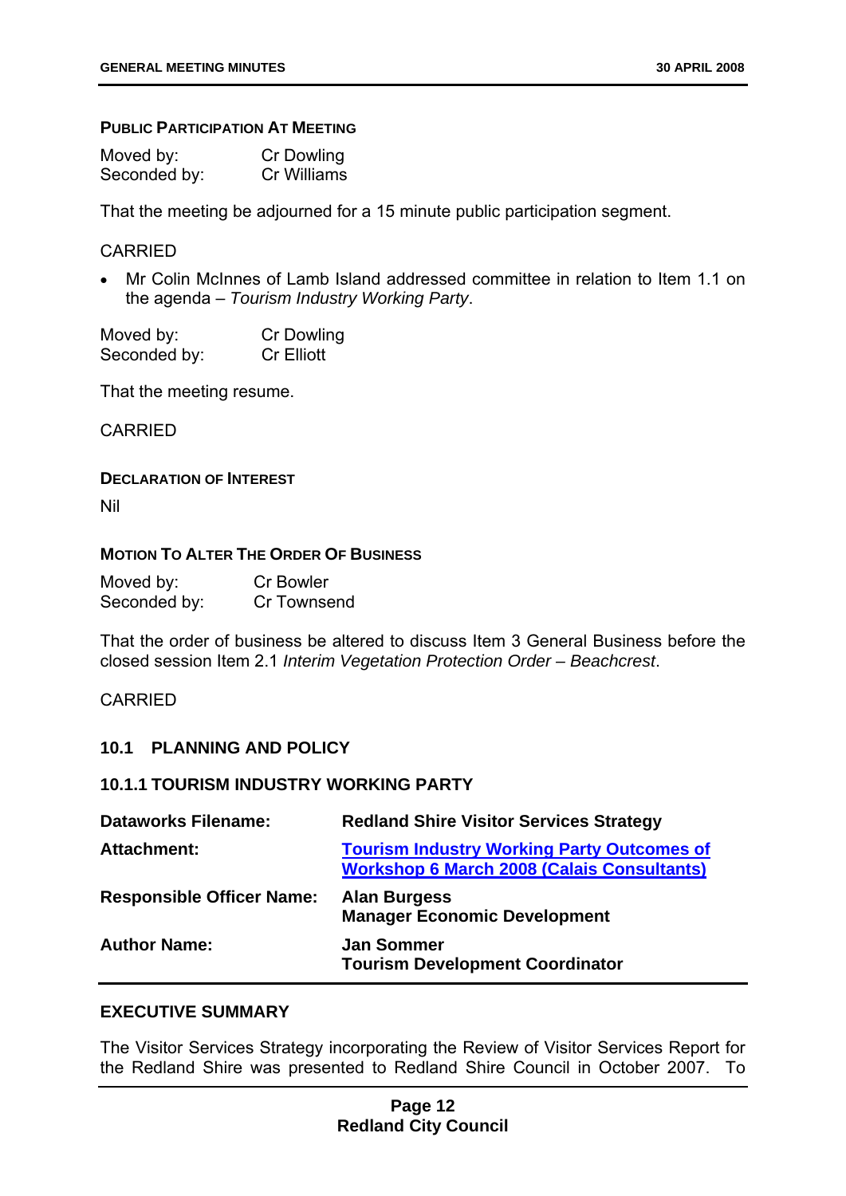**PUBLIC PARTICIPATION AT MEETING**

Moved by: Cr Dowling
Seconded by: Cr Williams

That the meeting be adjourned for a 15 minute public participation segment.

CARRIED

- Mr Colin McInnes of Lamb Island addressed committee in relation to Item 1.1 on the agenda – *Tourism Industry Working Party*.

Moved by: Cr Dowling
Seconded by: Cr Elliott

That the meeting resume.

CARRIED

**DECLARATION OF INTEREST**

Nil

**MOTION TO ALTER THE ORDER OF BUSINESS**

Moved by: Cr Bowler
Seconded by: Cr Townsend

That the order of business be altered to discuss Item 3 General Business before the closed session Item 2.1 *Interim Vegetation Protection Order – Beachcrest*.

CARRIED

## 10.1 PLANNING AND POLICY

### 10.1.1 TOURISM INDUSTRY WORKING PARTY

| | |
|---|---|
| **Dataworks Filename:** | **Redland Shire Visitor Services Strategy** |
| **Attachment:** | **Tourism Industry Working Party Outcomes of Workshop 6 March 2008 (Calais Consultants)** |
| **Responsible Officer Name:** | **Alan Burgess**<br>**Manager Economic Development** |
| **Author Name:** | **Jan Sommer**<br>**Tourism Development Coordinator** |

**EXECUTIVE SUMMARY**

The Visitor Services Strategy incorporating the Review of Visitor Services Report for the Redland Shire was presented to Redland Shire Council in October 2007. To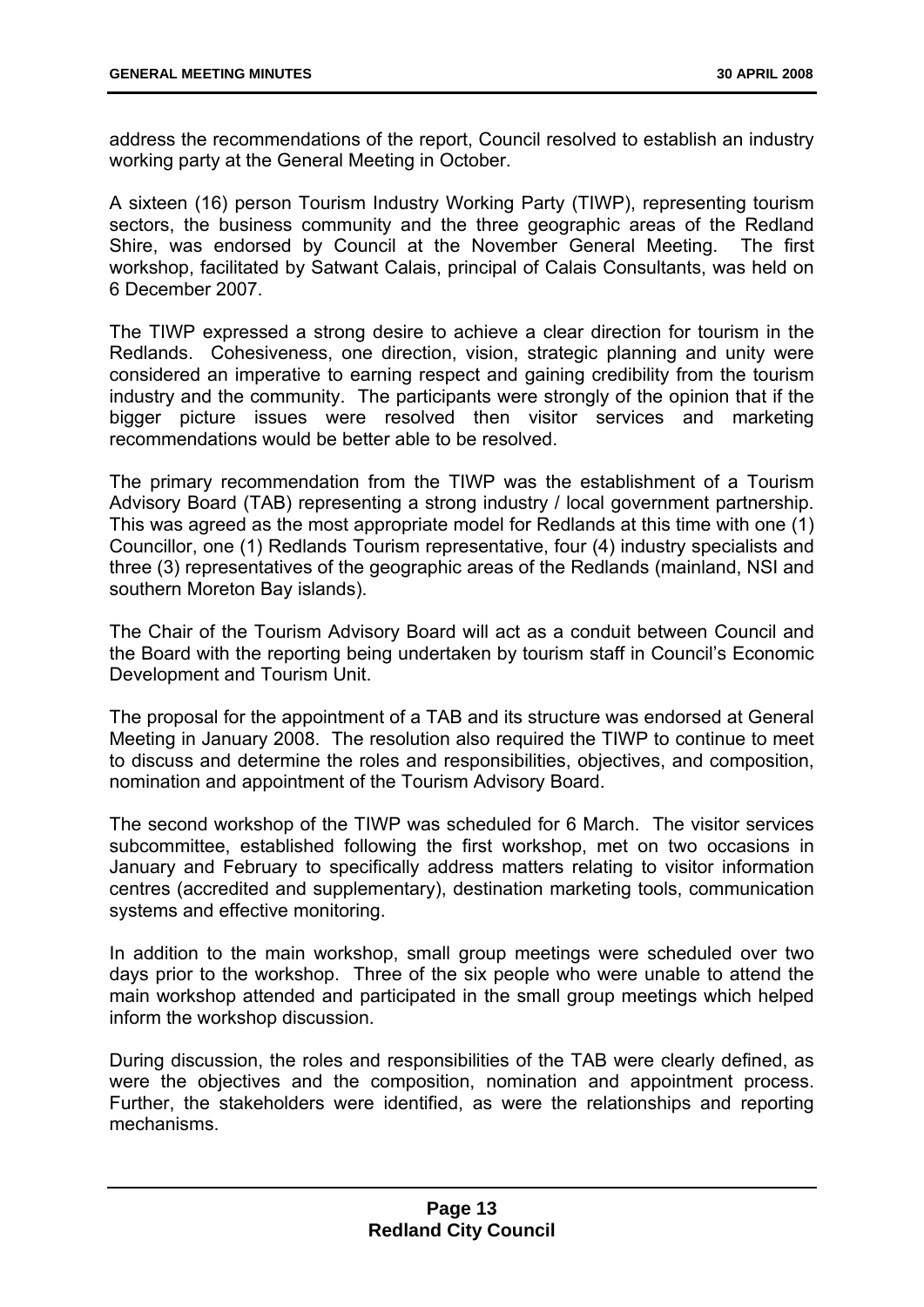address the recommendations of the report, Council resolved to establish an industry working party at the General Meeting in October.

A sixteen (16) person Tourism Industry Working Party (TIWP), representing tourism sectors, the business community and the three geographic areas of the Redland Shire, was endorsed by Council at the November General Meeting. The first workshop, facilitated by Satwant Calais, principal of Calais Consultants, was held on 6 December 2007.

The TIWP expressed a strong desire to achieve a clear direction for tourism in the Redlands. Cohesiveness, one direction, vision, strategic planning and unity were considered an imperative to earning respect and gaining credibility from the tourism industry and the community. The participants were strongly of the opinion that if the bigger picture issues were resolved then visitor services and marketing recommendations would be better able to be resolved.

The primary recommendation from the TIWP was the establishment of a Tourism Advisory Board (TAB) representing a strong industry / local government partnership. This was agreed as the most appropriate model for Redlands at this time with one (1) Councillor, one (1) Redlands Tourism representative, four (4) industry specialists and three (3) representatives of the geographic areas of the Redlands (mainland, NSI and southern Moreton Bay islands).

The Chair of the Tourism Advisory Board will act as a conduit between Council and the Board with the reporting being undertaken by tourism staff in Council's Economic Development and Tourism Unit.

The proposal for the appointment of a TAB and its structure was endorsed at General Meeting in January 2008. The resolution also required the TIWP to continue to meet to discuss and determine the roles and responsibilities, objectives, and composition, nomination and appointment of the Tourism Advisory Board.

The second workshop of the TIWP was scheduled for 6 March. The visitor services subcommittee, established following the first workshop, met on two occasions in January and February to specifically address matters relating to visitor information centres (accredited and supplementary), destination marketing tools, communication systems and effective monitoring.

In addition to the main workshop, small group meetings were scheduled over two days prior to the workshop. Three of the six people who were unable to attend the main workshop attended and participated in the small group meetings which helped inform the workshop discussion.

During discussion, the roles and responsibilities of the TAB were clearly defined, as were the objectives and the composition, nomination and appointment process. Further, the stakeholders were identified, as were the relationships and reporting mechanisms.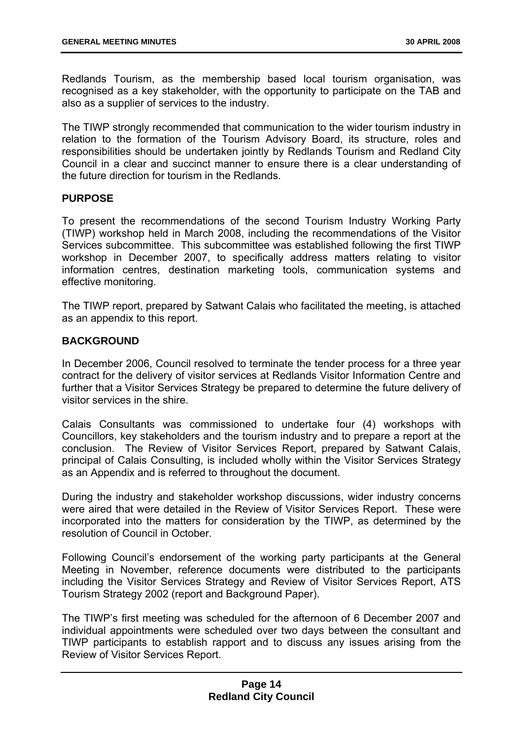Redlands Tourism, as the membership based local tourism organisation, was recognised as a key stakeholder, with the opportunity to participate on the TAB and also as a supplier of services to the industry.

The TIWP strongly recommended that communication to the wider tourism industry in relation to the formation of the Tourism Advisory Board, its structure, roles and responsibilities should be undertaken jointly by Redlands Tourism and Redland City Council in a clear and succinct manner to ensure there is a clear understanding of the future direction for tourism in the Redlands.

**PURPOSE**

To present the recommendations of the second Tourism Industry Working Party (TIWP) workshop held in March 2008, including the recommendations of the Visitor Services subcommittee. This subcommittee was established following the first TIWP workshop in December 2007, to specifically address matters relating to visitor information centres, destination marketing tools, communication systems and effective monitoring.

The TIWP report, prepared by Satwant Calais who facilitated the meeting, is attached as an appendix to this report.

**BACKGROUND**

In December 2006, Council resolved to terminate the tender process for a three year contract for the delivery of visitor services at Redlands Visitor Information Centre and further that a Visitor Services Strategy be prepared to determine the future delivery of visitor services in the shire.

Calais Consultants was commissioned to undertake four (4) workshops with Councillors, key stakeholders and the tourism industry and to prepare a report at the conclusion. The Review of Visitor Services Report, prepared by Satwant Calais, principal of Calais Consulting, is included wholly within the Visitor Services Strategy as an Appendix and is referred to throughout the document.

During the industry and stakeholder workshop discussions, wider industry concerns were aired that were detailed in the Review of Visitor Services Report. These were incorporated into the matters for consideration by the TIWP, as determined by the resolution of Council in October.

Following Council's endorsement of the working party participants at the General Meeting in November, reference documents were distributed to the participants including the Visitor Services Strategy and Review of Visitor Services Report, ATS Tourism Strategy 2002 (report and Background Paper).

The TIWP's first meeting was scheduled for the afternoon of 6 December 2007 and individual appointments were scheduled over two days between the consultant and TIWP participants to establish rapport and to discuss any issues arising from the Review of Visitor Services Report.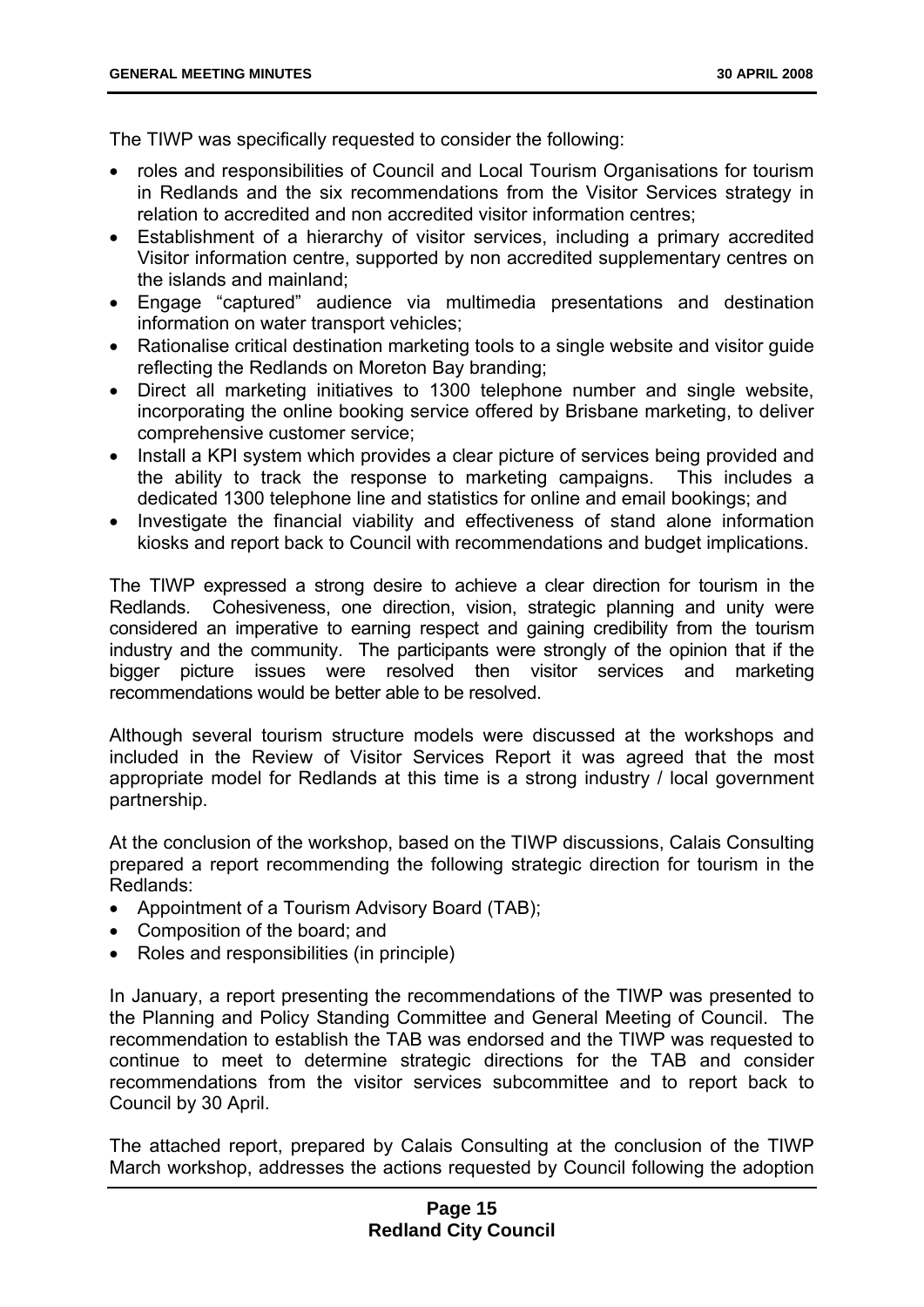The TIWP was specifically requested to consider the following:

- roles and responsibilities of Council and Local Tourism Organisations for tourism in Redlands and the six recommendations from the Visitor Services strategy in relation to accredited and non accredited visitor information centres;
- Establishment of a hierarchy of visitor services, including a primary accredited Visitor information centre, supported by non accredited supplementary centres on the islands and mainland;
- Engage "captured" audience via multimedia presentations and destination information on water transport vehicles;
- Rationalise critical destination marketing tools to a single website and visitor guide reflecting the Redlands on Moreton Bay branding;
- Direct all marketing initiatives to 1300 telephone number and single website, incorporating the online booking service offered by Brisbane marketing, to deliver comprehensive customer service;
- Install a KPI system which provides a clear picture of services being provided and the ability to track the response to marketing campaigns. This includes a dedicated 1300 telephone line and statistics for online and email bookings; and
- Investigate the financial viability and effectiveness of stand alone information kiosks and report back to Council with recommendations and budget implications.

The TIWP expressed a strong desire to achieve a clear direction for tourism in the Redlands. Cohesiveness, one direction, vision, strategic planning and unity were considered an imperative to earning respect and gaining credibility from the tourism industry and the community. The participants were strongly of the opinion that if the bigger picture issues were resolved then visitor services and marketing recommendations would be better able to be resolved.

Although several tourism structure models were discussed at the workshops and included in the Review of Visitor Services Report it was agreed that the most appropriate model for Redlands at this time is a strong industry / local government partnership.

At the conclusion of the workshop, based on the TIWP discussions, Calais Consulting prepared a report recommending the following strategic direction for tourism in the Redlands:

- Appointment of a Tourism Advisory Board (TAB);
- Composition of the board; and
- Roles and responsibilities (in principle)

In January, a report presenting the recommendations of the TIWP was presented to the Planning and Policy Standing Committee and General Meeting of Council. The recommendation to establish the TAB was endorsed and the TIWP was requested to continue to meet to determine strategic directions for the TAB and consider recommendations from the visitor services subcommittee and to report back to Council by 30 April.

The attached report, prepared by Calais Consulting at the conclusion of the TIWP March workshop, addresses the actions requested by Council following the adoption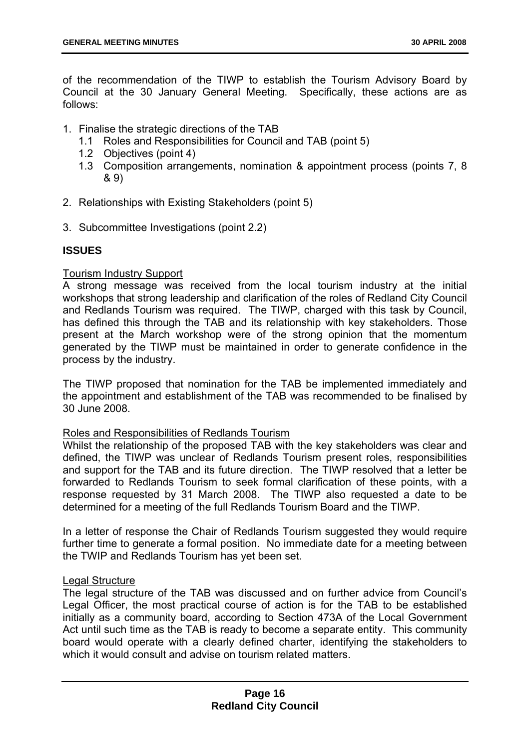of the recommendation of the TIWP to establish the Tourism Advisory Board by Council at the 30 January General Meeting. Specifically, these actions are as follows:

1. Finalise the strategic directions of the TAB
   1.1 Roles and Responsibilities for Council and TAB (point 5)
   1.2 Objectives (point 4)
   1.3 Composition arrangements, nomination & appointment process (points 7, 8 & 9)

2. Relationships with Existing Stakeholders (point 5)

3. Subcommittee Investigations (point 2.2)

**ISSUES**

Tourism Industry Support

A strong message was received from the local tourism industry at the initial workshops that strong leadership and clarification of the roles of Redland City Council and Redlands Tourism was required. The TIWP, charged with this task by Council, has defined this through the TAB and its relationship with key stakeholders. Those present at the March workshop were of the strong opinion that the momentum generated by the TIWP must be maintained in order to generate confidence in the process by the industry.

The TIWP proposed that nomination for the TAB be implemented immediately and the appointment and establishment of the TAB was recommended to be finalised by 30 June 2008.

Roles and Responsibilities of Redlands Tourism

Whilst the relationship of the proposed TAB with the key stakeholders was clear and defined, the TIWP was unclear of Redlands Tourism present roles, responsibilities and support for the TAB and its future direction. The TIWP resolved that a letter be forwarded to Redlands Tourism to seek formal clarification of these points, with a response requested by 31 March 2008. The TIWP also requested a date to be determined for a meeting of the full Redlands Tourism Board and the TIWP.

In a letter of response the Chair of Redlands Tourism suggested they would require further time to generate a formal position. No immediate date for a meeting between the TWIP and Redlands Tourism has yet been set.

Legal Structure

The legal structure of the TAB was discussed and on further advice from Council's Legal Officer, the most practical course of action is for the TAB to be established initially as a community board, according to Section 473A of the Local Government Act until such time as the TAB is ready to become a separate entity. This community board would operate with a clearly defined charter, identifying the stakeholders to which it would consult and advise on tourism related matters.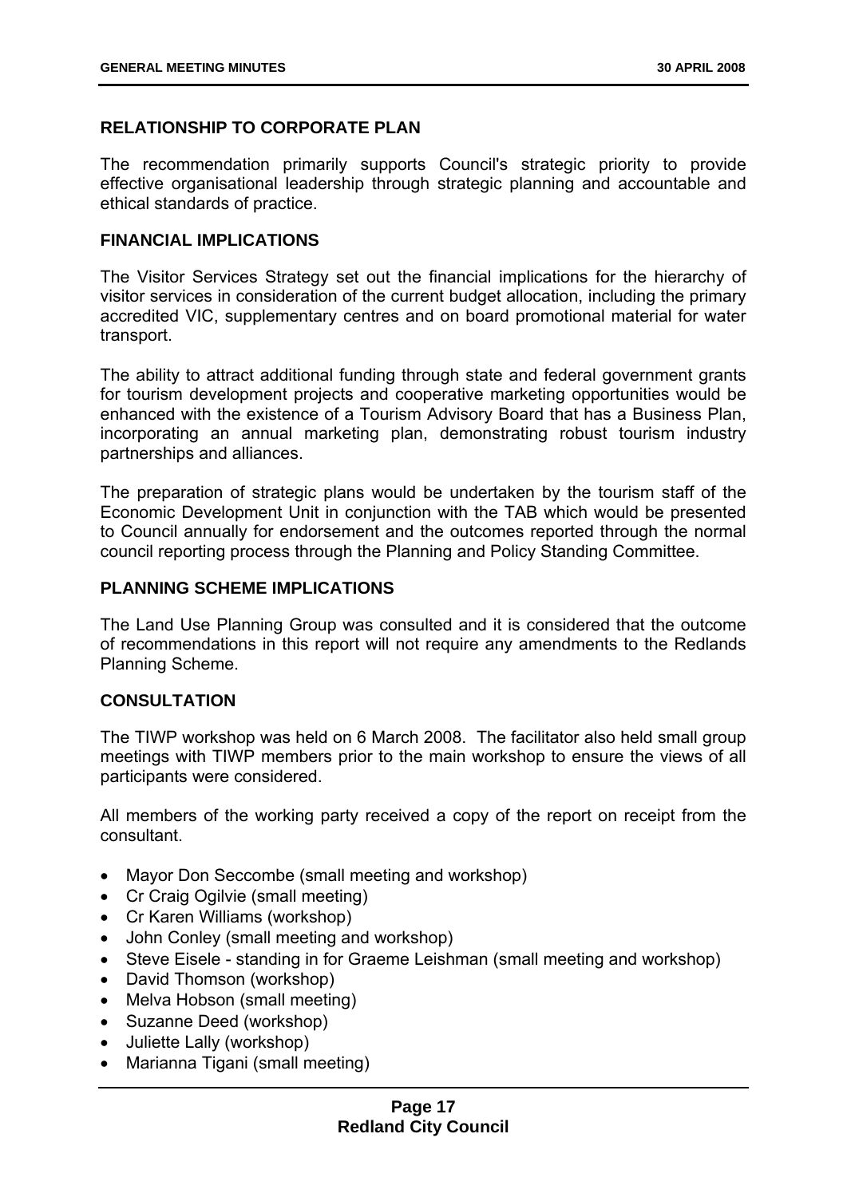## RELATIONSHIP TO CORPORATE PLAN

The recommendation primarily supports Council's strategic priority to provide effective organisational leadership through strategic planning and accountable and ethical standards of practice.

## FINANCIAL IMPLICATIONS

The Visitor Services Strategy set out the financial implications for the hierarchy of visitor services in consideration of the current budget allocation, including the primary accredited VIC, supplementary centres and on board promotional material for water transport.

The ability to attract additional funding through state and federal government grants for tourism development projects and cooperative marketing opportunities would be enhanced with the existence of a Tourism Advisory Board that has a Business Plan, incorporating an annual marketing plan, demonstrating robust tourism industry partnerships and alliances.

The preparation of strategic plans would be undertaken by the tourism staff of the Economic Development Unit in conjunction with the TAB which would be presented to Council annually for endorsement and the outcomes reported through the normal council reporting process through the Planning and Policy Standing Committee.

## PLANNING SCHEME IMPLICATIONS

The Land Use Planning Group was consulted and it is considered that the outcome of recommendations in this report will not require any amendments to the Redlands Planning Scheme.

## CONSULTATION

The TIWP workshop was held on 6 March 2008. The facilitator also held small group meetings with TIWP members prior to the main workshop to ensure the views of all participants were considered.

All members of the working party received a copy of the report on receipt from the consultant.

- Mayor Don Seccombe (small meeting and workshop)
- Cr Craig Ogilvie (small meeting)
- Cr Karen Williams (workshop)
- John Conley (small meeting and workshop)
- Steve Eisele - standing in for Graeme Leishman (small meeting and workshop)
- David Thomson (workshop)
- Melva Hobson (small meeting)
- Suzanne Deed (workshop)
- Juliette Lally (workshop)
- Marianna Tigani (small meeting)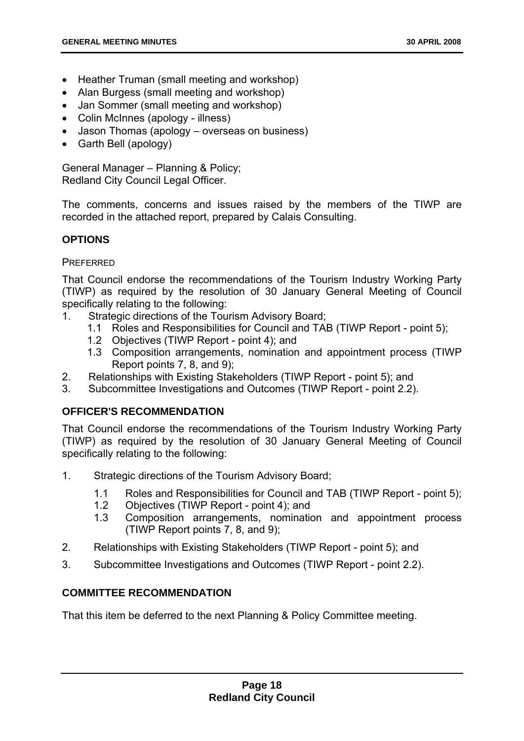- Heather Truman (small meeting and workshop)
- Alan Burgess (small meeting and workshop)
- Jan Sommer (small meeting and workshop)
- Colin McInnes (apology - illness)
- Jason Thomas (apology – overseas on business)
- Garth Bell (apology)

General Manager – Planning & Policy;
Redland City Council Legal Officer.

The comments, concerns and issues raised by the members of the TIWP are recorded in the attached report, prepared by Calais Consulting.

## OPTIONS

PREFERRED

That Council endorse the recommendations of the Tourism Industry Working Party (TIWP) as required by the resolution of 30 January General Meeting of Council specifically relating to the following:

1. Strategic directions of the Tourism Advisory Board;
   - 1.1 Roles and Responsibilities for Council and TAB (TIWP Report - point 5);
   - 1.2 Objectives (TIWP Report - point 4); and
   - 1.3 Composition arrangements, nomination and appointment process (TIWP Report points 7, 8, and 9);
2. Relationships with Existing Stakeholders (TIWP Report - point 5); and
3. Subcommittee Investigations and Outcomes (TIWP Report - point 2.2).

## OFFICER'S RECOMMENDATION

That Council endorse the recommendations of the Tourism Industry Working Party (TIWP) as required by the resolution of 30 January General Meeting of Council specifically relating to the following:

1. Strategic directions of the Tourism Advisory Board;
   - 1.1 Roles and Responsibilities for Council and TAB (TIWP Report - point 5);
   - 1.2 Objectives (TIWP Report - point 4); and
   - 1.3 Composition arrangements, nomination and appointment process (TIWP Report points 7, 8, and 9);
2. Relationships with Existing Stakeholders (TIWP Report - point 5); and
3. Subcommittee Investigations and Outcomes (TIWP Report - point 2.2).

## COMMITTEE RECOMMENDATION

That this item be deferred to the next Planning & Policy Committee meeting.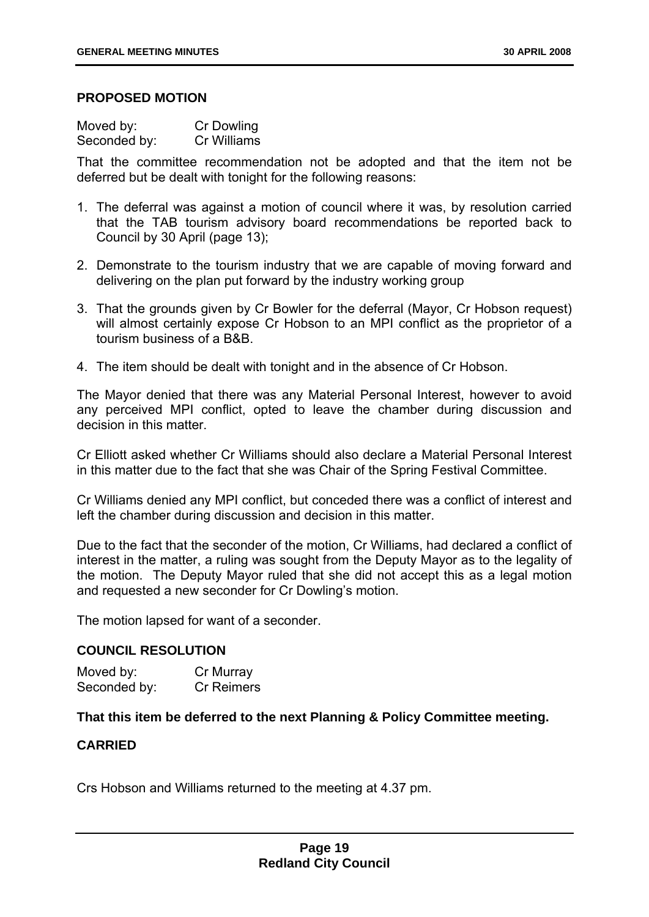### PROPOSED MOTION

Moved by: Cr Dowling
Seconded by: Cr Williams

That the committee recommendation not be adopted and that the item not be deferred but be dealt with tonight for the following reasons:

1. The deferral was against a motion of council where it was, by resolution carried that the TAB tourism advisory board recommendations be reported back to Council by 30 April (page 13);

2. Demonstrate to the tourism industry that we are capable of moving forward and delivering on the plan put forward by the industry working group

3. That the grounds given by Cr Bowler for the deferral (Mayor, Cr Hobson request) will almost certainly expose Cr Hobson to an MPI conflict as the proprietor of a tourism business of a B&B.

4. The item should be dealt with tonight and in the absence of Cr Hobson.

The Mayor denied that there was any Material Personal Interest, however to avoid any perceived MPI conflict, opted to leave the chamber during discussion and decision in this matter.

Cr Elliott asked whether Cr Williams should also declare a Material Personal Interest in this matter due to the fact that she was Chair of the Spring Festival Committee.

Cr Williams denied any MPI conflict, but conceded there was a conflict of interest and left the chamber during discussion and decision in this matter.

Due to the fact that the seconder of the motion, Cr Williams, had declared a conflict of interest in the matter, a ruling was sought from the Deputy Mayor as to the legality of the motion. The Deputy Mayor ruled that she did not accept this as a legal motion and requested a new seconder for Cr Dowling's motion.

The motion lapsed for want of a seconder.

### COUNCIL RESOLUTION

Moved by: Cr Murray
Seconded by: Cr Reimers

**That this item be deferred to the next Planning & Policy Committee meeting.**

**CARRIED**

Crs Hobson and Williams returned to the meeting at 4.37 pm.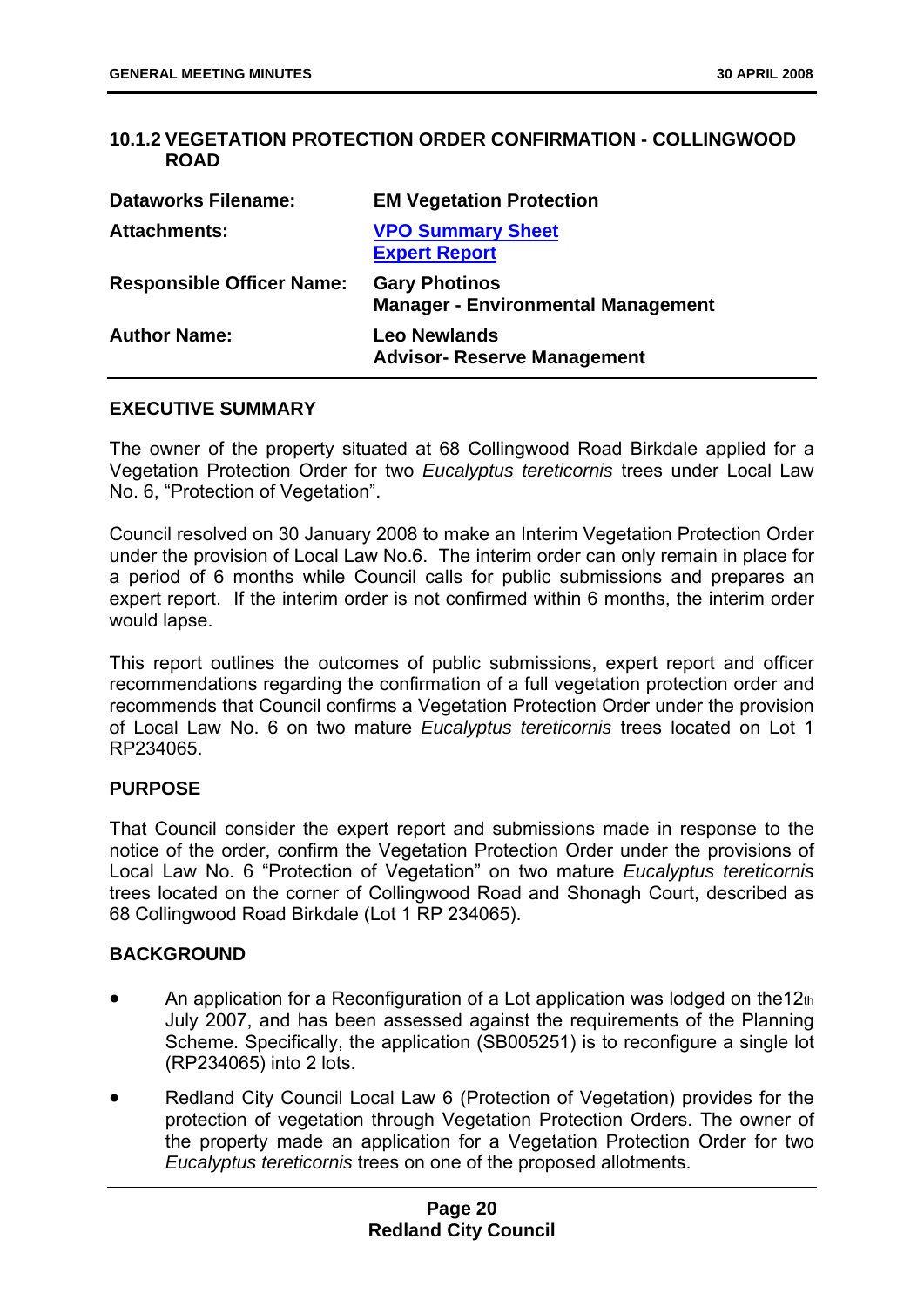### 10.1.2 VEGETATION PROTECTION ORDER CONFIRMATION - COLLINGWOOD ROAD

| | |
|---|---|
| **Dataworks Filename:** | **EM Vegetation Protection** |
| **Attachments:** | **VPO Summary Sheet**<br>**Expert Report** |
| **Responsible Officer Name:** | **Gary Photinos**<br>**Manager - Environmental Management** |
| **Author Name:** | **Leo Newlands**<br>**Advisor- Reserve Management** |

**EXECUTIVE SUMMARY**

The owner of the property situated at 68 Collingwood Road Birkdale applied for a Vegetation Protection Order for two *Eucalyptus tereticornis* trees under Local Law No. 6, "Protection of Vegetation".

Council resolved on 30 January 2008 to make an Interim Vegetation Protection Order under the provision of Local Law No.6. The interim order can only remain in place for a period of 6 months while Council calls for public submissions and prepares an expert report. If the interim order is not confirmed within 6 months, the interim order would lapse.

This report outlines the outcomes of public submissions, expert report and officer recommendations regarding the confirmation of a full vegetation protection order and recommends that Council confirms a Vegetation Protection Order under the provision of Local Law No. 6 on two mature *Eucalyptus tereticornis* trees located on Lot 1 RP234065.

**PURPOSE**

That Council consider the expert report and submissions made in response to the notice of the order, confirm the Vegetation Protection Order under the provisions of Local Law No. 6 "Protection of Vegetation" on two mature *Eucalyptus tereticornis* trees located on the corner of Collingwood Road and Shonagh Court, described as 68 Collingwood Road Birkdale (Lot 1 RP 234065).

**BACKGROUND**

- An application for a Reconfiguration of a Lot application was lodged on the12th July 2007, and has been assessed against the requirements of the Planning Scheme. Specifically, the application (SB005251) is to reconfigure a single lot (RP234065) into 2 lots.
- Redland City Council Local Law 6 (Protection of Vegetation) provides for the protection of vegetation through Vegetation Protection Orders. The owner of the property made an application for a Vegetation Protection Order for two *Eucalyptus tereticornis* trees on one of the proposed allotments.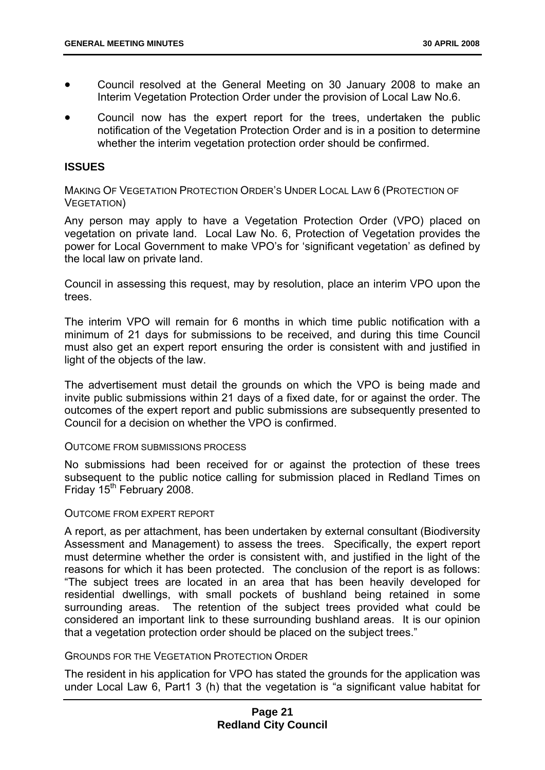- Council resolved at the General Meeting on 30 January 2008 to make an Interim Vegetation Protection Order under the provision of Local Law No.6.
- Council now has the expert report for the trees, undertaken the public notification of the Vegetation Protection Order and is in a position to determine whether the interim vegetation protection order should be confirmed.

## ISSUES

MAKING OF VEGETATION PROTECTION ORDER'S UNDER LOCAL LAW 6 (PROTECTION OF VEGETATION)

Any person may apply to have a Vegetation Protection Order (VPO) placed on vegetation on private land. Local Law No. 6, Protection of Vegetation provides the power for Local Government to make VPO's for 'significant vegetation' as defined by the local law on private land.

Council in assessing this request, may by resolution, place an interim VPO upon the trees.

The interim VPO will remain for 6 months in which time public notification with a minimum of 21 days for submissions to be received, and during this time Council must also get an expert report ensuring the order is consistent with and justified in light of the objects of the law.

The advertisement must detail the grounds on which the VPO is being made and invite public submissions within 21 days of a fixed date, for or against the order. The outcomes of the expert report and public submissions are subsequently presented to Council for a decision on whether the VPO is confirmed.

OUTCOME FROM SUBMISSIONS PROCESS

No submissions had been received for or against the protection of these trees subsequent to the public notice calling for submission placed in Redland Times on Friday 15th February 2008.

OUTCOME FROM EXPERT REPORT

A report, as per attachment, has been undertaken by external consultant (Biodiversity Assessment and Management) to assess the trees. Specifically, the expert report must determine whether the order is consistent with, and justified in the light of the reasons for which it has been protected. The conclusion of the report is as follows: "The subject trees are located in an area that has been heavily developed for residential dwellings, with small pockets of bushland being retained in some surrounding areas. The retention of the subject trees provided what could be considered an important link to these surrounding bushland areas. It is our opinion that a vegetation protection order should be placed on the subject trees."

GROUNDS FOR THE VEGETATION PROTECTION ORDER

The resident in his application for VPO has stated the grounds for the application was under Local Law 6, Part1 3 (h) that the vegetation is "a significant value habitat for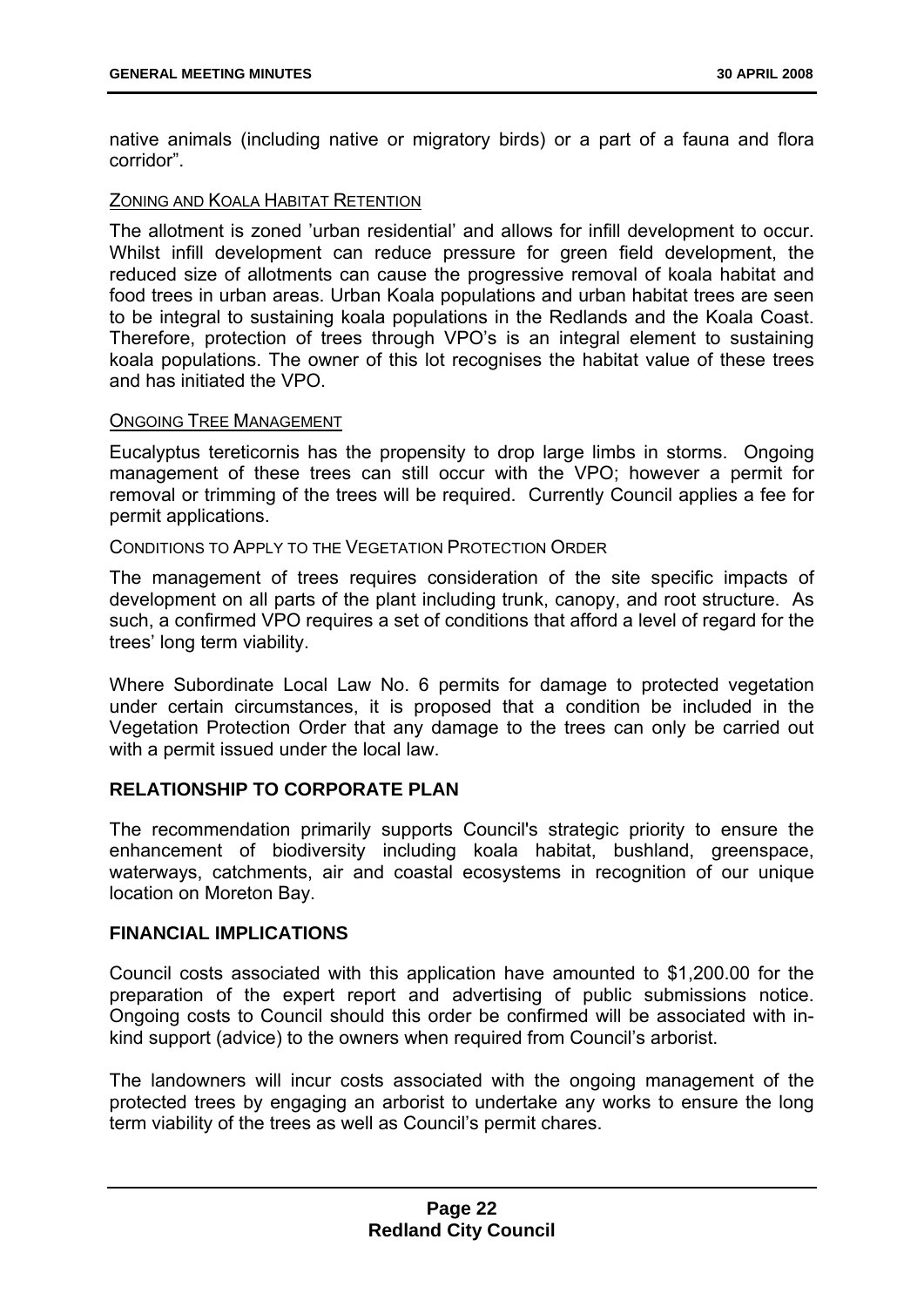native animals (including native or migratory birds) or a part of a fauna and flora corridor".

ZONING AND KOALA HABITAT RETENTION

The allotment is zoned 'urban residential' and allows for infill development to occur. Whilst infill development can reduce pressure for green field development, the reduced size of allotments can cause the progressive removal of koala habitat and food trees in urban areas. Urban Koala populations and urban habitat trees are seen to be integral to sustaining koala populations in the Redlands and the Koala Coast. Therefore, protection of trees through VPO's is an integral element to sustaining koala populations. The owner of this lot recognises the habitat value of these trees and has initiated the VPO.

ONGOING TREE MANAGEMENT

Eucalyptus tereticornis has the propensity to drop large limbs in storms. Ongoing management of these trees can still occur with the VPO; however a permit for removal or trimming of the trees will be required. Currently Council applies a fee for permit applications.

CONDITIONS TO APPLY TO THE VEGETATION PROTECTION ORDER

The management of trees requires consideration of the site specific impacts of development on all parts of the plant including trunk, canopy, and root structure. As such, a confirmed VPO requires a set of conditions that afford a level of regard for the trees' long term viability.

Where Subordinate Local Law No. 6 permits for damage to protected vegetation under certain circumstances, it is proposed that a condition be included in the Vegetation Protection Order that any damage to the trees can only be carried out with a permit issued under the local law.

## RELATIONSHIP TO CORPORATE PLAN

The recommendation primarily supports Council's strategic priority to ensure the enhancement of biodiversity including koala habitat, bushland, greenspace, waterways, catchments, air and coastal ecosystems in recognition of our unique location on Moreton Bay.

## FINANCIAL IMPLICATIONS

Council costs associated with this application have amounted to $1,200.00 for the preparation of the expert report and advertising of public submissions notice. Ongoing costs to Council should this order be confirmed will be associated with in-kind support (advice) to the owners when required from Council's arborist.

The landowners will incur costs associated with the ongoing management of the protected trees by engaging an arborist to undertake any works to ensure the long term viability of the trees as well as Council's permit chares.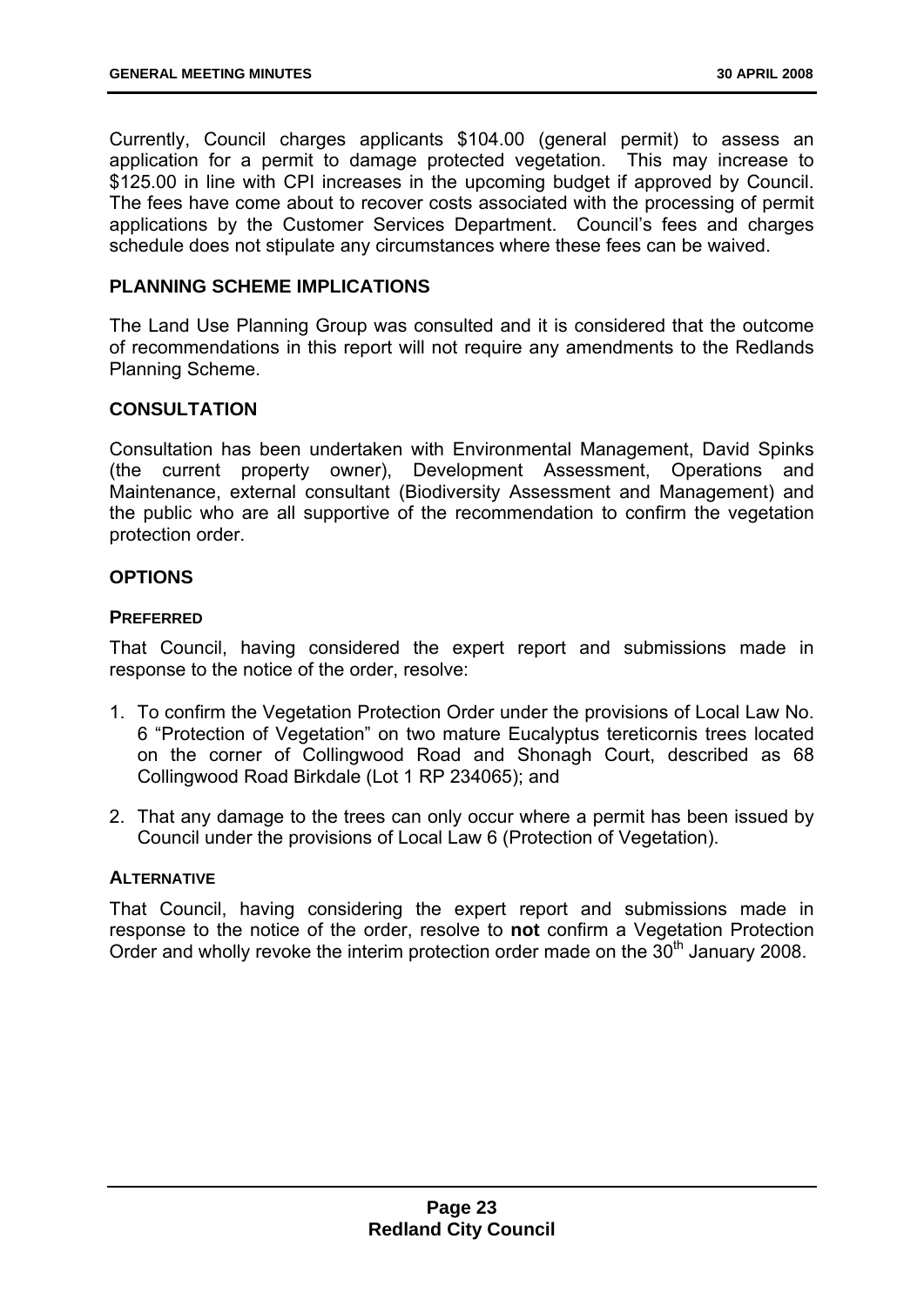Currently, Council charges applicants $104.00 (general permit) to assess an application for a permit to damage protected vegetation. This may increase to $125.00 in line with CPI increases in the upcoming budget if approved by Council. The fees have come about to recover costs associated with the processing of permit applications by the Customer Services Department. Council's fees and charges schedule does not stipulate any circumstances where these fees can be waived.

## PLANNING SCHEME IMPLICATIONS

The Land Use Planning Group was consulted and it is considered that the outcome of recommendations in this report will not require any amendments to the Redlands Planning Scheme.

## CONSULTATION

Consultation has been undertaken with Environmental Management, David Spinks (the current property owner), Development Assessment, Operations and Maintenance, external consultant (Biodiversity Assessment and Management) and the public who are all supportive of the recommendation to confirm the vegetation protection order.

## OPTIONS

### PREFERRED

That Council, having considered the expert report and submissions made in response to the notice of the order, resolve:

1. To confirm the Vegetation Protection Order under the provisions of Local Law No. 6 "Protection of Vegetation" on two mature Eucalyptus tereticornis trees located on the corner of Collingwood Road and Shonagh Court, described as 68 Collingwood Road Birkdale (Lot 1 RP 234065); and
2. That any damage to the trees can only occur where a permit has been issued by Council under the provisions of Local Law 6 (Protection of Vegetation).

### ALTERNATIVE

That Council, having considering the expert report and submissions made in response to the notice of the order, resolve to **not** confirm a Vegetation Protection Order and wholly revoke the interim protection order made on the 30th January 2008.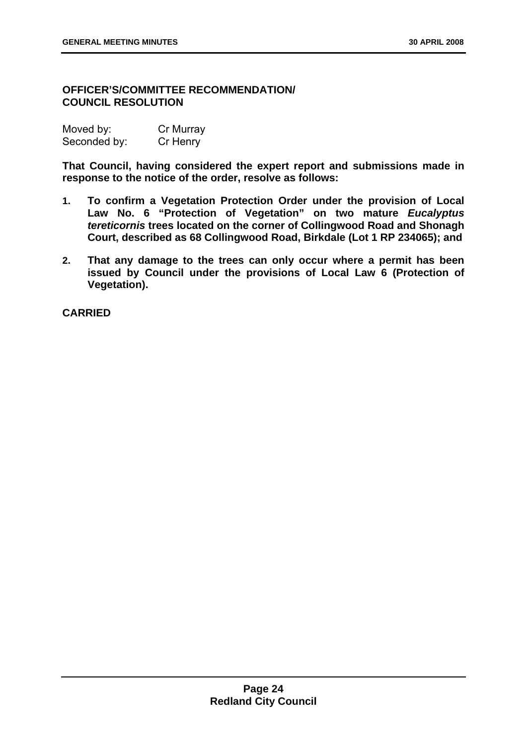**OFFICER'S/COMMITTEE RECOMMENDATION/ COUNCIL RESOLUTION**

Moved by: Cr Murray
Seconded by: Cr Henry

**That Council, having considered the expert report and submissions made in response to the notice of the order, resolve as follows:**

1. **To confirm a Vegetation Protection Order under the provision of Local Law No. 6 "Protection of Vegetation" on two mature *Eucalyptus tereticornis* trees located on the corner of Collingwood Road and Shonagh Court, described as 68 Collingwood Road, Birkdale (Lot 1 RP 234065); and**
2. **That any damage to the trees can only occur where a permit has been issued by Council under the provisions of Local Law 6 (Protection of Vegetation).**

**CARRIED**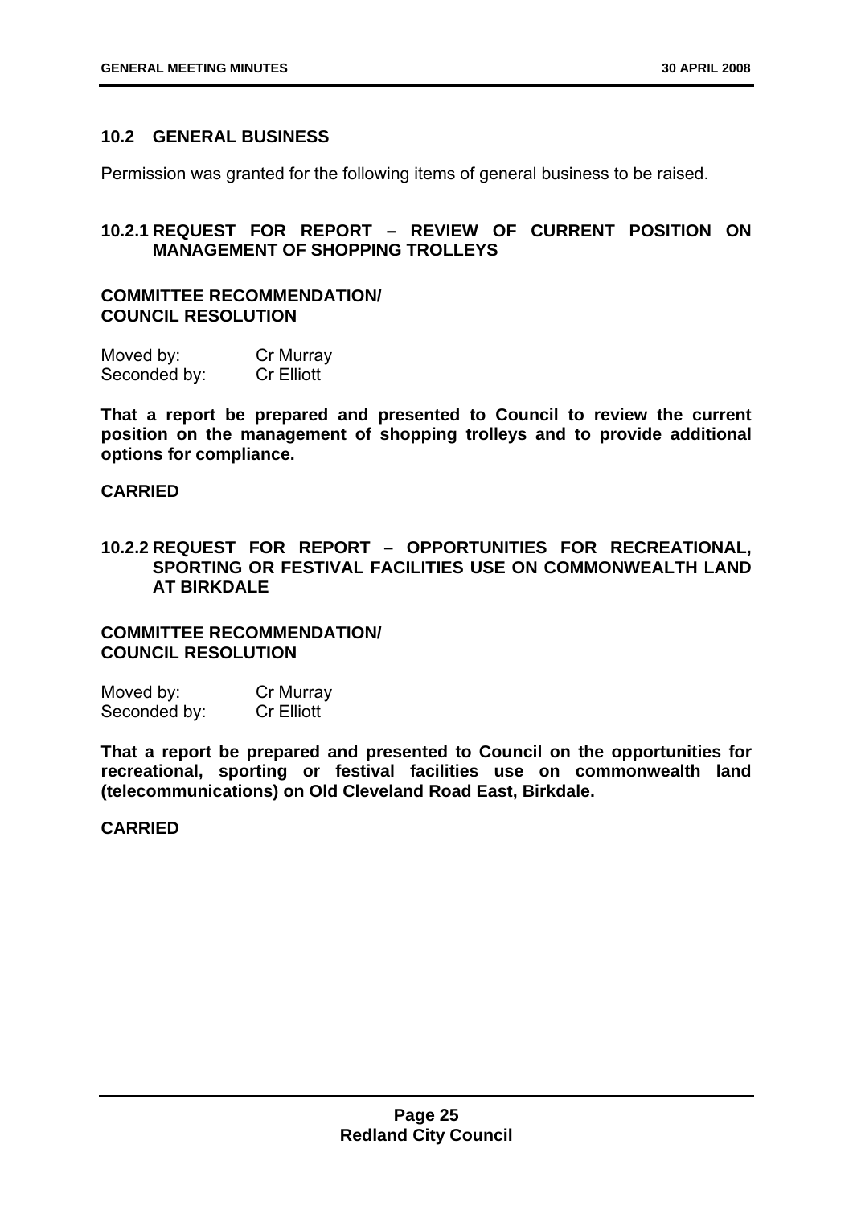## 10.2 GENERAL BUSINESS

Permission was granted for the following items of general business to be raised.

### 10.2.1 REQUEST FOR REPORT – REVIEW OF CURRENT POSITION ON MANAGEMENT OF SHOPPING TROLLEYS

**COMMITTEE RECOMMENDATION/
COUNCIL RESOLUTION**

Moved by: Cr Murray
Seconded by: Cr Elliott

**That a report be prepared and presented to Council to review the current position on the management of shopping trolleys and to provide additional options for compliance.**

**CARRIED**

### 10.2.2 REQUEST FOR REPORT – OPPORTUNITIES FOR RECREATIONAL, SPORTING OR FESTIVAL FACILITIES USE ON COMMONWEALTH LAND AT BIRKDALE

**COMMITTEE RECOMMENDATION/
COUNCIL RESOLUTION**

Moved by: Cr Murray
Seconded by: Cr Elliott

**That a report be prepared and presented to Council on the opportunities for recreational, sporting or festival facilities use on commonwealth land (telecommunications) on Old Cleveland Road East, Birkdale.**

**CARRIED**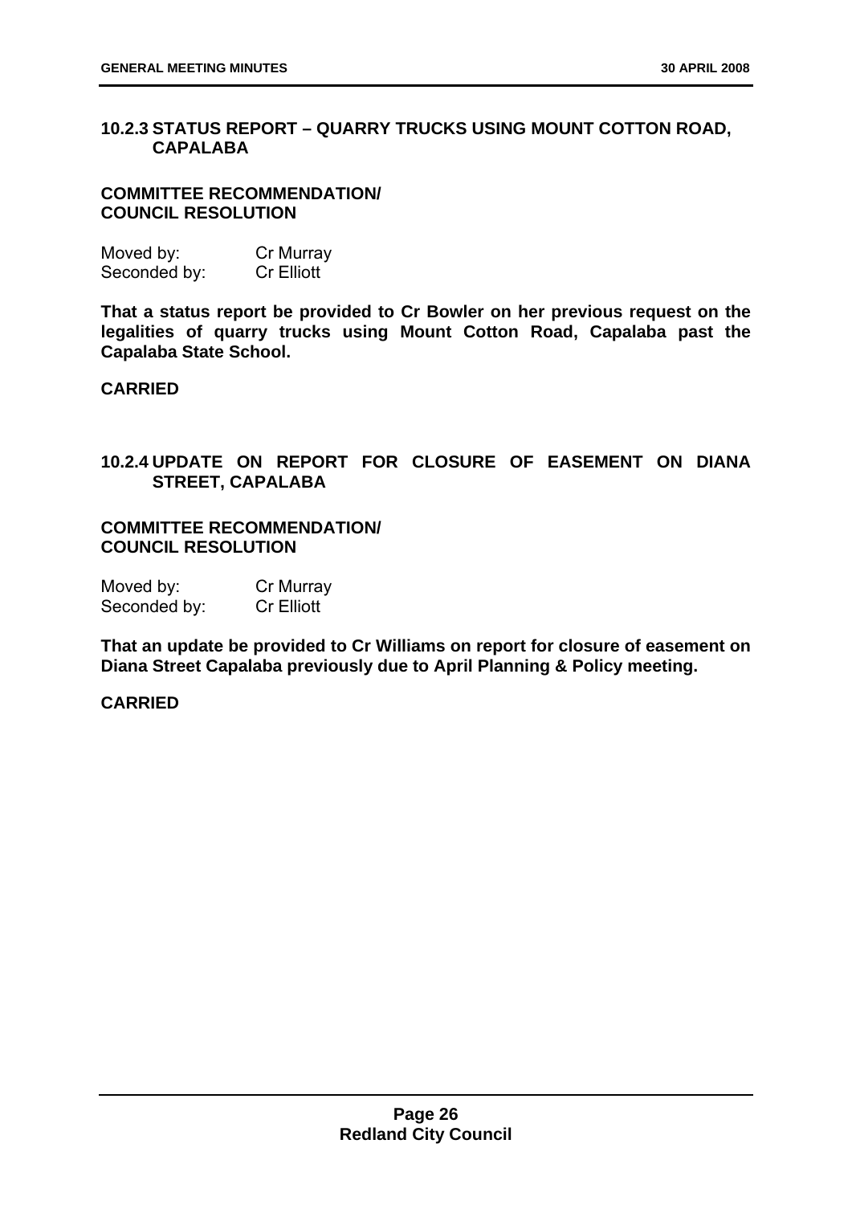### 10.2.3 STATUS REPORT – QUARRY TRUCKS USING MOUNT COTTON ROAD, CAPALABA

**COMMITTEE RECOMMENDATION/ COUNCIL RESOLUTION**

Moved by: Cr Murray
Seconded by: Cr Elliott

**That a status report be provided to Cr Bowler on her previous request on the legalities of quarry trucks using Mount Cotton Road, Capalaba past the Capalaba State School.**

**CARRIED**

### 10.2.4 UPDATE ON REPORT FOR CLOSURE OF EASEMENT ON DIANA STREET, CAPALABA

**COMMITTEE RECOMMENDATION/ COUNCIL RESOLUTION**

Moved by: Cr Murray
Seconded by: Cr Elliott

**That an update be provided to Cr Williams on report for closure of easement on Diana Street Capalaba previously due to April Planning & Policy meeting.**

**CARRIED**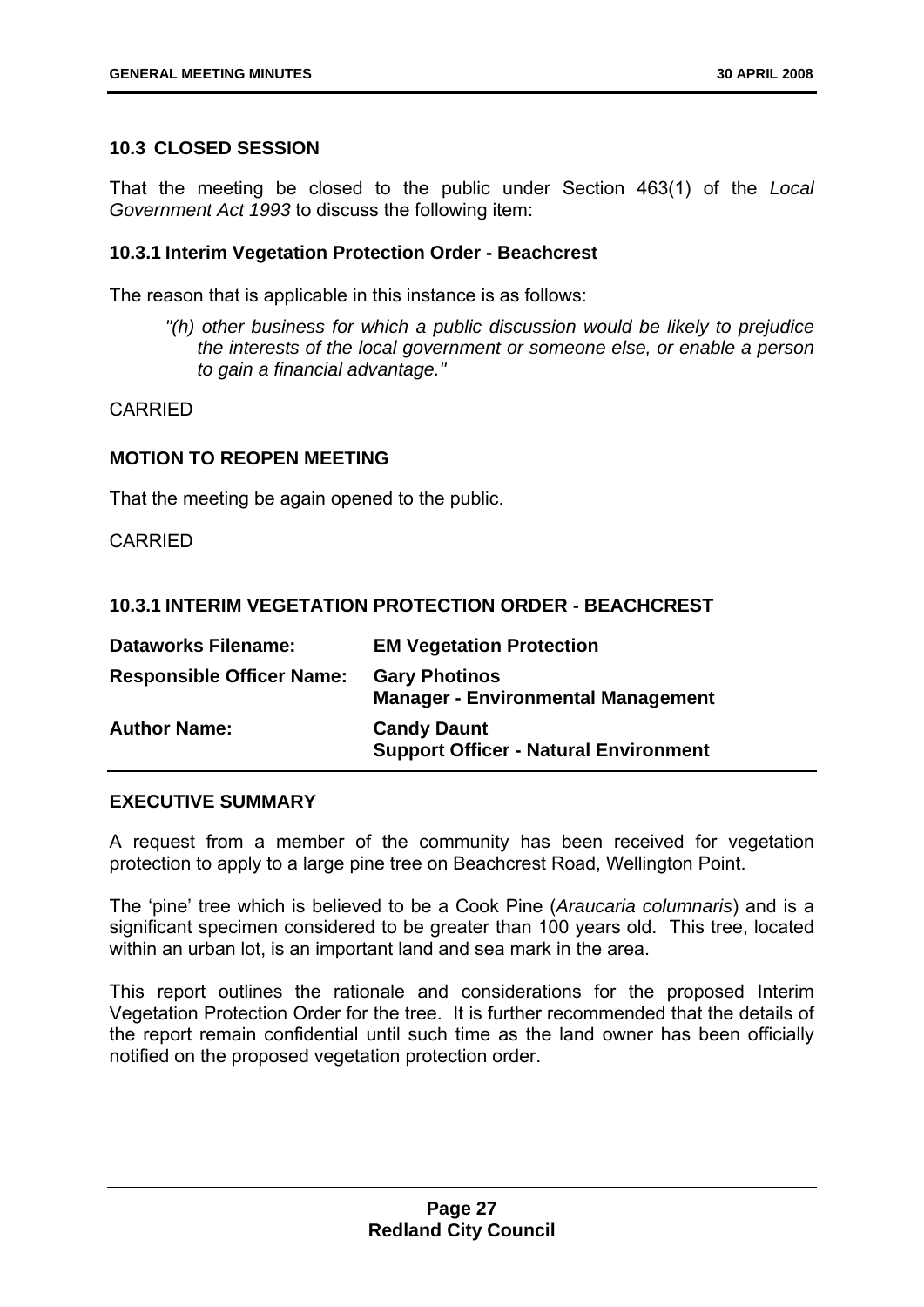## 10.3 CLOSED SESSION

That the meeting be closed to the public under Section 463(1) of the *Local Government Act 1993* to discuss the following item:

### 10.3.1 Interim Vegetation Protection Order - Beachcrest

The reason that is applicable in this instance is as follows:

> *"(h) other business for which a public discussion would be likely to prejudice the interests of the local government or someone else, or enable a person to gain a financial advantage."*

CARRIED

**MOTION TO REOPEN MEETING**

That the meeting be again opened to the public.

CARRIED

### 10.3.1 INTERIM VEGETATION PROTECTION ORDER - BEACHCREST

| | |
|---|---|
| **Dataworks Filename:** | **EM Vegetation Protection** |
| **Responsible Officer Name:** | **Gary Photinos**<br>**Manager - Environmental Management** |
| **Author Name:** | **Candy Daunt**<br>**Support Officer - Natural Environment** |

**EXECUTIVE SUMMARY**

A request from a member of the community has been received for vegetation protection to apply to a large pine tree on Beachcrest Road, Wellington Point.

The 'pine' tree which is believed to be a Cook Pine (*Araucaria columnaris*) and is a significant specimen considered to be greater than 100 years old. This tree, located within an urban lot, is an important land and sea mark in the area.

This report outlines the rationale and considerations for the proposed Interim Vegetation Protection Order for the tree. It is further recommended that the details of the report remain confidential until such time as the land owner has been officially notified on the proposed vegetation protection order.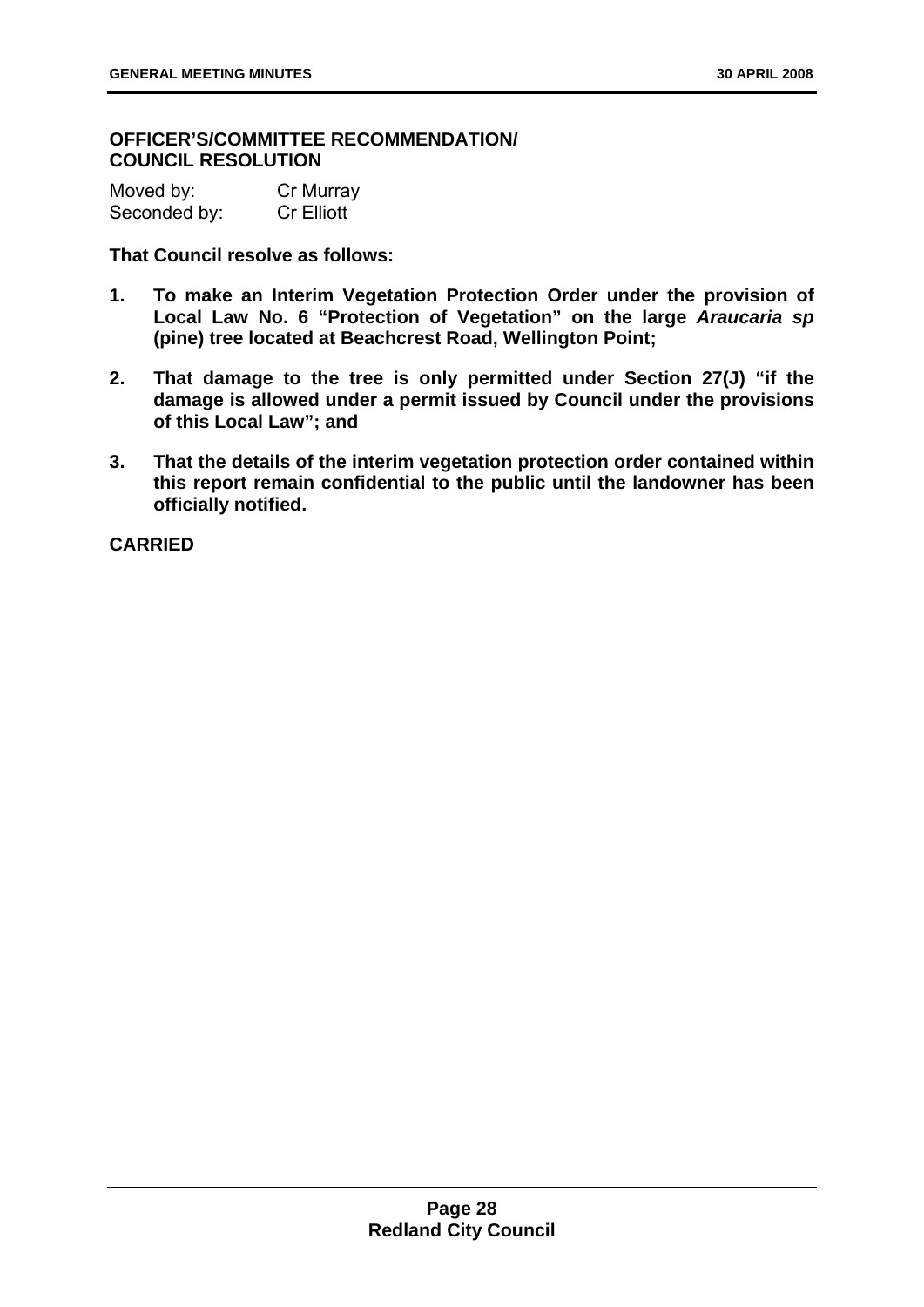**OFFICER'S/COMMITTEE RECOMMENDATION/ COUNCIL RESOLUTION**

Moved by: Cr Murray
Seconded by: Cr Elliott

**That Council resolve as follows:**

1. **To make an Interim Vegetation Protection Order under the provision of Local Law No. 6 "Protection of Vegetation" on the large *Araucaria sp* (pine) tree located at Beachcrest Road, Wellington Point;**

2. **That damage to the tree is only permitted under Section 27(J) "if the damage is allowed under a permit issued by Council under the provisions of this Local Law"; and**

3. **That the details of the interim vegetation protection order contained within this report remain confidential to the public until the landowner has been officially notified.**

**CARRIED**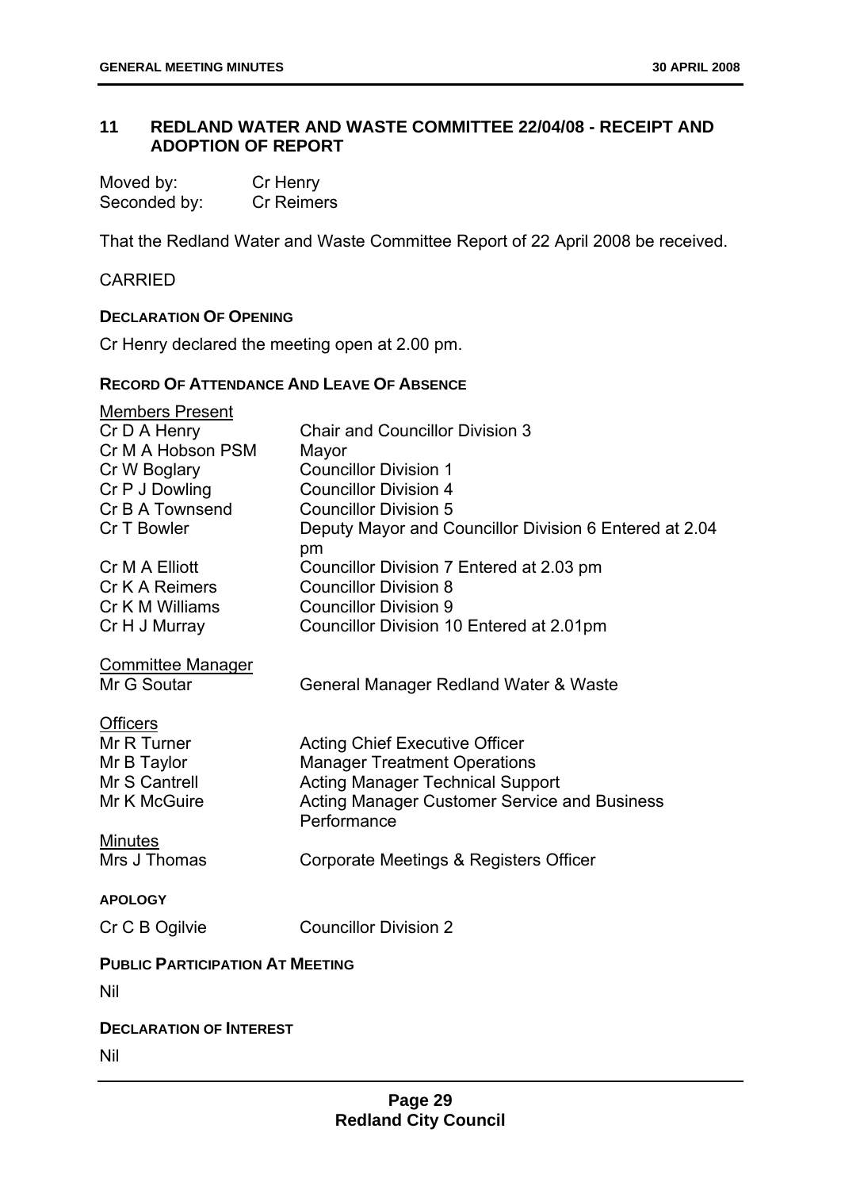## 11 REDLAND WATER AND WASTE COMMITTEE 22/04/08 - RECEIPT AND ADOPTION OF REPORT

Moved by: Cr Henry
Seconded by: Cr Reimers

That the Redland Water and Waste Committee Report of 22 April 2008 be received.

CARRIED

### DECLARATION OF OPENING

Cr Henry declared the meeting open at 2.00 pm.

### RECORD OF ATTENDANCE AND LEAVE OF ABSENCE

Members Present

| | |
|---|---|
| Cr D A Henry | Chair and Councillor Division 3 |
| Cr M A Hobson PSM | Mayor |
| Cr W Boglary | Councillor Division 1 |
| Cr P J Dowling | Councillor Division 4 |
| Cr B A Townsend | Councillor Division 5 |
| Cr T Bowler | Deputy Mayor and Councillor Division 6 Entered at 2.04 pm |
| Cr M A Elliott | Councillor Division 7 Entered at 2.03 pm |
| Cr K A Reimers | Councillor Division 8 |
| Cr K M Williams | Councillor Division 9 |
| Cr H J Murray | Councillor Division 10 Entered at 2.01pm |

Committee Manager

| | |
|---|---|
| Mr G Soutar | General Manager Redland Water & Waste |

Officers

| | |
|---|---|
| Mr R Turner | Acting Chief Executive Officer |
| Mr B Taylor | Manager Treatment Operations |
| Mr S Cantrell | Acting Manager Technical Support |
| Mr K McGuire | Acting Manager Customer Service and Business Performance |

Minutes

| | |
|---|---|
| Mrs J Thomas | Corporate Meetings & Registers Officer |

### APOLOGY

| | |
|---|---|
| Cr C B Ogilvie | Councillor Division 2 |

### PUBLIC PARTICIPATION AT MEETING

Nil

### DECLARATION OF INTEREST

Nil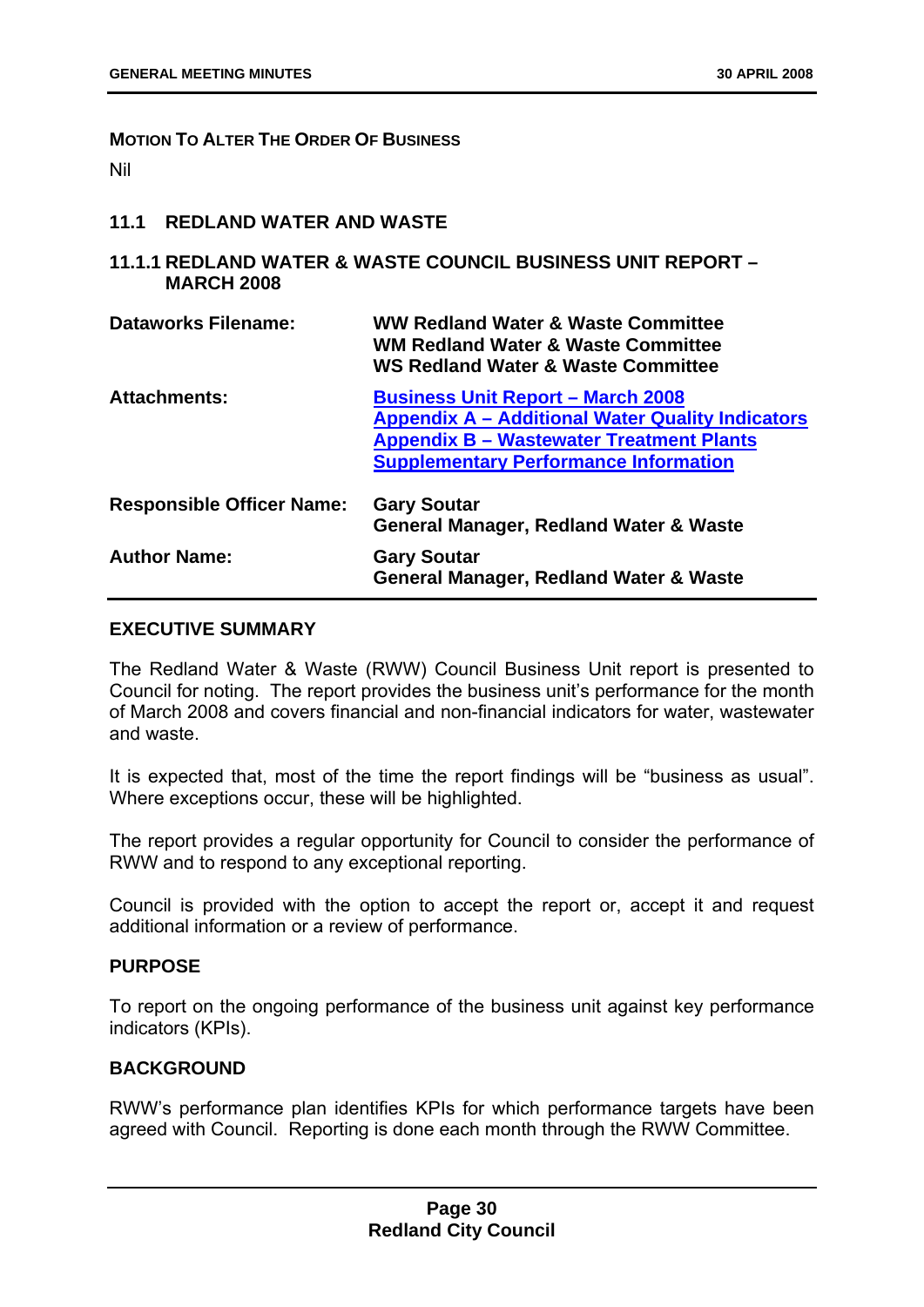**MOTION TO ALTER THE ORDER OF BUSINESS**

Nil

## 11.1 REDLAND WATER AND WASTE

### 11.1.1 REDLAND WATER & WASTE COUNCIL BUSINESS UNIT REPORT – MARCH 2008

| | |
|---|---|
| **Dataworks Filename:** | **WW Redland Water & Waste Committee**<br>**WM Redland Water & Waste Committee**<br>**WS Redland Water & Waste Committee** |
| **Attachments:** | **Business Unit Report – March 2008**<br>**Appendix A – Additional Water Quality Indicators**<br>**Appendix B – Wastewater Treatment Plants Supplementary Performance Information** |
| **Responsible Officer Name:** | **Gary Soutar**<br>**General Manager, Redland Water & Waste** |
| **Author Name:** | **Gary Soutar**<br>**General Manager, Redland Water & Waste** |

**EXECUTIVE SUMMARY**

The Redland Water & Waste (RWW) Council Business Unit report is presented to Council for noting. The report provides the business unit's performance for the month of March 2008 and covers financial and non-financial indicators for water, wastewater and waste.

It is expected that, most of the time the report findings will be "business as usual". Where exceptions occur, these will be highlighted.

The report provides a regular opportunity for Council to consider the performance of RWW and to respond to any exceptional reporting.

Council is provided with the option to accept the report or, accept it and request additional information or a review of performance.

**PURPOSE**

To report on the ongoing performance of the business unit against key performance indicators (KPIs).

**BACKGROUND**

RWW's performance plan identifies KPIs for which performance targets have been agreed with Council. Reporting is done each month through the RWW Committee.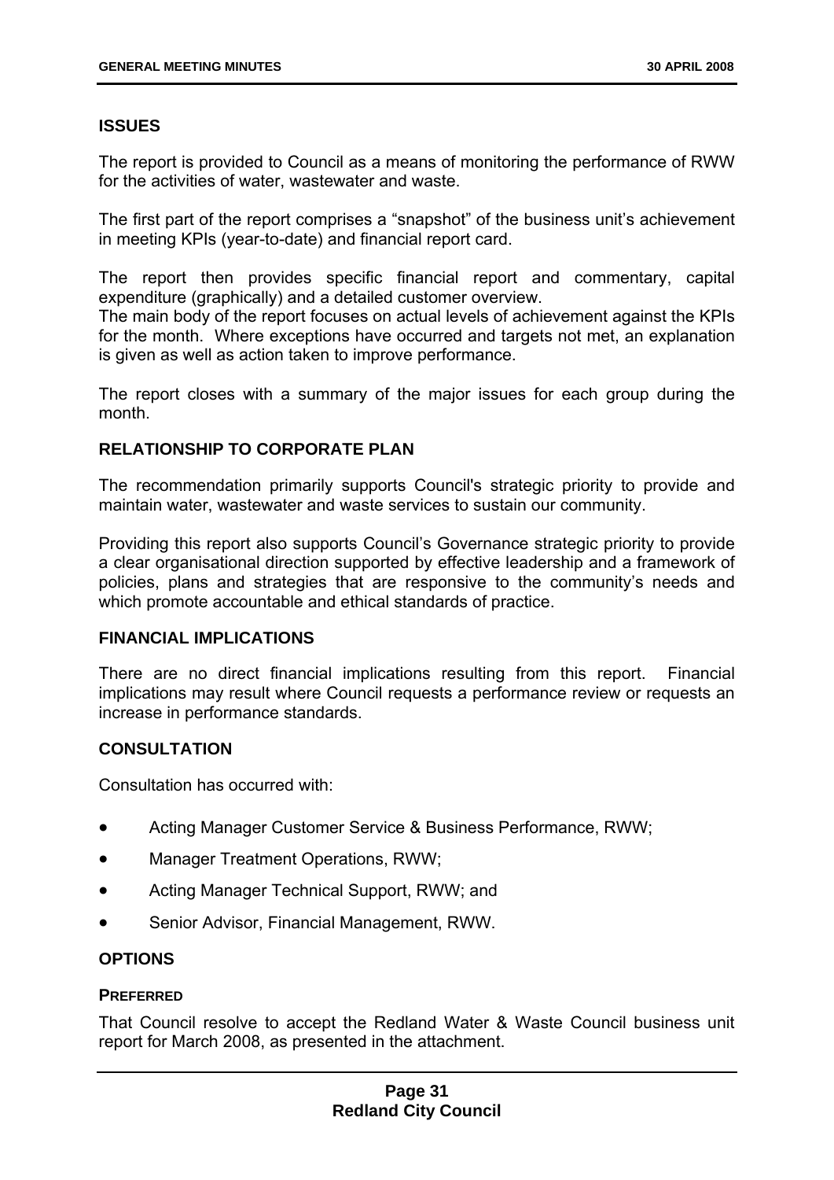## ISSUES

The report is provided to Council as a means of monitoring the performance of RWW for the activities of water, wastewater and waste.

The first part of the report comprises a "snapshot" of the business unit's achievement in meeting KPIs (year-to-date) and financial report card.

The report then provides specific financial report and commentary, capital expenditure (graphically) and a detailed customer overview.
The main body of the report focuses on actual levels of achievement against the KPIs for the month. Where exceptions have occurred and targets not met, an explanation is given as well as action taken to improve performance.

The report closes with a summary of the major issues for each group during the month.

## RELATIONSHIP TO CORPORATE PLAN

The recommendation primarily supports Council's strategic priority to provide and maintain water, wastewater and waste services to sustain our community.

Providing this report also supports Council's Governance strategic priority to provide a clear organisational direction supported by effective leadership and a framework of policies, plans and strategies that are responsive to the community's needs and which promote accountable and ethical standards of practice.

## FINANCIAL IMPLICATIONS

There are no direct financial implications resulting from this report. Financial implications may result where Council requests a performance review or requests an increase in performance standards.

## CONSULTATION

Consultation has occurred with:

- Acting Manager Customer Service & Business Performance, RWW;
- Manager Treatment Operations, RWW;
- Acting Manager Technical Support, RWW; and
- Senior Advisor, Financial Management, RWW.

## OPTIONS

### PREFERRED

That Council resolve to accept the Redland Water & Waste Council business unit report for March 2008, as presented in the attachment.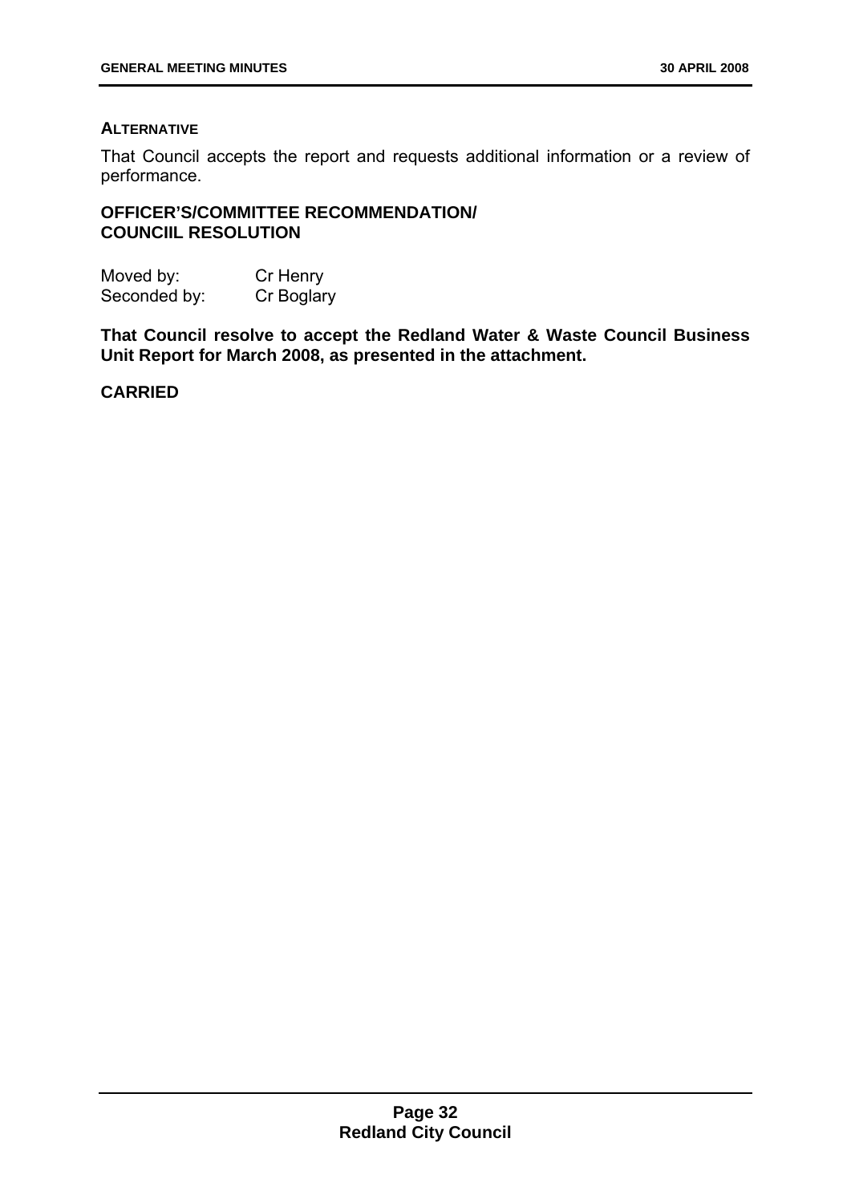**ALTERNATIVE**

That Council accepts the report and requests additional information or a review of performance.

**OFFICER'S/COMMITTEE RECOMMENDATION/ COUNCIIL RESOLUTION**

Moved by: Cr Henry
Seconded by: Cr Boglary

**That Council resolve to accept the Redland Water & Waste Council Business Unit Report for March 2008, as presented in the attachment.**

**CARRIED**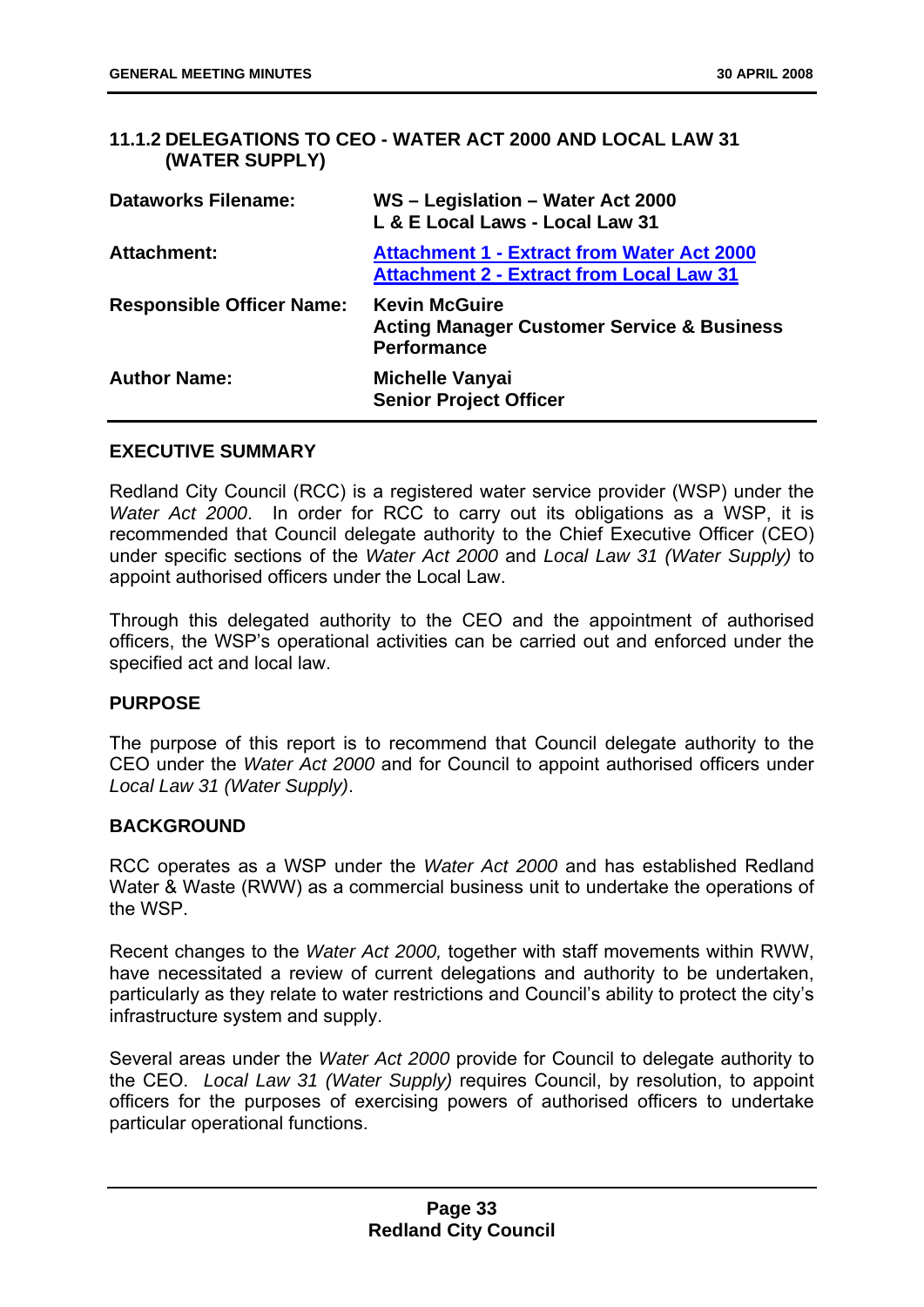### 11.1.2 DELEGATIONS TO CEO - WATER ACT 2000 AND LOCAL LAW 31 (WATER SUPPLY)

| | |
|---|---|
| **Dataworks Filename:** | **WS – Legislation – Water Act 2000**<br>**L & E Local Laws - Local Law 31** |
| **Attachment:** | **Attachment 1 - Extract from Water Act 2000**<br>**Attachment 2 - Extract from Local Law 31** |
| **Responsible Officer Name:** | **Kevin McGuire**<br>**Acting Manager Customer Service & Business Performance** |
| **Author Name:** | **Michelle Vanyai**<br>**Senior Project Officer** |

#### EXECUTIVE SUMMARY

Redland City Council (RCC) is a registered water service provider (WSP) under the *Water Act 2000*. In order for RCC to carry out its obligations as a WSP, it is recommended that Council delegate authority to the Chief Executive Officer (CEO) under specific sections of the *Water Act 2000* and *Local Law 31 (Water Supply)* to appoint authorised officers under the Local Law.

Through this delegated authority to the CEO and the appointment of authorised officers, the WSP's operational activities can be carried out and enforced under the specified act and local law.

#### PURPOSE

The purpose of this report is to recommend that Council delegate authority to the CEO under the *Water Act 2000* and for Council to appoint authorised officers under *Local Law 31 (Water Supply)*.

#### BACKGROUND

RCC operates as a WSP under the *Water Act 2000* and has established Redland Water & Waste (RWW) as a commercial business unit to undertake the operations of the WSP.

Recent changes to the *Water Act 2000,* together with staff movements within RWW, have necessitated a review of current delegations and authority to be undertaken, particularly as they relate to water restrictions and Council's ability to protect the city's infrastructure system and supply.

Several areas under the *Water Act 2000* provide for Council to delegate authority to the CEO. *Local Law 31 (Water Supply)* requires Council, by resolution, to appoint officers for the purposes of exercising powers of authorised officers to undertake particular operational functions.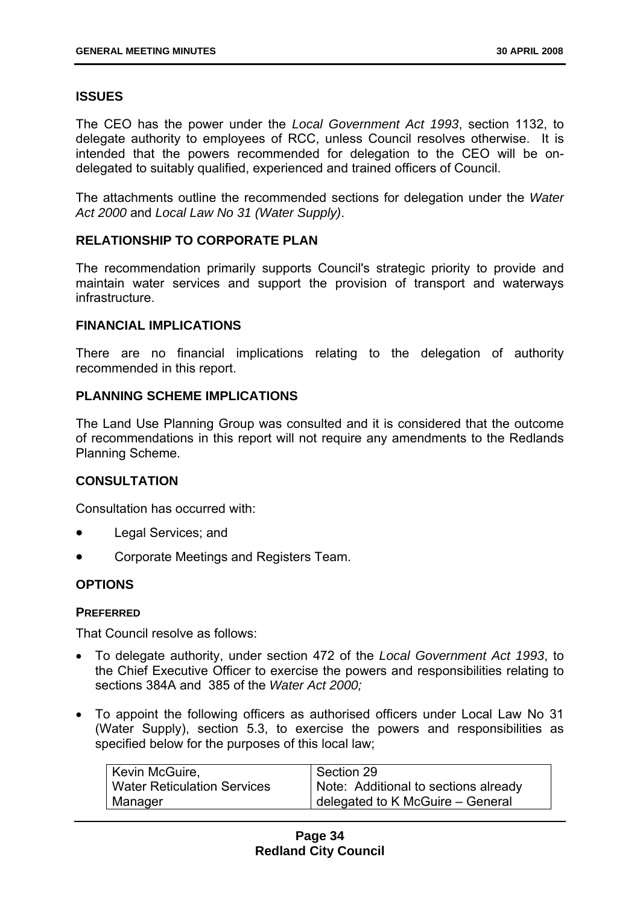**ISSUES**

The CEO has the power under the *Local Government Act 1993*, section 1132, to delegate authority to employees of RCC, unless Council resolves otherwise. It is intended that the powers recommended for delegation to the CEO will be on-delegated to suitably qualified, experienced and trained officers of Council.

The attachments outline the recommended sections for delegation under the *Water Act 2000* and *Local Law No 31 (Water Supply)*.

**RELATIONSHIP TO CORPORATE PLAN**

The recommendation primarily supports Council's strategic priority to provide and maintain water services and support the provision of transport and waterways infrastructure.

**FINANCIAL IMPLICATIONS**

There are no financial implications relating to the delegation of authority recommended in this report.

**PLANNING SCHEME IMPLICATIONS**

The Land Use Planning Group was consulted and it is considered that the outcome of recommendations in this report will not require any amendments to the Redlands Planning Scheme.

**CONSULTATION**

Consultation has occurred with:

- Legal Services; and
- Corporate Meetings and Registers Team.

**OPTIONS**

**PREFERRED**

That Council resolve as follows:

- To delegate authority, under section 472 of the *Local Government Act 1993*, to the Chief Executive Officer to exercise the powers and responsibilities relating to sections 384A and 385 of the *Water Act 2000;*
- To appoint the following officers as authorised officers under Local Law No 31 (Water Supply), section 5.3, to exercise the powers and responsibilities as specified below for the purposes of this local law;

| Kevin McGuire, Water Reticulation Services Manager | Section 29 Note: Additional to sections already delegated to K McGuire – General |
|---|---|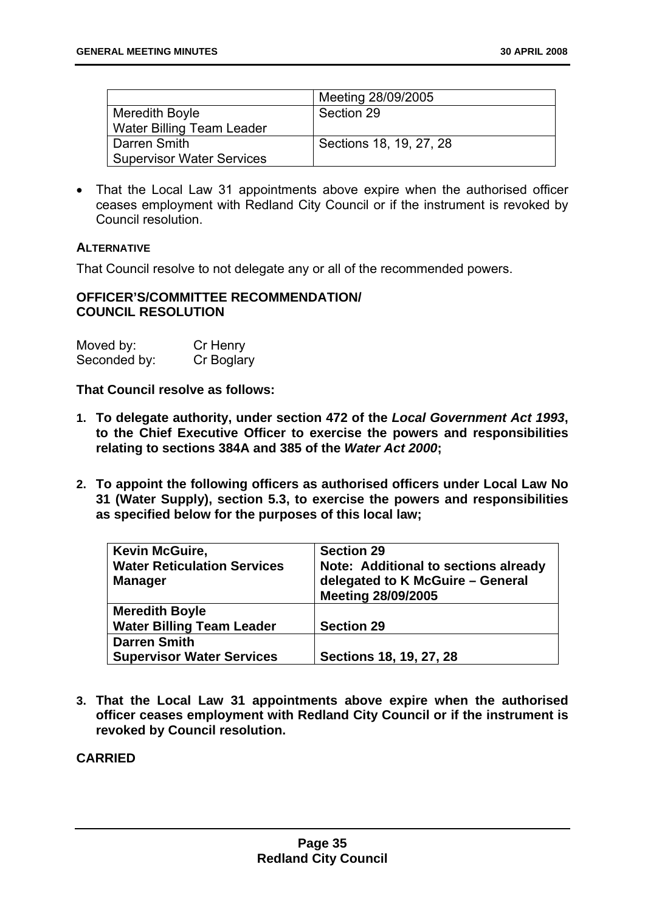| | Meeting 28/09/2005 |
|---|---|
| Meredith Boyle<br>Water Billing Team Leader | Section 29 |
| Darren Smith<br>Supervisor Water Services | Sections 18, 19, 27, 28 |

- That the Local Law 31 appointments above expire when the authorised officer ceases employment with Redland City Council or if the instrument is revoked by Council resolution.

**ALTERNATIVE**

That Council resolve to not delegate any or all of the recommended powers.

**OFFICER'S/COMMITTEE RECOMMENDATION/
COUNCIL RESOLUTION**

Moved by: Cr Henry
Seconded by: Cr Boglary

**That Council resolve as follows:**

1. **To delegate authority, under section 472 of the *Local Government Act 1993*, to the Chief Executive Officer to exercise the powers and responsibilities relating to sections 384A and 385 of the *Water Act 2000*;**

2. **To appoint the following officers as authorised officers under Local Law No 31 (Water Supply), section 5.3, to exercise the powers and responsibilities as specified below for the purposes of this local law;**

| **Kevin McGuire,<br>Water Reticulation Services Manager** | **Section 29<br>Note: Additional to sections already delegated to K McGuire – General Meeting 28/09/2005** |
|---|---|
| **Meredith Boyle<br>Water Billing Team Leader** | **Section 29** |
| **Darren Smith<br>Supervisor Water Services** | **Sections 18, 19, 27, 28** |

3. **That the Local Law 31 appointments above expire when the authorised officer ceases employment with Redland City Council or if the instrument is revoked by Council resolution.**

**CARRIED**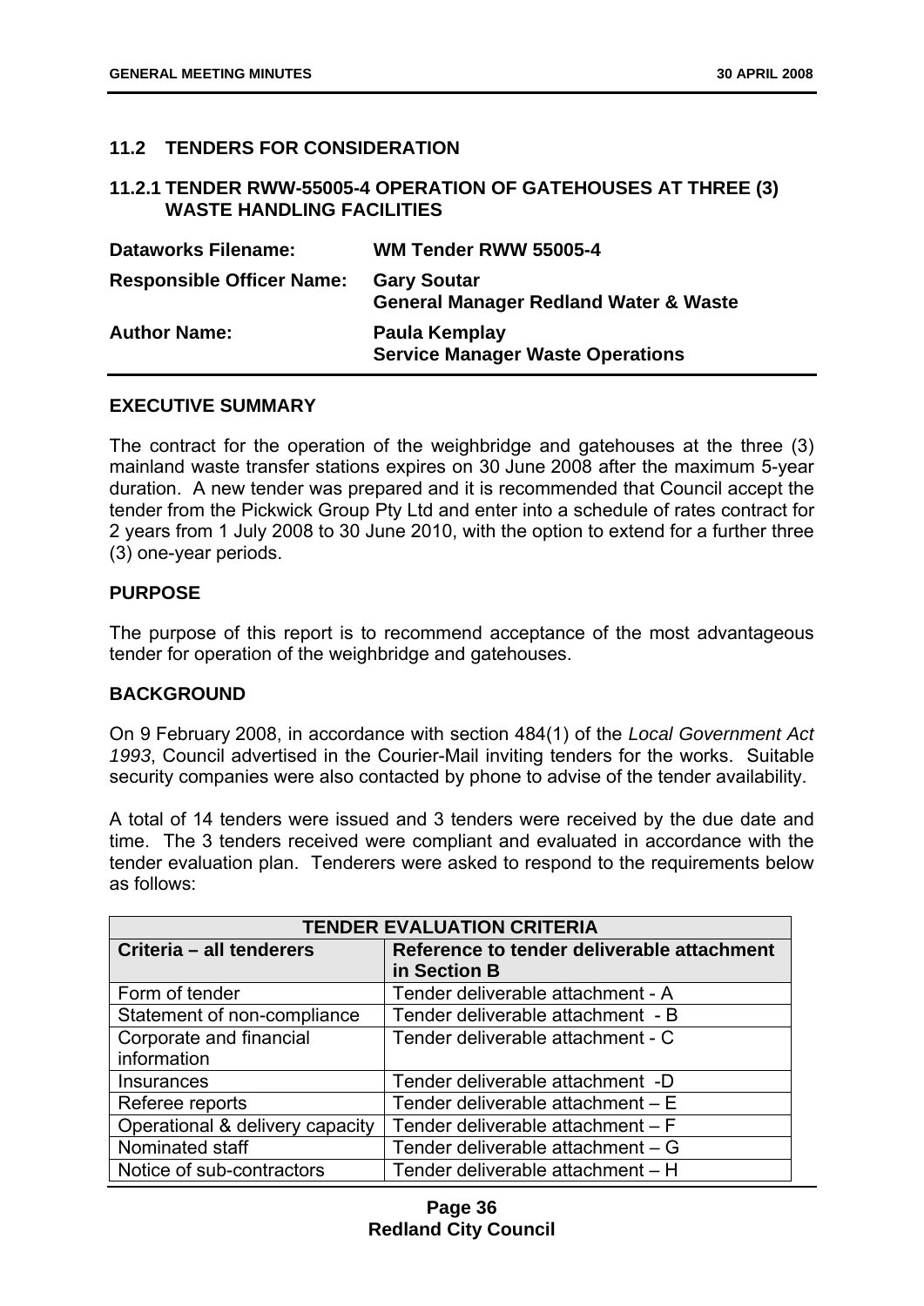## 11.2 TENDERS FOR CONSIDERATION

### 11.2.1 TENDER RWW-55005-4 OPERATION OF GATEHOUSES AT THREE (3) WASTE HANDLING FACILITIES

| | |
|---|---|
| **Dataworks Filename:** | **WM Tender RWW 55005-4** |
| **Responsible Officer Name:** | **Gary Soutar**<br>**General Manager Redland Water & Waste** |
| **Author Name:** | **Paula Kemplay**<br>**Service Manager Waste Operations** |

**EXECUTIVE SUMMARY**

The contract for the operation of the weighbridge and gatehouses at the three (3) mainland waste transfer stations expires on 30 June 2008 after the maximum 5-year duration. A new tender was prepared and it is recommended that Council accept the tender from the Pickwick Group Pty Ltd and enter into a schedule of rates contract for 2 years from 1 July 2008 to 30 June 2010, with the option to extend for a further three (3) one-year periods.

**PURPOSE**

The purpose of this report is to recommend acceptance of the most advantageous tender for operation of the weighbridge and gatehouses.

**BACKGROUND**

On 9 February 2008, in accordance with section 484(1) of the *Local Government Act 1993*, Council advertised in the Courier-Mail inviting tenders for the works. Suitable security companies were also contacted by phone to advise of the tender availability.

A total of 14 tenders were issued and 3 tenders were received by the due date and time. The 3 tenders received were compliant and evaluated in accordance with the tender evaluation plan. Tenderers were asked to respond to the requirements below as follows:

| **TENDER EVALUATION CRITERIA** | |
|---|---|
| **Criteria – all tenderers** | **Reference to tender deliverable attachment in Section B** |
| Form of tender | Tender deliverable attachment - A |
| Statement of non-compliance | Tender deliverable attachment - B |
| Corporate and financial information | Tender deliverable attachment - C |
| Insurances | Tender deliverable attachment -D |
| Referee reports | Tender deliverable attachment – E |
| Operational & delivery capacity | Tender deliverable attachment – F |
| Nominated staff | Tender deliverable attachment – G |
| Notice of sub-contractors | Tender deliverable attachment – H |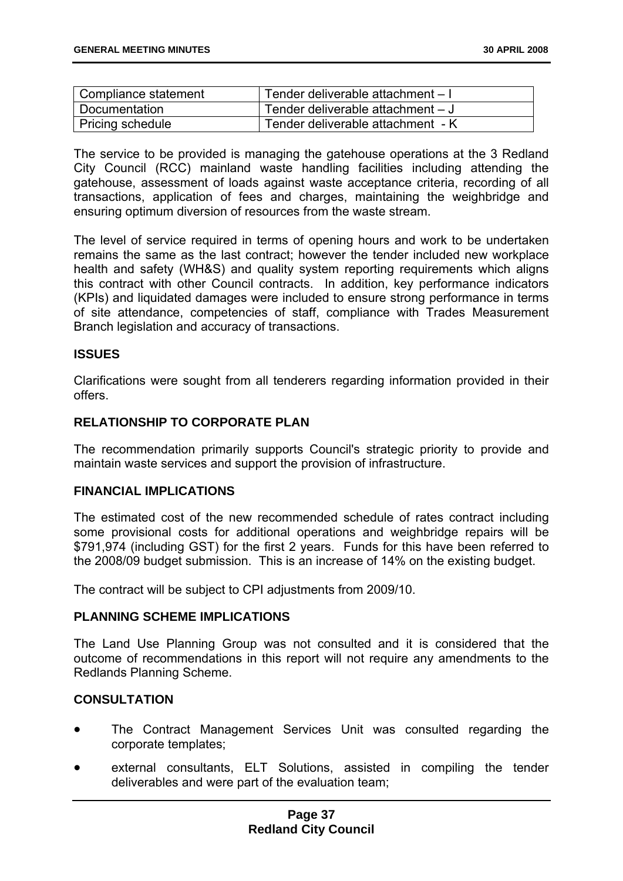| Compliance statement | Tender deliverable attachment – I |
|---|---|
| Documentation | Tender deliverable attachment – J |
| Pricing schedule | Tender deliverable attachment - K |

The service to be provided is managing the gatehouse operations at the 3 Redland City Council (RCC) mainland waste handling facilities including attending the gatehouse, assessment of loads against waste acceptance criteria, recording of all transactions, application of fees and charges, maintaining the weighbridge and ensuring optimum diversion of resources from the waste stream.

The level of service required in terms of opening hours and work to be undertaken remains the same as the last contract; however the tender included new workplace health and safety (WH&S) and quality system reporting requirements which aligns this contract with other Council contracts. In addition, key performance indicators (KPIs) and liquidated damages were included to ensure strong performance in terms of site attendance, competencies of staff, compliance with Trades Measurement Branch legislation and accuracy of transactions.

**ISSUES**

Clarifications were sought from all tenderers regarding information provided in their offers.

**RELATIONSHIP TO CORPORATE PLAN**

The recommendation primarily supports Council's strategic priority to provide and maintain waste services and support the provision of infrastructure.

**FINANCIAL IMPLICATIONS**

The estimated cost of the new recommended schedule of rates contract including some provisional costs for additional operations and weighbridge repairs will be $791,974 (including GST) for the first 2 years. Funds for this have been referred to the 2008/09 budget submission. This is an increase of 14% on the existing budget.

The contract will be subject to CPI adjustments from 2009/10.

**PLANNING SCHEME IMPLICATIONS**

The Land Use Planning Group was not consulted and it is considered that the outcome of recommendations in this report will not require any amendments to the Redlands Planning Scheme.

**CONSULTATION**

- The Contract Management Services Unit was consulted regarding the corporate templates;
- external consultants, ELT Solutions, assisted in compiling the tender deliverables and were part of the evaluation team;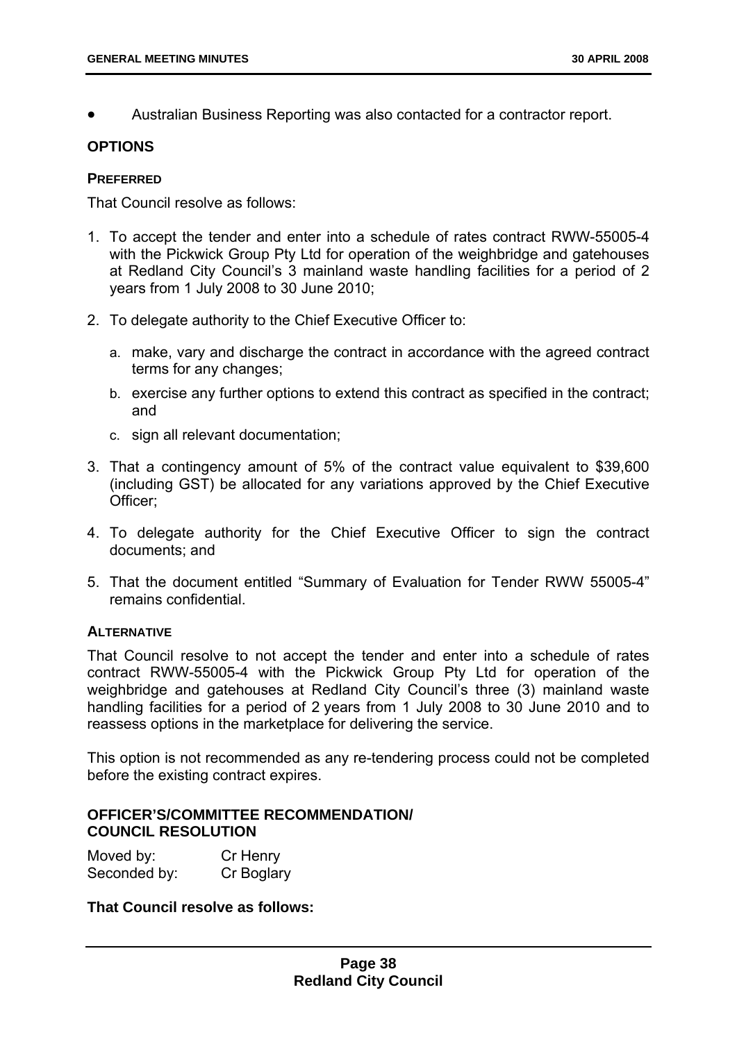- Australian Business Reporting was also contacted for a contractor report.

## OPTIONS

### PREFERRED

That Council resolve as follows:

1. To accept the tender and enter into a schedule of rates contract RWW-55005-4 with the Pickwick Group Pty Ltd for operation of the weighbridge and gatehouses at Redland City Council's 3 mainland waste handling facilities for a period of 2 years from 1 July 2008 to 30 June 2010;
2. To delegate authority to the Chief Executive Officer to:
   a. make, vary and discharge the contract in accordance with the agreed contract terms for any changes;
   b. exercise any further options to extend this contract as specified in the contract; and
   c. sign all relevant documentation;
3. That a contingency amount of 5% of the contract value equivalent to $39,600 (including GST) be allocated for any variations approved by the Chief Executive Officer;
4. To delegate authority for the Chief Executive Officer to sign the contract documents; and
5. That the document entitled "Summary of Evaluation for Tender RWW 55005-4" remains confidential.

### ALTERNATIVE

That Council resolve to not accept the tender and enter into a schedule of rates contract RWW-55005-4 with the Pickwick Group Pty Ltd for operation of the weighbridge and gatehouses at Redland City Council's three (3) mainland waste handling facilities for a period of 2 years from 1 July 2008 to 30 June 2010 and to reassess options in the marketplace for delivering the service.

This option is not recommended as any re-tendering process could not be completed before the existing contract expires.

## OFFICER'S/COMMITTEE RECOMMENDATION/ COUNCIL RESOLUTION

Moved by: Cr Henry
Seconded by: Cr Boglary

**That Council resolve as follows:**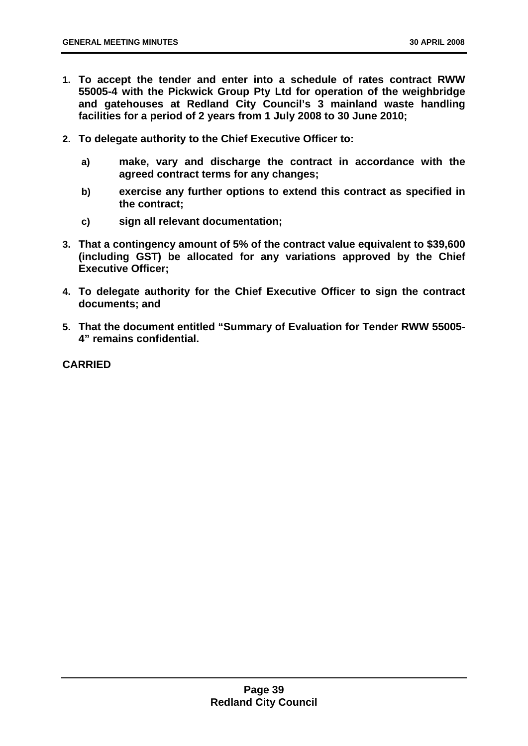1. **To accept the tender and enter into a schedule of rates contract RWW 55005-4 with the Pickwick Group Pty Ltd for operation of the weighbridge and gatehouses at Redland City Council's 3 mainland waste handling facilities for a period of 2 years from 1 July 2008 to 30 June 2010;**

2. **To delegate authority to the Chief Executive Officer to:**

   a) **make, vary and discharge the contract in accordance with the agreed contract terms for any changes;**

   b) **exercise any further options to extend this contract as specified in the contract;**

   c) **sign all relevant documentation;**

3. **That a contingency amount of 5% of the contract value equivalent to $39,600 (including GST) be allocated for any variations approved by the Chief Executive Officer;**

4. **To delegate authority for the Chief Executive Officer to sign the contract documents; and**

5. **That the document entitled "Summary of Evaluation for Tender RWW 55005-4" remains confidential.**

**CARRIED**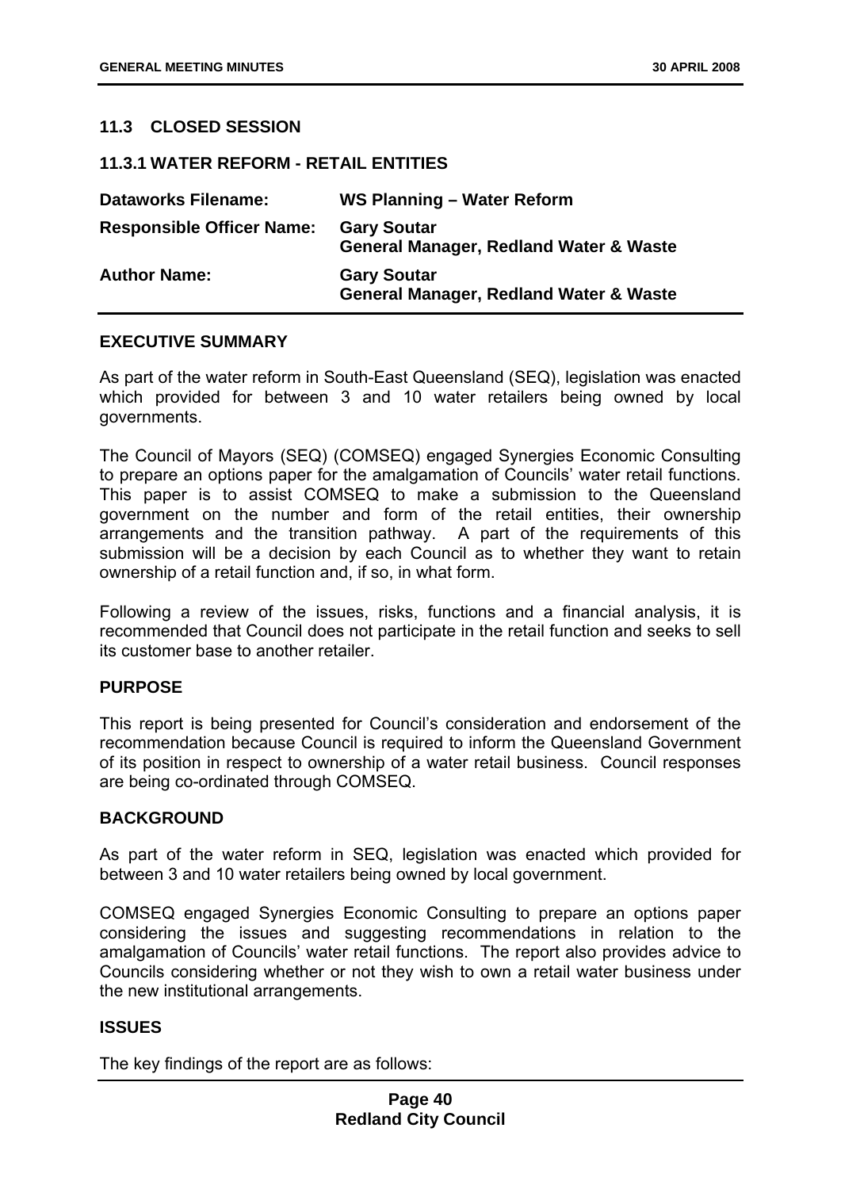### 11.3 CLOSED SESSION

### 11.3.1 WATER REFORM - RETAIL ENTITIES

| | |
|---|---|
| **Dataworks Filename:** | **WS Planning – Water Reform** |
| **Responsible Officer Name:** | **Gary Soutar**<br>**General Manager, Redland Water & Waste** |
| **Author Name:** | **Gary Soutar**<br>**General Manager, Redland Water & Waste** |

#### EXECUTIVE SUMMARY

As part of the water reform in South-East Queensland (SEQ), legislation was enacted which provided for between 3 and 10 water retailers being owned by local governments.

The Council of Mayors (SEQ) (COMSEQ) engaged Synergies Economic Consulting to prepare an options paper for the amalgamation of Councils' water retail functions. This paper is to assist COMSEQ to make a submission to the Queensland government on the number and form of the retail entities, their ownership arrangements and the transition pathway. A part of the requirements of this submission will be a decision by each Council as to whether they want to retain ownership of a retail function and, if so, in what form.

Following a review of the issues, risks, functions and a financial analysis, it is recommended that Council does not participate in the retail function and seeks to sell its customer base to another retailer.

#### PURPOSE

This report is being presented for Council's consideration and endorsement of the recommendation because Council is required to inform the Queensland Government of its position in respect to ownership of a water retail business. Council responses are being co-ordinated through COMSEQ.

#### BACKGROUND

As part of the water reform in SEQ, legislation was enacted which provided for between 3 and 10 water retailers being owned by local government.

COMSEQ engaged Synergies Economic Consulting to prepare an options paper considering the issues and suggesting recommendations in relation to the amalgamation of Councils' water retail functions. The report also provides advice to Councils considering whether or not they wish to own a retail water business under the new institutional arrangements.

#### ISSUES

The key findings of the report are as follows: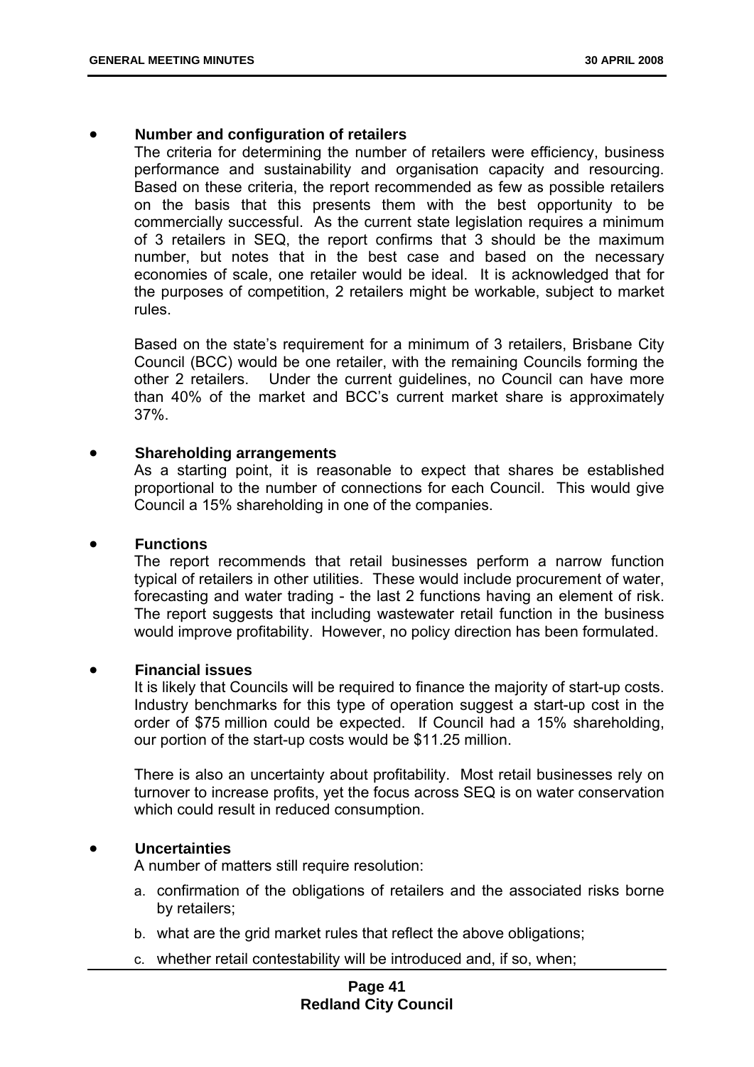- **Number and configuration of retailers**

  The criteria for determining the number of retailers were efficiency, business performance and sustainability and organisation capacity and resourcing. Based on these criteria, the report recommended as few as possible retailers on the basis that this presents them with the best opportunity to be commercially successful. As the current state legislation requires a minimum of 3 retailers in SEQ, the report confirms that 3 should be the maximum number, but notes that in the best case and based on the necessary economies of scale, one retailer would be ideal. It is acknowledged that for the purposes of competition, 2 retailers might be workable, subject to market rules.

  Based on the state's requirement for a minimum of 3 retailers, Brisbane City Council (BCC) would be one retailer, with the remaining Councils forming the other 2 retailers. Under the current guidelines, no Council can have more than 40% of the market and BCC's current market share is approximately 37%.

- **Shareholding arrangements**

  As a starting point, it is reasonable to expect that shares be established proportional to the number of connections for each Council. This would give Council a 15% shareholding in one of the companies.

- **Functions**

  The report recommends that retail businesses perform a narrow function typical of retailers in other utilities. These would include procurement of water, forecasting and water trading - the last 2 functions having an element of risk. The report suggests that including wastewater retail function in the business would improve profitability. However, no policy direction has been formulated.

- **Financial issues**

  It is likely that Councils will be required to finance the majority of start-up costs. Industry benchmarks for this type of operation suggest a start-up cost in the order of $75 million could be expected. If Council had a 15% shareholding, our portion of the start-up costs would be $11.25 million.

  There is also an uncertainty about profitability. Most retail businesses rely on turnover to increase profits, yet the focus across SEQ is on water conservation which could result in reduced consumption.

- **Uncertainties**

  A number of matters still require resolution:

  a. confirmation of the obligations of retailers and the associated risks borne by retailers;

  b. what are the grid market rules that reflect the above obligations;

  c. whether retail contestability will be introduced and, if so, when;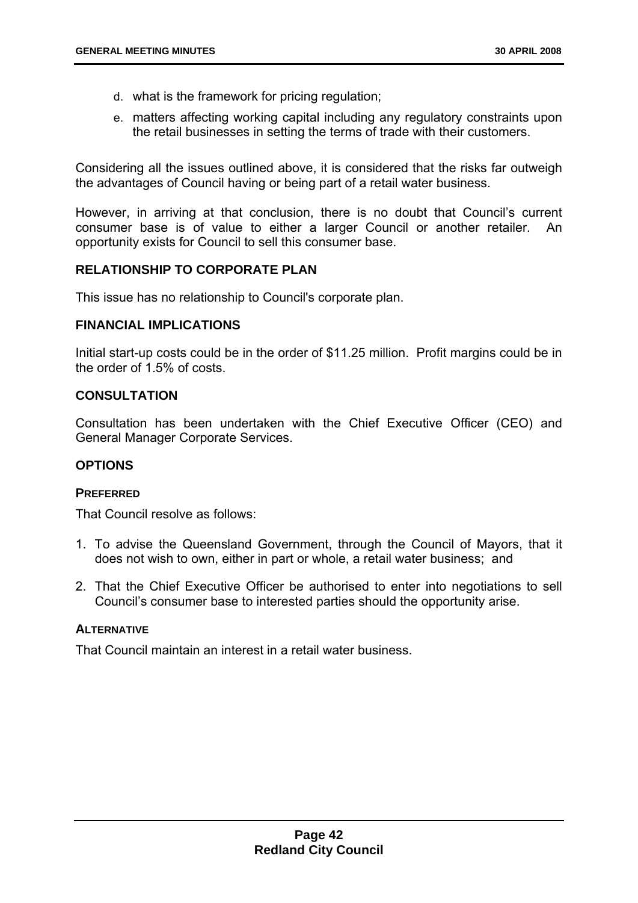d. what is the framework for pricing regulation;

e. matters affecting working capital including any regulatory constraints upon the retail businesses in setting the terms of trade with their customers.

Considering all the issues outlined above, it is considered that the risks far outweigh the advantages of Council having or being part of a retail water business.

However, in arriving at that conclusion, there is no doubt that Council's current consumer base is of value to either a larger Council or another retailer. An opportunity exists for Council to sell this consumer base.

## RELATIONSHIP TO CORPORATE PLAN

This issue has no relationship to Council's corporate plan.

## FINANCIAL IMPLICATIONS

Initial start-up costs could be in the order of $11.25 million. Profit margins could be in the order of 1.5% of costs.

## CONSULTATION

Consultation has been undertaken with the Chief Executive Officer (CEO) and General Manager Corporate Services.

## OPTIONS

### PREFERRED

That Council resolve as follows:

1. To advise the Queensland Government, through the Council of Mayors, that it does not wish to own, either in part or whole, a retail water business; and
2. That the Chief Executive Officer be authorised to enter into negotiations to sell Council's consumer base to interested parties should the opportunity arise.

### ALTERNATIVE

That Council maintain an interest in a retail water business.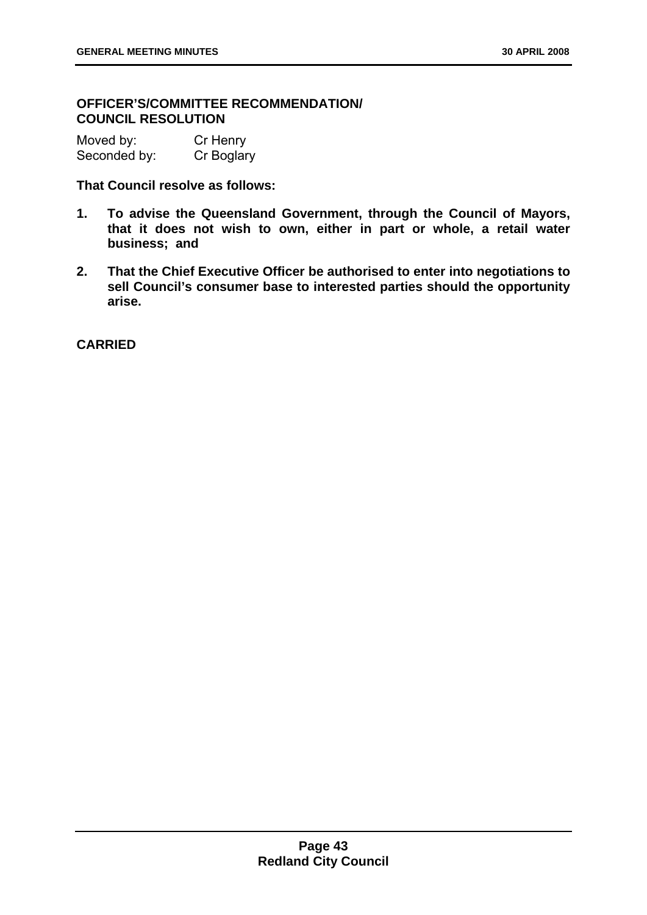**OFFICER'S/COMMITTEE RECOMMENDATION/ COUNCIL RESOLUTION**

Moved by: Cr Henry
Seconded by: Cr Boglary

**That Council resolve as follows:**

1. **To advise the Queensland Government, through the Council of Mayors, that it does not wish to own, either in part or whole, a retail water business; and**

2. **That the Chief Executive Officer be authorised to enter into negotiations to sell Council's consumer base to interested parties should the opportunity arise.**

**CARRIED**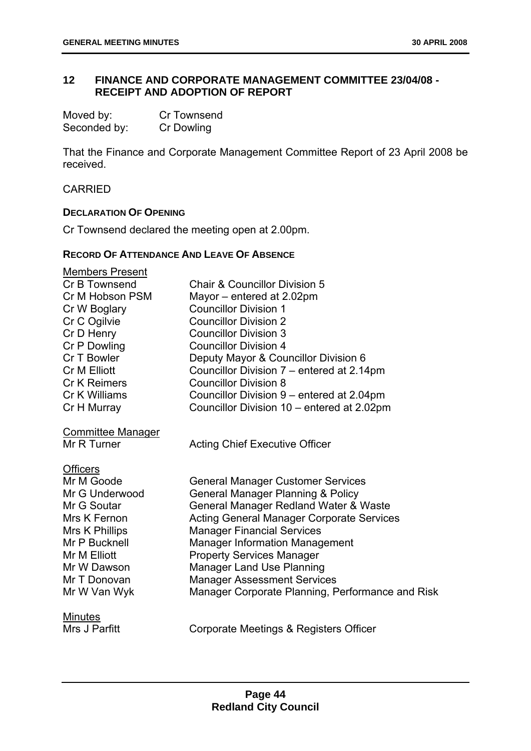## 12 FINANCE AND CORPORATE MANAGEMENT COMMITTEE 23/04/08 - RECEIPT AND ADOPTION OF REPORT

Moved by: Cr Townsend
Seconded by: Cr Dowling

That the Finance and Corporate Management Committee Report of 23 April 2008 be received.

CARRIED

**DECLARATION OF OPENING**

Cr Townsend declared the meeting open at 2.00pm.

**RECORD OF ATTENDANCE AND LEAVE OF ABSENCE**

Members Present

| | |
|---|---|
| Cr B Townsend | Chair & Councillor Division 5 |
| Cr M Hobson PSM | Mayor – entered at 2.02pm |
| Cr W Boglary | Councillor Division 1 |
| Cr C Ogilvie | Councillor Division 2 |
| Cr D Henry | Councillor Division 3 |
| Cr P Dowling | Councillor Division 4 |
| Cr T Bowler | Deputy Mayor & Councillor Division 6 |
| Cr M Elliott | Councillor Division 7 – entered at 2.14pm |
| Cr K Reimers | Councillor Division 8 |
| Cr K Williams | Councillor Division 9 – entered at 2.04pm |
| Cr H Murray | Councillor Division 10 – entered at 2.02pm |

Committee Manager

| | |
|---|---|
| Mr R Turner | Acting Chief Executive Officer |

Officers

| | |
|---|---|
| Mr M Goode | General Manager Customer Services |
| Mr G Underwood | General Manager Planning & Policy |
| Mr G Soutar | General Manager Redland Water & Waste |
| Mrs K Fernon | Acting General Manager Corporate Services |
| Mrs K Phillips | Manager Financial Services |
| Mr P Bucknell | Manager Information Management |
| Mr M Elliott | Property Services Manager |
| Mr W Dawson | Manager Land Use Planning |
| Mr T Donovan | Manager Assessment Services |
| Mr W Van Wyk | Manager Corporate Planning, Performance and Risk |

Minutes

| | |
|---|---|
| Mrs J Parfitt | Corporate Meetings & Registers Officer |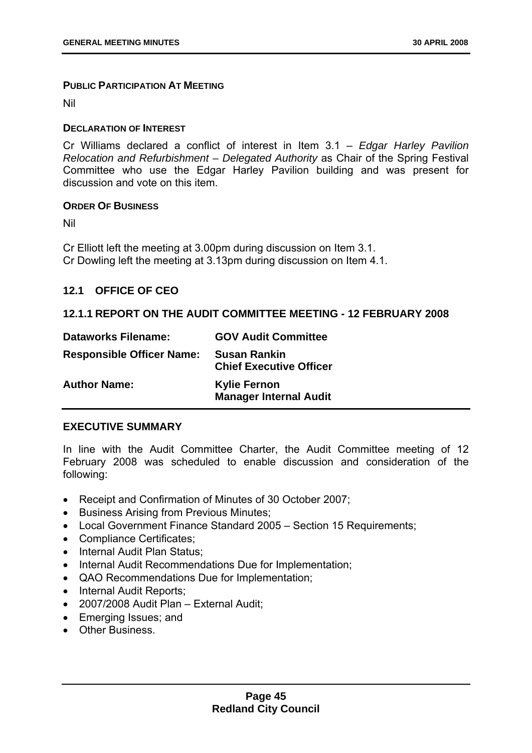**PUBLIC PARTICIPATION AT MEETING**

Nil

**DECLARATION OF INTEREST**

Cr Williams declared a conflict of interest in Item 3.1 – *Edgar Harley Pavilion Relocation and Refurbishment – Delegated Authority* as Chair of the Spring Festival Committee who use the Edgar Harley Pavilion building and was present for discussion and vote on this item.

**ORDER OF BUSINESS**

Nil

Cr Elliott left the meeting at 3.00pm during discussion on Item 3.1.
Cr Dowling left the meeting at 3.13pm during discussion on Item 4.1.

## 12.1 OFFICE OF CEO

### 12.1.1 REPORT ON THE AUDIT COMMITTEE MEETING - 12 FEBRUARY 2008

| | |
|---|---|
| **Dataworks Filename:** | **GOV Audit Committee** |
| **Responsible Officer Name:** | **Susan Rankin**<br>**Chief Executive Officer** |
| **Author Name:** | **Kylie Fernon**<br>**Manager Internal Audit** |

**EXECUTIVE SUMMARY**

In line with the Audit Committee Charter, the Audit Committee meeting of 12 February 2008 was scheduled to enable discussion and consideration of the following:

- Receipt and Confirmation of Minutes of 30 October 2007;
- Business Arising from Previous Minutes;
- Local Government Finance Standard 2005 – Section 15 Requirements;
- Compliance Certificates;
- Internal Audit Plan Status;
- Internal Audit Recommendations Due for Implementation;
- QAO Recommendations Due for Implementation;
- Internal Audit Reports;
- 2007/2008 Audit Plan – External Audit;
- Emerging Issues; and
- Other Business.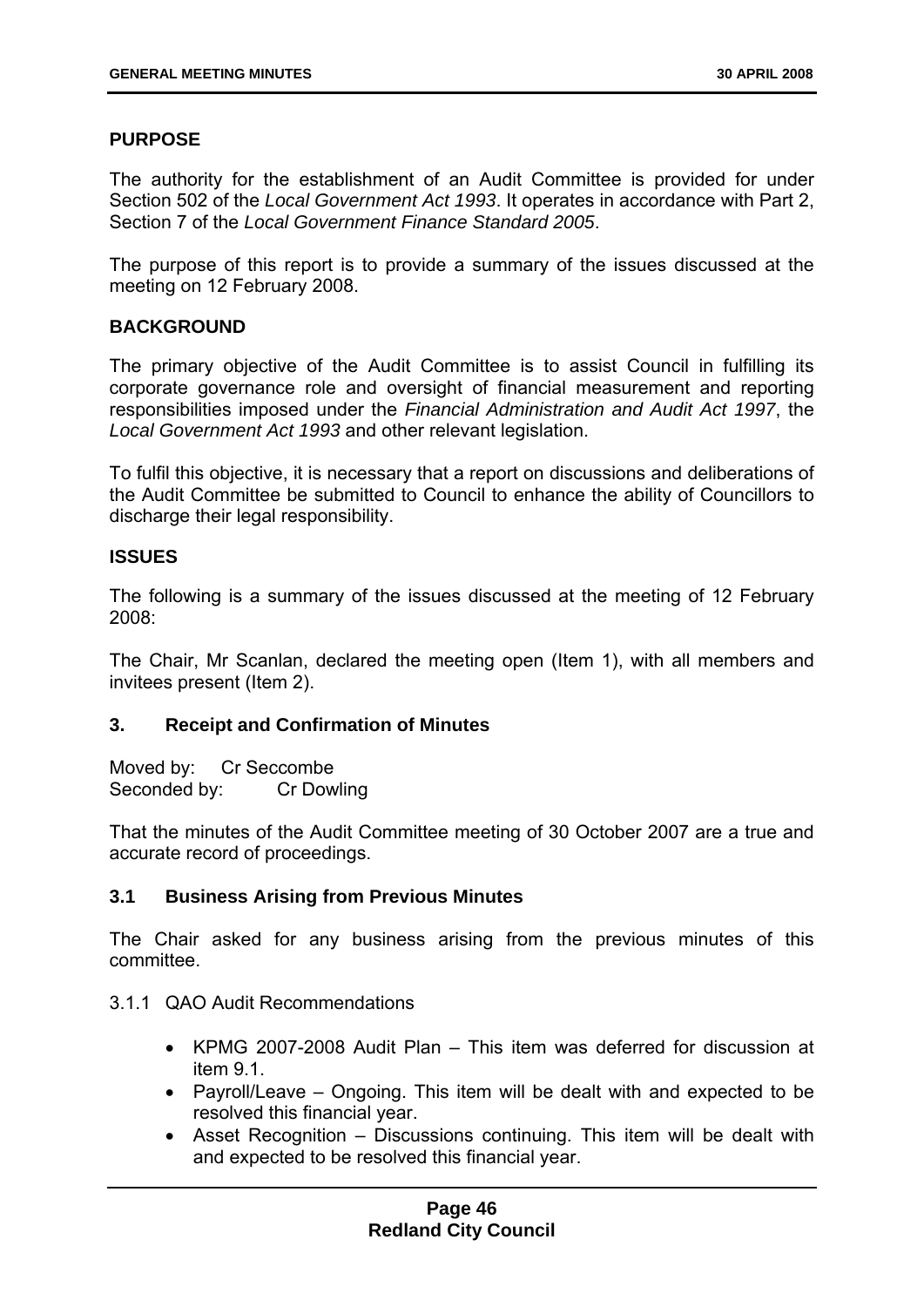## PURPOSE

The authority for the establishment of an Audit Committee is provided for under Section 502 of the *Local Government Act 1993*. It operates in accordance with Part 2, Section 7 of the *Local Government Finance Standard 2005*.

The purpose of this report is to provide a summary of the issues discussed at the meeting on 12 February 2008.

## BACKGROUND

The primary objective of the Audit Committee is to assist Council in fulfilling its corporate governance role and oversight of financial measurement and reporting responsibilities imposed under the *Financial Administration and Audit Act 1997*, the *Local Government Act 1993* and other relevant legislation.

To fulfil this objective, it is necessary that a report on discussions and deliberations of the Audit Committee be submitted to Council to enhance the ability of Councillors to discharge their legal responsibility.

## ISSUES

The following is a summary of the issues discussed at the meeting of 12 February 2008:

The Chair, Mr Scanlan, declared the meeting open (Item 1), with all members and invitees present (Item 2).

### 3. Receipt and Confirmation of Minutes

Moved by: Cr Seccombe
Seconded by: Cr Dowling

That the minutes of the Audit Committee meeting of 30 October 2007 are a true and accurate record of proceedings.

### 3.1 Business Arising from Previous Minutes

The Chair asked for any business arising from the previous minutes of this committee.

3.1.1 QAO Audit Recommendations

- KPMG 2007-2008 Audit Plan – This item was deferred for discussion at item 9.1.
- Payroll/Leave – Ongoing. This item will be dealt with and expected to be resolved this financial year.
- Asset Recognition – Discussions continuing. This item will be dealt with and expected to be resolved this financial year.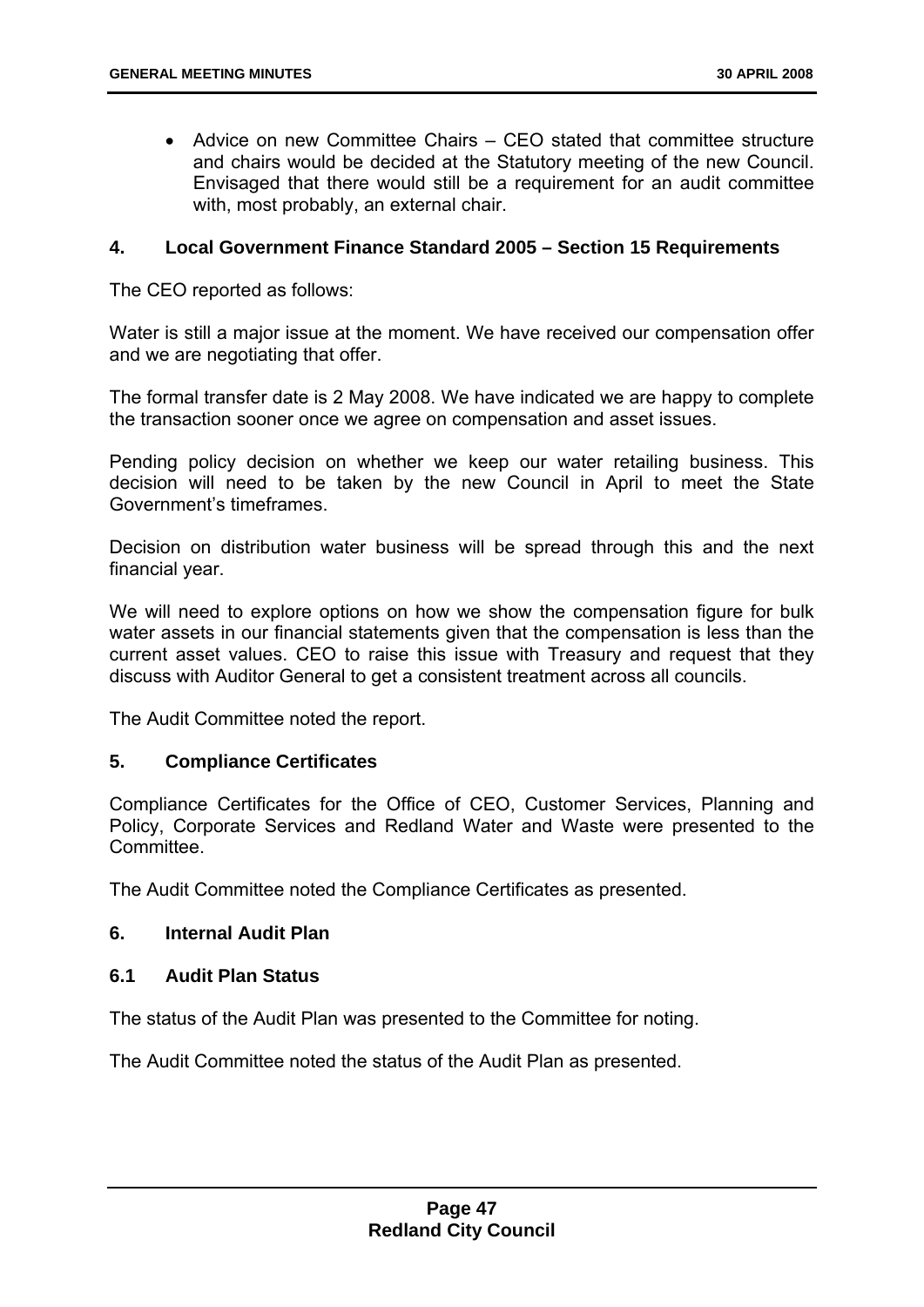- Advice on new Committee Chairs – CEO stated that committee structure and chairs would be decided at the Statutory meeting of the new Council. Envisaged that there would still be a requirement for an audit committee with, most probably, an external chair.

### 4. Local Government Finance Standard 2005 – Section 15 Requirements

The CEO reported as follows:

Water is still a major issue at the moment. We have received our compensation offer and we are negotiating that offer.

The formal transfer date is 2 May 2008. We have indicated we are happy to complete the transaction sooner once we agree on compensation and asset issues.

Pending policy decision on whether we keep our water retailing business. This decision will need to be taken by the new Council in April to meet the State Government's timeframes.

Decision on distribution water business will be spread through this and the next financial year.

We will need to explore options on how we show the compensation figure for bulk water assets in our financial statements given that the compensation is less than the current asset values. CEO to raise this issue with Treasury and request that they discuss with Auditor General to get a consistent treatment across all councils.

The Audit Committee noted the report.

### 5. Compliance Certificates

Compliance Certificates for the Office of CEO, Customer Services, Planning and Policy, Corporate Services and Redland Water and Waste were presented to the Committee.

The Audit Committee noted the Compliance Certificates as presented.

### 6. Internal Audit Plan

### 6.1 Audit Plan Status

The status of the Audit Plan was presented to the Committee for noting.

The Audit Committee noted the status of the Audit Plan as presented.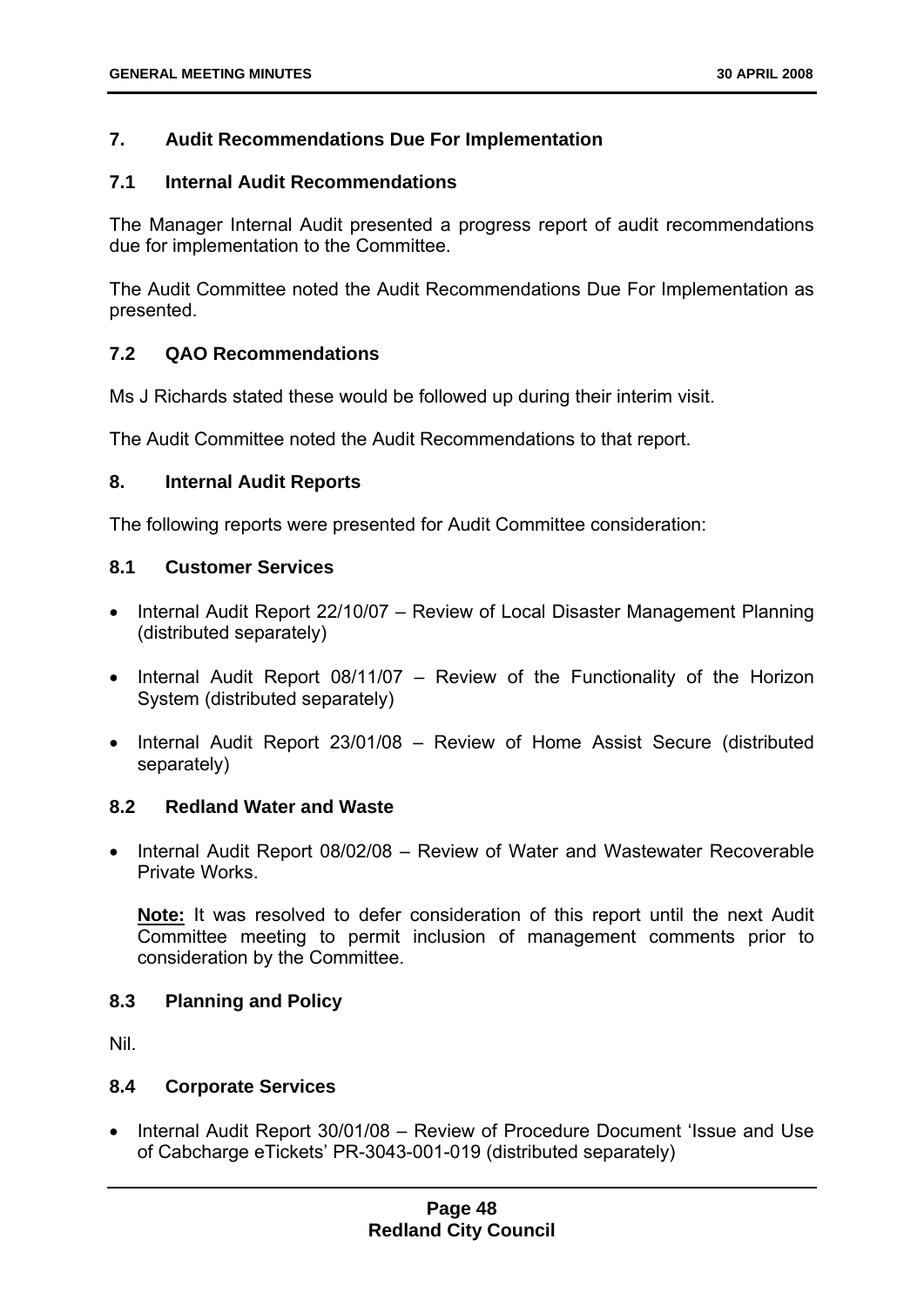## 7. Audit Recommendations Due For Implementation

### 7.1 Internal Audit Recommendations

The Manager Internal Audit presented a progress report of audit recommendations due for implementation to the Committee.

The Audit Committee noted the Audit Recommendations Due For Implementation as presented.

### 7.2 QAO Recommendations

Ms J Richards stated these would be followed up during their interim visit.

The Audit Committee noted the Audit Recommendations to that report.

## 8. Internal Audit Reports

The following reports were presented for Audit Committee consideration:

### 8.1 Customer Services

- Internal Audit Report 22/10/07 – Review of Local Disaster Management Planning (distributed separately)
- Internal Audit Report 08/11/07 – Review of the Functionality of the Horizon System (distributed separately)
- Internal Audit Report 23/01/08 – Review of Home Assist Secure (distributed separately)

### 8.2 Redland Water and Waste

- Internal Audit Report 08/02/08 – Review of Water and Wastewater Recoverable Private Works.

  **Note:** It was resolved to defer consideration of this report until the next Audit Committee meeting to permit inclusion of management comments prior to consideration by the Committee.

### 8.3 Planning and Policy

Nil.

### 8.4 Corporate Services

- Internal Audit Report 30/01/08 – Review of Procedure Document 'Issue and Use of Cabcharge eTickets' PR-3043-001-019 (distributed separately)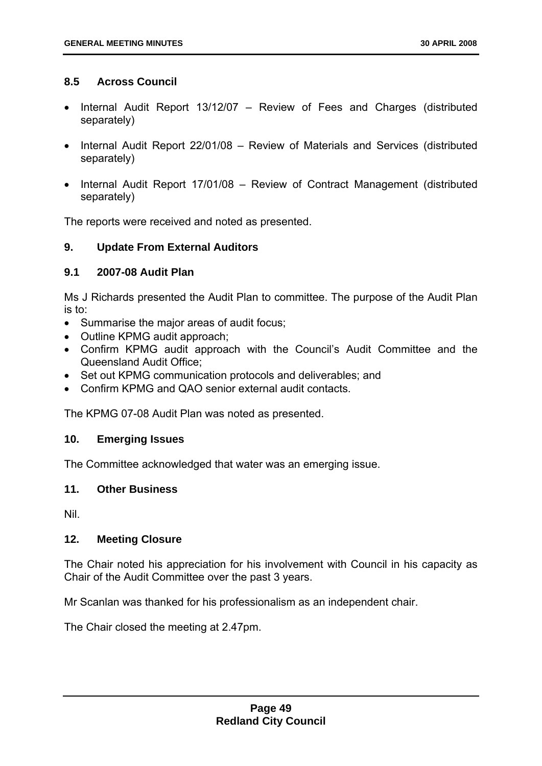### 8.5 Across Council

- Internal Audit Report 13/12/07 – Review of Fees and Charges (distributed separately)
- Internal Audit Report 22/01/08 – Review of Materials and Services (distributed separately)
- Internal Audit Report 17/01/08 – Review of Contract Management (distributed separately)

The reports were received and noted as presented.

### 9. Update From External Auditors

### 9.1 2007-08 Audit Plan

Ms J Richards presented the Audit Plan to committee. The purpose of the Audit Plan is to:

- Summarise the major areas of audit focus;
- Outline KPMG audit approach;
- Confirm KPMG audit approach with the Council's Audit Committee and the Queensland Audit Office;
- Set out KPMG communication protocols and deliverables; and
- Confirm KPMG and QAO senior external audit contacts.

The KPMG 07-08 Audit Plan was noted as presented.

### 10. Emerging Issues

The Committee acknowledged that water was an emerging issue.

### 11. Other Business

Nil.

### 12. Meeting Closure

The Chair noted his appreciation for his involvement with Council in his capacity as Chair of the Audit Committee over the past 3 years.

Mr Scanlan was thanked for his professionalism as an independent chair.

The Chair closed the meeting at 2.47pm.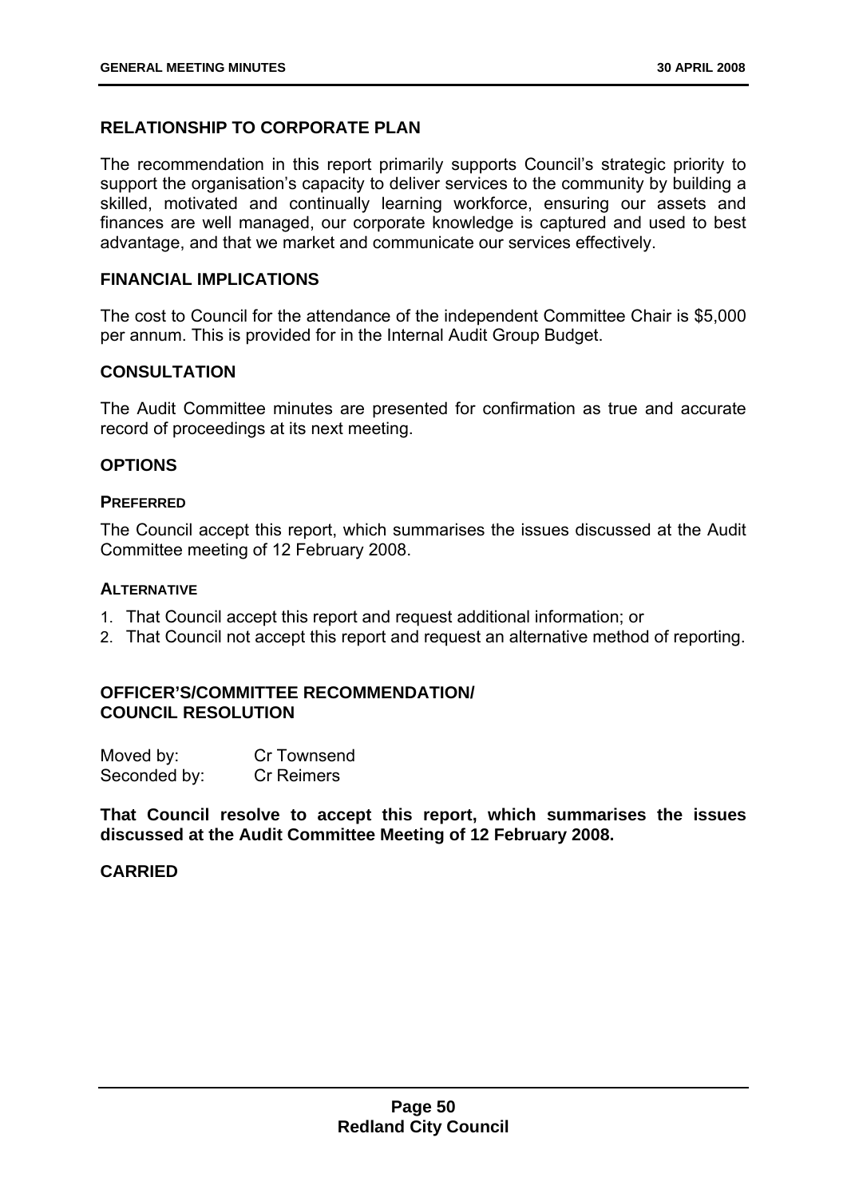## RELATIONSHIP TO CORPORATE PLAN

The recommendation in this report primarily supports Council's strategic priority to support the organisation's capacity to deliver services to the community by building a skilled, motivated and continually learning workforce, ensuring our assets and finances are well managed, our corporate knowledge is captured and used to best advantage, and that we market and communicate our services effectively.

## FINANCIAL IMPLICATIONS

The cost to Council for the attendance of the independent Committee Chair is $5,000 per annum. This is provided for in the Internal Audit Group Budget.

## CONSULTATION

The Audit Committee minutes are presented for confirmation as true and accurate record of proceedings at its next meeting.

## OPTIONS

### PREFERRED

The Council accept this report, which summarises the issues discussed at the Audit Committee meeting of 12 February 2008.

### ALTERNATIVE

1. That Council accept this report and request additional information; or
2. That Council not accept this report and request an alternative method of reporting.

## OFFICER'S/COMMITTEE RECOMMENDATION/ COUNCIL RESOLUTION

Moved by: Cr Townsend
Seconded by: Cr Reimers

**That Council resolve to accept this report, which summarises the issues discussed at the Audit Committee Meeting of 12 February 2008.**

**CARRIED**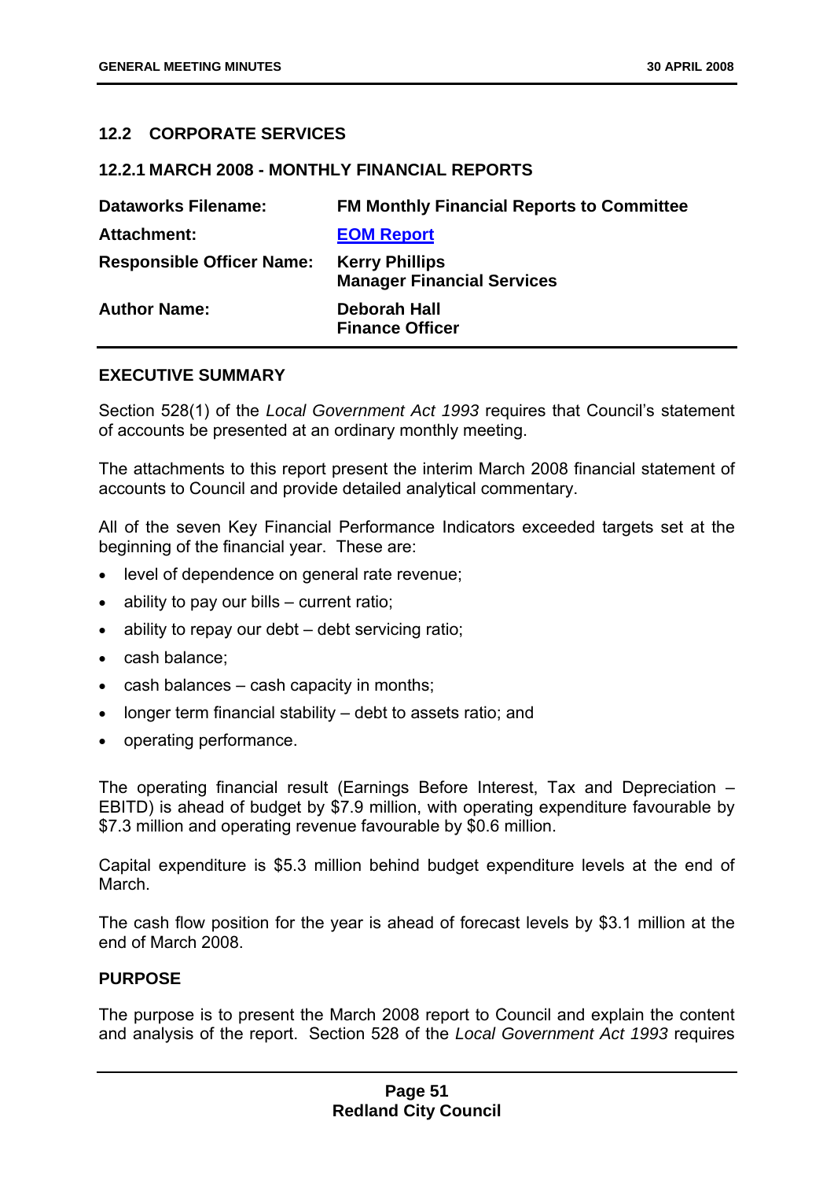## 12.2 CORPORATE SERVICES

### 12.2.1 MARCH 2008 - MONTHLY FINANCIAL REPORTS

| | |
|---|---|
| **Dataworks Filename:** | **FM Monthly Financial Reports to Committee** |
| **Attachment:** | **EOM Report** |
| **Responsible Officer Name:** | **Kerry Phillips**<br>**Manager Financial Services** |
| **Author Name:** | **Deborah Hall**<br>**Finance Officer** |

#### EXECUTIVE SUMMARY

Section 528(1) of the *Local Government Act 1993* requires that Council's statement of accounts be presented at an ordinary monthly meeting.

The attachments to this report present the interim March 2008 financial statement of accounts to Council and provide detailed analytical commentary.

All of the seven Key Financial Performance Indicators exceeded targets set at the beginning of the financial year. These are:

- level of dependence on general rate revenue;
- ability to pay our bills – current ratio;
- ability to repay our debt – debt servicing ratio;
- cash balance;
- cash balances – cash capacity in months;
- longer term financial stability – debt to assets ratio; and
- operating performance.

The operating financial result (Earnings Before Interest, Tax and Depreciation – EBITD) is ahead of budget by $7.9 million, with operating expenditure favourable by $7.3 million and operating revenue favourable by $0.6 million.

Capital expenditure is $5.3 million behind budget expenditure levels at the end of March.

The cash flow position for the year is ahead of forecast levels by $3.1 million at the end of March 2008.

#### PURPOSE

The purpose is to present the March 2008 report to Council and explain the content and analysis of the report. Section 528 of the *Local Government Act 1993* requires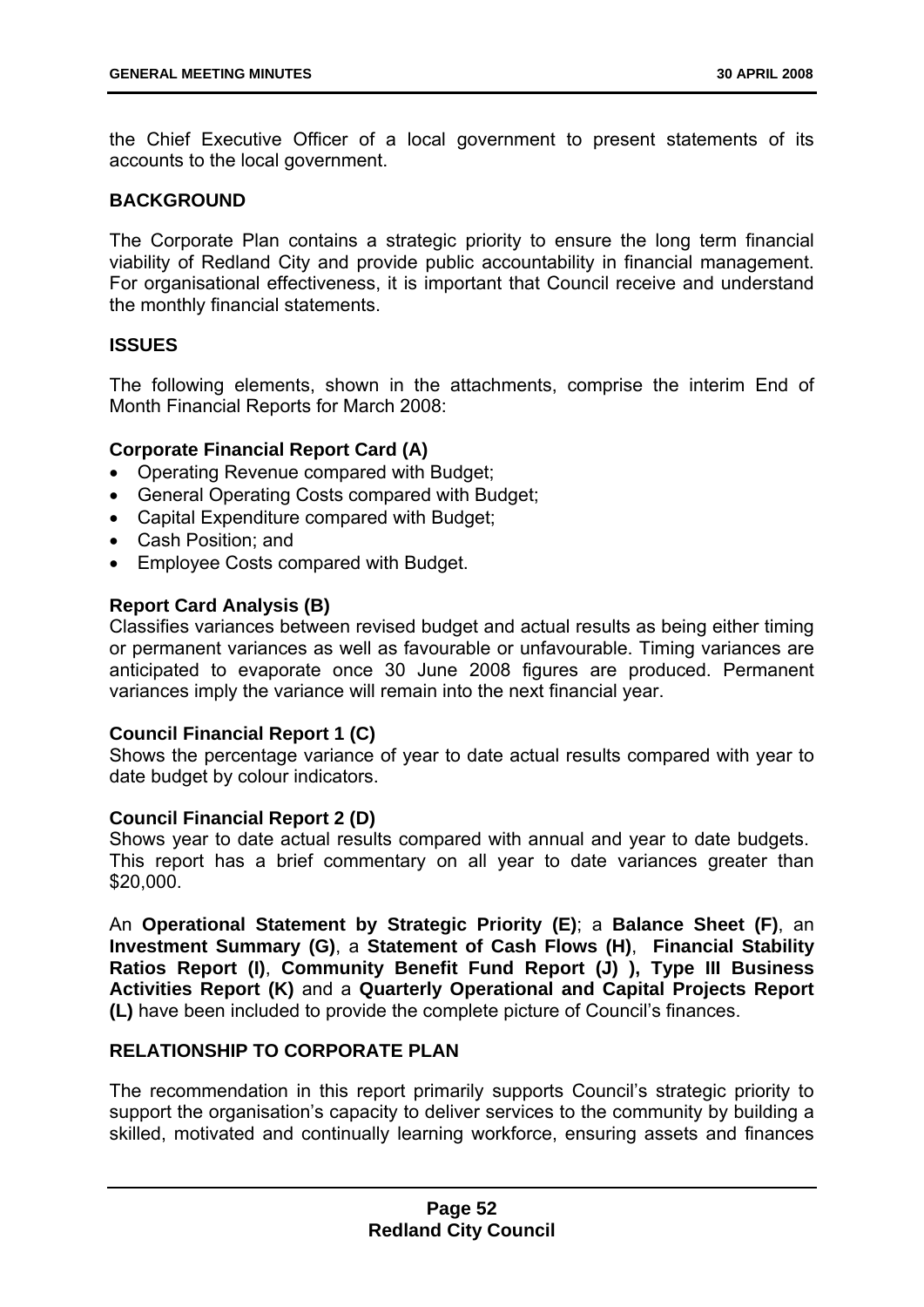the Chief Executive Officer of a local government to present statements of its accounts to the local government.

## BACKGROUND

The Corporate Plan contains a strategic priority to ensure the long term financial viability of Redland City and provide public accountability in financial management. For organisational effectiveness, it is important that Council receive and understand the monthly financial statements.

## ISSUES

The following elements, shown in the attachments, comprise the interim End of Month Financial Reports for March 2008:

**Corporate Financial Report Card (A)**

- Operating Revenue compared with Budget;
- General Operating Costs compared with Budget;
- Capital Expenditure compared with Budget;
- Cash Position; and
- Employee Costs compared with Budget.

**Report Card Analysis (B)**
Classifies variances between revised budget and actual results as being either timing or permanent variances as well as favourable or unfavourable. Timing variances are anticipated to evaporate once 30 June 2008 figures are produced. Permanent variances imply the variance will remain into the next financial year.

**Council Financial Report 1 (C)**
Shows the percentage variance of year to date actual results compared with year to date budget by colour indicators.

**Council Financial Report 2 (D)**
Shows year to date actual results compared with annual and year to date budgets. This report has a brief commentary on all year to date variances greater than $20,000.

An **Operational Statement by Strategic Priority (E)**; a **Balance Sheet (F)**, an **Investment Summary (G)**, a **Statement of Cash Flows (H)**, **Financial Stability Ratios Report (I)**, **Community Benefit Fund Report (J) ), Type III Business Activities Report (K)** and a **Quarterly Operational and Capital Projects Report (L)** have been included to provide the complete picture of Council's finances.

## RELATIONSHIP TO CORPORATE PLAN

The recommendation in this report primarily supports Council's strategic priority to support the organisation's capacity to deliver services to the community by building a skilled, motivated and continually learning workforce, ensuring assets and finances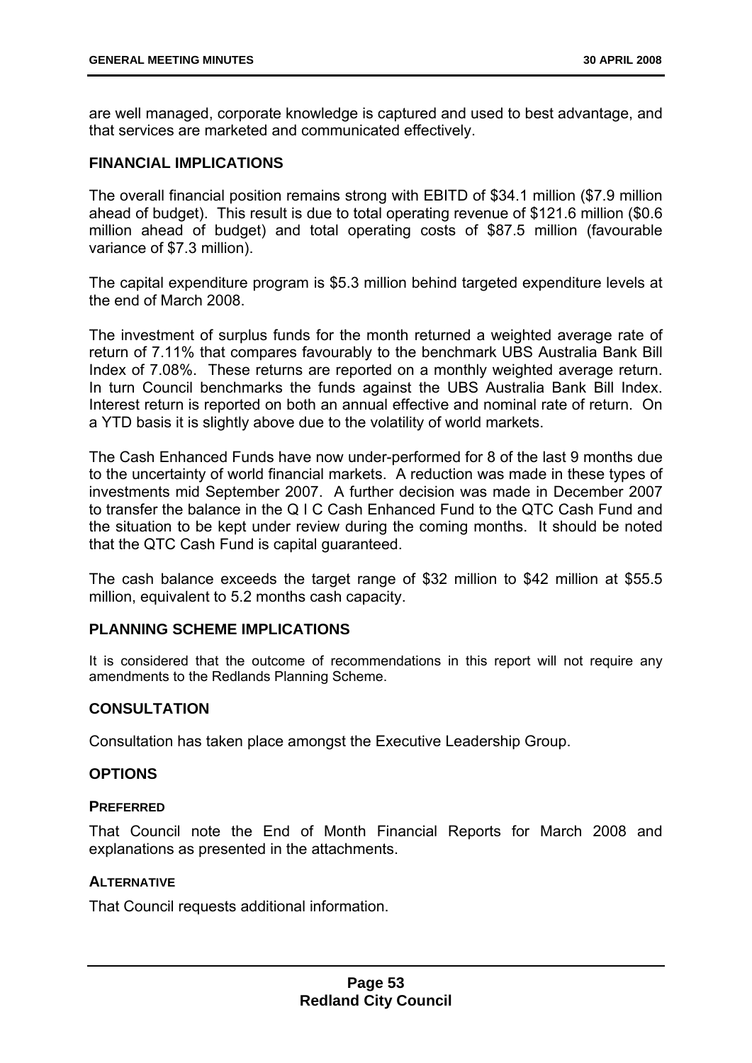are well managed, corporate knowledge is captured and used to best advantage, and that services are marketed and communicated effectively.

## FINANCIAL IMPLICATIONS

The overall financial position remains strong with EBITD of $34.1 million ($7.9 million ahead of budget). This result is due to total operating revenue of $121.6 million ($0.6 million ahead of budget) and total operating costs of $87.5 million (favourable variance of $7.3 million).

The capital expenditure program is $5.3 million behind targeted expenditure levels at the end of March 2008.

The investment of surplus funds for the month returned a weighted average rate of return of 7.11% that compares favourably to the benchmark UBS Australia Bank Bill Index of 7.08%. These returns are reported on a monthly weighted average return. In turn Council benchmarks the funds against the UBS Australia Bank Bill Index. Interest return is reported on both an annual effective and nominal rate of return. On a YTD basis it is slightly above due to the volatility of world markets.

The Cash Enhanced Funds have now under-performed for 8 of the last 9 months due to the uncertainty of world financial markets. A reduction was made in these types of investments mid September 2007. A further decision was made in December 2007 to transfer the balance in the Q I C Cash Enhanced Fund to the QTC Cash Fund and the situation to be kept under review during the coming months. It should be noted that the QTC Cash Fund is capital guaranteed.

The cash balance exceeds the target range of $32 million to $42 million at $55.5 million, equivalent to 5.2 months cash capacity.

## PLANNING SCHEME IMPLICATIONS

It is considered that the outcome of recommendations in this report will not require any amendments to the Redlands Planning Scheme.

## CONSULTATION

Consultation has taken place amongst the Executive Leadership Group.

## OPTIONS

### PREFERRED

That Council note the End of Month Financial Reports for March 2008 and explanations as presented in the attachments.

### ALTERNATIVE

That Council requests additional information.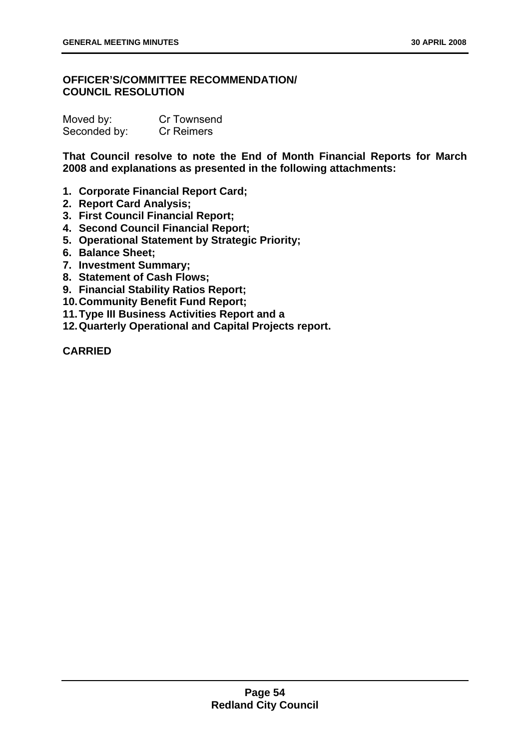**OFFICER'S/COMMITTEE RECOMMENDATION/
COUNCIL RESOLUTION**

| | |
|---|---|
| Moved by: | Cr Townsend |
| Seconded by: | Cr Reimers |

**That Council resolve to note the End of Month Financial Reports for March 2008 and explanations as presented in the following attachments:**

1. **Corporate Financial Report Card;**
2. **Report Card Analysis;**
3. **First Council Financial Report;**
4. **Second Council Financial Report;**
5. **Operational Statement by Strategic Priority;**
6. **Balance Sheet;**
7. **Investment Summary;**
8. **Statement of Cash Flows;**
9. **Financial Stability Ratios Report;**
10. **Community Benefit Fund Report;**
11. **Type III Business Activities Report and a**
12. **Quarterly Operational and Capital Projects report.**

**CARRIED**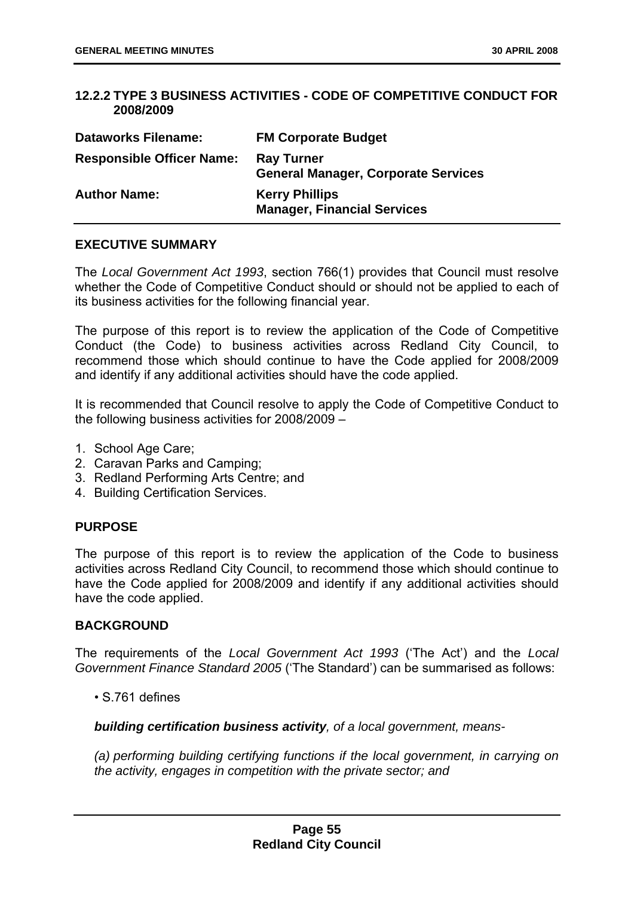## 12.2.2 TYPE 3 BUSINESS ACTIVITIES - CODE OF COMPETITIVE CONDUCT FOR 2008/2009

| | |
|---|---|
| **Dataworks Filename:** | **FM Corporate Budget** |
| **Responsible Officer Name:** | **Ray Turner**<br>**General Manager, Corporate Services** |
| **Author Name:** | **Kerry Phillips**<br>**Manager, Financial Services** |

### EXECUTIVE SUMMARY

The *Local Government Act 1993*, section 766(1) provides that Council must resolve whether the Code of Competitive Conduct should or should not be applied to each of its business activities for the following financial year.

The purpose of this report is to review the application of the Code of Competitive Conduct (the Code) to business activities across Redland City Council, to recommend those which should continue to have the Code applied for 2008/2009 and identify if any additional activities should have the code applied.

It is recommended that Council resolve to apply the Code of Competitive Conduct to the following business activities for 2008/2009 –

1. School Age Care;
2. Caravan Parks and Camping;
3. Redland Performing Arts Centre; and
4. Building Certification Services.

### PURPOSE

The purpose of this report is to review the application of the Code to business activities across Redland City Council, to recommend those which should continue to have the Code applied for 2008/2009 and identify if any additional activities should have the code applied.

### BACKGROUND

The requirements of the *Local Government Act 1993* ('The Act') and the *Local Government Finance Standard 2005* ('The Standard') can be summarised as follows:

- S.761 defines

***building certification business activity****, of a local government, means-*

*(a) performing building certifying functions if the local government, in carrying on the activity, engages in competition with the private sector; and*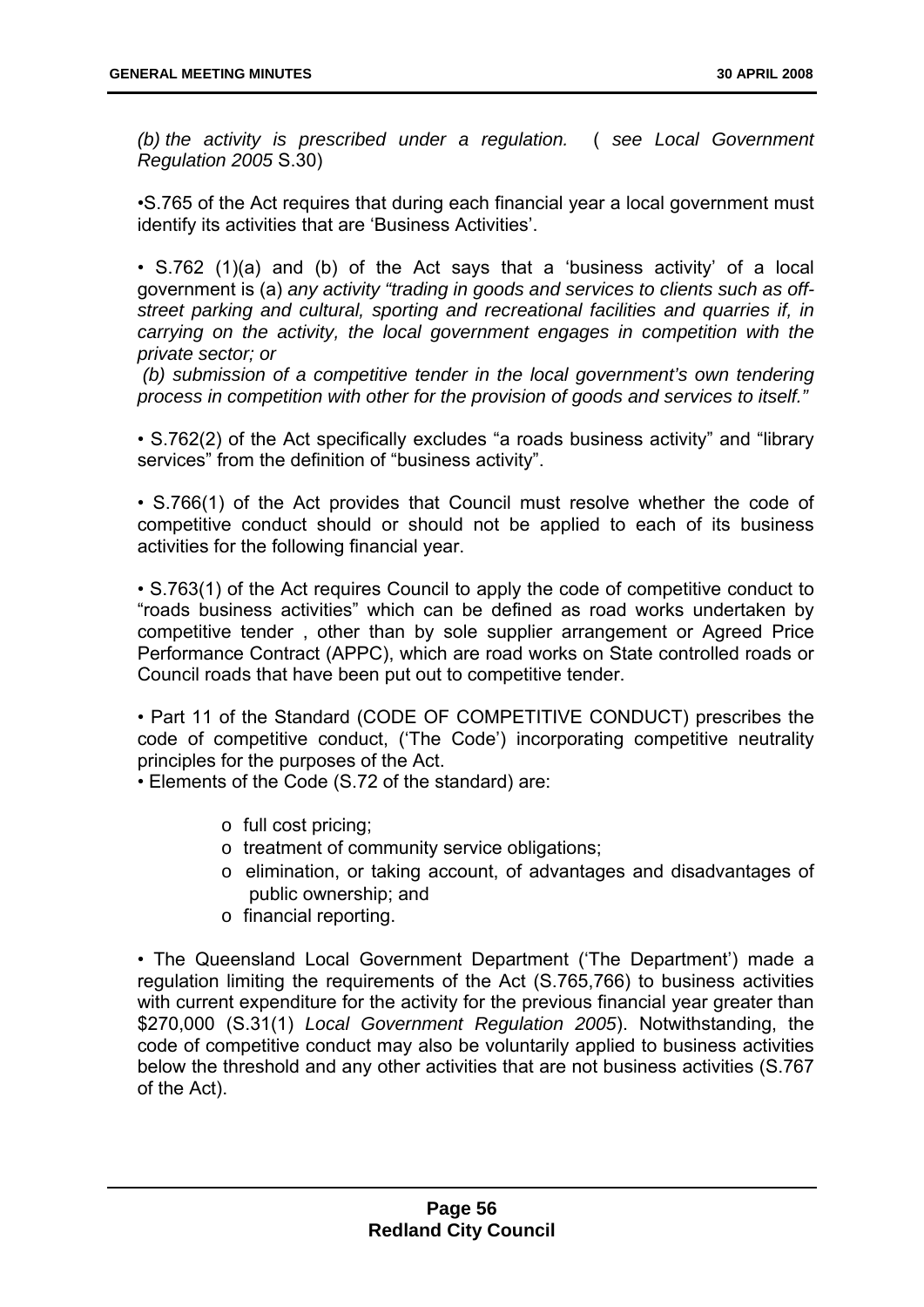*(b) the activity is prescribed under a regulation.* ( *see Local Government Regulation 2005* S.30)

•S.765 of the Act requires that during each financial year a local government must identify its activities that are 'Business Activities'.

• S.762 (1)(a) and (b) of the Act says that a 'business activity' of a local government is (a) *any activity "trading in goods and services to clients such as off-street parking and cultural, sporting and recreational facilities and quarries if, in carrying on the activity, the local government engages in competition with the private sector; or*

*(b) submission of a competitive tender in the local government's own tendering process in competition with other for the provision of goods and services to itself."*

• S.762(2) of the Act specifically excludes "a roads business activity" and "library services" from the definition of "business activity".

• S.766(1) of the Act provides that Council must resolve whether the code of competitive conduct should or should not be applied to each of its business activities for the following financial year.

• S.763(1) of the Act requires Council to apply the code of competitive conduct to "roads business activities" which can be defined as road works undertaken by competitive tender , other than by sole supplier arrangement or Agreed Price Performance Contract (APPC), which are road works on State controlled roads or Council roads that have been put out to competitive tender.

• Part 11 of the Standard (CODE OF COMPETITIVE CONDUCT) prescribes the code of competitive conduct, ('The Code') incorporating competitive neutrality principles for the purposes of the Act.

• Elements of the Code (S.72 of the standard) are:

- full cost pricing;
- treatment of community service obligations;
- elimination, or taking account, of advantages and disadvantages of public ownership; and
- financial reporting.

• The Queensland Local Government Department ('The Department') made a regulation limiting the requirements of the Act (S.765,766) to business activities with current expenditure for the activity for the previous financial year greater than $270,000 (S.31(1) *Local Government Regulation 2005*). Notwithstanding, the code of competitive conduct may also be voluntarily applied to business activities below the threshold and any other activities that are not business activities (S.767 of the Act).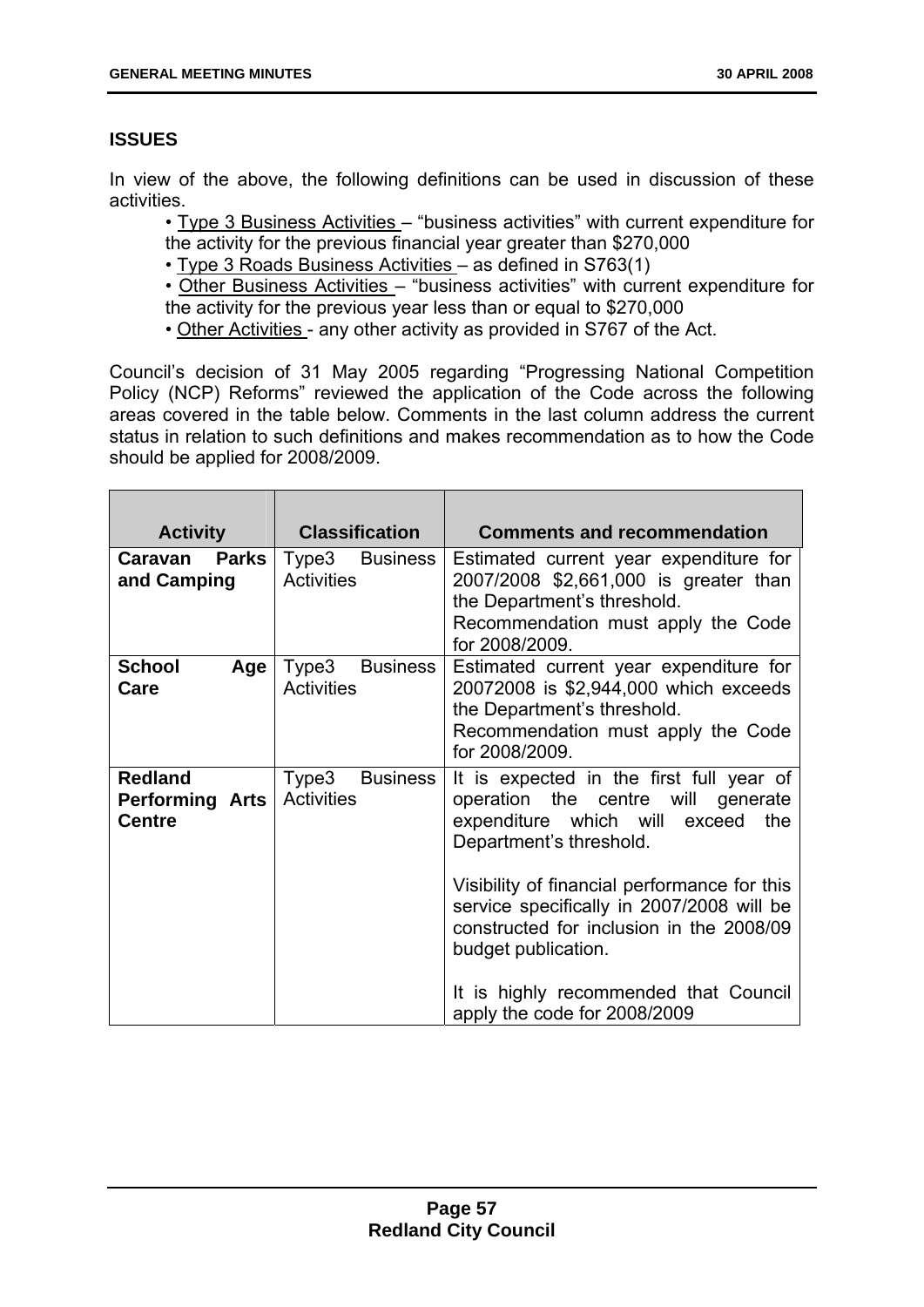## ISSUES

In view of the above, the following definitions can be used in discussion of these activities.

- Type 3 Business Activities – "business activities" with current expenditure for the activity for the previous financial year greater than $270,000
- Type 3 Roads Business Activities – as defined in S763(1)
- Other Business Activities – "business activities" with current expenditure for the activity for the previous year less than or equal to $270,000
- Other Activities - any other activity as provided in S767 of the Act.

Council's decision of 31 May 2005 regarding "Progressing National Competition Policy (NCP) Reforms" reviewed the application of the Code across the following areas covered in the table below. Comments in the last column address the current status in relation to such definitions and makes recommendation as to how the Code should be applied for 2008/2009.

| Activity | Classification | Comments and recommendation |
|---|---|---|
| **Caravan Parks and Camping** | Type3 Business Activities | Estimated current year expenditure for 2007/2008 $2,661,000 is greater than the Department's threshold.<br>Recommendation must apply the Code for 2008/2009. |
| **School Age Care** | Type3 Business Activities | Estimated current year expenditure for 20072008 is $2,944,000 which exceeds the Department's threshold.<br>Recommendation must apply the Code for 2008/2009. |
| **Redland Performing Arts Centre** | Type3 Business Activities | It is expected in the first full year of operation the centre will generate expenditure which will exceed the Department's threshold.<br><br>Visibility of financial performance for this service specifically in 2007/2008 will be constructed for inclusion in the 2008/09 budget publication.<br><br>It is highly recommended that Council apply the code for 2008/2009 |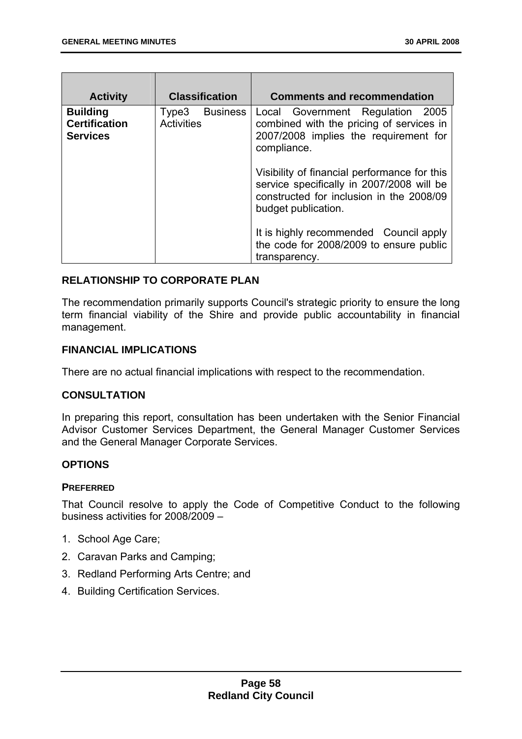| Activity | Classification | Comments and recommendation |
| --- | --- | --- |
| **Building Certification Services** | Type3 Business Activities | Local Government Regulation 2005 combined with the pricing of services in 2007/2008 implies the requirement for compliance.<br><br>Visibility of financial performance for this service specifically in 2007/2008 will be constructed for inclusion in the 2008/09 budget publication.<br><br>It is highly recommended Council apply the code for 2008/2009 to ensure public transparency. |

## RELATIONSHIP TO CORPORATE PLAN

The recommendation primarily supports Council's strategic priority to ensure the long term financial viability of the Shire and provide public accountability in financial management.

## FINANCIAL IMPLICATIONS

There are no actual financial implications with respect to the recommendation.

## CONSULTATION

In preparing this report, consultation has been undertaken with the Senior Financial Advisor Customer Services Department, the General Manager Customer Services and the General Manager Corporate Services.

## OPTIONS

### PREFERRED

That Council resolve to apply the Code of Competitive Conduct to the following business activities for 2008/2009 –

1. School Age Care;
2. Caravan Parks and Camping;
3. Redland Performing Arts Centre; and
4. Building Certification Services.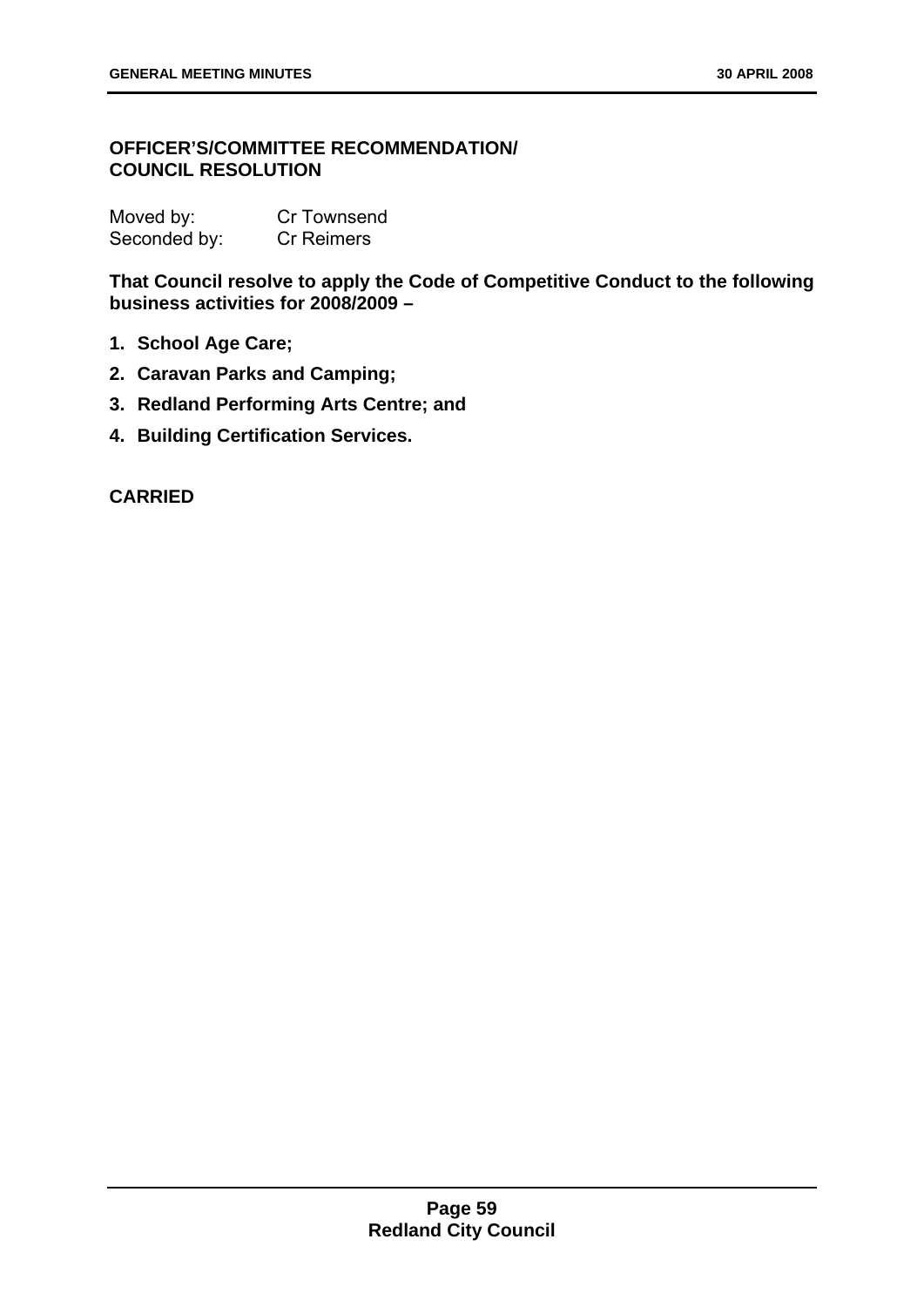**OFFICER'S/COMMITTEE RECOMMENDATION/**
**COUNCIL RESOLUTION**

Moved by: Cr Townsend
Seconded by: Cr Reimers

**That Council resolve to apply the Code of Competitive Conduct to the following business activities for 2008/2009 –**

1. **School Age Care;**
2. **Caravan Parks and Camping;**
3. **Redland Performing Arts Centre; and**
4. **Building Certification Services.**

**CARRIED**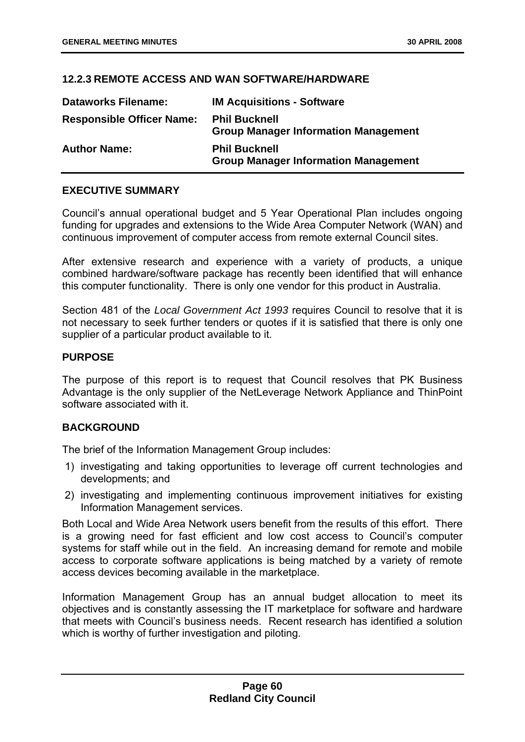### 12.2.3 REMOTE ACCESS AND WAN SOFTWARE/HARDWARE

| | |
|---|---|
| **Dataworks Filename:** | **IM Acquisitions - Software** |
| **Responsible Officer Name:** | **Phil Bucknell**<br>**Group Manager Information Management** |
| **Author Name:** | **Phil Bucknell**<br>**Group Manager Information Management** |

**EXECUTIVE SUMMARY**

Council's annual operational budget and 5 Year Operational Plan includes ongoing funding for upgrades and extensions to the Wide Area Computer Network (WAN) and continuous improvement of computer access from remote external Council sites.

After extensive research and experience with a variety of products, a unique combined hardware/software package has recently been identified that will enhance this computer functionality. There is only one vendor for this product in Australia.

Section 481 of the *Local Government Act 1993* requires Council to resolve that it is not necessary to seek further tenders or quotes if it is satisfied that there is only one supplier of a particular product available to it.

**PURPOSE**

The purpose of this report is to request that Council resolves that PK Business Advantage is the only supplier of the NetLeverage Network Appliance and ThinPoint software associated with it.

**BACKGROUND**

The brief of the Information Management Group includes:

1) investigating and taking opportunities to leverage off current technologies and developments; and
2) investigating and implementing continuous improvement initiatives for existing Information Management services.

Both Local and Wide Area Network users benefit from the results of this effort. There is a growing need for fast efficient and low cost access to Council's computer systems for staff while out in the field. An increasing demand for remote and mobile access to corporate software applications is being matched by a variety of remote access devices becoming available in the marketplace.

Information Management Group has an annual budget allocation to meet its objectives and is constantly assessing the IT marketplace for software and hardware that meets with Council's business needs. Recent research has identified a solution which is worthy of further investigation and piloting.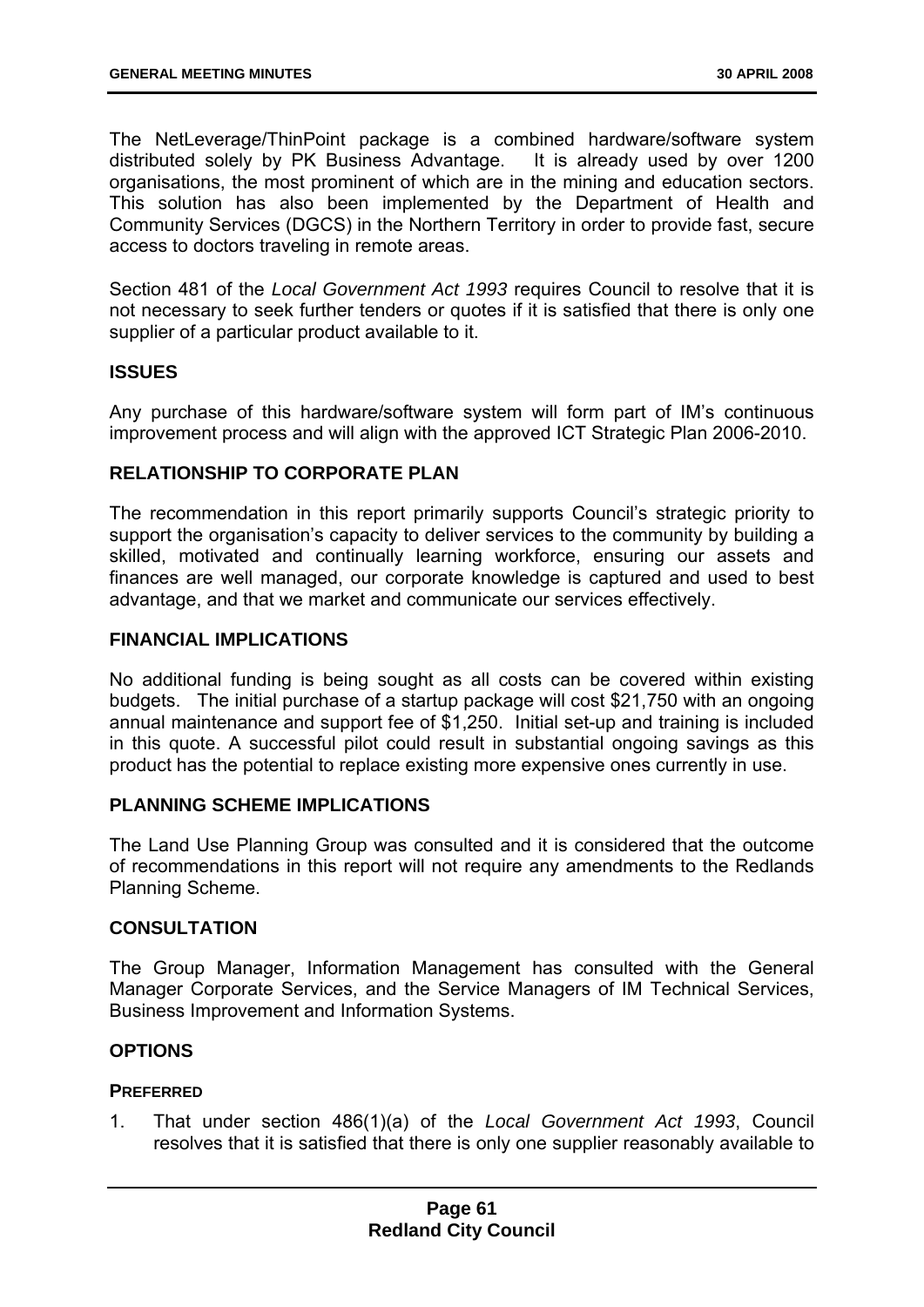The NetLeverage/ThinPoint package is a combined hardware/software system distributed solely by PK Business Advantage. It is already used by over 1200 organisations, the most prominent of which are in the mining and education sectors. This solution has also been implemented by the Department of Health and Community Services (DGCS) in the Northern Territory in order to provide fast, secure access to doctors traveling in remote areas.

Section 481 of the *Local Government Act 1993* requires Council to resolve that it is not necessary to seek further tenders or quotes if it is satisfied that there is only one supplier of a particular product available to it.

## ISSUES

Any purchase of this hardware/software system will form part of IM's continuous improvement process and will align with the approved ICT Strategic Plan 2006-2010.

## RELATIONSHIP TO CORPORATE PLAN

The recommendation in this report primarily supports Council's strategic priority to support the organisation's capacity to deliver services to the community by building a skilled, motivated and continually learning workforce, ensuring our assets and finances are well managed, our corporate knowledge is captured and used to best advantage, and that we market and communicate our services effectively.

## FINANCIAL IMPLICATIONS

No additional funding is being sought as all costs can be covered within existing budgets. The initial purchase of a startup package will cost $21,750 with an ongoing annual maintenance and support fee of $1,250. Initial set-up and training is included in this quote. A successful pilot could result in substantial ongoing savings as this product has the potential to replace existing more expensive ones currently in use.

## PLANNING SCHEME IMPLICATIONS

The Land Use Planning Group was consulted and it is considered that the outcome of recommendations in this report will not require any amendments to the Redlands Planning Scheme.

## CONSULTATION

The Group Manager, Information Management has consulted with the General Manager Corporate Services, and the Service Managers of IM Technical Services, Business Improvement and Information Systems.

## OPTIONS

### PREFERRED

1. That under section 486(1)(a) of the *Local Government Act 1993*, Council resolves that it is satisfied that there is only one supplier reasonably available to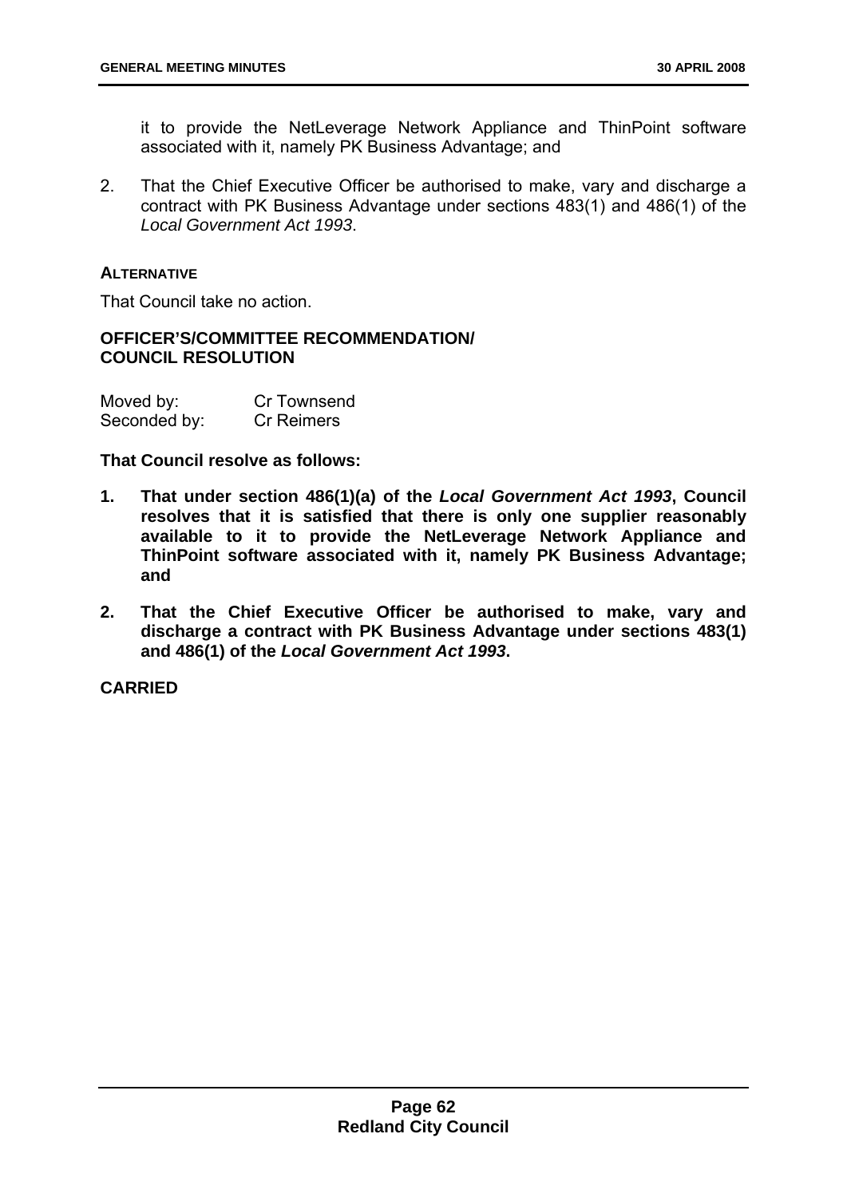it to provide the NetLeverage Network Appliance and ThinPoint software associated with it, namely PK Business Advantage; and

2. That the Chief Executive Officer be authorised to make, vary and discharge a contract with PK Business Advantage under sections 483(1) and 486(1) of the *Local Government Act 1993*.

**ALTERNATIVE**

That Council take no action.

**OFFICER'S/COMMITTEE RECOMMENDATION/ COUNCIL RESOLUTION**

Moved by: Cr Townsend
Seconded by: Cr Reimers

**That Council resolve as follows:**

1. **That under section 486(1)(a) of the *Local Government Act 1993*, Council resolves that it is satisfied that there is only one supplier reasonably available to it to provide the NetLeverage Network Appliance and ThinPoint software associated with it, namely PK Business Advantage; and**

2. **That the Chief Executive Officer be authorised to make, vary and discharge a contract with PK Business Advantage under sections 483(1) and 486(1) of the *Local Government Act 1993*.**

**CARRIED**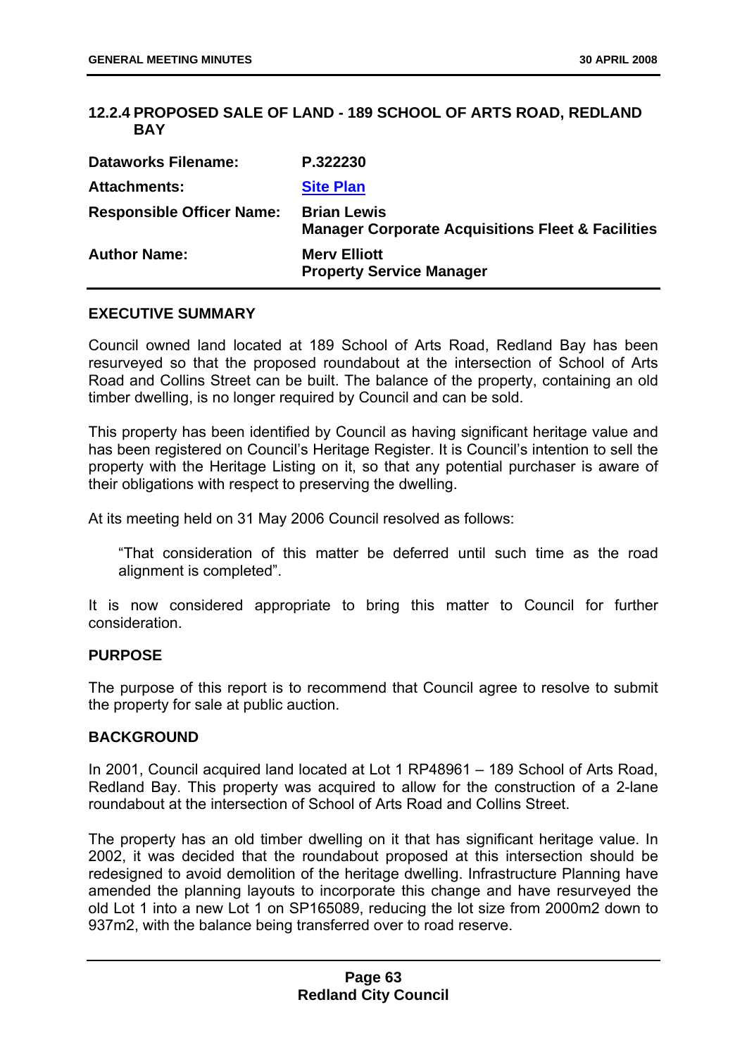## 12.2.4 PROPOSED SALE OF LAND - 189 SCHOOL OF ARTS ROAD, REDLAND BAY

| | |
|---|---|
| **Dataworks Filename:** | **P.322230** |
| **Attachments:** | **Site Plan** |
| **Responsible Officer Name:** | **Brian Lewis**<br>**Manager Corporate Acquisitions Fleet & Facilities** |
| **Author Name:** | **Merv Elliott**<br>**Property Service Manager** |

### EXECUTIVE SUMMARY

Council owned land located at 189 School of Arts Road, Redland Bay has been resurveyed so that the proposed roundabout at the intersection of School of Arts Road and Collins Street can be built. The balance of the property, containing an old timber dwelling, is no longer required by Council and can be sold.

This property has been identified by Council as having significant heritage value and has been registered on Council's Heritage Register. It is Council's intention to sell the property with the Heritage Listing on it, so that any potential purchaser is aware of their obligations with respect to preserving the dwelling.

At its meeting held on 31 May 2006 Council resolved as follows:

> "That consideration of this matter be deferred until such time as the road alignment is completed".

It is now considered appropriate to bring this matter to Council for further consideration.

### PURPOSE

The purpose of this report is to recommend that Council agree to resolve to submit the property for sale at public auction.

### BACKGROUND

In 2001, Council acquired land located at Lot 1 RP48961 – 189 School of Arts Road, Redland Bay. This property was acquired to allow for the construction of a 2-lane roundabout at the intersection of School of Arts Road and Collins Street.

The property has an old timber dwelling on it that has significant heritage value. In 2002, it was decided that the roundabout proposed at this intersection should be redesigned to avoid demolition of the heritage dwelling. Infrastructure Planning have amended the planning layouts to incorporate this change and have resurveyed the old Lot 1 into a new Lot 1 on SP165089, reducing the lot size from 2000m2 down to 937m2, with the balance being transferred over to road reserve.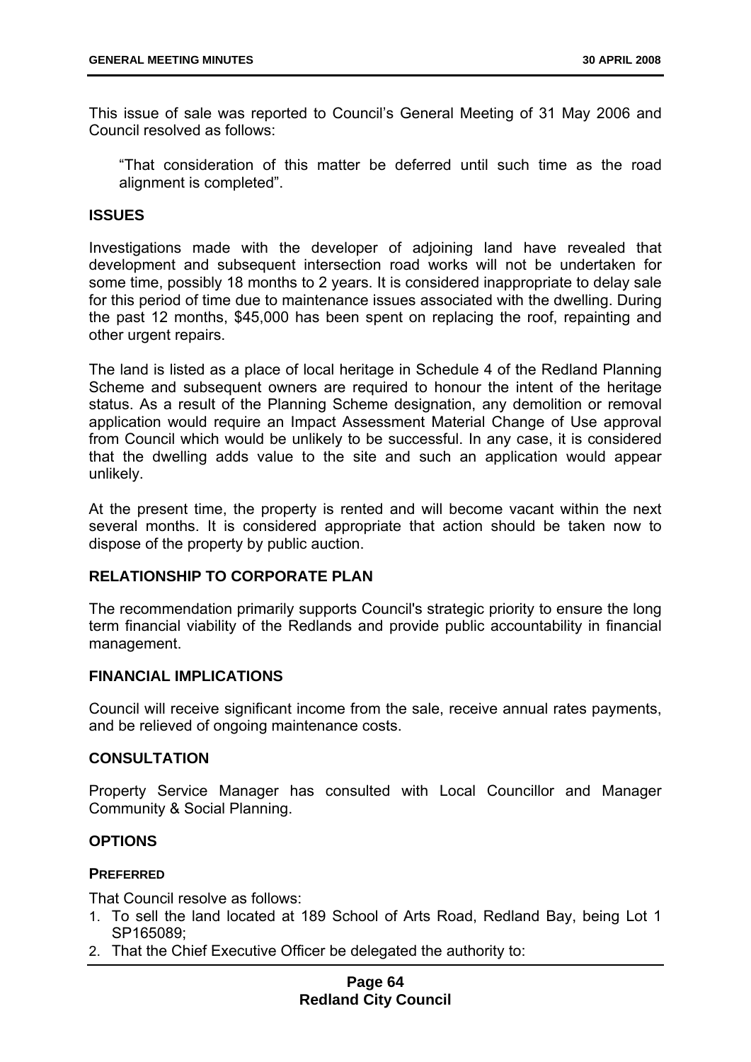This issue of sale was reported to Council's General Meeting of 31 May 2006 and Council resolved as follows:

> "That consideration of this matter be deferred until such time as the road alignment is completed".

### ISSUES

Investigations made with the developer of adjoining land have revealed that development and subsequent intersection road works will not be undertaken for some time, possibly 18 months to 2 years. It is considered inappropriate to delay sale for this period of time due to maintenance issues associated with the dwelling. During the past 12 months, $45,000 has been spent on replacing the roof, repainting and other urgent repairs.

The land is listed as a place of local heritage in Schedule 4 of the Redland Planning Scheme and subsequent owners are required to honour the intent of the heritage status. As a result of the Planning Scheme designation, any demolition or removal application would require an Impact Assessment Material Change of Use approval from Council which would be unlikely to be successful. In any case, it is considered that the dwelling adds value to the site and such an application would appear unlikely.

At the present time, the property is rented and will become vacant within the next several months. It is considered appropriate that action should be taken now to dispose of the property by public auction.

### RELATIONSHIP TO CORPORATE PLAN

The recommendation primarily supports Council's strategic priority to ensure the long term financial viability of the Redlands and provide public accountability in financial management.

### FINANCIAL IMPLICATIONS

Council will receive significant income from the sale, receive annual rates payments, and be relieved of ongoing maintenance costs.

### CONSULTATION

Property Service Manager has consulted with Local Councillor and Manager Community & Social Planning.

### OPTIONS

#### PREFERRED

That Council resolve as follows:

1. To sell the land located at 189 School of Arts Road, Redland Bay, being Lot 1 SP165089;
2. That the Chief Executive Officer be delegated the authority to: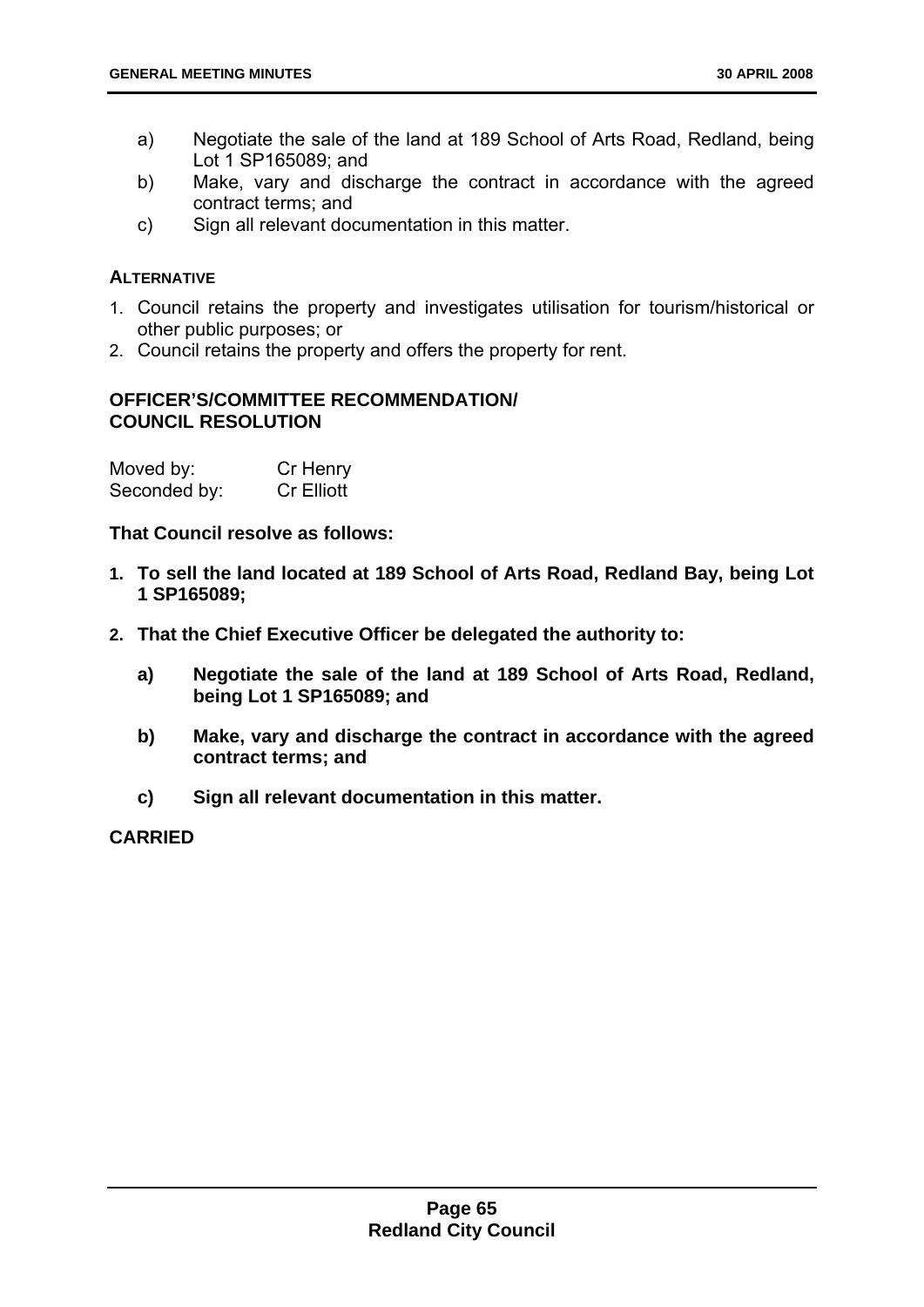a) Negotiate the sale of the land at 189 School of Arts Road, Redland, being Lot 1 SP165089; and
b) Make, vary and discharge the contract in accordance with the agreed contract terms; and
c) Sign all relevant documentation in this matter.

**ALTERNATIVE**

1. Council retains the property and investigates utilisation for tourism/historical or other public purposes; or
2. Council retains the property and offers the property for rent.

**OFFICER'S/COMMITTEE RECOMMENDATION/**
**COUNCIL RESOLUTION**

Moved by: Cr Henry
Seconded by: Cr Elliott

**That Council resolve as follows:**

1. **To sell the land located at 189 School of Arts Road, Redland Bay, being Lot 1 SP165089;**
2. **That the Chief Executive Officer be delegated the authority to:**

   **a) Negotiate the sale of the land at 189 School of Arts Road, Redland, being Lot 1 SP165089; and**

   **b) Make, vary and discharge the contract in accordance with the agreed contract terms; and**

   **c) Sign all relevant documentation in this matter.**

**CARRIED**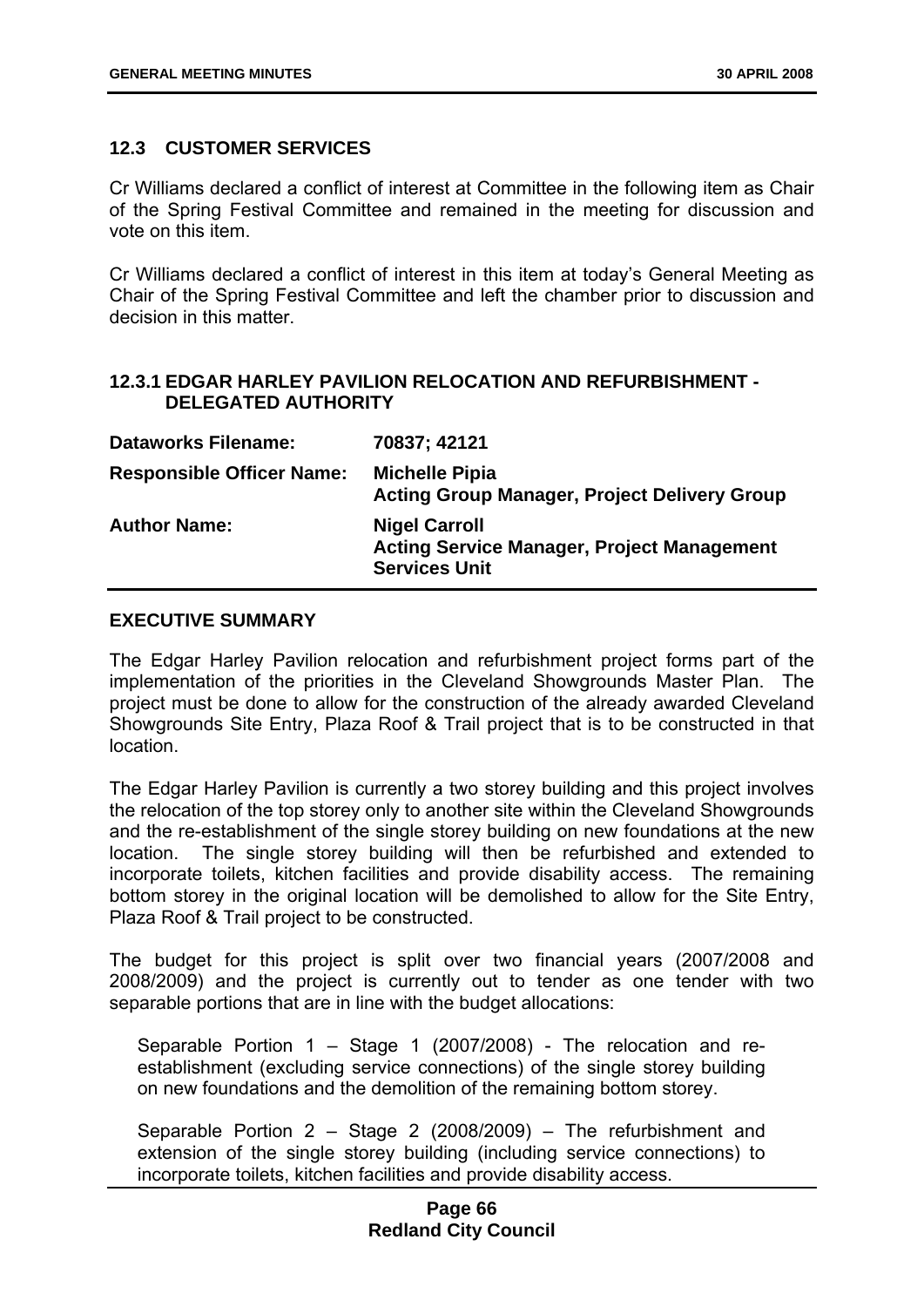## 12.3 CUSTOMER SERVICES

Cr Williams declared a conflict of interest at Committee in the following item as Chair of the Spring Festival Committee and remained in the meeting for discussion and vote on this item.

Cr Williams declared a conflict of interest in this item at today's General Meeting as Chair of the Spring Festival Committee and left the chamber prior to discussion and decision in this matter.

### 12.3.1 EDGAR HARLEY PAVILION RELOCATION AND REFURBISHMENT - DELEGATED AUTHORITY

| | |
|---|---|
| **Dataworks Filename:** | **70837; 42121** |
| **Responsible Officer Name:** | **Michelle Pipia**<br>**Acting Group Manager, Project Delivery Group** |
| **Author Name:** | **Nigel Carroll**<br>**Acting Service Manager, Project Management Services Unit** |

**EXECUTIVE SUMMARY**

The Edgar Harley Pavilion relocation and refurbishment project forms part of the implementation of the priorities in the Cleveland Showgrounds Master Plan. The project must be done to allow for the construction of the already awarded Cleveland Showgrounds Site Entry, Plaza Roof & Trail project that is to be constructed in that location.

The Edgar Harley Pavilion is currently a two storey building and this project involves the relocation of the top storey only to another site within the Cleveland Showgrounds and the re-establishment of the single storey building on new foundations at the new location. The single storey building will then be refurbished and extended to incorporate toilets, kitchen facilities and provide disability access. The remaining bottom storey in the original location will be demolished to allow for the Site Entry, Plaza Roof & Trail project to be constructed.

The budget for this project is split over two financial years (2007/2008 and 2008/2009) and the project is currently out to tender as one tender with two separable portions that are in line with the budget allocations:

> Separable Portion 1 – Stage 1 (2007/2008) - The relocation and re-establishment (excluding service connections) of the single storey building on new foundations and the demolition of the remaining bottom storey.
>
> Separable Portion 2 – Stage 2 (2008/2009) – The refurbishment and extension of the single storey building (including service connections) to incorporate toilets, kitchen facilities and provide disability access.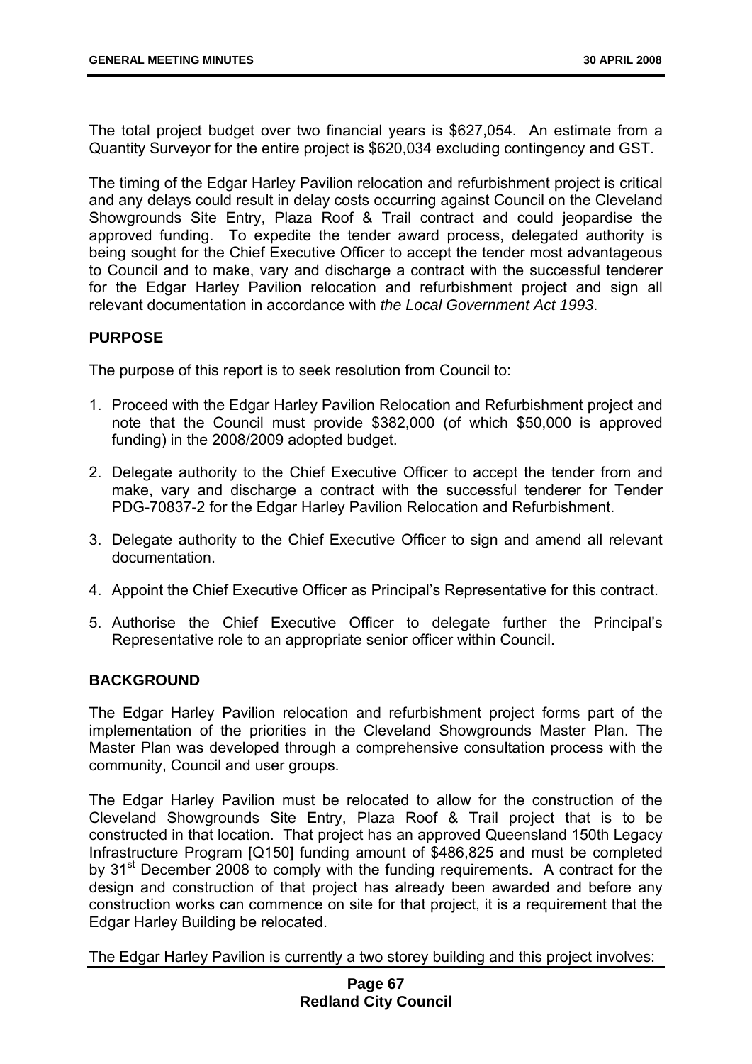The total project budget over two financial years is $627,054. An estimate from a Quantity Surveyor for the entire project is $620,034 excluding contingency and GST.

The timing of the Edgar Harley Pavilion relocation and refurbishment project is critical and any delays could result in delay costs occurring against Council on the Cleveland Showgrounds Site Entry, Plaza Roof & Trail contract and could jeopardise the approved funding. To expedite the tender award process, delegated authority is being sought for the Chief Executive Officer to accept the tender most advantageous to Council and to make, vary and discharge a contract with the successful tenderer for the Edgar Harley Pavilion relocation and refurbishment project and sign all relevant documentation in accordance with *the Local Government Act 1993*.

**PURPOSE**

The purpose of this report is to seek resolution from Council to:

1. Proceed with the Edgar Harley Pavilion Relocation and Refurbishment project and note that the Council must provide $382,000 (of which $50,000 is approved funding) in the 2008/2009 adopted budget.
2. Delegate authority to the Chief Executive Officer to accept the tender from and make, vary and discharge a contract with the successful tenderer for Tender PDG-70837-2 for the Edgar Harley Pavilion Relocation and Refurbishment.
3. Delegate authority to the Chief Executive Officer to sign and amend all relevant documentation.
4. Appoint the Chief Executive Officer as Principal's Representative for this contract.
5. Authorise the Chief Executive Officer to delegate further the Principal's Representative role to an appropriate senior officer within Council.

**BACKGROUND**

The Edgar Harley Pavilion relocation and refurbishment project forms part of the implementation of the priorities in the Cleveland Showgrounds Master Plan. The Master Plan was developed through a comprehensive consultation process with the community, Council and user groups.

The Edgar Harley Pavilion must be relocated to allow for the construction of the Cleveland Showgrounds Site Entry, Plaza Roof & Trail project that is to be constructed in that location. That project has an approved Queensland 150th Legacy Infrastructure Program [Q150] funding amount of $486,825 and must be completed by 31st December 2008 to comply with the funding requirements. A contract for the design and construction of that project has already been awarded and before any construction works can commence on site for that project, it is a requirement that the Edgar Harley Building be relocated.

The Edgar Harley Pavilion is currently a two storey building and this project involves: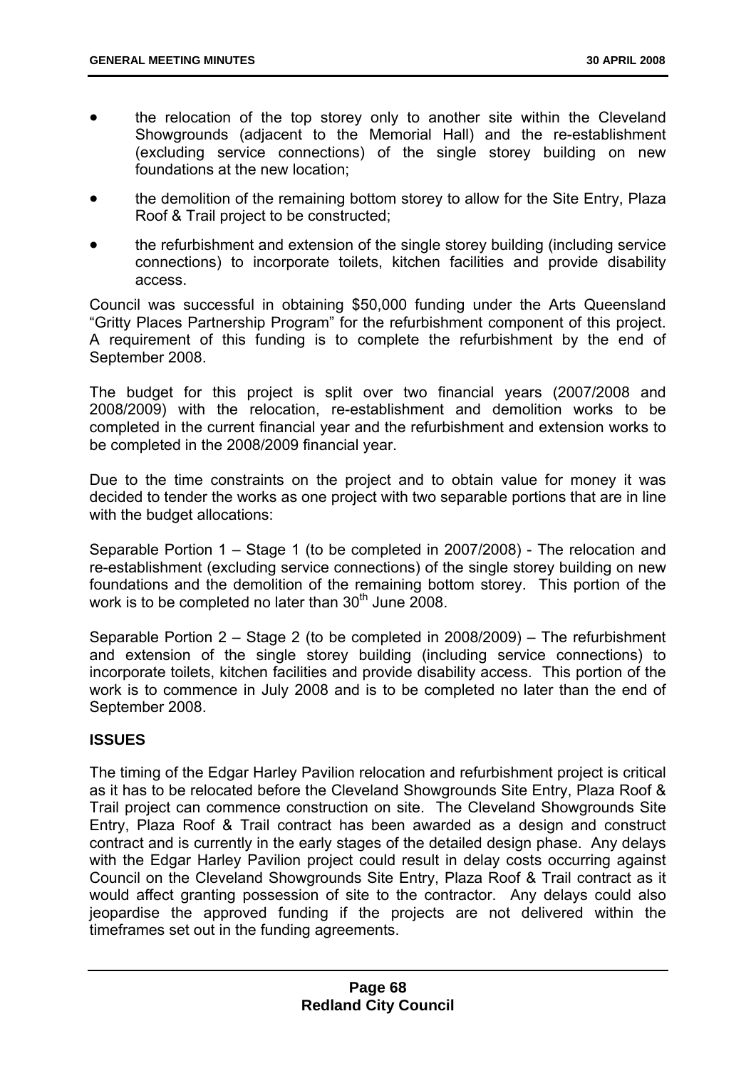- the relocation of the top storey only to another site within the Cleveland Showgrounds (adjacent to the Memorial Hall) and the re-establishment (excluding service connections) of the single storey building on new foundations at the new location;
- the demolition of the remaining bottom storey to allow for the Site Entry, Plaza Roof & Trail project to be constructed;
- the refurbishment and extension of the single storey building (including service connections) to incorporate toilets, kitchen facilities and provide disability access.

Council was successful in obtaining $50,000 funding under the Arts Queensland "Gritty Places Partnership Program" for the refurbishment component of this project. A requirement of this funding is to complete the refurbishment by the end of September 2008.

The budget for this project is split over two financial years (2007/2008 and 2008/2009) with the relocation, re-establishment and demolition works to be completed in the current financial year and the refurbishment and extension works to be completed in the 2008/2009 financial year.

Due to the time constraints on the project and to obtain value for money it was decided to tender the works as one project with two separable portions that are in line with the budget allocations:

Separable Portion 1 – Stage 1 (to be completed in 2007/2008) - The relocation and re-establishment (excluding service connections) of the single storey building on new foundations and the demolition of the remaining bottom storey. This portion of the work is to be completed no later than 30th June 2008.

Separable Portion 2 – Stage 2 (to be completed in 2008/2009) – The refurbishment and extension of the single storey building (including service connections) to incorporate toilets, kitchen facilities and provide disability access. This portion of the work is to commence in July 2008 and is to be completed no later than the end of September 2008.

**ISSUES**

The timing of the Edgar Harley Pavilion relocation and refurbishment project is critical as it has to be relocated before the Cleveland Showgrounds Site Entry, Plaza Roof & Trail project can commence construction on site. The Cleveland Showgrounds Site Entry, Plaza Roof & Trail contract has been awarded as a design and construct contract and is currently in the early stages of the detailed design phase. Any delays with the Edgar Harley Pavilion project could result in delay costs occurring against Council on the Cleveland Showgrounds Site Entry, Plaza Roof & Trail contract as it would affect granting possession of site to the contractor. Any delays could also jeopardise the approved funding if the projects are not delivered within the timeframes set out in the funding agreements.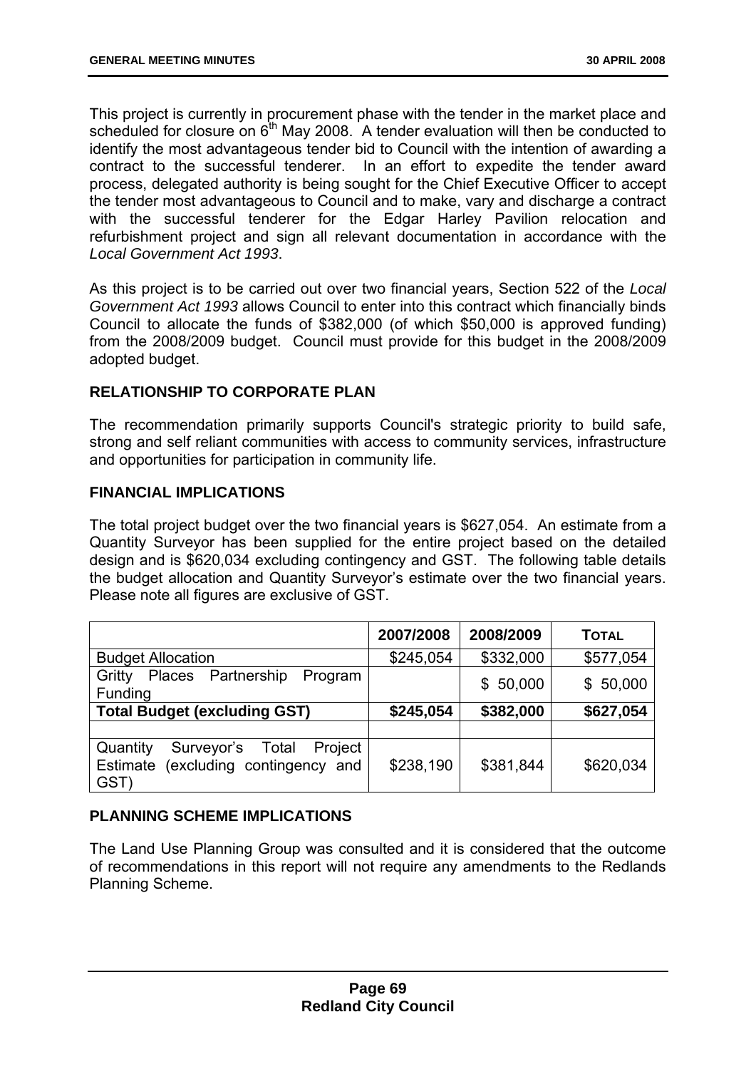This project is currently in procurement phase with the tender in the market place and scheduled for closure on 6th May 2008. A tender evaluation will then be conducted to identify the most advantageous tender bid to Council with the intention of awarding a contract to the successful tenderer. In an effort to expedite the tender award process, delegated authority is being sought for the Chief Executive Officer to accept the tender most advantageous to Council and to make, vary and discharge a contract with the successful tenderer for the Edgar Harley Pavilion relocation and refurbishment project and sign all relevant documentation in accordance with the *Local Government Act 1993*.

As this project is to be carried out over two financial years, Section 522 of the *Local Government Act 1993* allows Council to enter into this contract which financially binds Council to allocate the funds of $382,000 (of which $50,000 is approved funding) from the 2008/2009 budget. Council must provide for this budget in the 2008/2009 adopted budget.

## RELATIONSHIP TO CORPORATE PLAN

The recommendation primarily supports Council's strategic priority to build safe, strong and self reliant communities with access to community services, infrastructure and opportunities for participation in community life.

## FINANCIAL IMPLICATIONS

The total project budget over the two financial years is $627,054. An estimate from a Quantity Surveyor has been supplied for the entire project based on the detailed design and is $620,034 excluding contingency and GST. The following table details the budget allocation and Quantity Surveyor's estimate over the two financial years. Please note all figures are exclusive of GST.

| | 2007/2008 | 2008/2009 | TOTAL |
|---|---|---|---|
| Budget Allocation | $245,054 | $332,000 | $577,054 |
| Gritty Places Partnership Program Funding | | $ 50,000 | $ 50,000 |
| **Total Budget (excluding GST)** | **$245,054** | **$382,000** | **$627,054** |
| | | | |
| Quantity Surveyor's Total Project Estimate (excluding contingency and GST) | $238,190 | $381,844 | $620,034 |

## PLANNING SCHEME IMPLICATIONS

The Land Use Planning Group was consulted and it is considered that the outcome of recommendations in this report will not require any amendments to the Redlands Planning Scheme.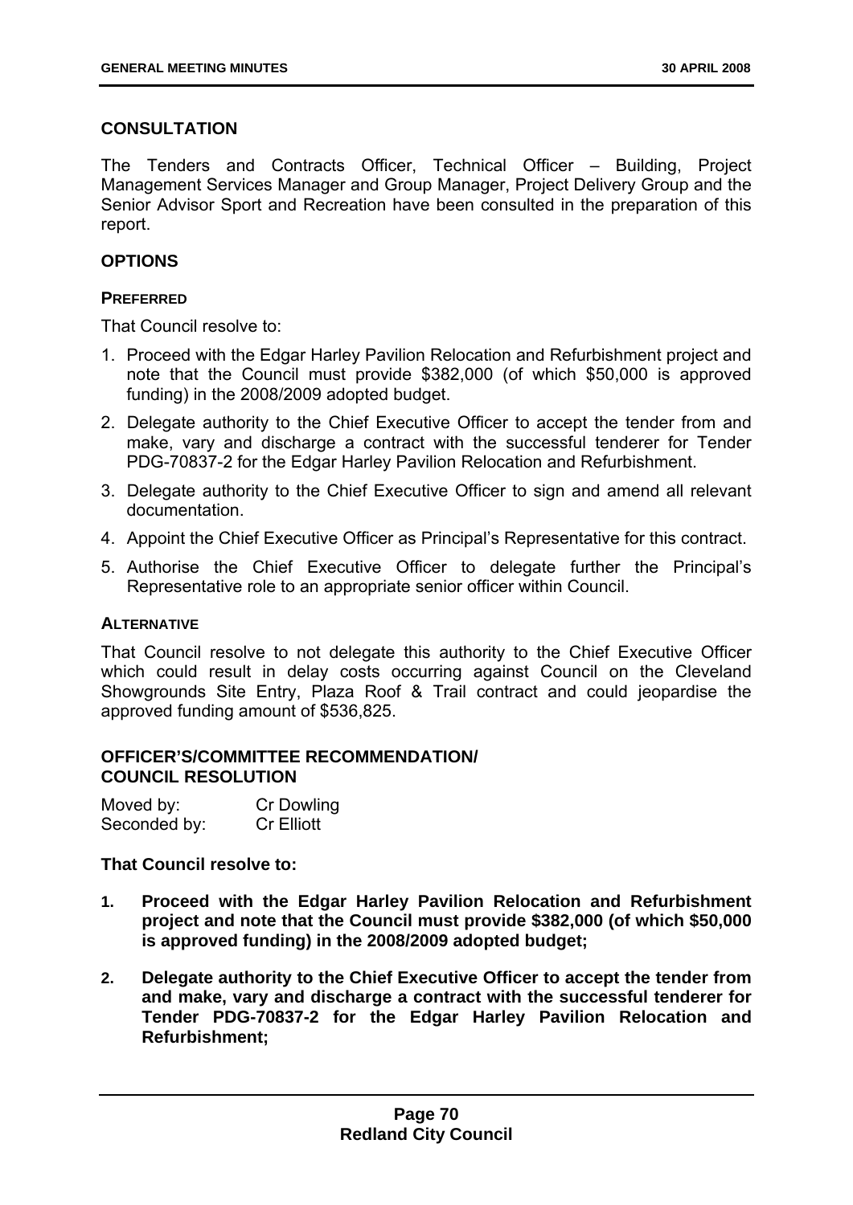## CONSULTATION

The Tenders and Contracts Officer, Technical Officer – Building, Project Management Services Manager and Group Manager, Project Delivery Group and the Senior Advisor Sport and Recreation have been consulted in the preparation of this report.

## OPTIONS

### PREFERRED

That Council resolve to:

1. Proceed with the Edgar Harley Pavilion Relocation and Refurbishment project and note that the Council must provide $382,000 (of which $50,000 is approved funding) in the 2008/2009 adopted budget.
2. Delegate authority to the Chief Executive Officer to accept the tender from and make, vary and discharge a contract with the successful tenderer for Tender PDG-70837-2 for the Edgar Harley Pavilion Relocation and Refurbishment.
3. Delegate authority to the Chief Executive Officer to sign and amend all relevant documentation.
4. Appoint the Chief Executive Officer as Principal's Representative for this contract.
5. Authorise the Chief Executive Officer to delegate further the Principal's Representative role to an appropriate senior officer within Council.

### ALTERNATIVE

That Council resolve to not delegate this authority to the Chief Executive Officer which could result in delay costs occurring against Council on the Cleveland Showgrounds Site Entry, Plaza Roof & Trail contract and could jeopardise the approved funding amount of $536,825.

## OFFICER'S/COMMITTEE RECOMMENDATION/ COUNCIL RESOLUTION

| Moved by: | Cr Dowling |
|---|---|
| Seconded by: | Cr Elliott |

**That Council resolve to:**

1. **Proceed with the Edgar Harley Pavilion Relocation and Refurbishment project and note that the Council must provide $382,000 (of which $50,000 is approved funding) in the 2008/2009 adopted budget;**
2. **Delegate authority to the Chief Executive Officer to accept the tender from and make, vary and discharge a contract with the successful tenderer for Tender PDG-70837-2 for the Edgar Harley Pavilion Relocation and Refurbishment;**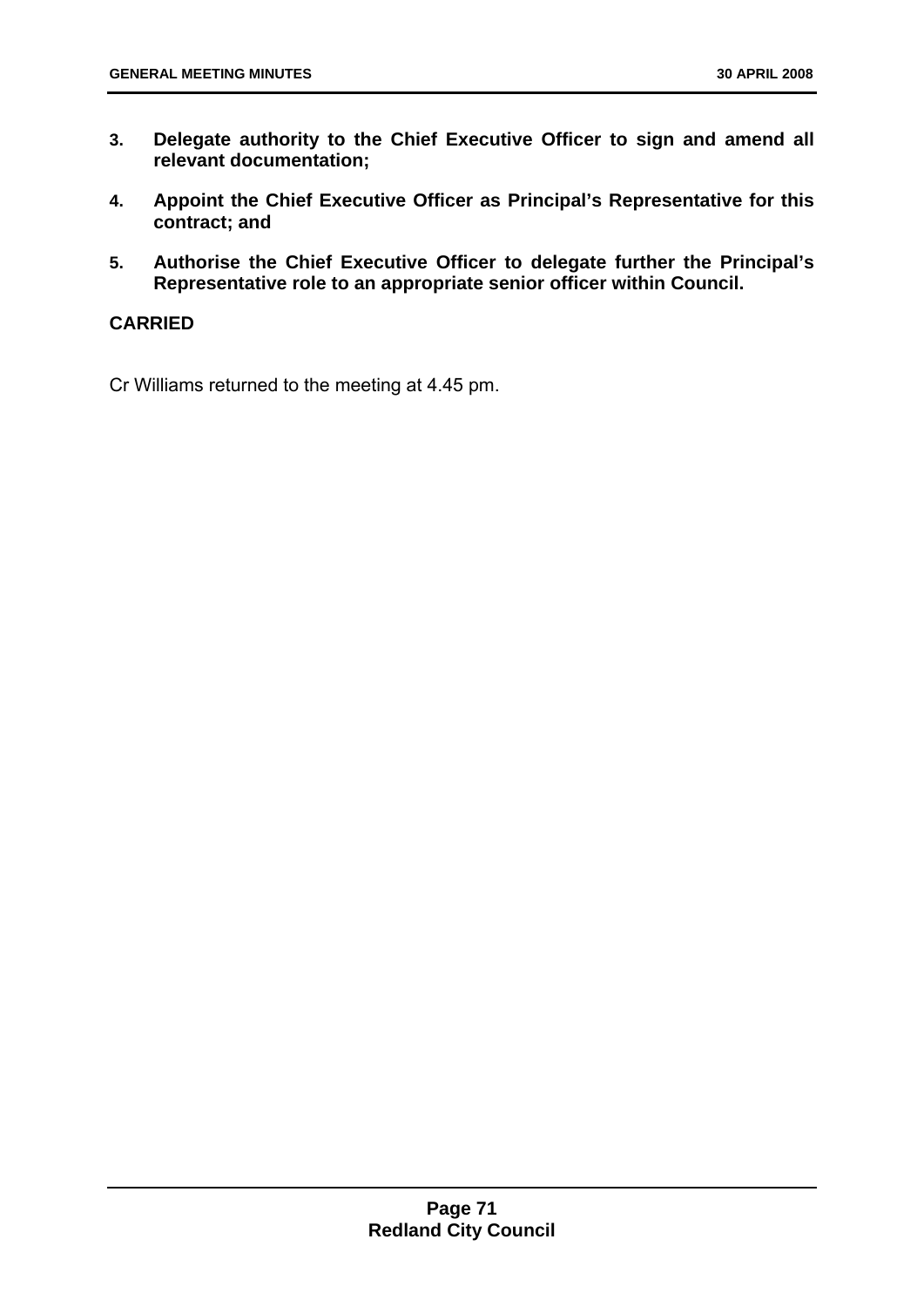3. **Delegate authority to the Chief Executive Officer to sign and amend all relevant documentation;**

4. **Appoint the Chief Executive Officer as Principal's Representative for this contract; and**

5. **Authorise the Chief Executive Officer to delegate further the Principal's Representative role to an appropriate senior officer within Council.**

**CARRIED**

Cr Williams returned to the meeting at 4.45 pm.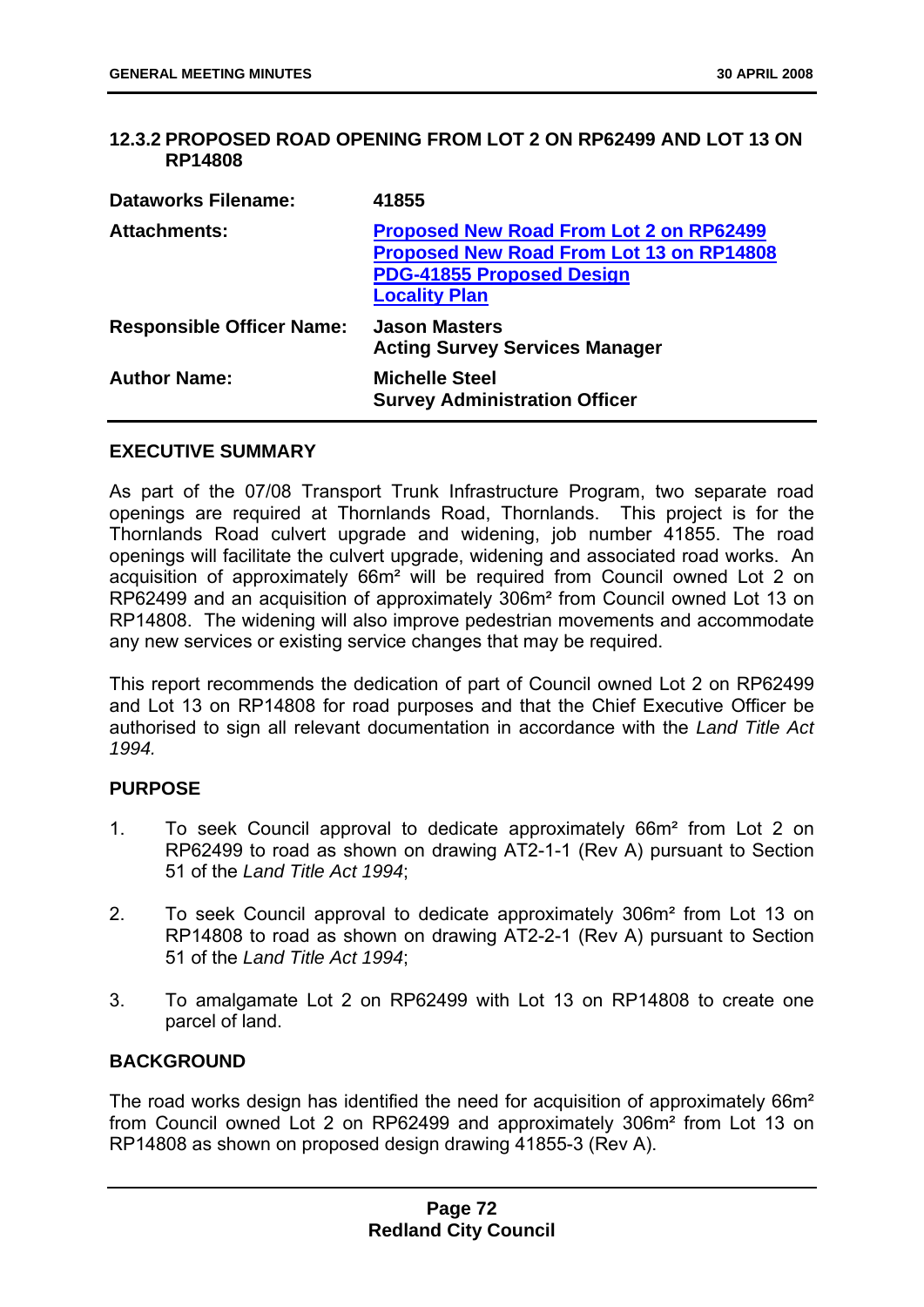### 12.3.2 PROPOSED ROAD OPENING FROM LOT 2 ON RP62499 AND LOT 13 ON RP14808

| | |
|---|---|
| **Dataworks Filename:** | **41855** |
| **Attachments:** | **Proposed New Road From Lot 2 on RP62499**<br>**Proposed New Road From Lot 13 on RP14808**<br>**PDG-41855 Proposed Design**<br>**Locality Plan** |
| **Responsible Officer Name:** | **Jason Masters**<br>**Acting Survey Services Manager** |
| **Author Name:** | **Michelle Steel**<br>**Survey Administration Officer** |

**EXECUTIVE SUMMARY**

As part of the 07/08 Transport Trunk Infrastructure Program, two separate road openings are required at Thornlands Road, Thornlands. This project is for the Thornlands Road culvert upgrade and widening, job number 41855. The road openings will facilitate the culvert upgrade, widening and associated road works. An acquisition of approximately 66m² will be required from Council owned Lot 2 on RP62499 and an acquisition of approximately 306m² from Council owned Lot 13 on RP14808. The widening will also improve pedestrian movements and accommodate any new services or existing service changes that may be required.

This report recommends the dedication of part of Council owned Lot 2 on RP62499 and Lot 13 on RP14808 for road purposes and that the Chief Executive Officer be authorised to sign all relevant documentation in accordance with the *Land Title Act 1994.*

**PURPOSE**

1. To seek Council approval to dedicate approximately 66m² from Lot 2 on RP62499 to road as shown on drawing AT2-1-1 (Rev A) pursuant to Section 51 of the *Land Title Act 1994*;

2. To seek Council approval to dedicate approximately 306m² from Lot 13 on RP14808 to road as shown on drawing AT2-2-1 (Rev A) pursuant to Section 51 of the *Land Title Act 1994*;

3. To amalgamate Lot 2 on RP62499 with Lot 13 on RP14808 to create one parcel of land.

**BACKGROUND**

The road works design has identified the need for acquisition of approximately 66m² from Council owned Lot 2 on RP62499 and approximately 306m² from Lot 13 on RP14808 as shown on proposed design drawing 41855-3 (Rev A).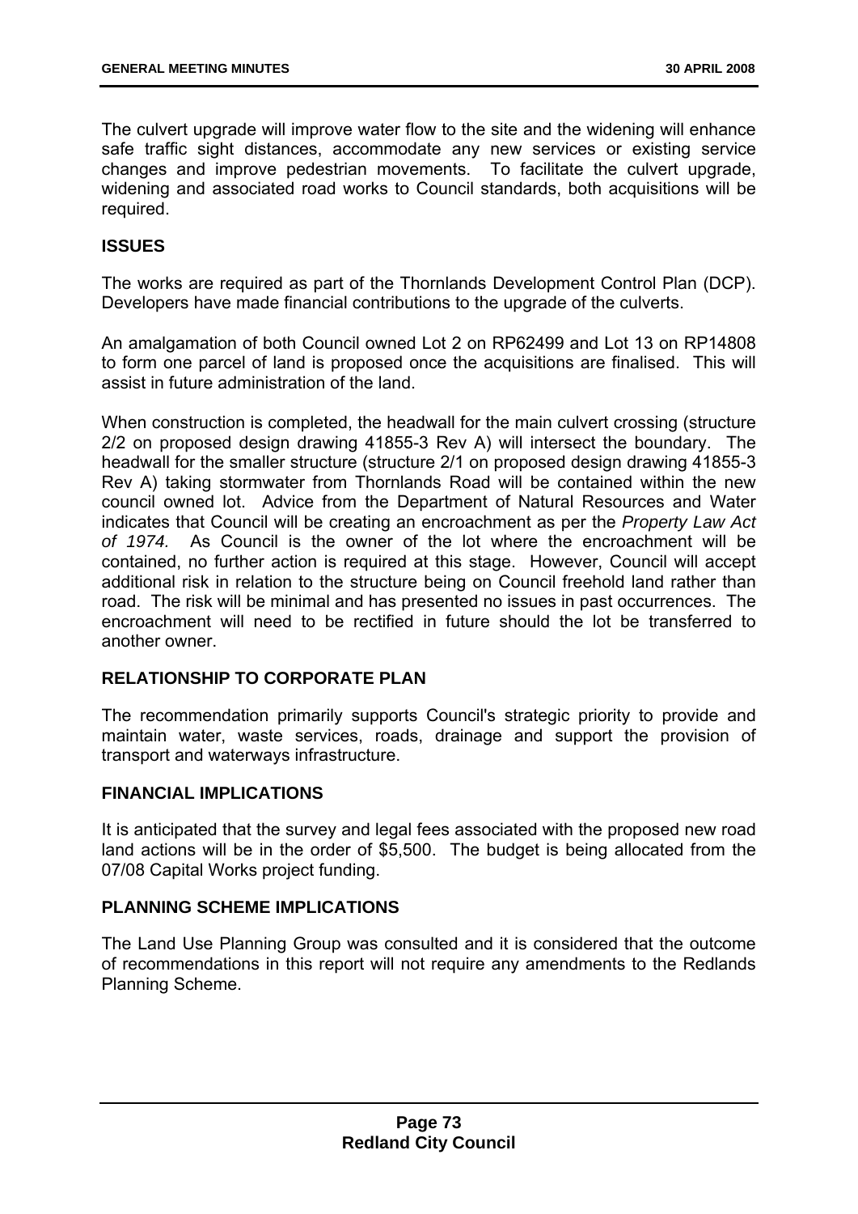The culvert upgrade will improve water flow to the site and the widening will enhance safe traffic sight distances, accommodate any new services or existing service changes and improve pedestrian movements. To facilitate the culvert upgrade, widening and associated road works to Council standards, both acquisitions will be required.

## ISSUES

The works are required as part of the Thornlands Development Control Plan (DCP). Developers have made financial contributions to the upgrade of the culverts.

An amalgamation of both Council owned Lot 2 on RP62499 and Lot 13 on RP14808 to form one parcel of land is proposed once the acquisitions are finalised. This will assist in future administration of the land.

When construction is completed, the headwall for the main culvert crossing (structure 2/2 on proposed design drawing 41855-3 Rev A) will intersect the boundary. The headwall for the smaller structure (structure 2/1 on proposed design drawing 41855-3 Rev A) taking stormwater from Thornlands Road will be contained within the new council owned lot. Advice from the Department of Natural Resources and Water indicates that Council will be creating an encroachment as per the *Property Law Act of 1974.* As Council is the owner of the lot where the encroachment will be contained, no further action is required at this stage. However, Council will accept additional risk in relation to the structure being on Council freehold land rather than road. The risk will be minimal and has presented no issues in past occurrences. The encroachment will need to be rectified in future should the lot be transferred to another owner.

## RELATIONSHIP TO CORPORATE PLAN

The recommendation primarily supports Council's strategic priority to provide and maintain water, waste services, roads, drainage and support the provision of transport and waterways infrastructure.

## FINANCIAL IMPLICATIONS

It is anticipated that the survey and legal fees associated with the proposed new road land actions will be in the order of $5,500. The budget is being allocated from the 07/08 Capital Works project funding.

## PLANNING SCHEME IMPLICATIONS

The Land Use Planning Group was consulted and it is considered that the outcome of recommendations in this report will not require any amendments to the Redlands Planning Scheme.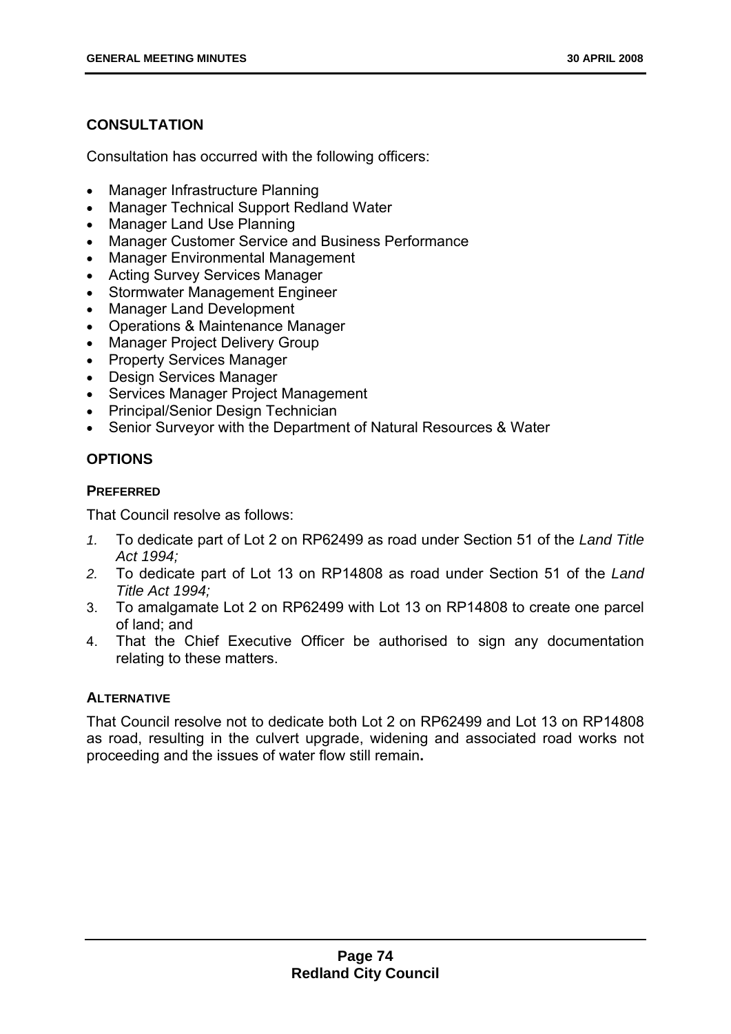## CONSULTATION

Consultation has occurred with the following officers:

- Manager Infrastructure Planning
- Manager Technical Support Redland Water
- Manager Land Use Planning
- Manager Customer Service and Business Performance
- Manager Environmental Management
- Acting Survey Services Manager
- Stormwater Management Engineer
- Manager Land Development
- Operations & Maintenance Manager
- Manager Project Delivery Group
- Property Services Manager
- Design Services Manager
- Services Manager Project Management
- Principal/Senior Design Technician
- Senior Surveyor with the Department of Natural Resources & Water

## OPTIONS

### PREFERRED

That Council resolve as follows:

1. To dedicate part of Lot 2 on RP62499 as road under Section 51 of the *Land Title Act 1994;*
2. To dedicate part of Lot 13 on RP14808 as road under Section 51 of the *Land Title Act 1994;*
3. To amalgamate Lot 2 on RP62499 with Lot 13 on RP14808 to create one parcel of land; and
4. That the Chief Executive Officer be authorised to sign any documentation relating to these matters.

### ALTERNATIVE

That Council resolve not to dedicate both Lot 2 on RP62499 and Lot 13 on RP14808 as road, resulting in the culvert upgrade, widening and associated road works not proceeding and the issues of water flow still remain**.**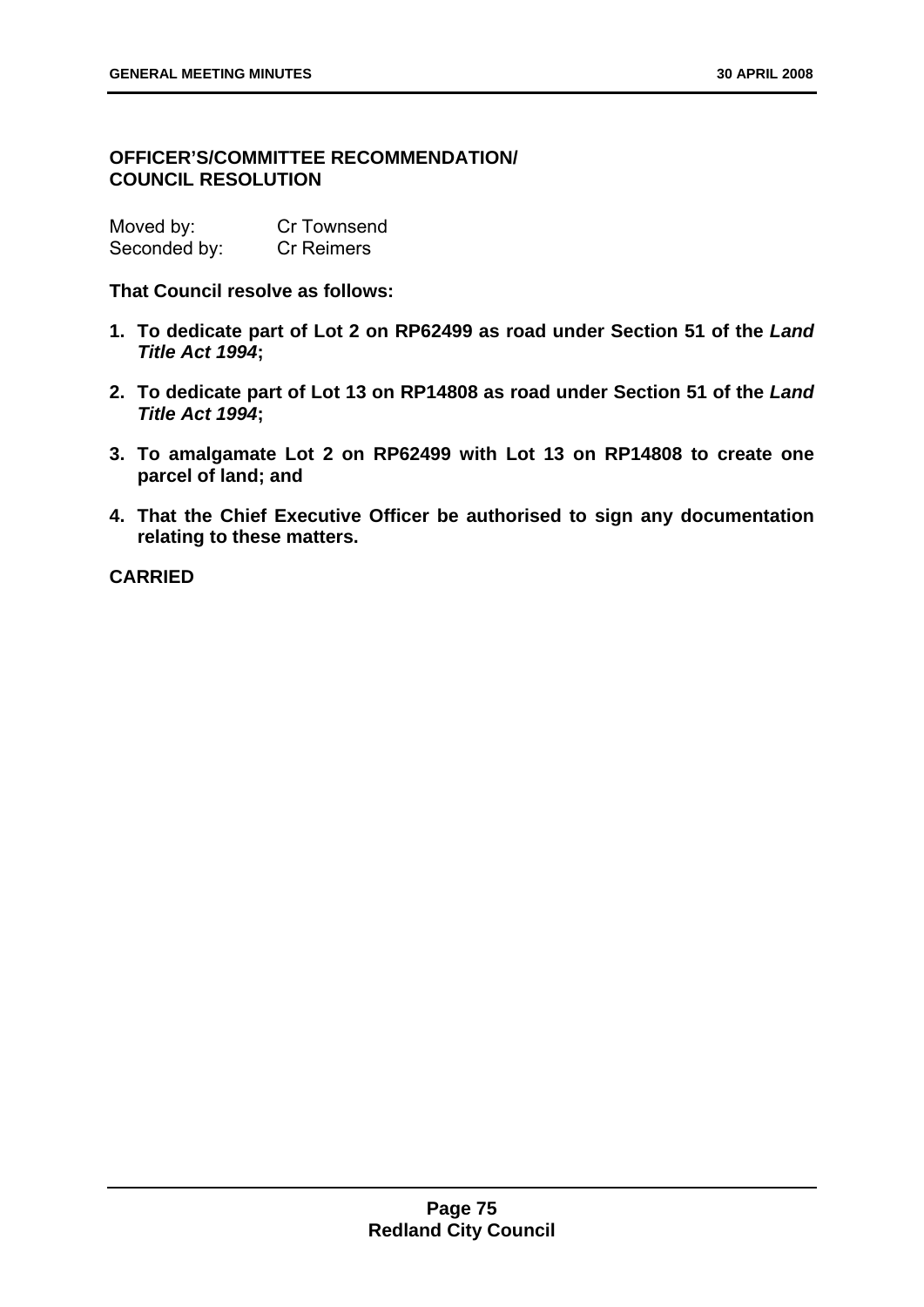**OFFICER'S/COMMITTEE RECOMMENDATION/
COUNCIL RESOLUTION**

Moved by: Cr Townsend
Seconded by: Cr Reimers

**That Council resolve as follows:**

1. **To dedicate part of Lot 2 on RP62499 as road under Section 51 of the *Land Title Act 1994*;**
2. **To dedicate part of Lot 13 on RP14808 as road under Section 51 of the *Land Title Act 1994*;**
3. **To amalgamate Lot 2 on RP62499 with Lot 13 on RP14808 to create one parcel of land; and**
4. **That the Chief Executive Officer be authorised to sign any documentation relating to these matters.**

**CARRIED**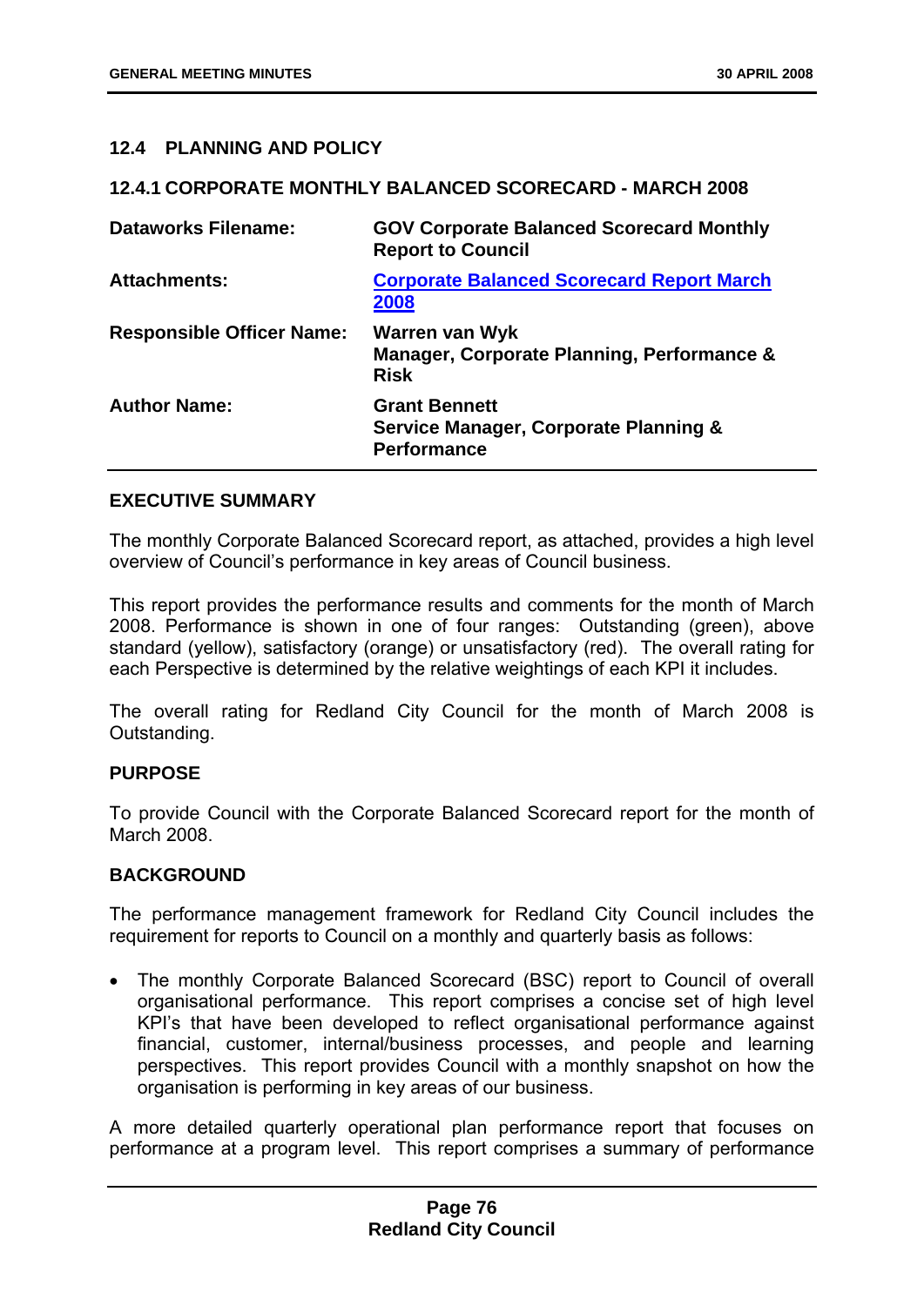## 12.4 PLANNING AND POLICY

### 12.4.1 CORPORATE MONTHLY BALANCED SCORECARD - MARCH 2008

| | |
|---|---|
| **Dataworks Filename:** | **GOV Corporate Balanced Scorecard Monthly Report to Council** |
| **Attachments:** | **Corporate Balanced Scorecard Report March 2008** |
| **Responsible Officer Name:** | **Warren van Wyk**<br>**Manager, Corporate Planning, Performance & Risk** |
| **Author Name:** | **Grant Bennett**<br>**Service Manager, Corporate Planning & Performance** |

**EXECUTIVE SUMMARY**

The monthly Corporate Balanced Scorecard report, as attached, provides a high level overview of Council's performance in key areas of Council business.

This report provides the performance results and comments for the month of March 2008. Performance is shown in one of four ranges: Outstanding (green), above standard (yellow), satisfactory (orange) or unsatisfactory (red). The overall rating for each Perspective is determined by the relative weightings of each KPI it includes.

The overall rating for Redland City Council for the month of March 2008 is Outstanding.

**PURPOSE**

To provide Council with the Corporate Balanced Scorecard report for the month of March 2008.

**BACKGROUND**

The performance management framework for Redland City Council includes the requirement for reports to Council on a monthly and quarterly basis as follows:

- The monthly Corporate Balanced Scorecard (BSC) report to Council of overall organisational performance. This report comprises a concise set of high level KPI's that have been developed to reflect organisational performance against financial, customer, internal/business processes, and people and learning perspectives. This report provides Council with a monthly snapshot on how the organisation is performing in key areas of our business.

A more detailed quarterly operational plan performance report that focuses on performance at a program level. This report comprises a summary of performance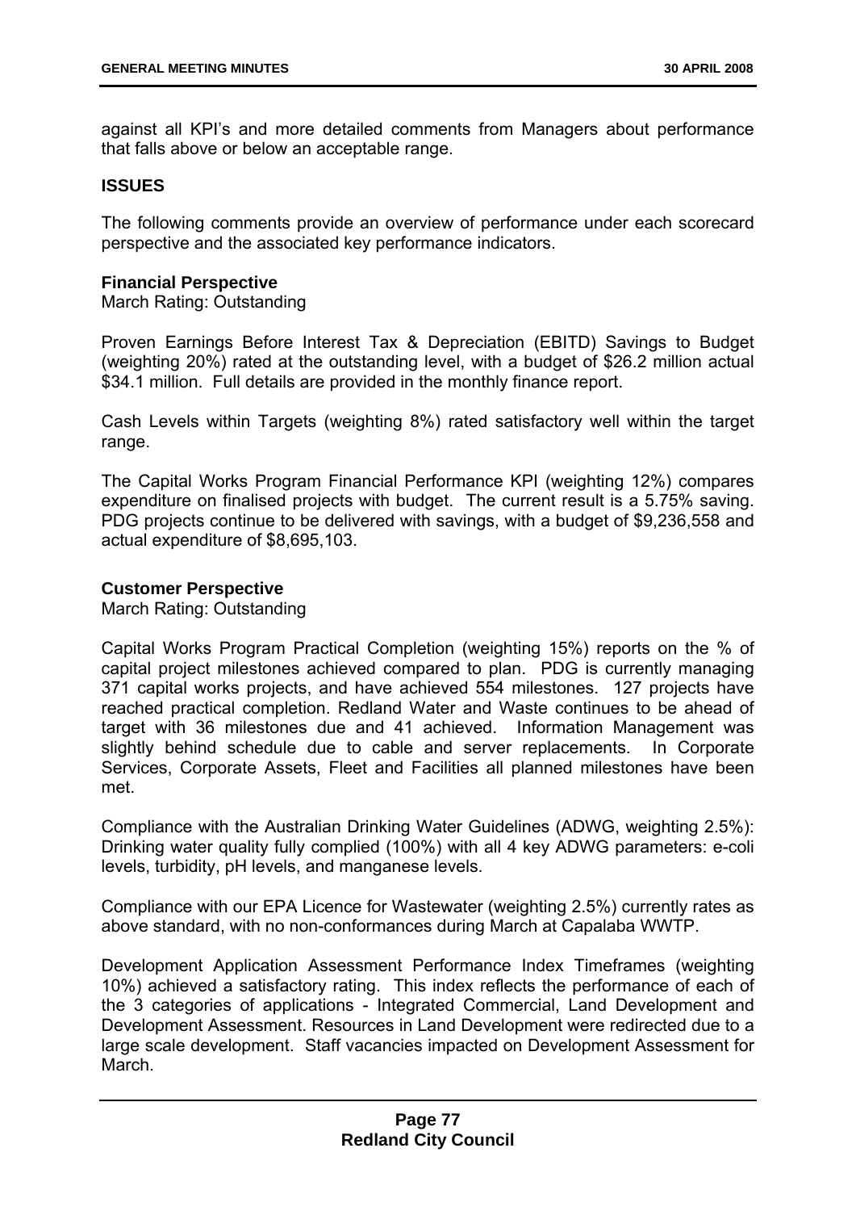against all KPI's and more detailed comments from Managers about performance that falls above or below an acceptable range.

**ISSUES**

The following comments provide an overview of performance under each scorecard perspective and the associated key performance indicators.

**Financial Perspective**
March Rating: Outstanding

Proven Earnings Before Interest Tax & Depreciation (EBITD) Savings to Budget (weighting 20%) rated at the outstanding level, with a budget of $26.2 million actual $34.1 million. Full details are provided in the monthly finance report.

Cash Levels within Targets (weighting 8%) rated satisfactory well within the target range.

The Capital Works Program Financial Performance KPI (weighting 12%) compares expenditure on finalised projects with budget. The current result is a 5.75% saving. PDG projects continue to be delivered with savings, with a budget of $9,236,558 and actual expenditure of $8,695,103.

**Customer Perspective**
March Rating: Outstanding

Capital Works Program Practical Completion (weighting 15%) reports on the % of capital project milestones achieved compared to plan. PDG is currently managing 371 capital works projects, and have achieved 554 milestones. 127 projects have reached practical completion. Redland Water and Waste continues to be ahead of target with 36 milestones due and 41 achieved. Information Management was slightly behind schedule due to cable and server replacements. In Corporate Services, Corporate Assets, Fleet and Facilities all planned milestones have been met.

Compliance with the Australian Drinking Water Guidelines (ADWG, weighting 2.5%): Drinking water quality fully complied (100%) with all 4 key ADWG parameters: e-coli levels, turbidity, pH levels, and manganese levels.

Compliance with our EPA Licence for Wastewater (weighting 2.5%) currently rates as above standard, with no non-conformances during March at Capalaba WWTP.

Development Application Assessment Performance Index Timeframes (weighting 10%) achieved a satisfactory rating. This index reflects the performance of each of the 3 categories of applications - Integrated Commercial, Land Development and Development Assessment. Resources in Land Development were redirected due to a large scale development. Staff vacancies impacted on Development Assessment for March.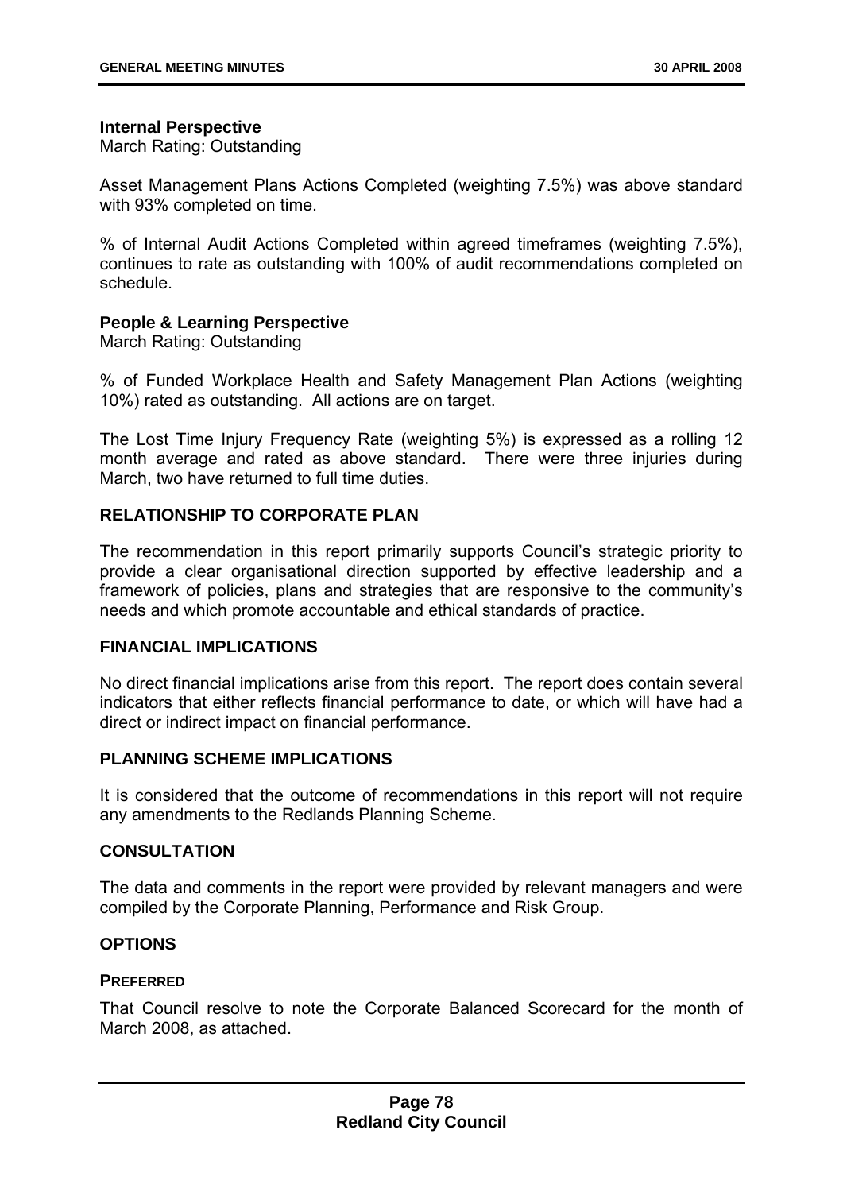**Internal Perspective**
March Rating: Outstanding

Asset Management Plans Actions Completed (weighting 7.5%) was above standard with 93% completed on time.

% of Internal Audit Actions Completed within agreed timeframes (weighting 7.5%), continues to rate as outstanding with 100% of audit recommendations completed on schedule.

**People & Learning Perspective**
March Rating: Outstanding

% of Funded Workplace Health and Safety Management Plan Actions (weighting 10%) rated as outstanding. All actions are on target.

The Lost Time Injury Frequency Rate (weighting 5%) is expressed as a rolling 12 month average and rated as above standard. There were three injuries during March, two have returned to full time duties.

## RELATIONSHIP TO CORPORATE PLAN

The recommendation in this report primarily supports Council's strategic priority to provide a clear organisational direction supported by effective leadership and a framework of policies, plans and strategies that are responsive to the community's needs and which promote accountable and ethical standards of practice.

## FINANCIAL IMPLICATIONS

No direct financial implications arise from this report. The report does contain several indicators that either reflects financial performance to date, or which will have had a direct or indirect impact on financial performance.

## PLANNING SCHEME IMPLICATIONS

It is considered that the outcome of recommendations in this report will not require any amendments to the Redlands Planning Scheme.

## CONSULTATION

The data and comments in the report were provided by relevant managers and were compiled by the Corporate Planning, Performance and Risk Group.

## OPTIONS

### PREFERRED

That Council resolve to note the Corporate Balanced Scorecard for the month of March 2008, as attached.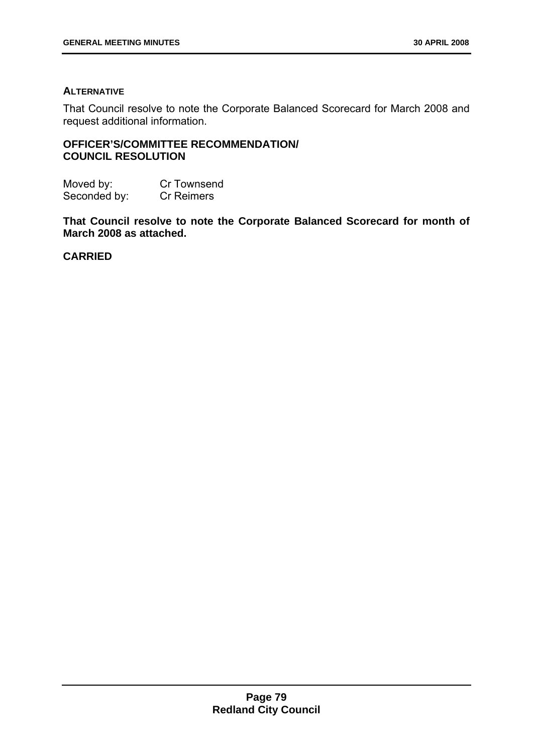### ALTERNATIVE

That Council resolve to note the Corporate Balanced Scorecard for March 2008 and request additional information.

### OFFICER'S/COMMITTEE RECOMMENDATION/ COUNCIL RESOLUTION

Moved by: Cr Townsend
Seconded by: Cr Reimers

**That Council resolve to note the Corporate Balanced Scorecard for month of March 2008 as attached.**

**CARRIED**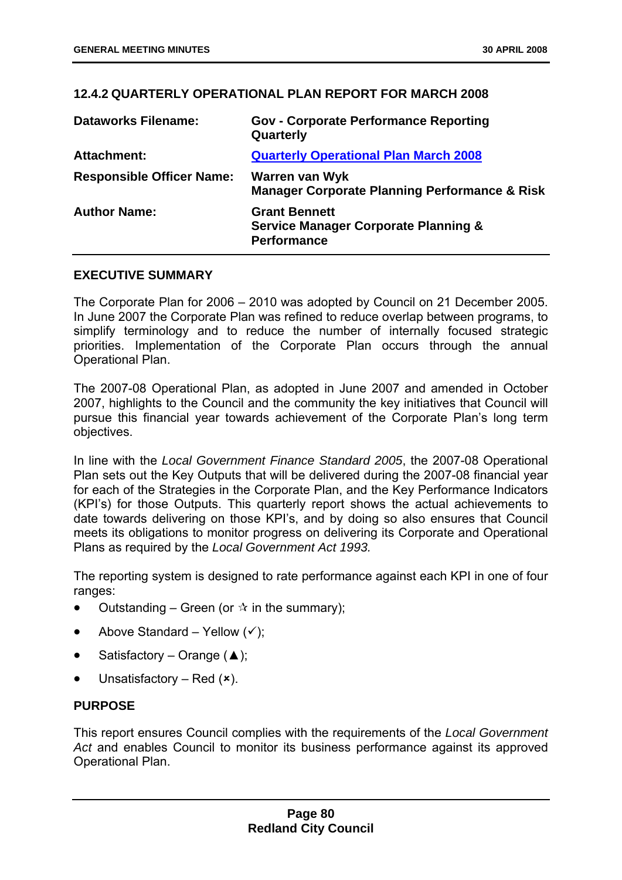## 12.4.2 QUARTERLY OPERATIONAL PLAN REPORT FOR MARCH 2008

| | |
|---|---|
| **Dataworks Filename:** | **Gov - Corporate Performance Reporting Quarterly** |
| **Attachment:** | **Quarterly Operational Plan March 2008** |
| **Responsible Officer Name:** | **Warren van Wyk**<br>**Manager Corporate Planning Performance & Risk** |
| **Author Name:** | **Grant Bennett**<br>**Service Manager Corporate Planning & Performance** |

### EXECUTIVE SUMMARY

The Corporate Plan for 2006 – 2010 was adopted by Council on 21 December 2005. In June 2007 the Corporate Plan was refined to reduce overlap between programs, to simplify terminology and to reduce the number of internally focused strategic priorities. Implementation of the Corporate Plan occurs through the annual Operational Plan.

The 2007-08 Operational Plan, as adopted in June 2007 and amended in October 2007, highlights to the Council and the community the key initiatives that Council will pursue this financial year towards achievement of the Corporate Plan's long term objectives.

In line with the *Local Government Finance Standard 2005*, the 2007-08 Operational Plan sets out the Key Outputs that will be delivered during the 2007-08 financial year for each of the Strategies in the Corporate Plan, and the Key Performance Indicators (KPI's) for those Outputs. This quarterly report shows the actual achievements to date towards delivering on those KPI's, and by doing so also ensures that Council meets its obligations to monitor progress on delivering its Corporate and Operational Plans as required by the *Local Government Act 1993.*

The reporting system is designed to rate performance against each KPI in one of four ranges:

- Outstanding – Green (or ☆ in the summary);
- Above Standard – Yellow (✓);
- Satisfactory – Orange (▲);
- Unsatisfactory – Red (✖).

### PURPOSE

This report ensures Council complies with the requirements of the *Local Government Act* and enables Council to monitor its business performance against its approved Operational Plan.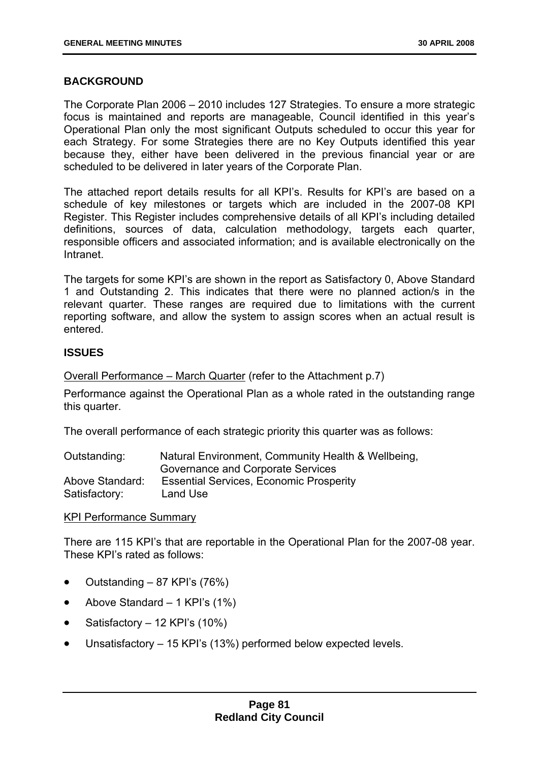## BACKGROUND

The Corporate Plan 2006 – 2010 includes 127 Strategies. To ensure a more strategic focus is maintained and reports are manageable, Council identified in this year's Operational Plan only the most significant Outputs scheduled to occur this year for each Strategy. For some Strategies there are no Key Outputs identified this year because they, either have been delivered in the previous financial year or are scheduled to be delivered in later years of the Corporate Plan.

The attached report details results for all KPI's. Results for KPI's are based on a schedule of key milestones or targets which are included in the 2007-08 KPI Register. This Register includes comprehensive details of all KPI's including detailed definitions, sources of data, calculation methodology, targets each quarter, responsible officers and associated information; and is available electronically on the Intranet.

The targets for some KPI's are shown in the report as Satisfactory 0, Above Standard 1 and Outstanding 2. This indicates that there were no planned action/s in the relevant quarter. These ranges are required due to limitations with the current reporting software, and allow the system to assign scores when an actual result is entered.

## ISSUES

<u>Overall Performance – March Quarter</u> (refer to the Attachment p.7)

Performance against the Operational Plan as a whole rated in the outstanding range this quarter.

The overall performance of each strategic priority this quarter was as follows:

| | |
|---|---|
| Outstanding: | Natural Environment, Community Health & Wellbeing, Governance and Corporate Services |
| Above Standard: | Essential Services, Economic Prosperity |
| Satisfactory: | Land Use |

<u>KPI Performance Summary</u>

There are 115 KPI's that are reportable in the Operational Plan for the 2007-08 year. These KPI's rated as follows:

- Outstanding – 87 KPI's (76%)
- Above Standard – 1 KPI's (1%)
- Satisfactory – 12 KPI's (10%)
- Unsatisfactory – 15 KPI's (13%) performed below expected levels.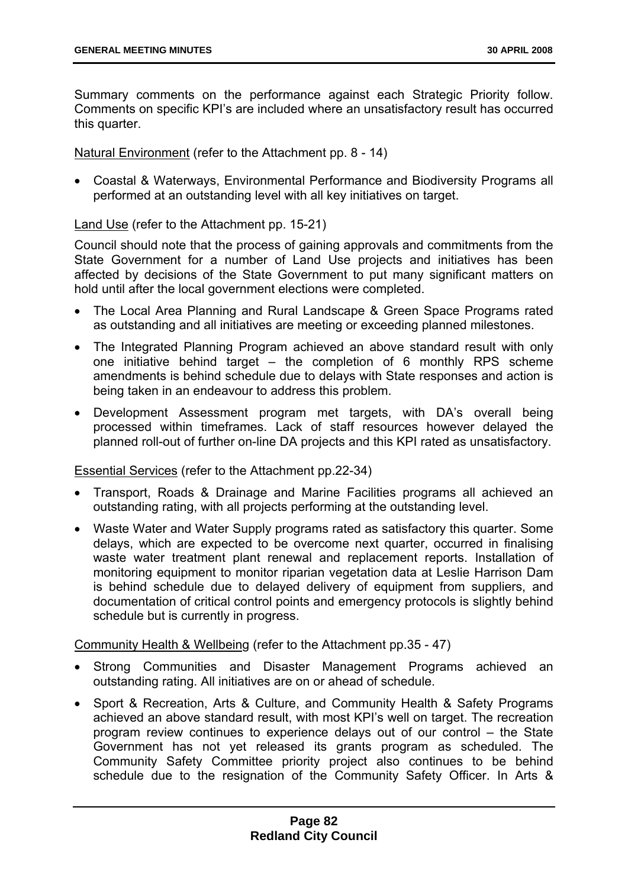Summary comments on the performance against each Strategic Priority follow. Comments on specific KPI's are included where an unsatisfactory result has occurred this quarter.

<u>Natural Environment</u> (refer to the Attachment pp. 8 - 14)

- Coastal & Waterways, Environmental Performance and Biodiversity Programs all performed at an outstanding level with all key initiatives on target.

<u>Land Use</u> (refer to the Attachment pp. 15-21)

Council should note that the process of gaining approvals and commitments from the State Government for a number of Land Use projects and initiatives has been affected by decisions of the State Government to put many significant matters on hold until after the local government elections were completed.

- The Local Area Planning and Rural Landscape & Green Space Programs rated as outstanding and all initiatives are meeting or exceeding planned milestones.
- The Integrated Planning Program achieved an above standard result with only one initiative behind target – the completion of 6 monthly RPS scheme amendments is behind schedule due to delays with State responses and action is being taken in an endeavour to address this problem.
- Development Assessment program met targets, with DA's overall being processed within timeframes. Lack of staff resources however delayed the planned roll-out of further on-line DA projects and this KPI rated as unsatisfactory.

<u>Essential Services</u> (refer to the Attachment pp.22-34)

- Transport, Roads & Drainage and Marine Facilities programs all achieved an outstanding rating, with all projects performing at the outstanding level.
- Waste Water and Water Supply programs rated as satisfactory this quarter. Some delays, which are expected to be overcome next quarter, occurred in finalising waste water treatment plant renewal and replacement reports. Installation of monitoring equipment to monitor riparian vegetation data at Leslie Harrison Dam is behind schedule due to delayed delivery of equipment from suppliers, and documentation of critical control points and emergency protocols is slightly behind schedule but is currently in progress.

<u>Community Health & Wellbeing</u> (refer to the Attachment pp.35 - 47)

- Strong Communities and Disaster Management Programs achieved an outstanding rating. All initiatives are on or ahead of schedule.
- Sport & Recreation, Arts & Culture, and Community Health & Safety Programs achieved an above standard result, with most KPI's well on target. The recreation program review continues to experience delays out of our control – the State Government has not yet released its grants program as scheduled. The Community Safety Committee priority project also continues to be behind schedule due to the resignation of the Community Safety Officer. In Arts &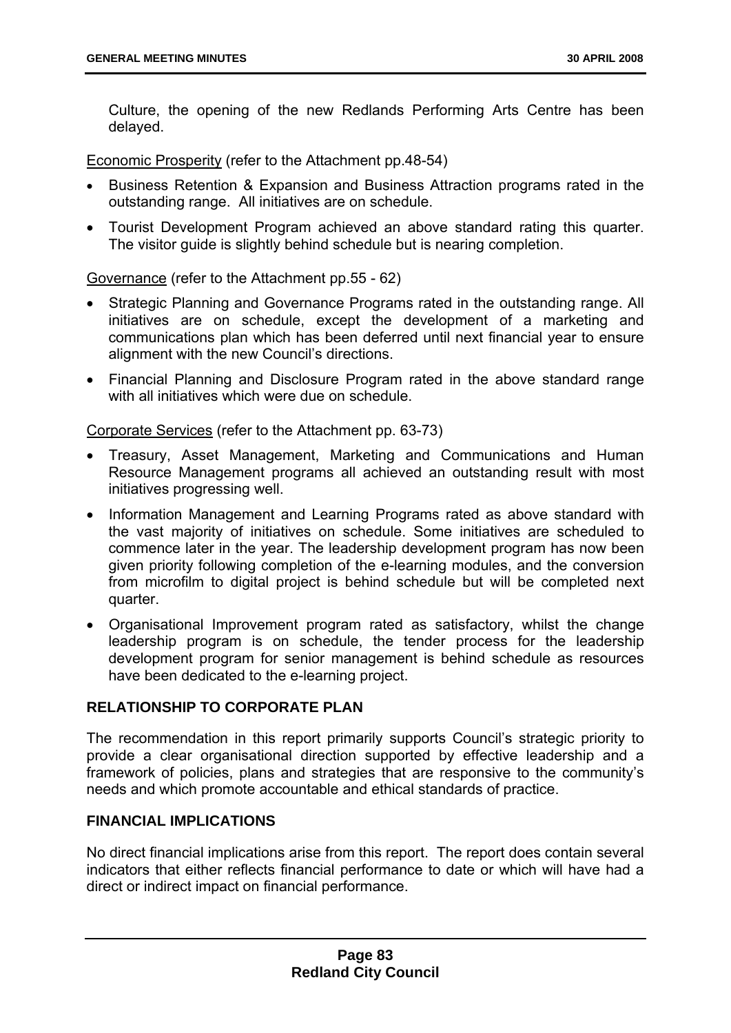Culture, the opening of the new Redlands Performing Arts Centre has been delayed.

<u>Economic Prosperity</u> (refer to the Attachment pp.48-54)

- Business Retention & Expansion and Business Attraction programs rated in the outstanding range. All initiatives are on schedule.
- Tourist Development Program achieved an above standard rating this quarter. The visitor guide is slightly behind schedule but is nearing completion.

<u>Governance</u> (refer to the Attachment pp.55 - 62)

- Strategic Planning and Governance Programs rated in the outstanding range. All initiatives are on schedule, except the development of a marketing and communications plan which has been deferred until next financial year to ensure alignment with the new Council's directions.
- Financial Planning and Disclosure Program rated in the above standard range with all initiatives which were due on schedule.

<u>Corporate Services</u> (refer to the Attachment pp. 63-73)

- Treasury, Asset Management, Marketing and Communications and Human Resource Management programs all achieved an outstanding result with most initiatives progressing well.
- Information Management and Learning Programs rated as above standard with the vast majority of initiatives on schedule. Some initiatives are scheduled to commence later in the year. The leadership development program has now been given priority following completion of the e-learning modules, and the conversion from microfilm to digital project is behind schedule but will be completed next quarter.
- Organisational Improvement program rated as satisfactory, whilst the change leadership program is on schedule, the tender process for the leadership development program for senior management is behind schedule as resources have been dedicated to the e-learning project.

**RELATIONSHIP TO CORPORATE PLAN**

The recommendation in this report primarily supports Council's strategic priority to provide a clear organisational direction supported by effective leadership and a framework of policies, plans and strategies that are responsive to the community's needs and which promote accountable and ethical standards of practice.

**FINANCIAL IMPLICATIONS**

No direct financial implications arise from this report. The report does contain several indicators that either reflects financial performance to date or which will have had a direct or indirect impact on financial performance.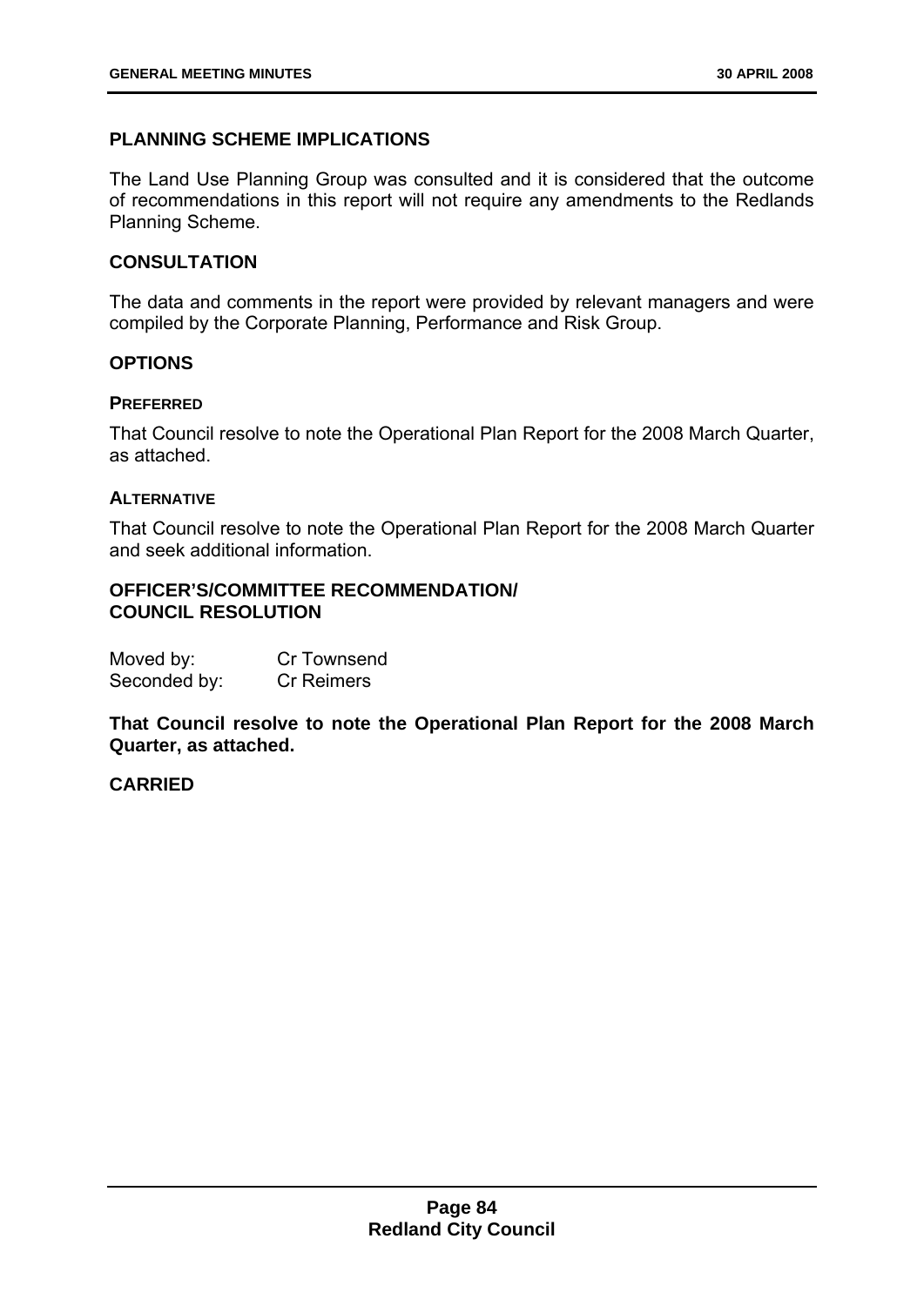## PLANNING SCHEME IMPLICATIONS

The Land Use Planning Group was consulted and it is considered that the outcome of recommendations in this report will not require any amendments to the Redlands Planning Scheme.

## CONSULTATION

The data and comments in the report were provided by relevant managers and were compiled by the Corporate Planning, Performance and Risk Group.

## OPTIONS

### PREFERRED

That Council resolve to note the Operational Plan Report for the 2008 March Quarter, as attached.

### ALTERNATIVE

That Council resolve to note the Operational Plan Report for the 2008 March Quarter and seek additional information.

## OFFICER'S/COMMITTEE RECOMMENDATION/ COUNCIL RESOLUTION

Moved by: Cr Townsend
Seconded by: Cr Reimers

**That Council resolve to note the Operational Plan Report for the 2008 March Quarter, as attached.**

**CARRIED**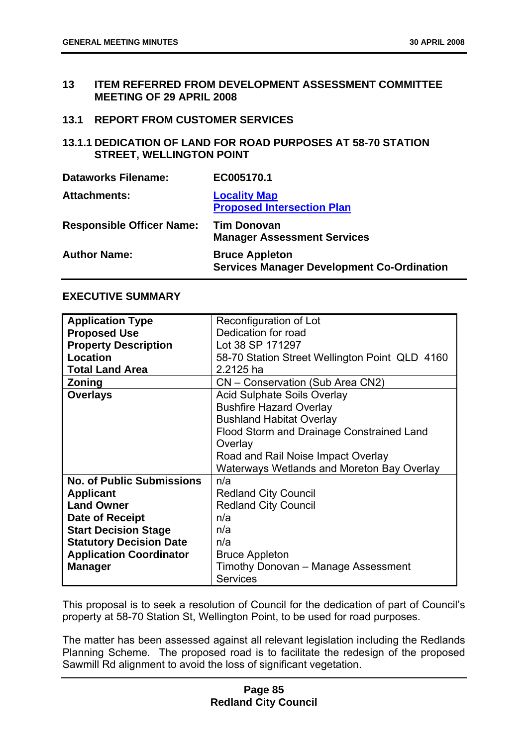## 13 ITEM REFERRED FROM DEVELOPMENT ASSESSMENT COMMITTEE MEETING OF 29 APRIL 2008

### 13.1 REPORT FROM CUSTOMER SERVICES

#### 13.1.1 DEDICATION OF LAND FOR ROAD PURPOSES AT 58-70 STATION STREET, WELLINGTON POINT

| | |
|---|---|
| **Dataworks Filename:** | **EC005170.1** |
| **Attachments:** | **Locality Map**<br>**Proposed Intersection Plan** |
| **Responsible Officer Name:** | **Tim Donovan**<br>**Manager Assessment Services** |
| **Author Name:** | **Bruce Appleton**<br>**Services Manager Development Co-Ordination** |

**EXECUTIVE SUMMARY**

| | |
|---|---|
| **Application Type** | Reconfiguration of Lot |
| **Proposed Use** | Dedication for road |
| **Property Description** | Lot 38 SP 171297 |
| **Location** | 58-70 Station Street Wellington Point QLD 4160 |
| **Total Land Area** | 2.2125 ha |
| **Zoning** | CN – Conservation (Sub Area CN2) |
| **Overlays** | Acid Sulphate Soils Overlay<br>Bushfire Hazard Overlay<br>Bushland Habitat Overlay<br>Flood Storm and Drainage Constrained Land Overlay<br>Road and Rail Noise Impact Overlay<br>Waterways Wetlands and Moreton Bay Overlay |
| **No. of Public Submissions** | n/a |
| **Applicant** | Redland City Council |
| **Land Owner** | Redland City Council |
| **Date of Receipt** | n/a |
| **Start Decision Stage** | n/a |
| **Statutory Decision Date** | n/a |
| **Application Coordinator** | Bruce Appleton |
| **Manager** | Timothy Donovan – Manage Assessment Services |

This proposal is to seek a resolution of Council for the dedication of part of Council's property at 58-70 Station St, Wellington Point, to be used for road purposes.

The matter has been assessed against all relevant legislation including the Redlands Planning Scheme. The proposed road is to facilitate the redesign of the proposed Sawmill Rd alignment to avoid the loss of significant vegetation.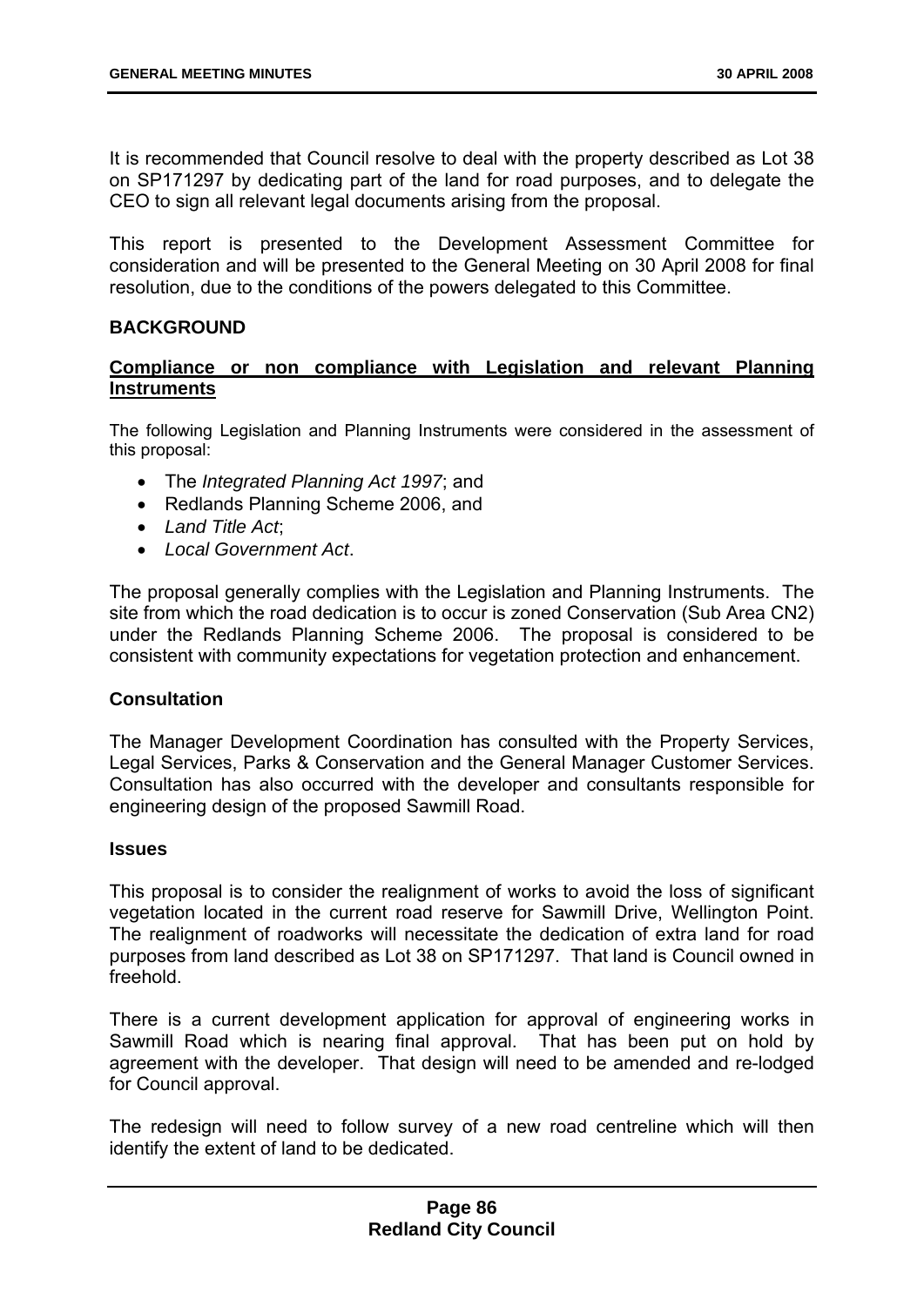It is recommended that Council resolve to deal with the property described as Lot 38 on SP171297 by dedicating part of the land for road purposes, and to delegate the CEO to sign all relevant legal documents arising from the proposal.

This report is presented to the Development Assessment Committee for consideration and will be presented to the General Meeting on 30 April 2008 for final resolution, due to the conditions of the powers delegated to this Committee.

**BACKGROUND**

**<u>Compliance or non compliance with Legislation and relevant Planning Instruments</u>**

The following Legislation and Planning Instruments were considered in the assessment of this proposal:

- The *Integrated Planning Act 1997*; and
- Redlands Planning Scheme 2006, and
- *Land Title Act*;
- *Local Government Act*.

The proposal generally complies with the Legislation and Planning Instruments. The site from which the road dedication is to occur is zoned Conservation (Sub Area CN2) under the Redlands Planning Scheme 2006. The proposal is considered to be consistent with community expectations for vegetation protection and enhancement.

**Consultation**

The Manager Development Coordination has consulted with the Property Services, Legal Services, Parks & Conservation and the General Manager Customer Services. Consultation has also occurred with the developer and consultants responsible for engineering design of the proposed Sawmill Road.

**Issues**

This proposal is to consider the realignment of works to avoid the loss of significant vegetation located in the current road reserve for Sawmill Drive, Wellington Point. The realignment of roadworks will necessitate the dedication of extra land for road purposes from land described as Lot 38 on SP171297. That land is Council owned in freehold.

There is a current development application for approval of engineering works in Sawmill Road which is nearing final approval. That has been put on hold by agreement with the developer. That design will need to be amended and re-lodged for Council approval.

The redesign will need to follow survey of a new road centreline which will then identify the extent of land to be dedicated.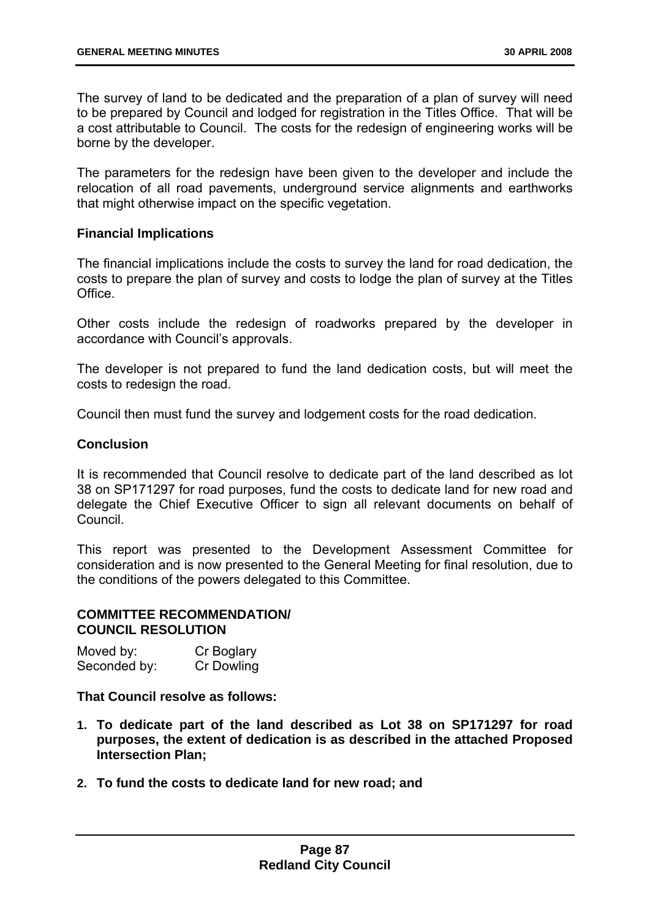The survey of land to be dedicated and the preparation of a plan of survey will need to be prepared by Council and lodged for registration in the Titles Office. That will be a cost attributable to Council. The costs for the redesign of engineering works will be borne by the developer.

The parameters for the redesign have been given to the developer and include the relocation of all road pavements, underground service alignments and earthworks that might otherwise impact on the specific vegetation.

**Financial Implications**

The financial implications include the costs to survey the land for road dedication, the costs to prepare the plan of survey and costs to lodge the plan of survey at the Titles Office.

Other costs include the redesign of roadworks prepared by the developer in accordance with Council's approvals.

The developer is not prepared to fund the land dedication costs, but will meet the costs to redesign the road.

Council then must fund the survey and lodgement costs for the road dedication.

**Conclusion**

It is recommended that Council resolve to dedicate part of the land described as lot 38 on SP171297 for road purposes, fund the costs to dedicate land for new road and delegate the Chief Executive Officer to sign all relevant documents on behalf of Council.

This report was presented to the Development Assessment Committee for consideration and is now presented to the General Meeting for final resolution, due to the conditions of the powers delegated to this Committee.

**COMMITTEE RECOMMENDATION/**
**COUNCIL RESOLUTION**

Moved by: Cr Boglary
Seconded by: Cr Dowling

**That Council resolve as follows:**

1. **To dedicate part of the land described as Lot 38 on SP171297 for road purposes, the extent of dedication is as described in the attached Proposed Intersection Plan;**
2. **To fund the costs to dedicate land for new road; and**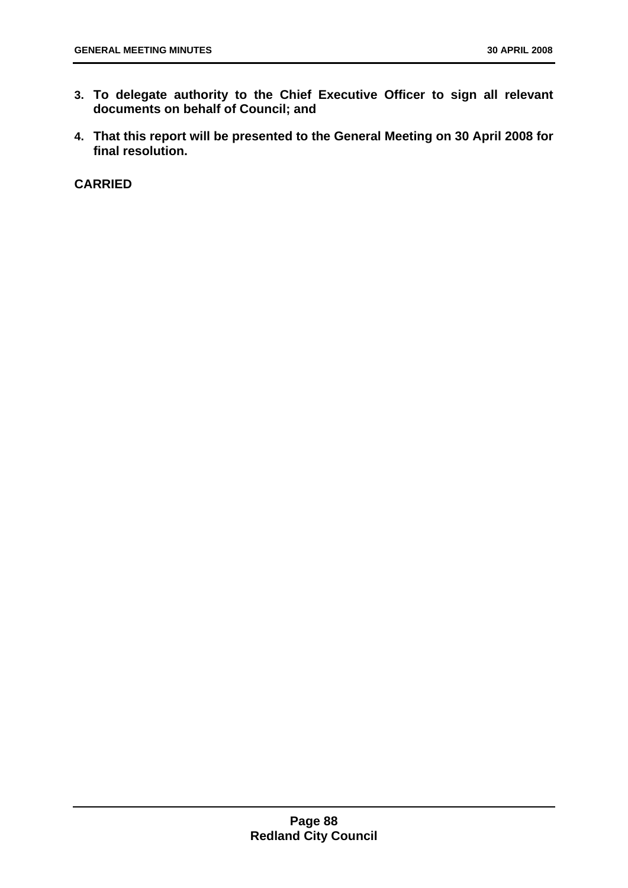3. **To delegate authority to the Chief Executive Officer to sign all relevant documents on behalf of Council; and**
4. **That this report will be presented to the General Meeting on 30 April 2008 for final resolution.**

**CARRIED**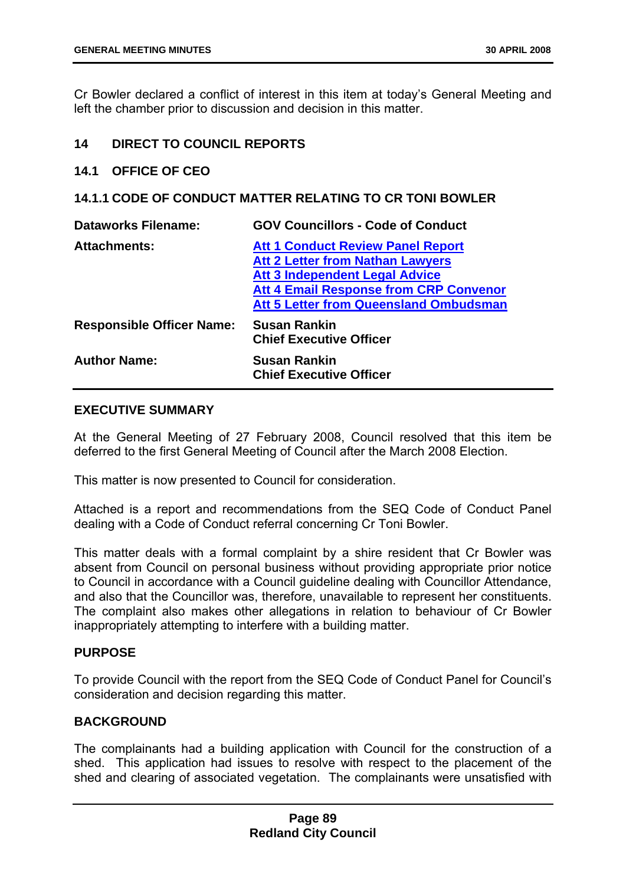Cr Bowler declared a conflict of interest in this item at today's General Meeting and left the chamber prior to discussion and decision in this matter.

## 14 DIRECT TO COUNCIL REPORTS

### 14.1 OFFICE OF CEO

#### 14.1.1 CODE OF CONDUCT MATTER RELATING TO CR TONI BOWLER

| | |
|---|---|
| **Dataworks Filename:** | **GOV Councillors - Code of Conduct** |
| **Attachments:** | **Att 1 Conduct Review Panel Report**<br>**Att 2 Letter from Nathan Lawyers**<br>**Att 3 Independent Legal Advice**<br>**Att 4 Email Response from CRP Convenor**<br>**Att 5 Letter from Queensland Ombudsman** |
| **Responsible Officer Name:** | **Susan Rankin**<br>**Chief Executive Officer** |
| **Author Name:** | **Susan Rankin**<br>**Chief Executive Officer** |

**EXECUTIVE SUMMARY**

At the General Meeting of 27 February 2008, Council resolved that this item be deferred to the first General Meeting of Council after the March 2008 Election.

This matter is now presented to Council for consideration.

Attached is a report and recommendations from the SEQ Code of Conduct Panel dealing with a Code of Conduct referral concerning Cr Toni Bowler.

This matter deals with a formal complaint by a shire resident that Cr Bowler was absent from Council on personal business without providing appropriate prior notice to Council in accordance with a Council guideline dealing with Councillor Attendance, and also that the Councillor was, therefore, unavailable to represent her constituents. The complaint also makes other allegations in relation to behaviour of Cr Bowler inappropriately attempting to interfere with a building matter.

**PURPOSE**

To provide Council with the report from the SEQ Code of Conduct Panel for Council's consideration and decision regarding this matter.

**BACKGROUND**

The complainants had a building application with Council for the construction of a shed. This application had issues to resolve with respect to the placement of the shed and clearing of associated vegetation. The complainants were unsatisfied with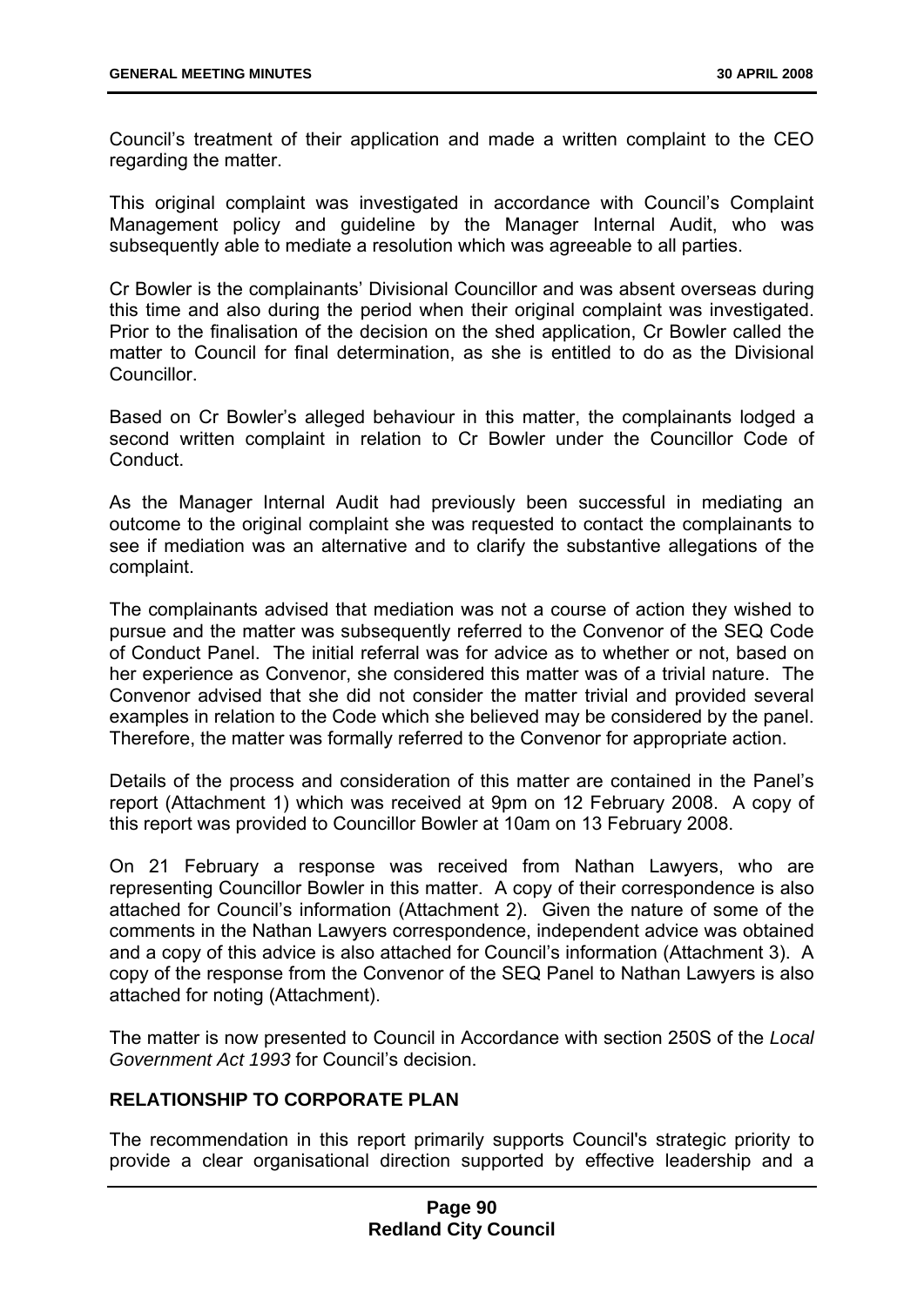Council's treatment of their application and made a written complaint to the CEO regarding the matter.

This original complaint was investigated in accordance with Council's Complaint Management policy and guideline by the Manager Internal Audit, who was subsequently able to mediate a resolution which was agreeable to all parties.

Cr Bowler is the complainants' Divisional Councillor and was absent overseas during this time and also during the period when their original complaint was investigated. Prior to the finalisation of the decision on the shed application, Cr Bowler called the matter to Council for final determination, as she is entitled to do as the Divisional Councillor.

Based on Cr Bowler's alleged behaviour in this matter, the complainants lodged a second written complaint in relation to Cr Bowler under the Councillor Code of Conduct.

As the Manager Internal Audit had previously been successful in mediating an outcome to the original complaint she was requested to contact the complainants to see if mediation was an alternative and to clarify the substantive allegations of the complaint.

The complainants advised that mediation was not a course of action they wished to pursue and the matter was subsequently referred to the Convenor of the SEQ Code of Conduct Panel. The initial referral was for advice as to whether or not, based on her experience as Convenor, she considered this matter was of a trivial nature. The Convenor advised that she did not consider the matter trivial and provided several examples in relation to the Code which she believed may be considered by the panel. Therefore, the matter was formally referred to the Convenor for appropriate action.

Details of the process and consideration of this matter are contained in the Panel's report (Attachment 1) which was received at 9pm on 12 February 2008. A copy of this report was provided to Councillor Bowler at 10am on 13 February 2008.

On 21 February a response was received from Nathan Lawyers, who are representing Councillor Bowler in this matter. A copy of their correspondence is also attached for Council's information (Attachment 2). Given the nature of some of the comments in the Nathan Lawyers correspondence, independent advice was obtained and a copy of this advice is also attached for Council's information (Attachment 3). A copy of the response from the Convenor of the SEQ Panel to Nathan Lawyers is also attached for noting (Attachment).

The matter is now presented to Council in Accordance with section 250S of the *Local Government Act 1993* for Council's decision.

## RELATIONSHIP TO CORPORATE PLAN

The recommendation in this report primarily supports Council's strategic priority to provide a clear organisational direction supported by effective leadership and a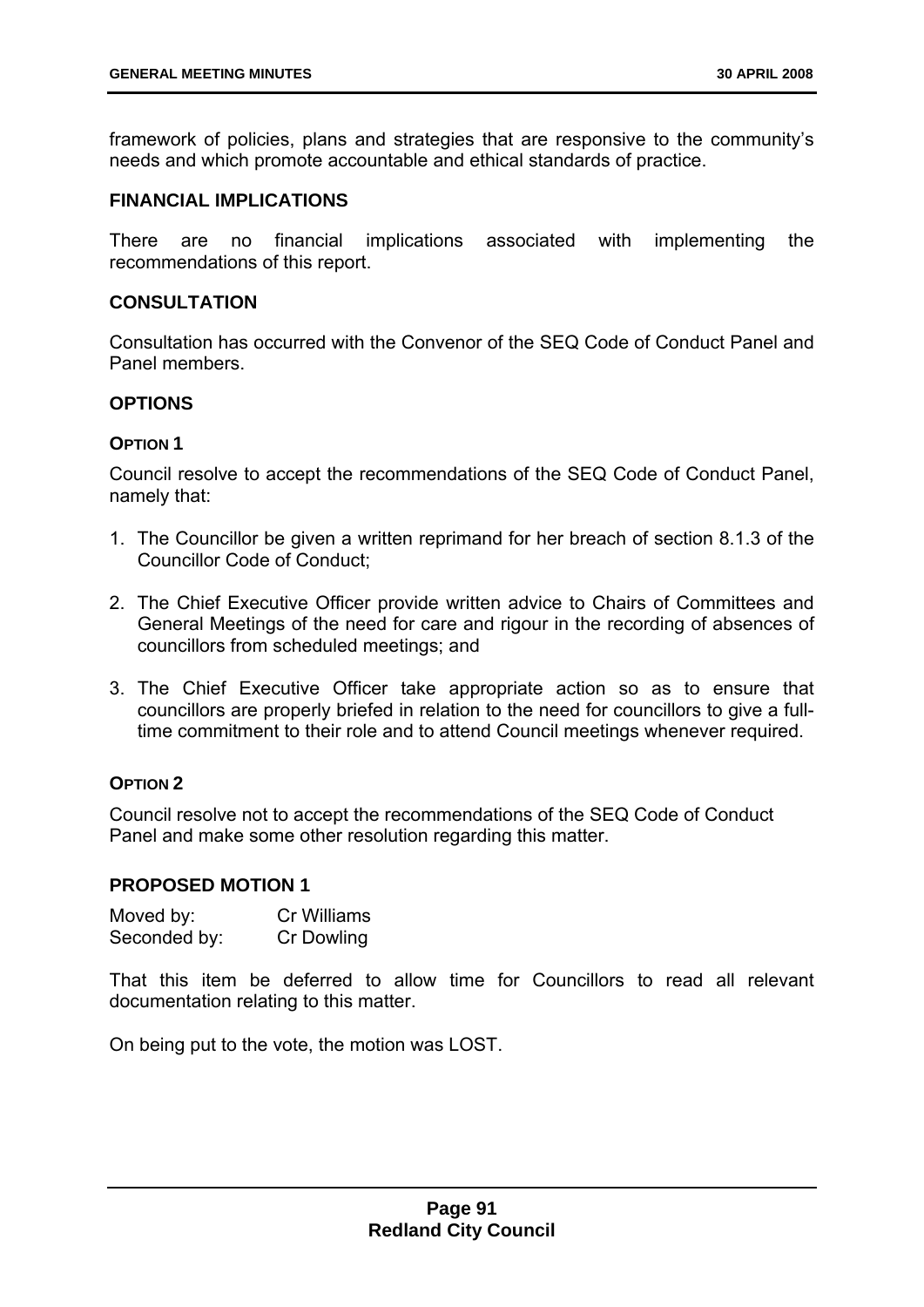framework of policies, plans and strategies that are responsive to the community's needs and which promote accountable and ethical standards of practice.

### FINANCIAL IMPLICATIONS

There are no financial implications associated with implementing the recommendations of this report.

### CONSULTATION

Consultation has occurred with the Convenor of the SEQ Code of Conduct Panel and Panel members.

### OPTIONS

#### OPTION 1

Council resolve to accept the recommendations of the SEQ Code of Conduct Panel, namely that:

1. The Councillor be given a written reprimand for her breach of section 8.1.3 of the Councillor Code of Conduct;
2. The Chief Executive Officer provide written advice to Chairs of Committees and General Meetings of the need for care and rigour in the recording of absences of councillors from scheduled meetings; and
3. The Chief Executive Officer take appropriate action so as to ensure that councillors are properly briefed in relation to the need for councillors to give a full-time commitment to their role and to attend Council meetings whenever required.

#### OPTION 2

Council resolve not to accept the recommendations of the SEQ Code of Conduct Panel and make some other resolution regarding this matter.

### PROPOSED MOTION 1

Moved by: Cr Williams
Seconded by: Cr Dowling

That this item be deferred to allow time for Councillors to read all relevant documentation relating to this matter.

On being put to the vote, the motion was LOST.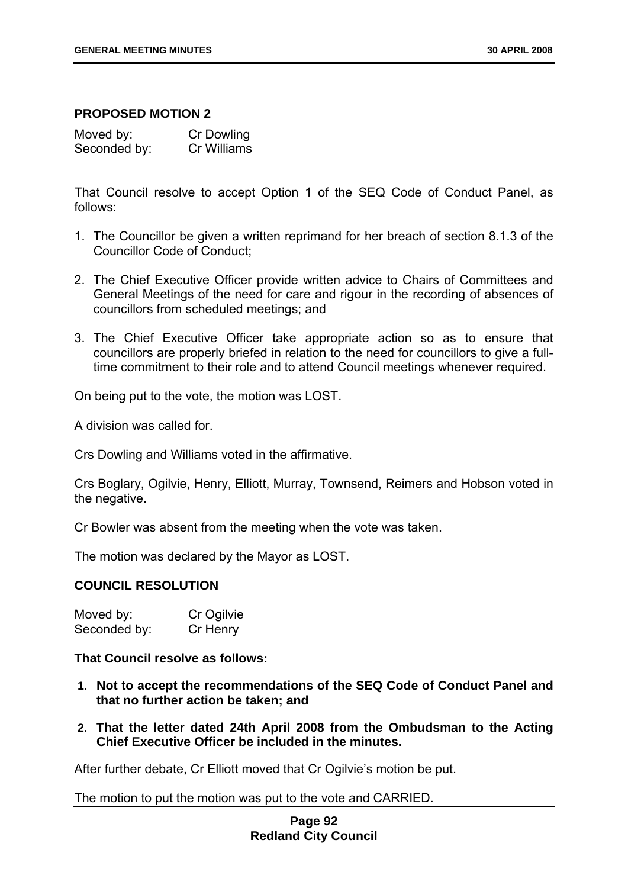### PROPOSED MOTION 2

Moved by: Cr Dowling
Seconded by: Cr Williams

That Council resolve to accept Option 1 of the SEQ Code of Conduct Panel, as follows:

1. The Councillor be given a written reprimand for her breach of section 8.1.3 of the Councillor Code of Conduct;
2. The Chief Executive Officer provide written advice to Chairs of Committees and General Meetings of the need for care and rigour in the recording of absences of councillors from scheduled meetings; and
3. The Chief Executive Officer take appropriate action so as to ensure that councillors are properly briefed in relation to the need for councillors to give a full-time commitment to their role and to attend Council meetings whenever required.

On being put to the vote, the motion was LOST.

A division was called for.

Crs Dowling and Williams voted in the affirmative.

Crs Boglary, Ogilvie, Henry, Elliott, Murray, Townsend, Reimers and Hobson voted in the negative.

Cr Bowler was absent from the meeting when the vote was taken.

The motion was declared by the Mayor as LOST.

### COUNCIL RESOLUTION

Moved by: Cr Ogilvie
Seconded by: Cr Henry

**That Council resolve as follows:**

1. **Not to accept the recommendations of the SEQ Code of Conduct Panel and that no further action be taken; and**
2. **That the letter dated 24th April 2008 from the Ombudsman to the Acting Chief Executive Officer be included in the minutes.**

After further debate, Cr Elliott moved that Cr Ogilvie's motion be put.

The motion to put the motion was put to the vote and CARRIED.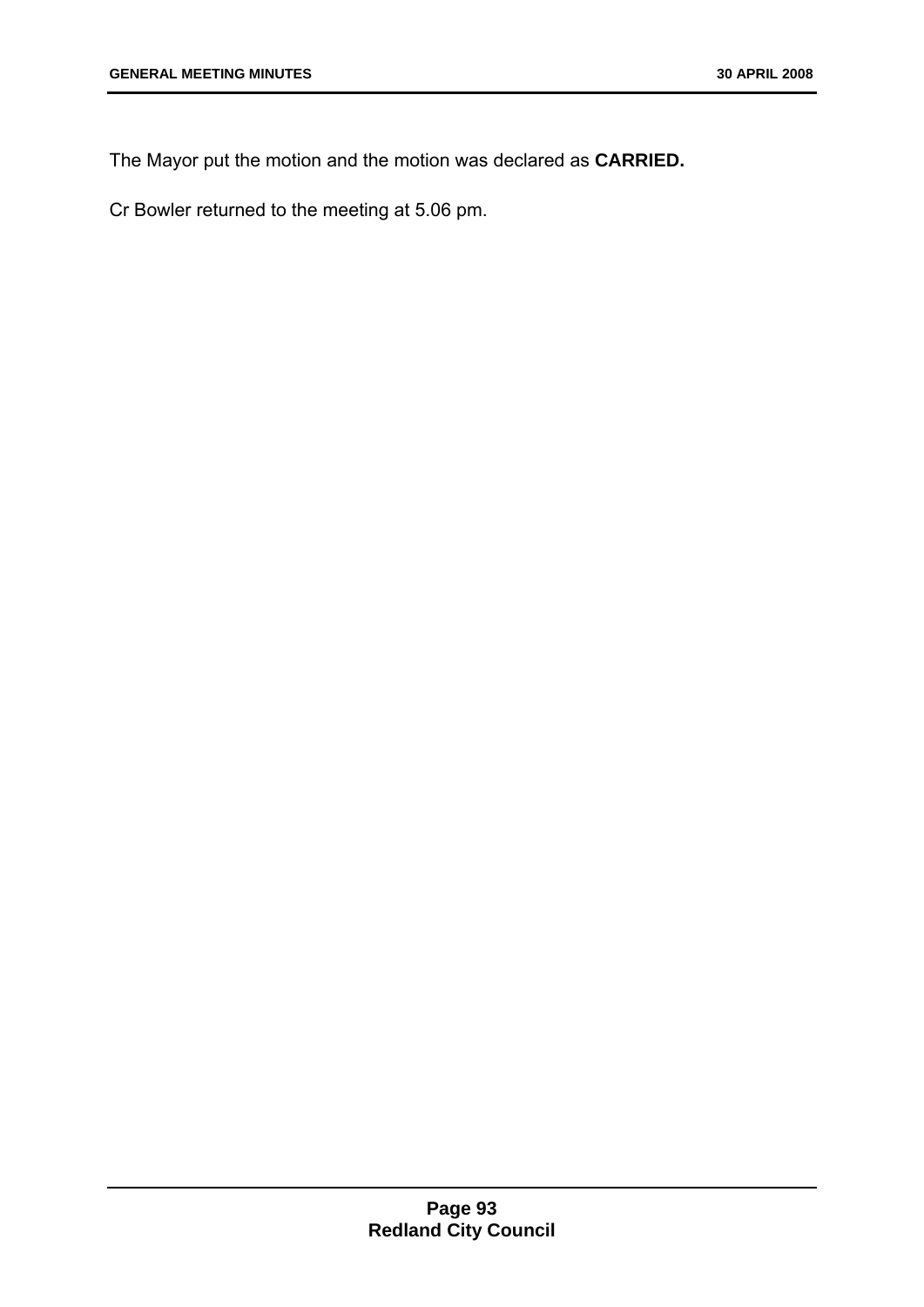The Mayor put the motion and the motion was declared as **CARRIED.**

Cr Bowler returned to the meeting at 5.06 pm.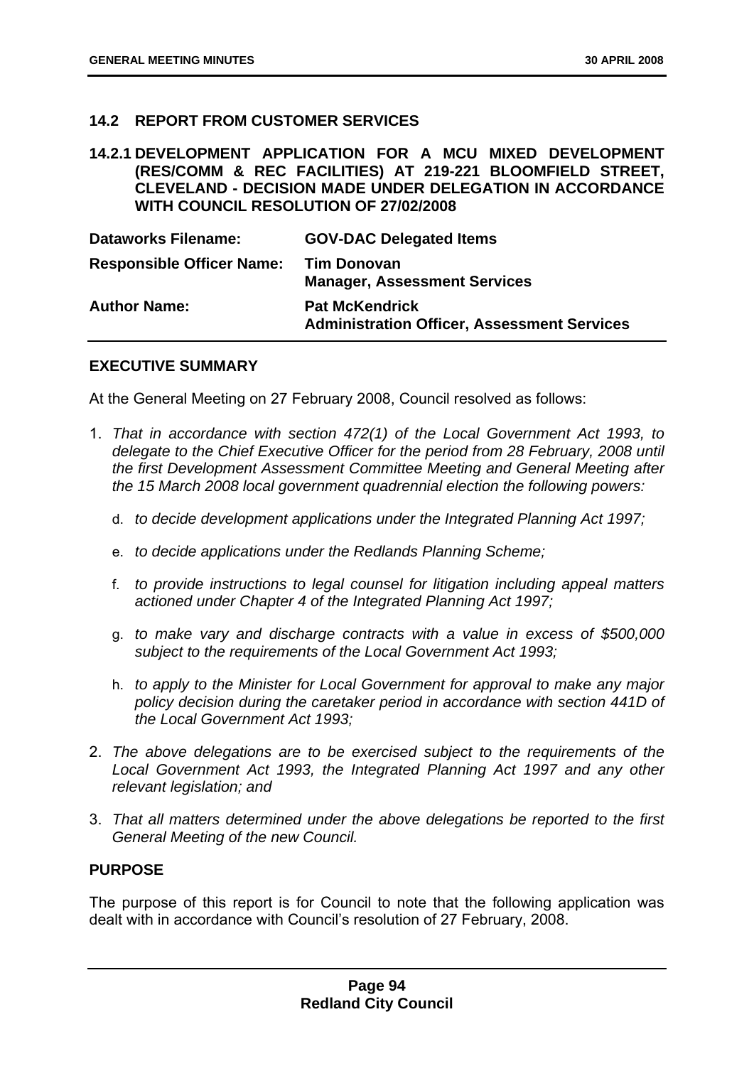## 14.2 REPORT FROM CUSTOMER SERVICES

### 14.2.1 DEVELOPMENT APPLICATION FOR A MCU MIXED DEVELOPMENT (RES/COMM & REC FACILITIES) AT 219-221 BLOOMFIELD STREET, CLEVELAND - DECISION MADE UNDER DELEGATION IN ACCORDANCE WITH COUNCIL RESOLUTION OF 27/02/2008

| | |
|---|---|
| **Dataworks Filename:** | **GOV-DAC Delegated Items** |
| **Responsible Officer Name:** | **Tim Donovan**<br>**Manager, Assessment Services** |
| **Author Name:** | **Pat McKendrick**<br>**Administration Officer, Assessment Services** |

**EXECUTIVE SUMMARY**

At the General Meeting on 27 February 2008, Council resolved as follows:

1. *That in accordance with section 472(1) of the Local Government Act 1993, to delegate to the Chief Executive Officer for the period from 28 February, 2008 until the first Development Assessment Committee Meeting and General Meeting after the 15 March 2008 local government quadrennial election the following powers:*

   d. *to decide development applications under the Integrated Planning Act 1997;*

   e. *to decide applications under the Redlands Planning Scheme;*

   f. *to provide instructions to legal counsel for litigation including appeal matters actioned under Chapter 4 of the Integrated Planning Act 1997;*

   g. *to make vary and discharge contracts with a value in excess of $500,000 subject to the requirements of the Local Government Act 1993;*

   h. *to apply to the Minister for Local Government for approval to make any major policy decision during the caretaker period in accordance with section 441D of the Local Government Act 1993;*

2. *The above delegations are to be exercised subject to the requirements of the Local Government Act 1993, the Integrated Planning Act 1997 and any other relevant legislation; and*

3. *That all matters determined under the above delegations be reported to the first General Meeting of the new Council.*

**PURPOSE**

The purpose of this report is for Council to note that the following application was dealt with in accordance with Council's resolution of 27 February, 2008.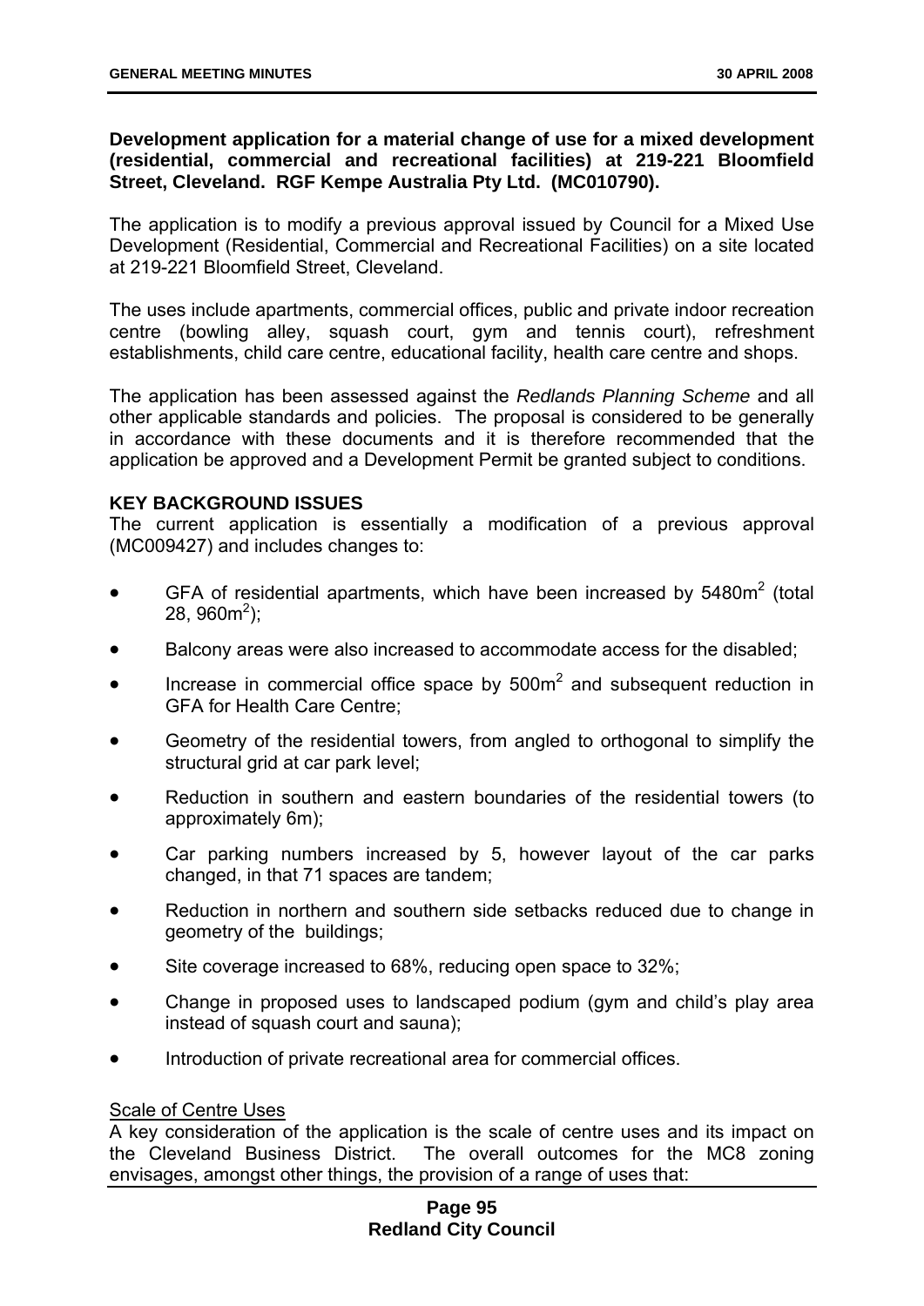**Development application for a material change of use for a mixed development (residential, commercial and recreational facilities) at 219-221 Bloomfield Street, Cleveland. RGF Kempe Australia Pty Ltd. (MC010790).**

The application is to modify a previous approval issued by Council for a Mixed Use Development (Residential, Commercial and Recreational Facilities) on a site located at 219-221 Bloomfield Street, Cleveland.

The uses include apartments, commercial offices, public and private indoor recreation centre (bowling alley, squash court, gym and tennis court), refreshment establishments, child care centre, educational facility, health care centre and shops.

The application has been assessed against the *Redlands Planning Scheme* and all other applicable standards and policies. The proposal is considered to be generally in accordance with these documents and it is therefore recommended that the application be approved and a Development Permit be granted subject to conditions.

**KEY BACKGROUND ISSUES**

The current application is essentially a modification of a previous approval (MC009427) and includes changes to:

- GFA of residential apartments, which have been increased by 5480m$^2$ (total 28, 960m$^2$);
- Balcony areas were also increased to accommodate access for the disabled;
- Increase in commercial office space by 500m$^2$ and subsequent reduction in GFA for Health Care Centre;
- Geometry of the residential towers, from angled to orthogonal to simplify the structural grid at car park level;
- Reduction in southern and eastern boundaries of the residential towers (to approximately 6m);
- Car parking numbers increased by 5, however layout of the car parks changed, in that 71 spaces are tandem;
- Reduction in northern and southern side setbacks reduced due to change in geometry of the buildings;
- Site coverage increased to 68%, reducing open space to 32%;
- Change in proposed uses to landscaped podium (gym and child's play area instead of squash court and sauna);
- Introduction of private recreational area for commercial offices.

Scale of Centre Uses

A key consideration of the application is the scale of centre uses and its impact on the Cleveland Business District. The overall outcomes for the MC8 zoning envisages, amongst other things, the provision of a range of uses that: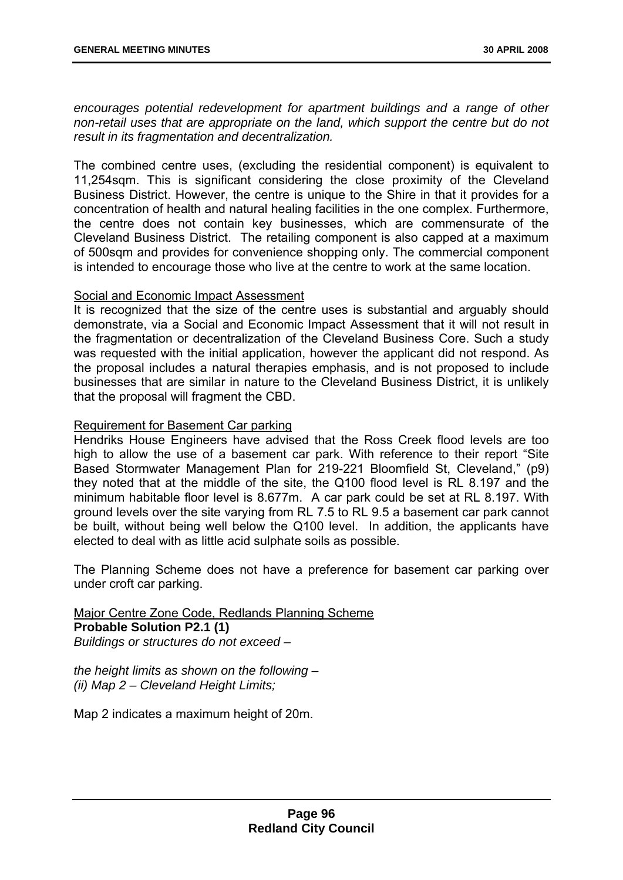*encourages potential redevelopment for apartment buildings and a range of other non-retail uses that are appropriate on the land, which support the centre but do not result in its fragmentation and decentralization.*

The combined centre uses, (excluding the residential component) is equivalent to 11,254sqm. This is significant considering the close proximity of the Cleveland Business District. However, the centre is unique to the Shire in that it provides for a concentration of health and natural healing facilities in the one complex. Furthermore, the centre does not contain key businesses, which are commensurate of the Cleveland Business District. The retailing component is also capped at a maximum of 500sqm and provides for convenience shopping only. The commercial component is intended to encourage those who live at the centre to work at the same location.

<u>Social and Economic Impact Assessment</u>

It is recognized that the size of the centre uses is substantial and arguably should demonstrate, via a Social and Economic Impact Assessment that it will not result in the fragmentation or decentralization of the Cleveland Business Core. Such a study was requested with the initial application, however the applicant did not respond. As the proposal includes a natural therapies emphasis, and is not proposed to include businesses that are similar in nature to the Cleveland Business District, it is unlikely that the proposal will fragment the CBD.

<u>Requirement for Basement Car parking</u>

Hendriks House Engineers have advised that the Ross Creek flood levels are too high to allow the use of a basement car park. With reference to their report "Site Based Stormwater Management Plan for 219-221 Bloomfield St, Cleveland," (p9) they noted that at the middle of the site, the Q100 flood level is RL 8.197 and the minimum habitable floor level is 8.677m. A car park could be set at RL 8.197. With ground levels over the site varying from RL 7.5 to RL 9.5 a basement car park cannot be built, without being well below the Q100 level. In addition, the applicants have elected to deal with as little acid sulphate soils as possible.

The Planning Scheme does not have a preference for basement car parking over under croft car parking.

<u>Major Centre Zone Code, Redlands Planning Scheme</u>

**Probable Solution P2.1 (1)**

*Buildings or structures do not exceed –*

*the height limits as shown on the following –*
*(ii) Map 2 – Cleveland Height Limits;*

Map 2 indicates a maximum height of 20m.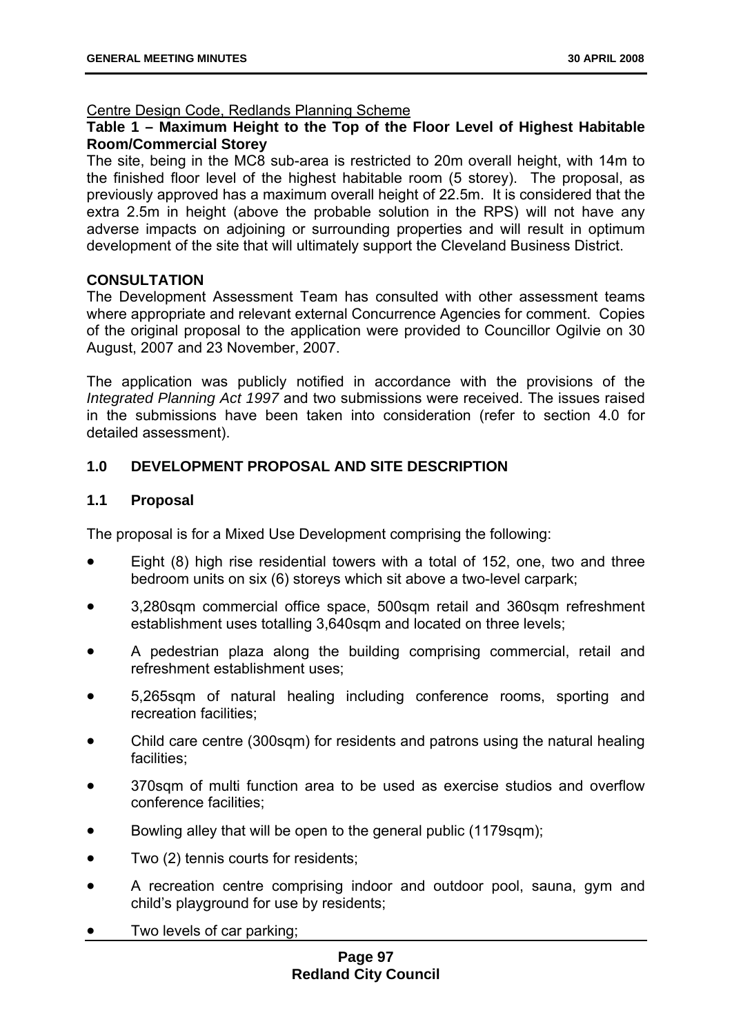<u>Centre Design Code, Redlands Planning Scheme</u>

**Table 1 – Maximum Height to the Top of the Floor Level of Highest Habitable Room/Commercial Storey**

The site, being in the MC8 sub-area is restricted to 20m overall height, with 14m to the finished floor level of the highest habitable room (5 storey). The proposal, as previously approved has a maximum overall height of 22.5m. It is considered that the extra 2.5m in height (above the probable solution in the RPS) will not have any adverse impacts on adjoining or surrounding properties and will result in optimum development of the site that will ultimately support the Cleveland Business District.

**CONSULTATION**

The Development Assessment Team has consulted with other assessment teams where appropriate and relevant external Concurrence Agencies for comment. Copies of the original proposal to the application were provided to Councillor Ogilvie on 30 August, 2007 and 23 November, 2007.

The application was publicly notified in accordance with the provisions of the *Integrated Planning Act 1997* and two submissions were received. The issues raised in the submissions have been taken into consideration (refer to section 4.0 for detailed assessment).

## 1.0 DEVELOPMENT PROPOSAL AND SITE DESCRIPTION

### 1.1 Proposal

The proposal is for a Mixed Use Development comprising the following:

- Eight (8) high rise residential towers with a total of 152, one, two and three bedroom units on six (6) storeys which sit above a two-level carpark;
- 3,280sqm commercial office space, 500sqm retail and 360sqm refreshment establishment uses totalling 3,640sqm and located on three levels;
- A pedestrian plaza along the building comprising commercial, retail and refreshment establishment uses;
- 5,265sqm of natural healing including conference rooms, sporting and recreation facilities;
- Child care centre (300sqm) for residents and patrons using the natural healing facilities;
- 370sqm of multi function area to be used as exercise studios and overflow conference facilities;
- Bowling alley that will be open to the general public (1179sqm);
- Two (2) tennis courts for residents;
- A recreation centre comprising indoor and outdoor pool, sauna, gym and child's playground for use by residents;
- Two levels of car parking;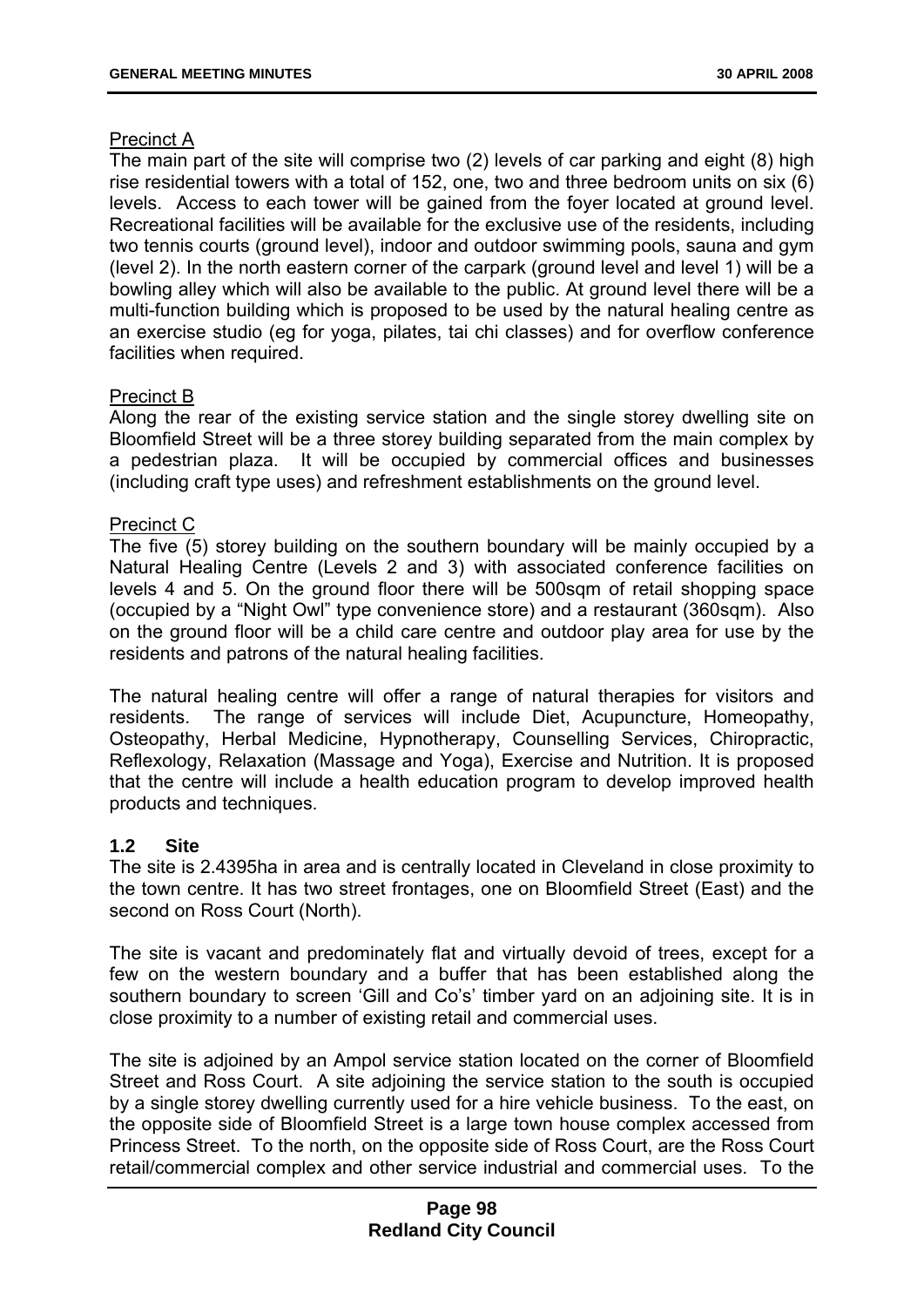Precinct A

The main part of the site will comprise two (2) levels of car parking and eight (8) high rise residential towers with a total of 152, one, two and three bedroom units on six (6) levels. Access to each tower will be gained from the foyer located at ground level. Recreational facilities will be available for the exclusive use of the residents, including two tennis courts (ground level), indoor and outdoor swimming pools, sauna and gym (level 2). In the north eastern corner of the carpark (ground level and level 1) will be a bowling alley which will also be available to the public. At ground level there will be a multi-function building which is proposed to be used by the natural healing centre as an exercise studio (eg for yoga, pilates, tai chi classes) and for overflow conference facilities when required.

Precinct B

Along the rear of the existing service station and the single storey dwelling site on Bloomfield Street will be a three storey building separated from the main complex by a pedestrian plaza. It will be occupied by commercial offices and businesses (including craft type uses) and refreshment establishments on the ground level.

Precinct C

The five (5) storey building on the southern boundary will be mainly occupied by a Natural Healing Centre (Levels 2 and 3) with associated conference facilities on levels 4 and 5. On the ground floor there will be 500sqm of retail shopping space (occupied by a "Night Owl" type convenience store) and a restaurant (360sqm). Also on the ground floor will be a child care centre and outdoor play area for use by the residents and patrons of the natural healing facilities.

The natural healing centre will offer a range of natural therapies for visitors and residents. The range of services will include Diet, Acupuncture, Homeopathy, Osteopathy, Herbal Medicine, Hypnotherapy, Counselling Services, Chiropractic, Reflexology, Relaxation (Massage and Yoga), Exercise and Nutrition. It is proposed that the centre will include a health education program to develop improved health products and techniques.

### 1.2 Site

The site is 2.4395ha in area and is centrally located in Cleveland in close proximity to the town centre. It has two street frontages, one on Bloomfield Street (East) and the second on Ross Court (North).

The site is vacant and predominately flat and virtually devoid of trees, except for a few on the western boundary and a buffer that has been established along the southern boundary to screen 'Gill and Co's' timber yard on an adjoining site. It is in close proximity to a number of existing retail and commercial uses.

The site is adjoined by an Ampol service station located on the corner of Bloomfield Street and Ross Court. A site adjoining the service station to the south is occupied by a single storey dwelling currently used for a hire vehicle business. To the east, on the opposite side of Bloomfield Street is a large town house complex accessed from Princess Street. To the north, on the opposite side of Ross Court, are the Ross Court retail/commercial complex and other service industrial and commercial uses. To the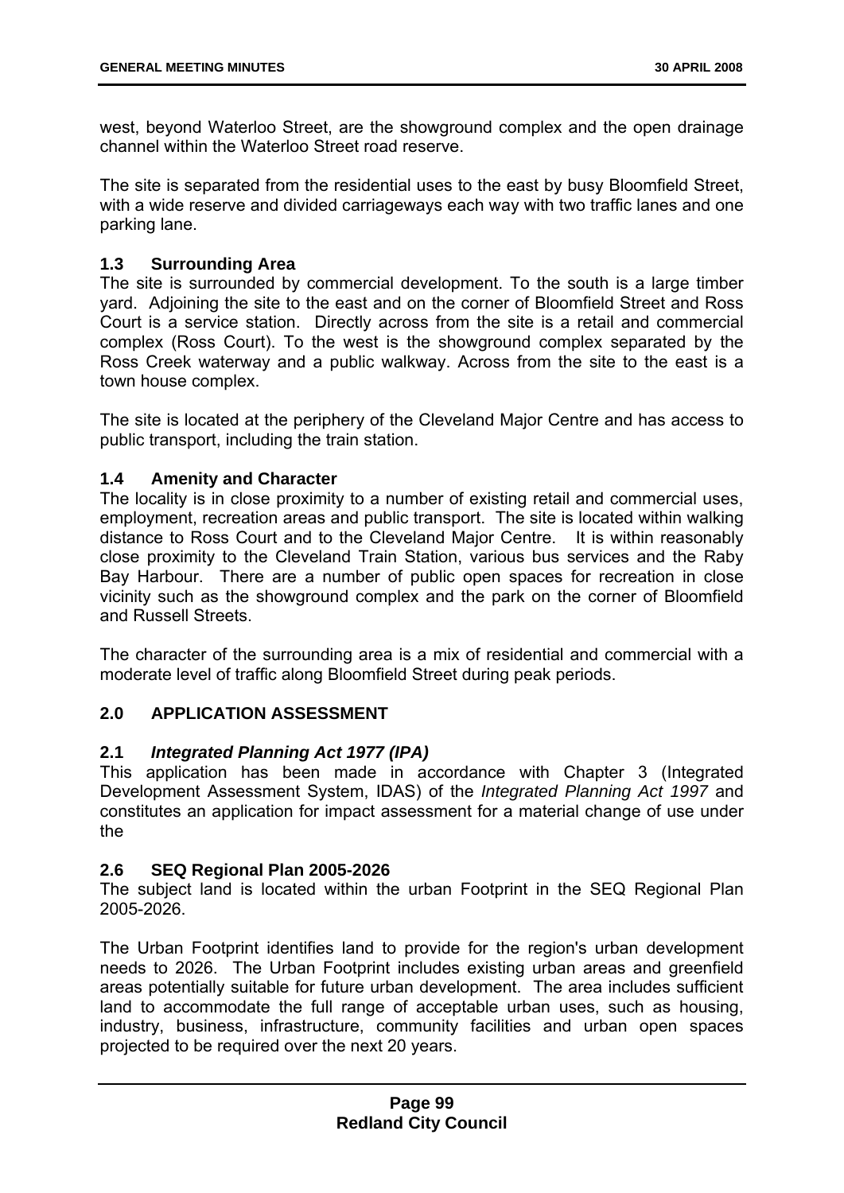west, beyond Waterloo Street, are the showground complex and the open drainage channel within the Waterloo Street road reserve.

The site is separated from the residential uses to the east by busy Bloomfield Street, with a wide reserve and divided carriageways each way with two traffic lanes and one parking lane.

### 1.3 Surrounding Area

The site is surrounded by commercial development. To the south is a large timber yard. Adjoining the site to the east and on the corner of Bloomfield Street and Ross Court is a service station. Directly across from the site is a retail and commercial complex (Ross Court). To the west is the showground complex separated by the Ross Creek waterway and a public walkway. Across from the site to the east is a town house complex.

The site is located at the periphery of the Cleveland Major Centre and has access to public transport, including the train station.

### 1.4 Amenity and Character

The locality is in close proximity to a number of existing retail and commercial uses, employment, recreation areas and public transport. The site is located within walking distance to Ross Court and to the Cleveland Major Centre. It is within reasonably close proximity to the Cleveland Train Station, various bus services and the Raby Bay Harbour. There are a number of public open spaces for recreation in close vicinity such as the showground complex and the park on the corner of Bloomfield and Russell Streets.

The character of the surrounding area is a mix of residential and commercial with a moderate level of traffic along Bloomfield Street during peak periods.

## 2.0 APPLICATION ASSESSMENT

### 2.1 *Integrated Planning Act 1977 (IPA)*

This application has been made in accordance with Chapter 3 (Integrated Development Assessment System, IDAS) of the *Integrated Planning Act 1997* and constitutes an application for impact assessment for a material change of use under the

### 2.6 SEQ Regional Plan 2005-2026

The subject land is located within the urban Footprint in the SEQ Regional Plan 2005-2026.

The Urban Footprint identifies land to provide for the region's urban development needs to 2026. The Urban Footprint includes existing urban areas and greenfield areas potentially suitable for future urban development. The area includes sufficient land to accommodate the full range of acceptable urban uses, such as housing, industry, business, infrastructure, community facilities and urban open spaces projected to be required over the next 20 years.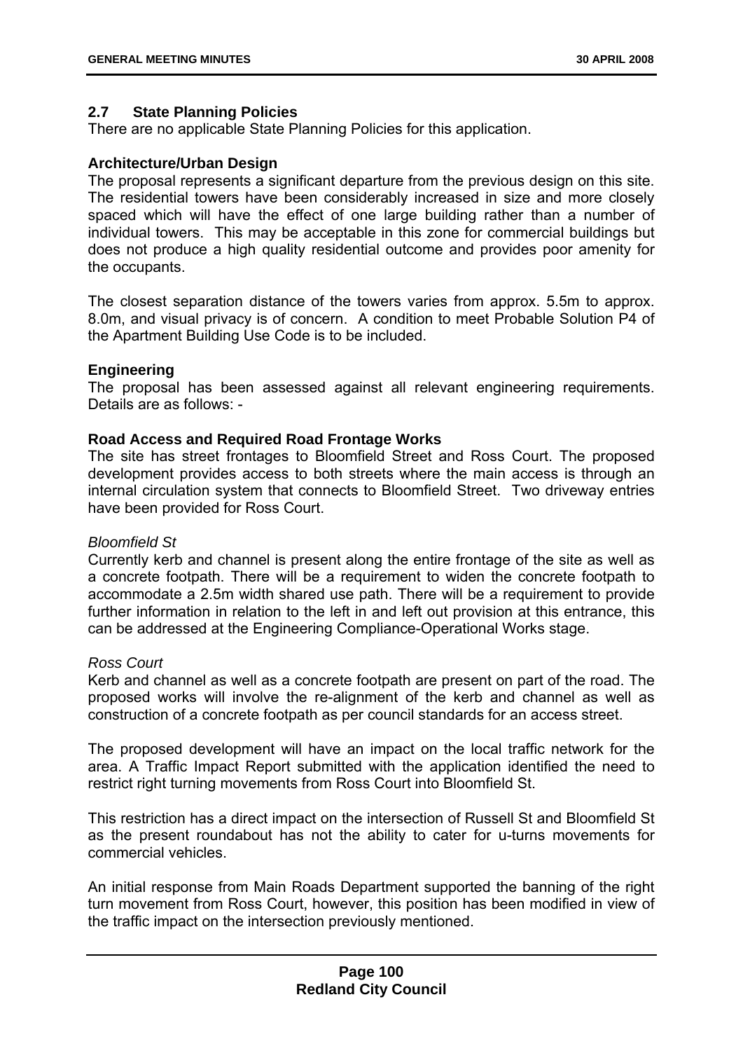### 2.7 State Planning Policies

There are no applicable State Planning Policies for this application.

**Architecture/Urban Design**

The proposal represents a significant departure from the previous design on this site. The residential towers have been considerably increased in size and more closely spaced which will have the effect of one large building rather than a number of individual towers. This may be acceptable in this zone for commercial buildings but does not produce a high quality residential outcome and provides poor amenity for the occupants.

The closest separation distance of the towers varies from approx. 5.5m to approx. 8.0m, and visual privacy is of concern. A condition to meet Probable Solution P4 of the Apartment Building Use Code is to be included.

**Engineering**

The proposal has been assessed against all relevant engineering requirements. Details are as follows: -

**Road Access and Required Road Frontage Works**

The site has street frontages to Bloomfield Street and Ross Court. The proposed development provides access to both streets where the main access is through an internal circulation system that connects to Bloomfield Street. Two driveway entries have been provided for Ross Court.

*Bloomfield St*

Currently kerb and channel is present along the entire frontage of the site as well as a concrete footpath. There will be a requirement to widen the concrete footpath to accommodate a 2.5m width shared use path. There will be a requirement to provide further information in relation to the left in and left out provision at this entrance, this can be addressed at the Engineering Compliance-Operational Works stage.

*Ross Court*

Kerb and channel as well as a concrete footpath are present on part of the road. The proposed works will involve the re-alignment of the kerb and channel as well as construction of a concrete footpath as per council standards for an access street.

The proposed development will have an impact on the local traffic network for the area. A Traffic Impact Report submitted with the application identified the need to restrict right turning movements from Ross Court into Bloomfield St.

This restriction has a direct impact on the intersection of Russell St and Bloomfield St as the present roundabout has not the ability to cater for u-turns movements for commercial vehicles.

An initial response from Main Roads Department supported the banning of the right turn movement from Ross Court, however, this position has been modified in view of the traffic impact on the intersection previously mentioned.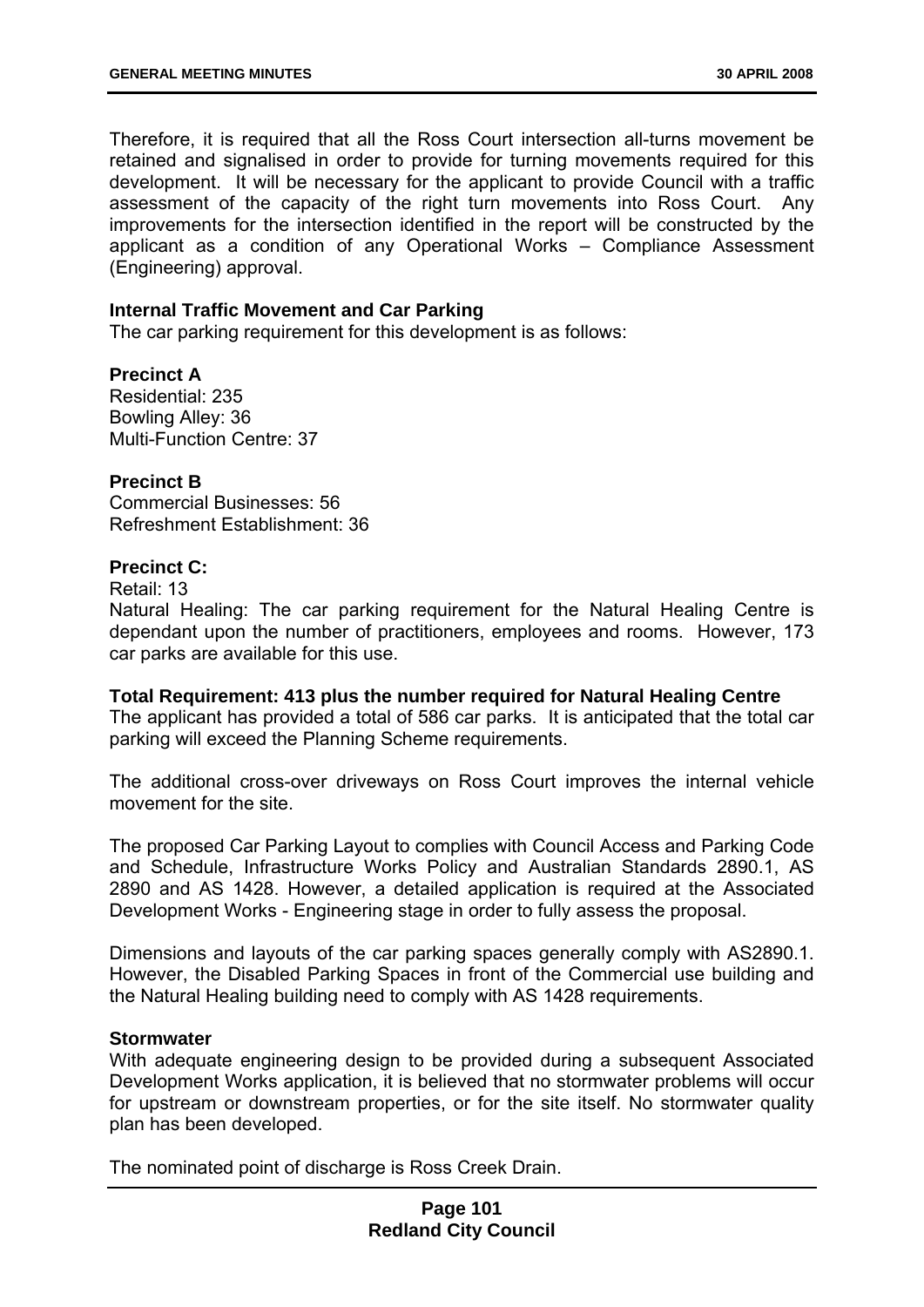Therefore, it is required that all the Ross Court intersection all-turns movement be retained and signalised in order to provide for turning movements required for this development. It will be necessary for the applicant to provide Council with a traffic assessment of the capacity of the right turn movements into Ross Court. Any improvements for the intersection identified in the report will be constructed by the applicant as a condition of any Operational Works – Compliance Assessment (Engineering) approval.

**Internal Traffic Movement and Car Parking**
The car parking requirement for this development is as follows:

**Precinct A**
Residential: 235
Bowling Alley: 36
Multi-Function Centre: 37

**Precinct B**
Commercial Businesses: 56
Refreshment Establishment: 36

**Precinct C:**
Retail: 13
Natural Healing: The car parking requirement for the Natural Healing Centre is dependant upon the number of practitioners, employees and rooms. However, 173 car parks are available for this use.

**Total Requirement: 413 plus the number required for Natural Healing Centre**
The applicant has provided a total of 586 car parks. It is anticipated that the total car parking will exceed the Planning Scheme requirements.

The additional cross-over driveways on Ross Court improves the internal vehicle movement for the site.

The proposed Car Parking Layout to complies with Council Access and Parking Code and Schedule, Infrastructure Works Policy and Australian Standards 2890.1, AS 2890 and AS 1428. However, a detailed application is required at the Associated Development Works - Engineering stage in order to fully assess the proposal.

Dimensions and layouts of the car parking spaces generally comply with AS2890.1. However, the Disabled Parking Spaces in front of the Commercial use building and the Natural Healing building need to comply with AS 1428 requirements.

**Stormwater**
With adequate engineering design to be provided during a subsequent Associated Development Works application, it is believed that no stormwater problems will occur for upstream or downstream properties, or for the site itself. No stormwater quality plan has been developed.

The nominated point of discharge is Ross Creek Drain.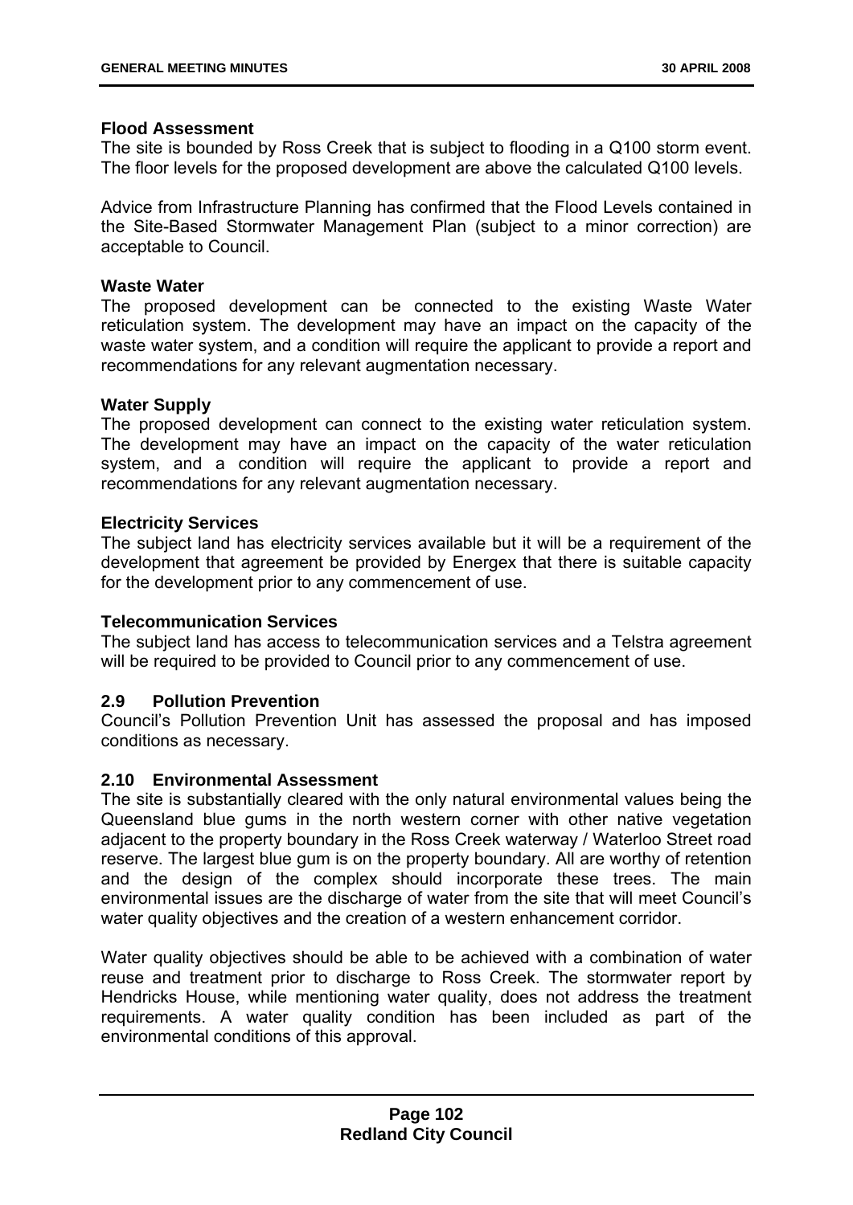**Flood Assessment**
The site is bounded by Ross Creek that is subject to flooding in a Q100 storm event. The floor levels for the proposed development are above the calculated Q100 levels.

Advice from Infrastructure Planning has confirmed that the Flood Levels contained in the Site-Based Stormwater Management Plan (subject to a minor correction) are acceptable to Council.

**Waste Water**
The proposed development can be connected to the existing Waste Water reticulation system. The development may have an impact on the capacity of the waste water system, and a condition will require the applicant to provide a report and recommendations for any relevant augmentation necessary.

**Water Supply**
The proposed development can connect to the existing water reticulation system. The development may have an impact on the capacity of the water reticulation system, and a condition will require the applicant to provide a report and recommendations for any relevant augmentation necessary.

**Electricity Services**
The subject land has electricity services available but it will be a requirement of the development that agreement be provided by Energex that there is suitable capacity for the development prior to any commencement of use.

**Telecommunication Services**
The subject land has access to telecommunication services and a Telstra agreement will be required to be provided to Council prior to any commencement of use.

**2.9 Pollution Prevention**
Council's Pollution Prevention Unit has assessed the proposal and has imposed conditions as necessary.

**2.10 Environmental Assessment**
The site is substantially cleared with the only natural environmental values being the Queensland blue gums in the north western corner with other native vegetation adjacent to the property boundary in the Ross Creek waterway / Waterloo Street road reserve. The largest blue gum is on the property boundary. All are worthy of retention and the design of the complex should incorporate these trees. The main environmental issues are the discharge of water from the site that will meet Council's water quality objectives and the creation of a western enhancement corridor.

Water quality objectives should be able to be achieved with a combination of water reuse and treatment prior to discharge to Ross Creek. The stormwater report by Hendricks House, while mentioning water quality, does not address the treatment requirements. A water quality condition has been included as part of the environmental conditions of this approval.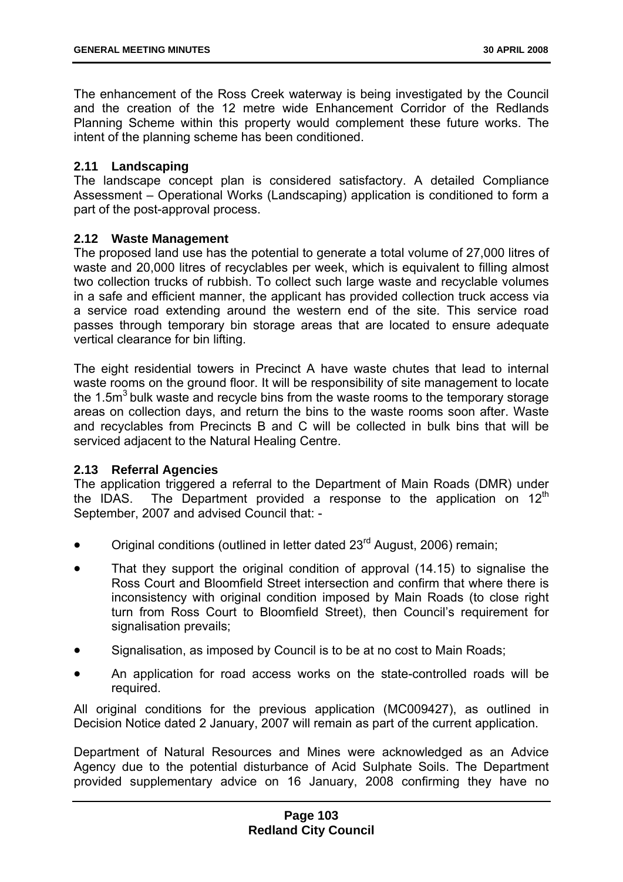The enhancement of the Ross Creek waterway is being investigated by the Council and the creation of the 12 metre wide Enhancement Corridor of the Redlands Planning Scheme within this property would complement these future works. The intent of the planning scheme has been conditioned.

### 2.11 Landscaping

The landscape concept plan is considered satisfactory. A detailed Compliance Assessment – Operational Works (Landscaping) application is conditioned to form a part of the post-approval process.

### 2.12 Waste Management

The proposed land use has the potential to generate a total volume of 27,000 litres of waste and 20,000 litres of recyclables per week, which is equivalent to filling almost two collection trucks of rubbish. To collect such large waste and recyclable volumes in a safe and efficient manner, the applicant has provided collection truck access via a service road extending around the western end of the site. This service road passes through temporary bin storage areas that are located to ensure adequate vertical clearance for bin lifting.

The eight residential towers in Precinct A have waste chutes that lead to internal waste rooms on the ground floor. It will be responsibility of site management to locate the 1.5m$^3$ bulk waste and recycle bins from the waste rooms to the temporary storage areas on collection days, and return the bins to the waste rooms soon after. Waste and recyclables from Precincts B and C will be collected in bulk bins that will be serviced adjacent to the Natural Healing Centre.

### 2.13 Referral Agencies

The application triggered a referral to the Department of Main Roads (DMR) under the IDAS. The Department provided a response to the application on 12th September, 2007 and advised Council that: -

- Original conditions (outlined in letter dated 23rd August, 2006) remain;
- That they support the original condition of approval (14.15) to signalise the Ross Court and Bloomfield Street intersection and confirm that where there is inconsistency with original condition imposed by Main Roads (to close right turn from Ross Court to Bloomfield Street), then Council's requirement for signalisation prevails;
- Signalisation, as imposed by Council is to be at no cost to Main Roads;
- An application for road access works on the state-controlled roads will be required.

All original conditions for the previous application (MC009427), as outlined in Decision Notice dated 2 January, 2007 will remain as part of the current application.

Department of Natural Resources and Mines were acknowledged as an Advice Agency due to the potential disturbance of Acid Sulphate Soils. The Department provided supplementary advice on 16 January, 2008 confirming they have no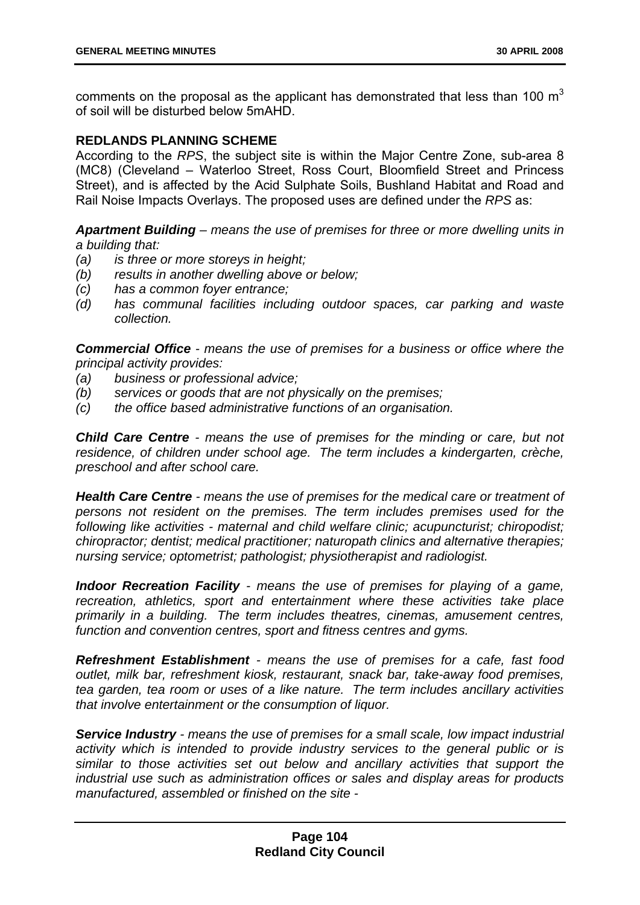comments on the proposal as the applicant has demonstrated that less than 100 $m^3$ of soil will be disturbed below 5mAHD.

**REDLANDS PLANNING SCHEME**

According to the *RPS*, the subject site is within the Major Centre Zone, sub-area 8 (MC8) (Cleveland – Waterloo Street, Ross Court, Bloomfield Street and Princess Street), and is affected by the Acid Sulphate Soils, Bushland Habitat and Road and Rail Noise Impacts Overlays. The proposed uses are defined under the *RPS* as:

***Apartment Building*** *– means the use of premises for three or more dwelling units in a building that:*

- *(a) is three or more storeys in height;*
- *(b) results in another dwelling above or below;*
- *(c) has a common foyer entrance;*
- *(d) has communal facilities including outdoor spaces, car parking and waste collection.*

***Commercial Office*** *- means the use of premises for a business or office where the principal activity provides:*

- *(a) business or professional advice;*
- *(b) services or goods that are not physically on the premises;*
- *(c) the office based administrative functions of an organisation.*

***Child Care Centre*** *- means the use of premises for the minding or care, but not residence, of children under school age. The term includes a kindergarten, crèche, preschool and after school care.*

***Health Care Centre*** *- means the use of premises for the medical care or treatment of persons not resident on the premises. The term includes premises used for the following like activities - maternal and child welfare clinic; acupuncturist; chiropodist; chiropractor; dentist; medical practitioner; naturopath clinics and alternative therapies; nursing service; optometrist; pathologist; physiotherapist and radiologist.*

***Indoor Recreation Facility*** *- means the use of premises for playing of a game, recreation, athletics, sport and entertainment where these activities take place primarily in a building. The term includes theatres, cinemas, amusement centres, function and convention centres, sport and fitness centres and gyms.*

***Refreshment Establishment*** *- means the use of premises for a cafe, fast food outlet, milk bar, refreshment kiosk, restaurant, snack bar, take-away food premises, tea garden, tea room or uses of a like nature. The term includes ancillary activities that involve entertainment or the consumption of liquor.*

***Service Industry*** *- means the use of premises for a small scale, low impact industrial activity which is intended to provide industry services to the general public or is similar to those activities set out below and ancillary activities that support the industrial use such as administration offices or sales and display areas for products manufactured, assembled or finished on the site -*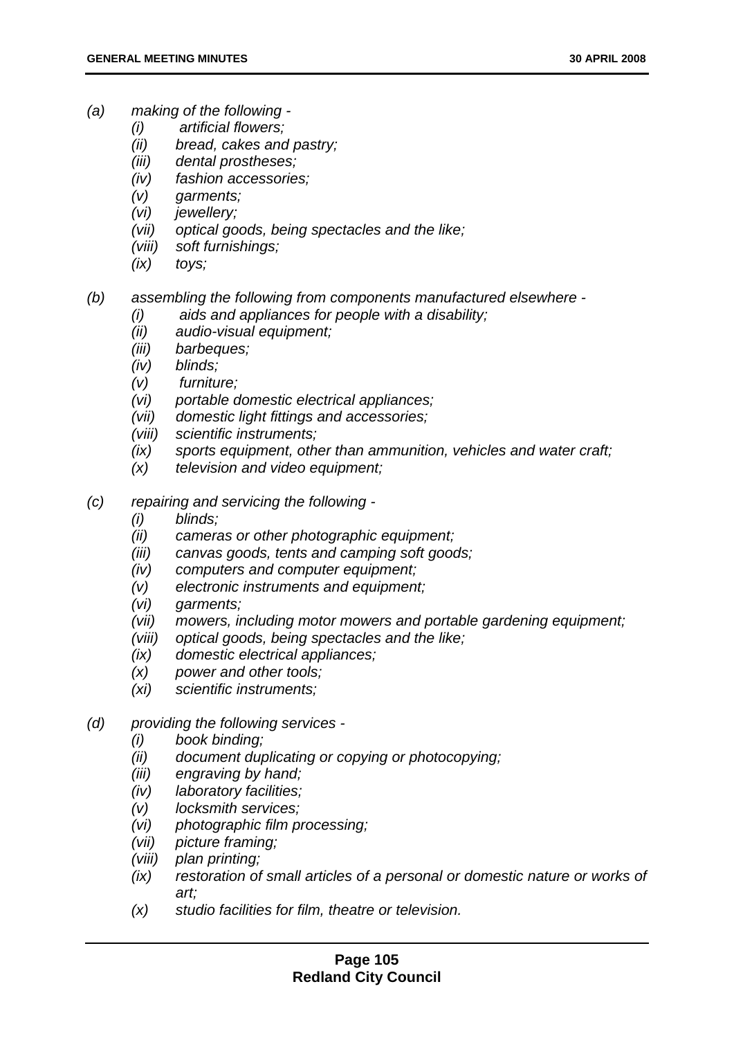*(a) making of the following -*

- *(i) artificial flowers;*
- *(ii) bread, cakes and pastry;*
- *(iii) dental prostheses;*
- *(iv) fashion accessories;*
- *(v) garments;*
- *(vi) jewellery;*
- *(vii) optical goods, being spectacles and the like;*
- *(viii) soft furnishings;*
- *(ix) toys;*

*(b) assembling the following from components manufactured elsewhere -*

- *(i) aids and appliances for people with a disability;*
- *(ii) audio-visual equipment;*
- *(iii) barbeques;*
- *(iv) blinds;*
- *(v) furniture;*
- *(vi) portable domestic electrical appliances;*
- *(vii) domestic light fittings and accessories;*
- *(viii) scientific instruments;*
- *(ix) sports equipment, other than ammunition, vehicles and water craft;*
- *(x) television and video equipment;*

*(c) repairing and servicing the following -*

- *(i) blinds;*
- *(ii) cameras or other photographic equipment;*
- *(iii) canvas goods, tents and camping soft goods;*
- *(iv) computers and computer equipment;*
- *(v) electronic instruments and equipment;*
- *(vi) garments;*
- *(vii) mowers, including motor mowers and portable gardening equipment;*
- *(viii) optical goods, being spectacles and the like;*
- *(ix) domestic electrical appliances;*
- *(x) power and other tools;*
- *(xi) scientific instruments;*

*(d) providing the following services -*

- *(i) book binding;*
- *(ii) document duplicating or copying or photocopying;*
- *(iii) engraving by hand;*
- *(iv) laboratory facilities;*
- *(v) locksmith services;*
- *(vi) photographic film processing;*
- *(vii) picture framing;*
- *(viii) plan printing;*
- *(ix) restoration of small articles of a personal or domestic nature or works of art;*
- *(x) studio facilities for film, theatre or television.*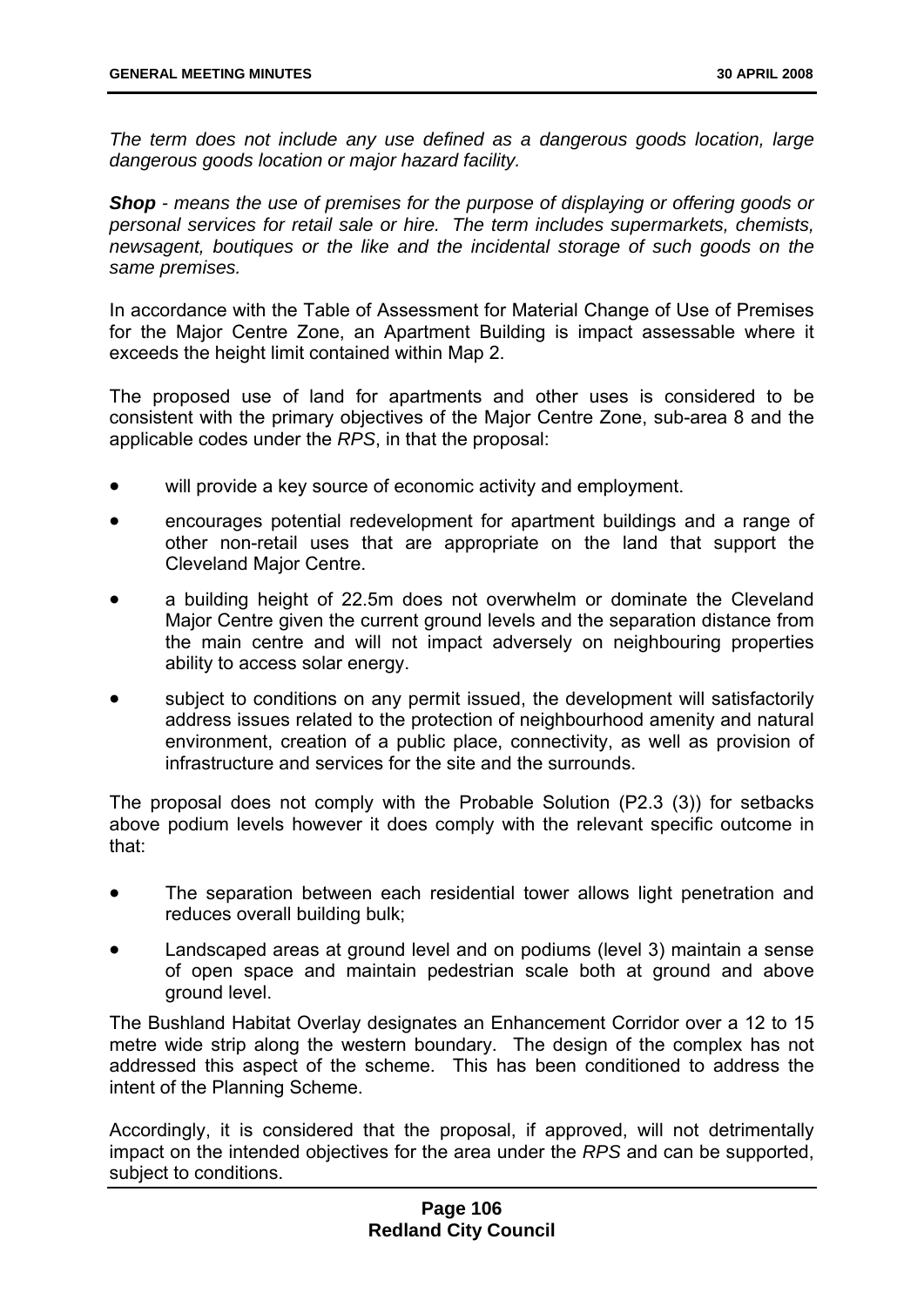*The term does not include any use defined as a dangerous goods location, large dangerous goods location or major hazard facility.*

***Shop*** *- means the use of premises for the purpose of displaying or offering goods or personal services for retail sale or hire. The term includes supermarkets, chemists, newsagent, boutiques or the like and the incidental storage of such goods on the same premises.*

In accordance with the Table of Assessment for Material Change of Use of Premises for the Major Centre Zone, an Apartment Building is impact assessable where it exceeds the height limit contained within Map 2.

The proposed use of land for apartments and other uses is considered to be consistent with the primary objectives of the Major Centre Zone, sub-area 8 and the applicable codes under the *RPS*, in that the proposal:

- will provide a key source of economic activity and employment.
- encourages potential redevelopment for apartment buildings and a range of other non-retail uses that are appropriate on the land that support the Cleveland Major Centre.
- a building height of 22.5m does not overwhelm or dominate the Cleveland Major Centre given the current ground levels and the separation distance from the main centre and will not impact adversely on neighbouring properties ability to access solar energy.
- subject to conditions on any permit issued, the development will satisfactorily address issues related to the protection of neighbourhood amenity and natural environment, creation of a public place, connectivity, as well as provision of infrastructure and services for the site and the surrounds.

The proposal does not comply with the Probable Solution (P2.3 (3)) for setbacks above podium levels however it does comply with the relevant specific outcome in that:

- The separation between each residential tower allows light penetration and reduces overall building bulk;
- Landscaped areas at ground level and on podiums (level 3) maintain a sense of open space and maintain pedestrian scale both at ground and above ground level.

The Bushland Habitat Overlay designates an Enhancement Corridor over a 12 to 15 metre wide strip along the western boundary. The design of the complex has not addressed this aspect of the scheme. This has been conditioned to address the intent of the Planning Scheme.

Accordingly, it is considered that the proposal, if approved, will not detrimentally impact on the intended objectives for the area under the *RPS* and can be supported, subject to conditions.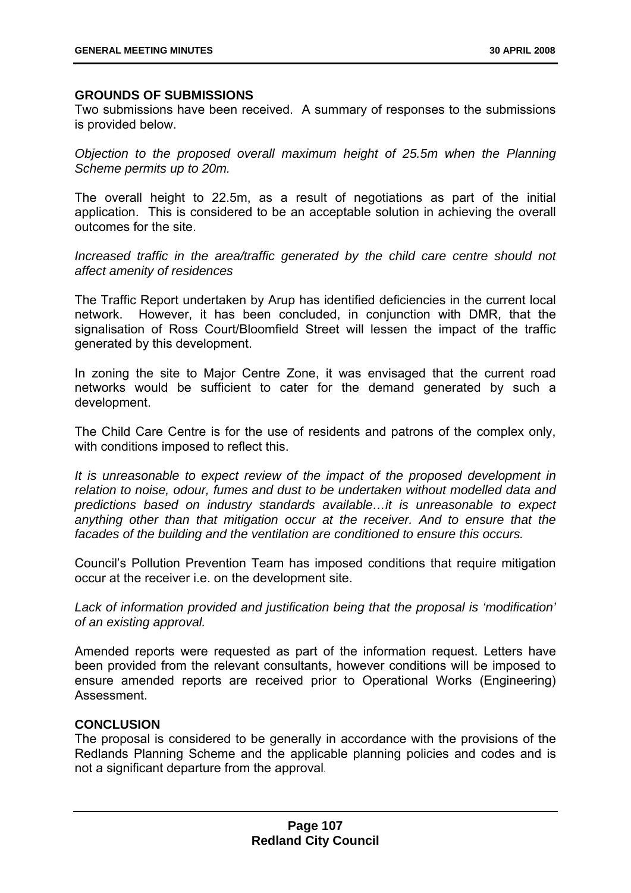## GROUNDS OF SUBMISSIONS

Two submissions have been received. A summary of responses to the submissions is provided below.

*Objection to the proposed overall maximum height of 25.5m when the Planning Scheme permits up to 20m.*

The overall height to 22.5m, as a result of negotiations as part of the initial application. This is considered to be an acceptable solution in achieving the overall outcomes for the site.

*Increased traffic in the area/traffic generated by the child care centre should not affect amenity of residences*

The Traffic Report undertaken by Arup has identified deficiencies in the current local network. However, it has been concluded, in conjunction with DMR, that the signalisation of Ross Court/Bloomfield Street will lessen the impact of the traffic generated by this development.

In zoning the site to Major Centre Zone, it was envisaged that the current road networks would be sufficient to cater for the demand generated by such a development.

The Child Care Centre is for the use of residents and patrons of the complex only, with conditions imposed to reflect this.

*It is unreasonable to expect review of the impact of the proposed development in relation to noise, odour, fumes and dust to be undertaken without modelled data and predictions based on industry standards available…it is unreasonable to expect anything other than that mitigation occur at the receiver. And to ensure that the facades of the building and the ventilation are conditioned to ensure this occurs.*

Council's Pollution Prevention Team has imposed conditions that require mitigation occur at the receiver i.e. on the development site.

*Lack of information provided and justification being that the proposal is 'modification' of an existing approval.*

Amended reports were requested as part of the information request. Letters have been provided from the relevant consultants, however conditions will be imposed to ensure amended reports are received prior to Operational Works (Engineering) Assessment.

## CONCLUSION

The proposal is considered to be generally in accordance with the provisions of the Redlands Planning Scheme and the applicable planning policies and codes and is not a significant departure from the approval.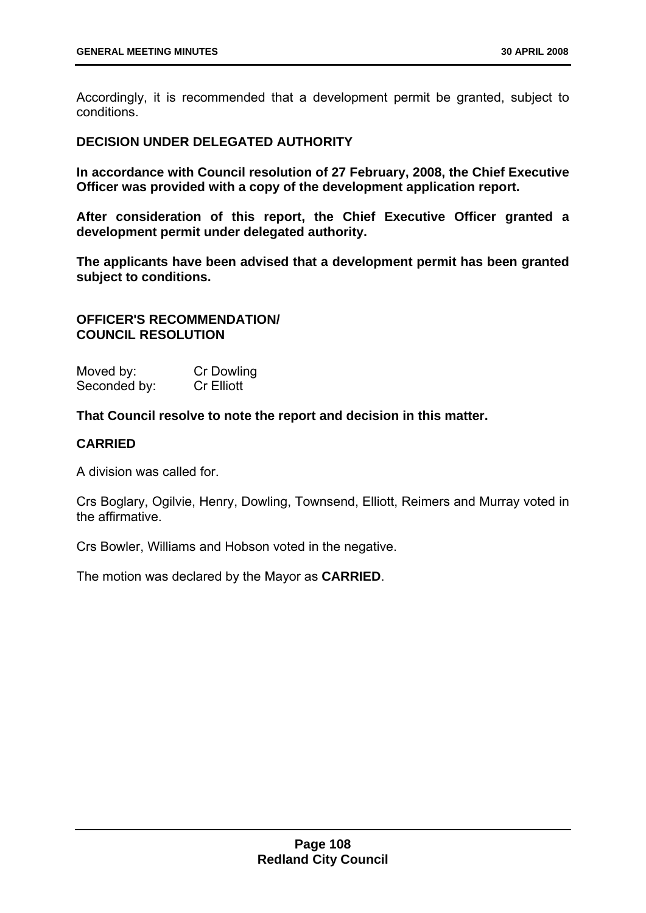Accordingly, it is recommended that a development permit be granted, subject to conditions.

**DECISION UNDER DELEGATED AUTHORITY**

**In accordance with Council resolution of 27 February, 2008, the Chief Executive Officer was provided with a copy of the development application report.**

**After consideration of this report, the Chief Executive Officer granted a development permit under delegated authority.**

**The applicants have been advised that a development permit has been granted subject to conditions.**

**OFFICER'S RECOMMENDATION/**
**COUNCIL RESOLUTION**

Moved by: Cr Dowling
Seconded by: Cr Elliott

**That Council resolve to note the report and decision in this matter.**

**CARRIED**

A division was called for.

Crs Boglary, Ogilvie, Henry, Dowling, Townsend, Elliott, Reimers and Murray voted in the affirmative.

Crs Bowler, Williams and Hobson voted in the negative.

The motion was declared by the Mayor as **CARRIED**.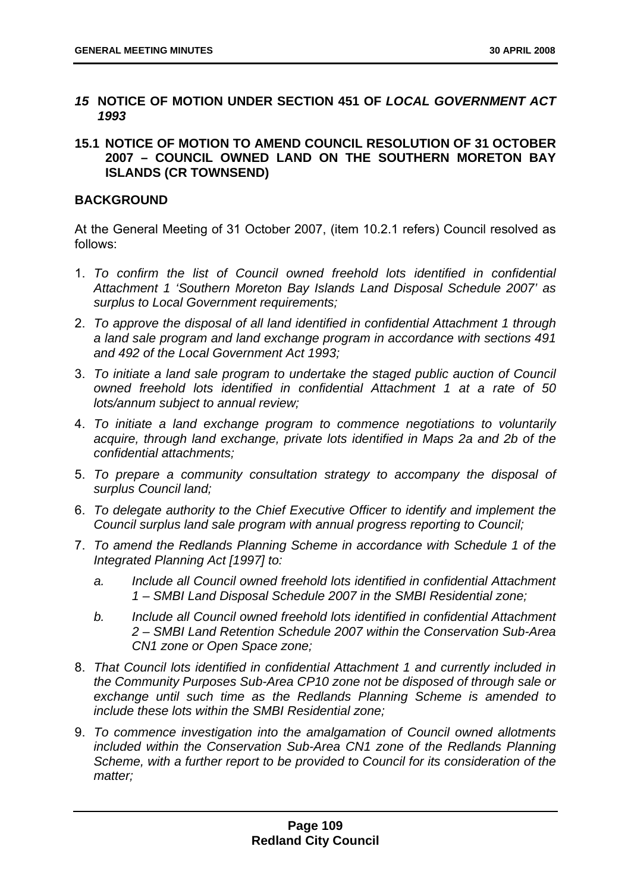## *15* NOTICE OF MOTION UNDER SECTION 451 OF *LOCAL GOVERNMENT ACT 1993*

### 15.1 NOTICE OF MOTION TO AMEND COUNCIL RESOLUTION OF 31 OCTOBER 2007 – COUNCIL OWNED LAND ON THE SOUTHERN MORETON BAY ISLANDS (CR TOWNSEND)

#### BACKGROUND

At the General Meeting of 31 October 2007, (item 10.2.1 refers) Council resolved as follows:

1. *To confirm the list of Council owned freehold lots identified in confidential Attachment 1 'Southern Moreton Bay Islands Land Disposal Schedule 2007' as surplus to Local Government requirements;*
2. *To approve the disposal of all land identified in confidential Attachment 1 through a land sale program and land exchange program in accordance with sections 491 and 492 of the Local Government Act 1993;*
3. *To initiate a land sale program to undertake the staged public auction of Council owned freehold lots identified in confidential Attachment 1 at a rate of 50 lots/annum subject to annual review;*
4. *To initiate a land exchange program to commence negotiations to voluntarily acquire, through land exchange, private lots identified in Maps 2a and 2b of the confidential attachments;*
5. *To prepare a community consultation strategy to accompany the disposal of surplus Council land;*
6. *To delegate authority to the Chief Executive Officer to identify and implement the Council surplus land sale program with annual progress reporting to Council;*
7. *To amend the Redlands Planning Scheme in accordance with Schedule 1 of the Integrated Planning Act [1997] to:*
   - *a. Include all Council owned freehold lots identified in confidential Attachment 1 – SMBI Land Disposal Schedule 2007 in the SMBI Residential zone;*
   - *b. Include all Council owned freehold lots identified in confidential Attachment 2 – SMBI Land Retention Schedule 2007 within the Conservation Sub-Area CN1 zone or Open Space zone;*
8. *That Council lots identified in confidential Attachment 1 and currently included in the Community Purposes Sub-Area CP10 zone not be disposed of through sale or exchange until such time as the Redlands Planning Scheme is amended to include these lots within the SMBI Residential zone;*
9. *To commence investigation into the amalgamation of Council owned allotments included within the Conservation Sub-Area CN1 zone of the Redlands Planning Scheme, with a further report to be provided to Council for its consideration of the matter;*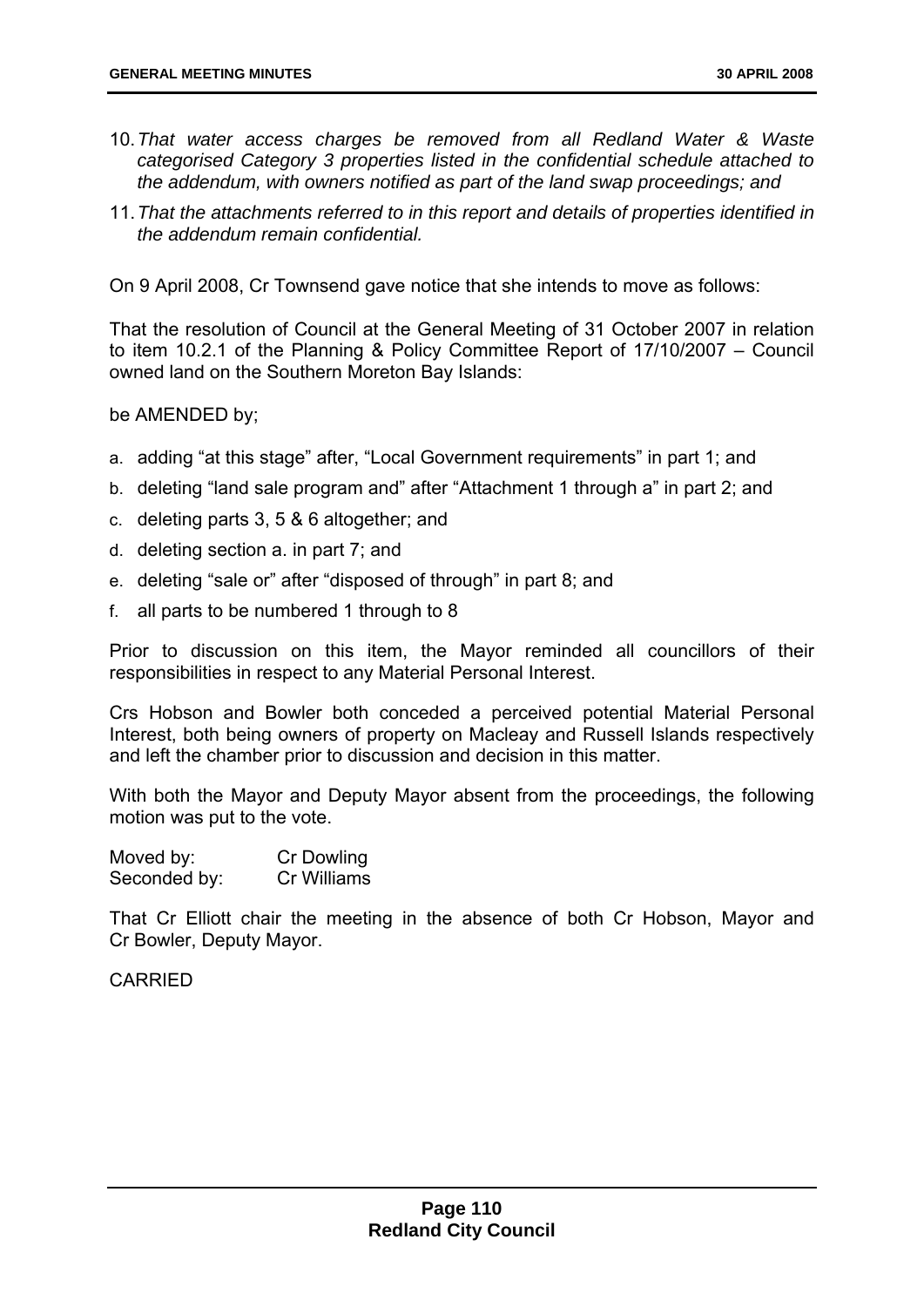10. *That water access charges be removed from all Redland Water & Waste categorised Category 3 properties listed in the confidential schedule attached to the addendum, with owners notified as part of the land swap proceedings; and*

11. *That the attachments referred to in this report and details of properties identified in the addendum remain confidential.*

On 9 April 2008, Cr Townsend gave notice that she intends to move as follows:

That the resolution of Council at the General Meeting of 31 October 2007 in relation to item 10.2.1 of the Planning & Policy Committee Report of 17/10/2007 – Council owned land on the Southern Moreton Bay Islands:

be AMENDED by;

a. adding "at this stage" after, "Local Government requirements" in part 1; and
b. deleting "land sale program and" after "Attachment 1 through a" in part 2; and
c. deleting parts 3, 5 & 6 altogether; and
d. deleting section a. in part 7; and
e. deleting "sale or" after "disposed of through" in part 8; and
f. all parts to be numbered 1 through to 8

Prior to discussion on this item, the Mayor reminded all councillors of their responsibilities in respect to any Material Personal Interest.

Crs Hobson and Bowler both conceded a perceived potential Material Personal Interest, both being owners of property on Macleay and Russell Islands respectively and left the chamber prior to discussion and decision in this matter.

With both the Mayor and Deputy Mayor absent from the proceedings, the following motion was put to the vote.

Moved by: Cr Dowling
Seconded by: Cr Williams

That Cr Elliott chair the meeting in the absence of both Cr Hobson, Mayor and Cr Bowler, Deputy Mayor.

CARRIED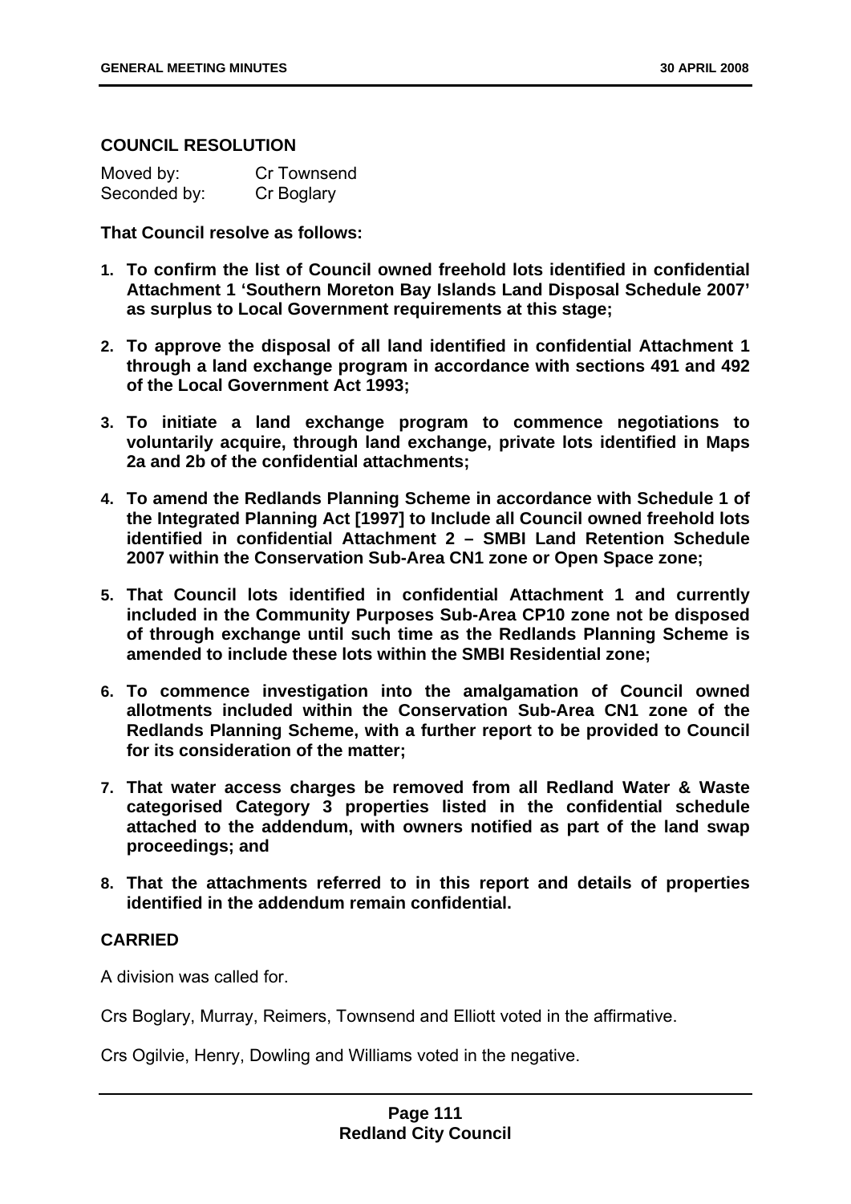## COUNCIL RESOLUTION

| Moved by: | Cr Townsend |
| --- | --- |
| Seconded by: | Cr Boglary |

**That Council resolve as follows:**

1. **To confirm the list of Council owned freehold lots identified in confidential Attachment 1 'Southern Moreton Bay Islands Land Disposal Schedule 2007' as surplus to Local Government requirements at this stage;**
2. **To approve the disposal of all land identified in confidential Attachment 1 through a land exchange program in accordance with sections 491 and 492 of the Local Government Act 1993;**
3. **To initiate a land exchange program to commence negotiations to voluntarily acquire, through land exchange, private lots identified in Maps 2a and 2b of the confidential attachments;**
4. **To amend the Redlands Planning Scheme in accordance with Schedule 1 of the Integrated Planning Act [1997] to Include all Council owned freehold lots identified in confidential Attachment 2 – SMBI Land Retention Schedule 2007 within the Conservation Sub-Area CN1 zone or Open Space zone;**
5. **That Council lots identified in confidential Attachment 1 and currently included in the Community Purposes Sub-Area CP10 zone not be disposed of through exchange until such time as the Redlands Planning Scheme is amended to include these lots within the SMBI Residential zone;**
6. **To commence investigation into the amalgamation of Council owned allotments included within the Conservation Sub-Area CN1 zone of the Redlands Planning Scheme, with a further report to be provided to Council for its consideration of the matter;**
7. **That water access charges be removed from all Redland Water & Waste categorised Category 3 properties listed in the confidential schedule attached to the addendum, with owners notified as part of the land swap proceedings; and**
8. **That the attachments referred to in this report and details of properties identified in the addendum remain confidential.**

**CARRIED**

A division was called for.

Crs Boglary, Murray, Reimers, Townsend and Elliott voted in the affirmative.

Crs Ogilvie, Henry, Dowling and Williams voted in the negative.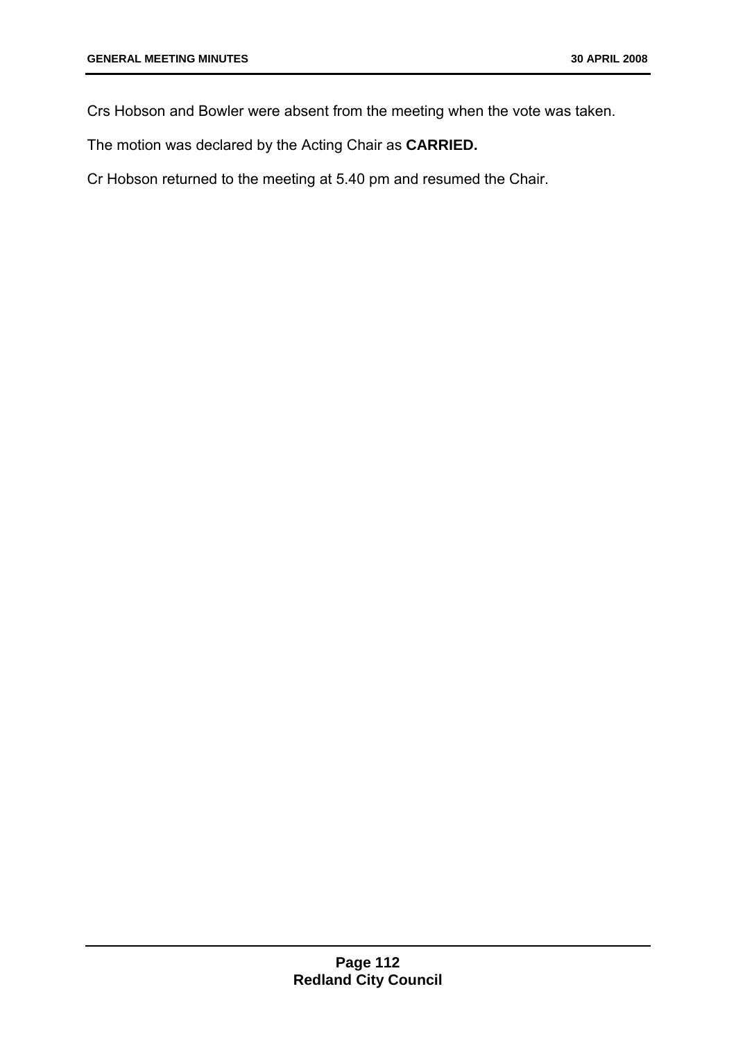Crs Hobson and Bowler were absent from the meeting when the vote was taken.

The motion was declared by the Acting Chair as **CARRIED.**

Cr Hobson returned to the meeting at 5.40 pm and resumed the Chair.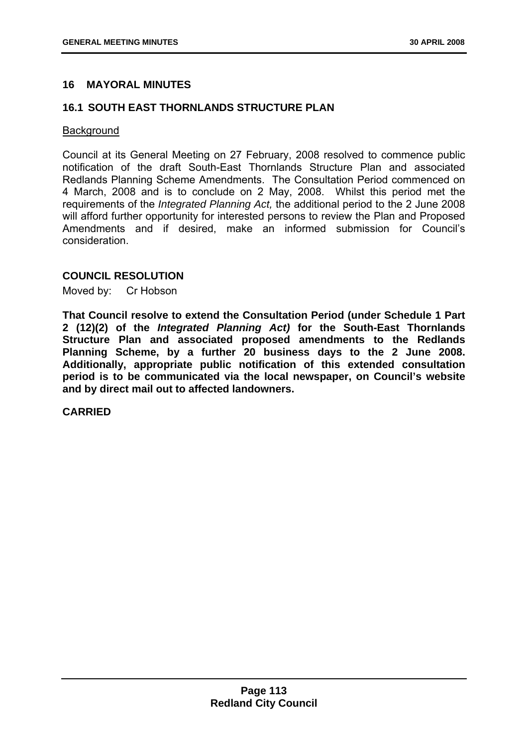## 16 MAYORAL MINUTES

### 16.1 SOUTH EAST THORNLANDS STRUCTURE PLAN

Background

Council at its General Meeting on 27 February, 2008 resolved to commence public notification of the draft South-East Thornlands Structure Plan and associated Redlands Planning Scheme Amendments. The Consultation Period commenced on 4 March, 2008 and is to conclude on 2 May, 2008. Whilst this period met the requirements of the *Integrated Planning Act,* the additional period to the 2 June 2008 will afford further opportunity for interested persons to review the Plan and Proposed Amendments and if desired, make an informed submission for Council's consideration.

**COUNCIL RESOLUTION**

Moved by: Cr Hobson

**That Council resolve to extend the Consultation Period (under Schedule 1 Part 2 (12)(2) of the *Integrated Planning Act)* for the South-East Thornlands Structure Plan and associated proposed amendments to the Redlands Planning Scheme, by a further 20 business days to the 2 June 2008. Additionally, appropriate public notification of this extended consultation period is to be communicated via the local newspaper, on Council's website and by direct mail out to affected landowners.**

**CARRIED**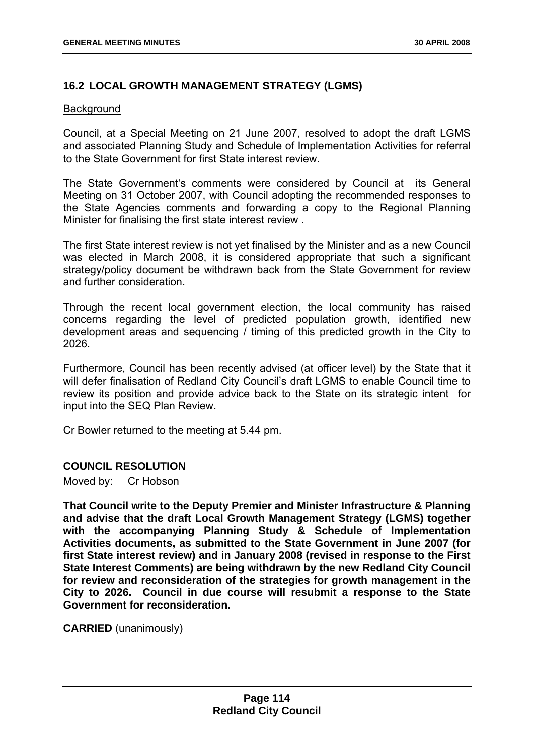## 16.2 LOCAL GROWTH MANAGEMENT STRATEGY (LGMS)

Background

Council, at a Special Meeting on 21 June 2007, resolved to adopt the draft LGMS and associated Planning Study and Schedule of Implementation Activities for referral to the State Government for first State interest review.

The State Government's comments were considered by Council at its General Meeting on 31 October 2007, with Council adopting the recommended responses to the State Agencies comments and forwarding a copy to the Regional Planning Minister for finalising the first state interest review .

The first State interest review is not yet finalised by the Minister and as a new Council was elected in March 2008, it is considered appropriate that such a significant strategy/policy document be withdrawn back from the State Government for review and further consideration.

Through the recent local government election, the local community has raised concerns regarding the level of predicted population growth, identified new development areas and sequencing / timing of this predicted growth in the City to 2026.

Furthermore, Council has been recently advised (at officer level) by the State that it will defer finalisation of Redland City Council's draft LGMS to enable Council time to review its position and provide advice back to the State on its strategic intent for input into the SEQ Plan Review.

Cr Bowler returned to the meeting at 5.44 pm.

**COUNCIL RESOLUTION**

Moved by: Cr Hobson

**That Council write to the Deputy Premier and Minister Infrastructure & Planning and advise that the draft Local Growth Management Strategy (LGMS) together with the accompanying Planning Study & Schedule of Implementation Activities documents, as submitted to the State Government in June 2007 (for first State interest review) and in January 2008 (revised in response to the First State Interest Comments) are being withdrawn by the new Redland City Council for review and reconsideration of the strategies for growth management in the City to 2026. Council in due course will resubmit a response to the State Government for reconsideration.**

**CARRIED** (unanimously)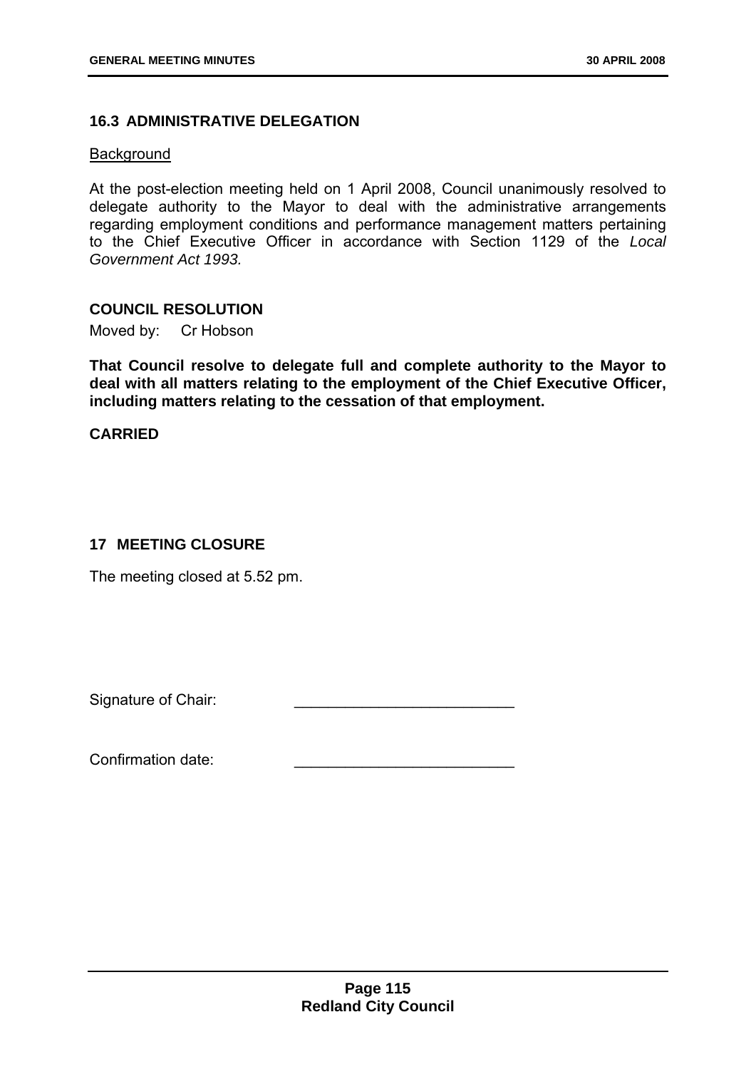## 16.3 ADMINISTRATIVE DELEGATION

Background

At the post-election meeting held on 1 April 2008, Council unanimously resolved to delegate authority to the Mayor to deal with the administrative arrangements regarding employment conditions and performance management matters pertaining to the Chief Executive Officer in accordance with Section 1129 of the *Local Government Act 1993.*

**COUNCIL RESOLUTION**

Moved by: Cr Hobson

**That Council resolve to delegate full and complete authority to the Mayor to deal with all matters relating to the employment of the Chief Executive Officer, including matters relating to the cessation of that employment.**

**CARRIED**

## 17 MEETING CLOSURE

The meeting closed at 5.52 pm.

Signature of Chair: \_\_\_\_\_\_\_\_\_\_\_\_\_\_\_\_\_\_\_\_\_\_\_\_\_\_

Confirmation date: \_\_\_\_\_\_\_\_\_\_\_\_\_\_\_\_\_\_\_\_\_\_\_\_\_\_